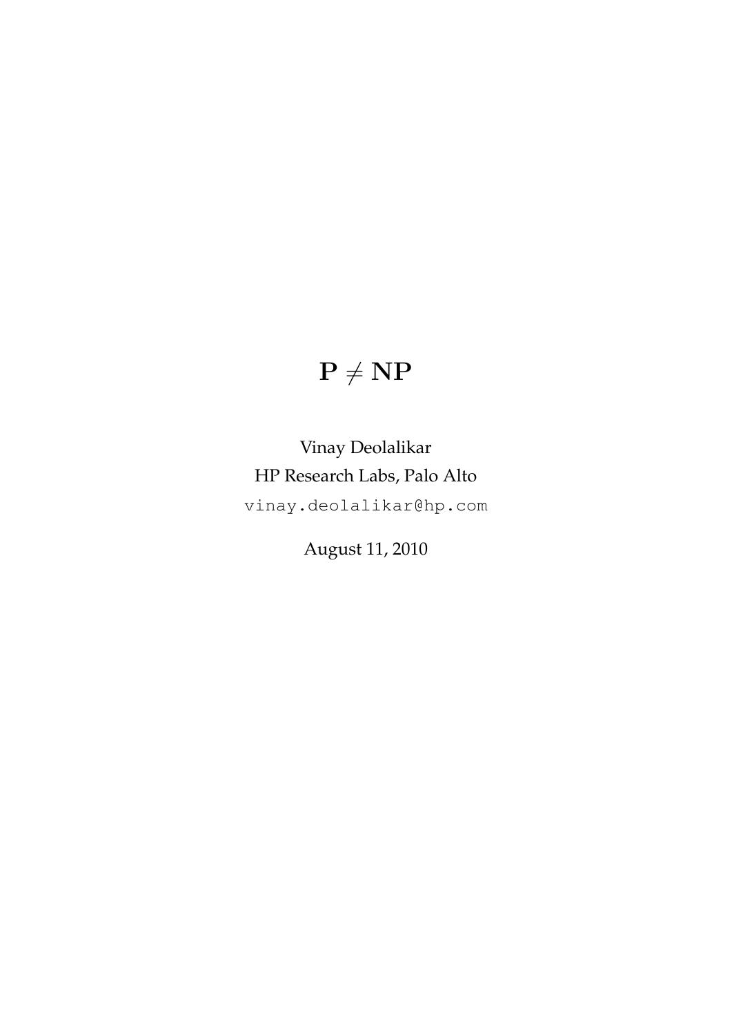# $\mathbf{P} \neq \mathbf{NP}$

Vinay Deolalikar

HP Research Labs, Palo Alto

vinay.deolalikar@hp.com

August 11, 2010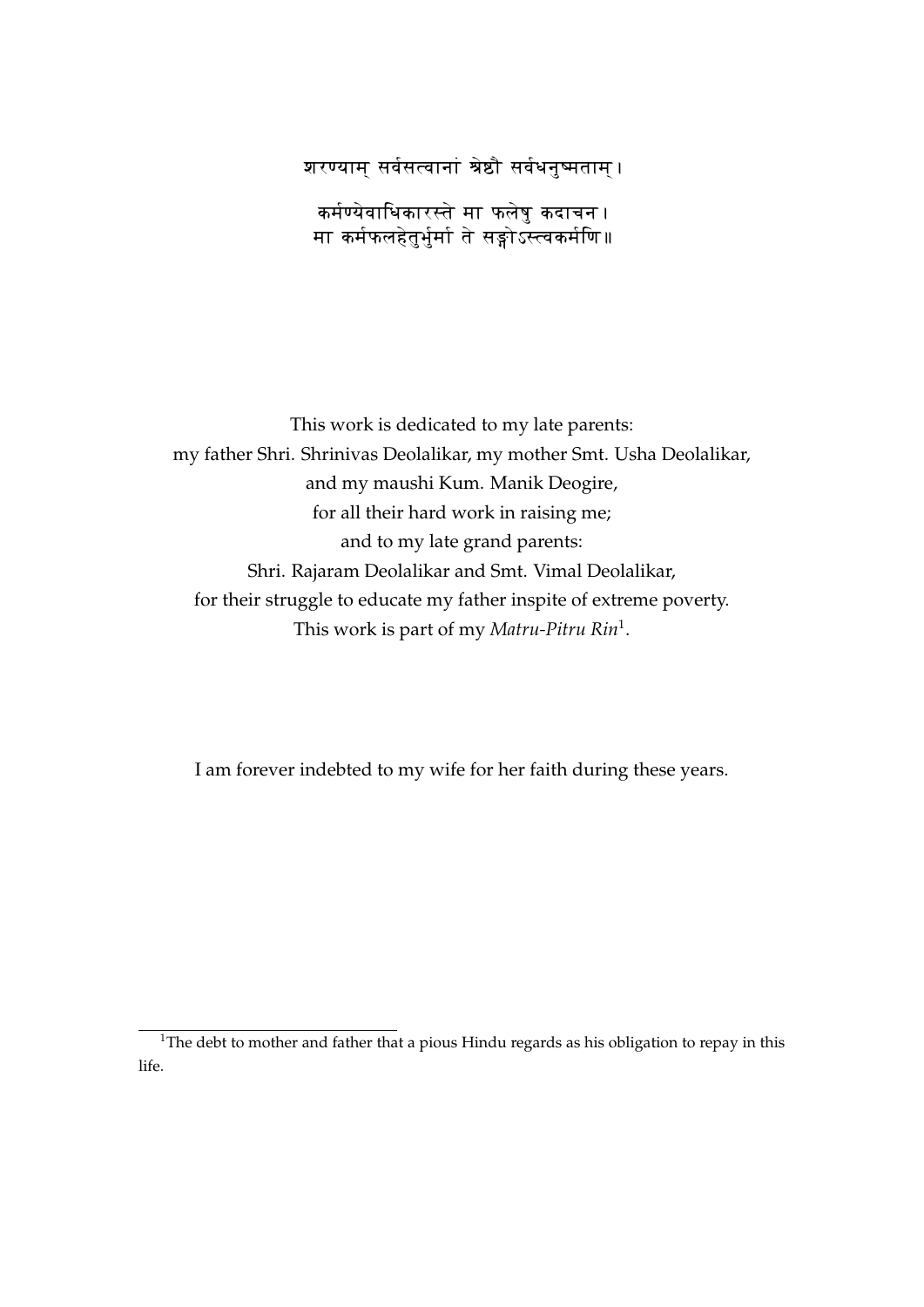शरण्याम् सर्वसत्वानां श्रेष्ठौ सर्वधनुष्मताम्।

कर्मण्येवाधिकारस्ते मा फलेषु कदाचन।
मा कर्मफलहेतुर्भुर्मा ते सङ्गोऽस्त्वकर्मणि॥

This work is dedicated to my late parents:
my father Shri. Shrinivas Deolalikar, my mother Smt. Usha Deolalikar,
and my maushi Kum. Manik Deogire,
for all their hard work in raising me;
and to my late grand parents:
Shri. Rajaram Deolalikar and Smt. Vimal Deolalikar,
for their struggle to educate my father inspite of extreme poverty.
This work is part of my *Matru-Pitru Rin*[1].

I am forever indebted to my wife for her faith during these years.

[1] The debt to mother and father that a pious Hindu regards as his obligation to repay in this life.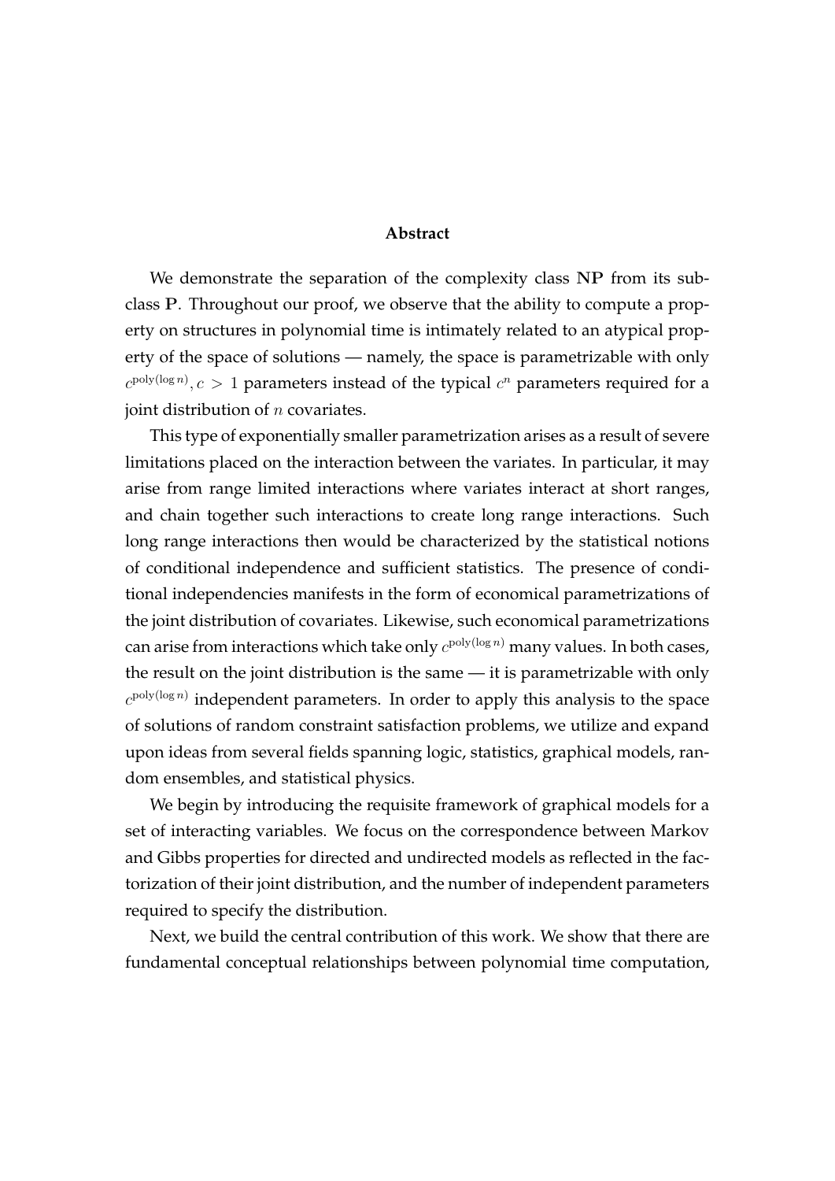**Abstract**

We demonstrate the separation of the complexity class $\mathbf{NP}$ from its subclass $\mathbf{P}$. Throughout our proof, we observe that the ability to compute a property on structures in polynomial time is intimately related to an atypical property of the space of solutions — namely, the space is parametrizable with only $c^{\text{poly}(\log n)}, c > 1$ parameters instead of the typical $c^n$ parameters required for a joint distribution of $n$ covariates.

This type of exponentially smaller parametrization arises as a result of severe limitations placed on the interaction between the variates. In particular, it may arise from range limited interactions where variates interact at short ranges, and chain together such interactions to create long range interactions. Such long range interactions then would be characterized by the statistical notions of conditional independence and sufficient statistics. The presence of conditional independencies manifests in the form of economical parametrizations of the joint distribution of covariates. Likewise, such economical parametrizations can arise from interactions which take only $c^{\text{poly}(\log n)}$ many values. In both cases, the result on the joint distribution is the same — it is parametrizable with only $c^{\text{poly}(\log n)}$ independent parameters. In order to apply this analysis to the space of solutions of random constraint satisfaction problems, we utilize and expand upon ideas from several fields spanning logic, statistics, graphical models, random ensembles, and statistical physics.

We begin by introducing the requisite framework of graphical models for a set of interacting variables. We focus on the correspondence between Markov and Gibbs properties for directed and undirected models as reflected in the factorization of their joint distribution, and the number of independent parameters required to specify the distribution.

Next, we build the central contribution of this work. We show that there are fundamental conceptual relationships between polynomial time computation,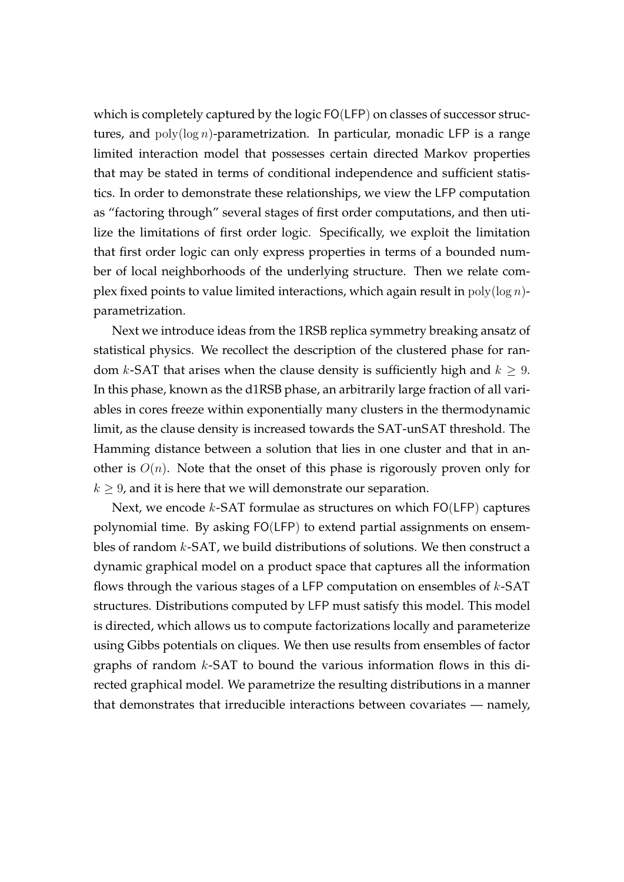which is completely captured by the logic FO(LFP) on classes of successor structures, and $\text{poly}(\log n)$-parametrization. In particular, monadic LFP is a range limited interaction model that possesses certain directed Markov properties that may be stated in terms of conditional independence and sufficient statistics. In order to demonstrate these relationships, we view the LFP computation as "factoring through" several stages of first order computations, and then utilize the limitations of first order logic. Specifically, we exploit the limitation that first order logic can only express properties in terms of a bounded number of local neighborhoods of the underlying structure. Then we relate complex fixed points to value limited interactions, which again result in $\text{poly}(\log n)$-parametrization.

Next we introduce ideas from the 1RSB replica symmetry breaking ansatz of statistical physics. We recollect the description of the clustered phase for random $k$-SAT that arises when the clause density is sufficiently high and $k \geq 9$. In this phase, known as the d1RSB phase, an arbitrarily large fraction of all variables in cores freeze within exponentially many clusters in the thermodynamic limit, as the clause density is increased towards the SAT-unSAT threshold. The Hamming distance between a solution that lies in one cluster and that in another is $O(n)$. Note that the onset of this phase is rigorously proven only for $k \geq 9$, and it is here that we will demonstrate our separation.

Next, we encode $k$-SAT formulae as structures on which FO(LFP) captures polynomial time. By asking FO(LFP) to extend partial assignments on ensembles of random $k$-SAT, we build distributions of solutions. We then construct a dynamic graphical model on a product space that captures all the information flows through the various stages of a LFP computation on ensembles of $k$-SAT structures. Distributions computed by LFP must satisfy this model. This model is directed, which allows us to compute factorizations locally and parameterize using Gibbs potentials on cliques. We then use results from ensembles of factor graphs of random $k$-SAT to bound the various information flows in this directed graphical model. We parametrize the resulting distributions in a manner that demonstrates that irreducible interactions between covariates — namely,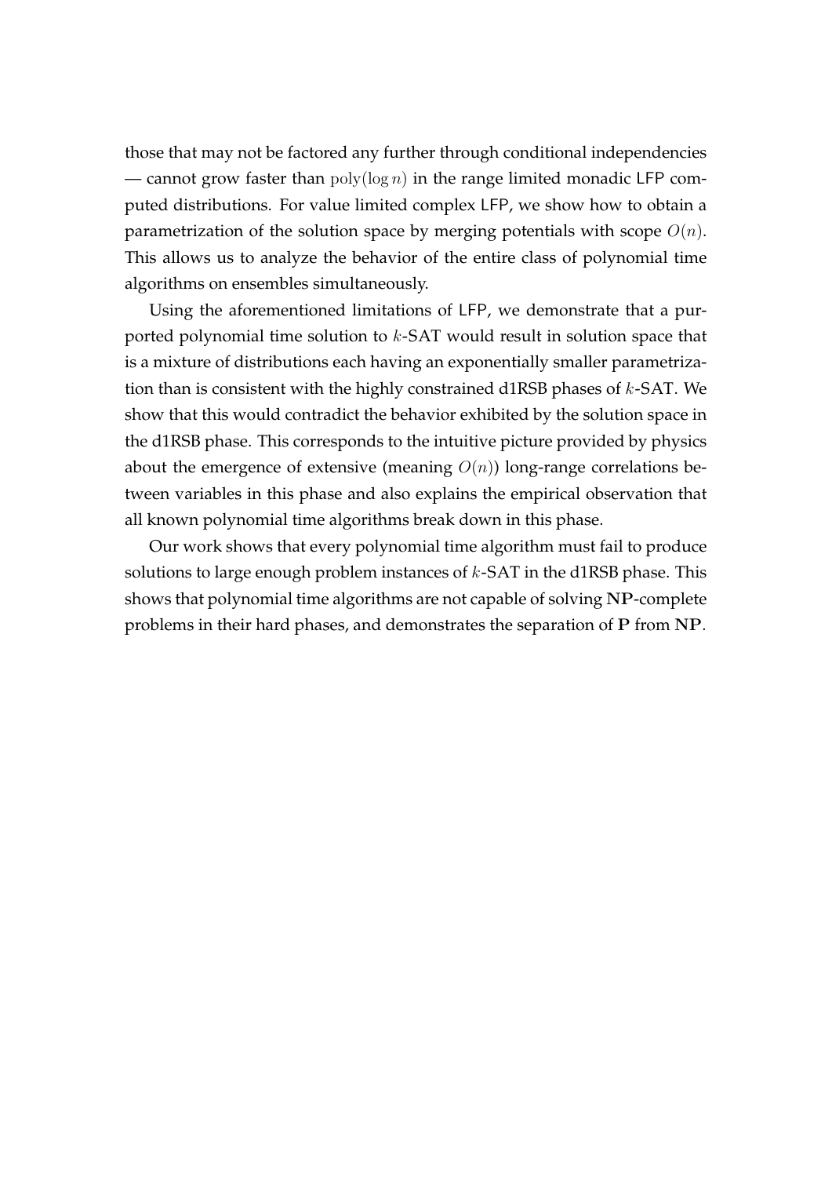those that may not be factored any further through conditional independencies — cannot grow faster than $\text{poly}(\log n)$ in the range limited monadic LFP computed distributions. For value limited complex LFP, we show how to obtain a parametrization of the solution space by merging potentials with scope $O(n)$. This allows us to analyze the behavior of the entire class of polynomial time algorithms on ensembles simultaneously.

Using the aforementioned limitations of LFP, we demonstrate that a purported polynomial time solution to $k$-SAT would result in solution space that is a mixture of distributions each having an exponentially smaller parametrization than is consistent with the highly constrained d1RSB phases of $k$-SAT. We show that this would contradict the behavior exhibited by the solution space in the d1RSB phase. This corresponds to the intuitive picture provided by physics about the emergence of extensive (meaning $O(n)$) long-range correlations between variables in this phase and also explains the empirical observation that all known polynomial time algorithms break down in this phase.

Our work shows that every polynomial time algorithm must fail to produce solutions to large enough problem instances of $k$-SAT in the d1RSB phase. This shows that polynomial time algorithms are not capable of solving **NP**-complete problems in their hard phases, and demonstrates the separation of **P** from **NP**.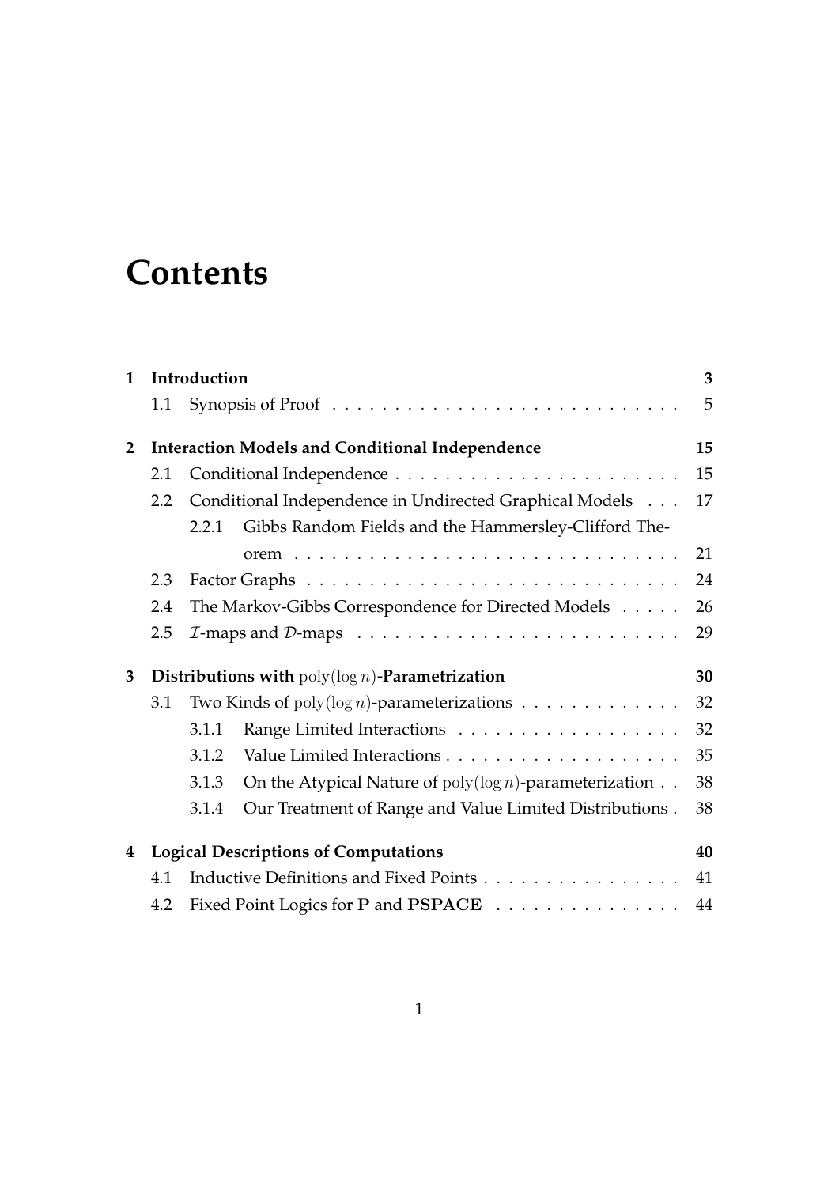# Contents

- **1 Introduction** — **3**
  - 1.1 Synopsis of Proof — 5
- **2 Interaction Models and Conditional Independence** — **15**
  - 2.1 Conditional Independence — 15
  - 2.2 Conditional Independence in Undirected Graphical Models — 17
    - 2.2.1 Gibbs Random Fields and the Hammersley-Clifford Theorem — 21
  - 2.3 Factor Graphs — 24
  - 2.4 The Markov-Gibbs Correspondence for Directed Models — 26
  - 2.5 $\mathcal{I}$-maps and $\mathcal{D}$-maps — 29
- **3 Distributions with $\mathrm{poly}(\log n)$-Parametrization** — **30**
  - 3.1 Two Kinds of $\mathrm{poly}(\log n)$-parameterizations — 32
    - 3.1.1 Range Limited Interactions — 32
    - 3.1.2 Value Limited Interactions — 35
    - 3.1.3 On the Atypical Nature of $\mathrm{poly}(\log n)$-parameterization — 38
    - 3.1.4 Our Treatment of Range and Value Limited Distributions — 38
- **4 Logical Descriptions of Computations** — **40**
  - 4.1 Inductive Definitions and Fixed Points — 41
  - 4.2 Fixed Point Logics for **P** and **PSPACE** — 44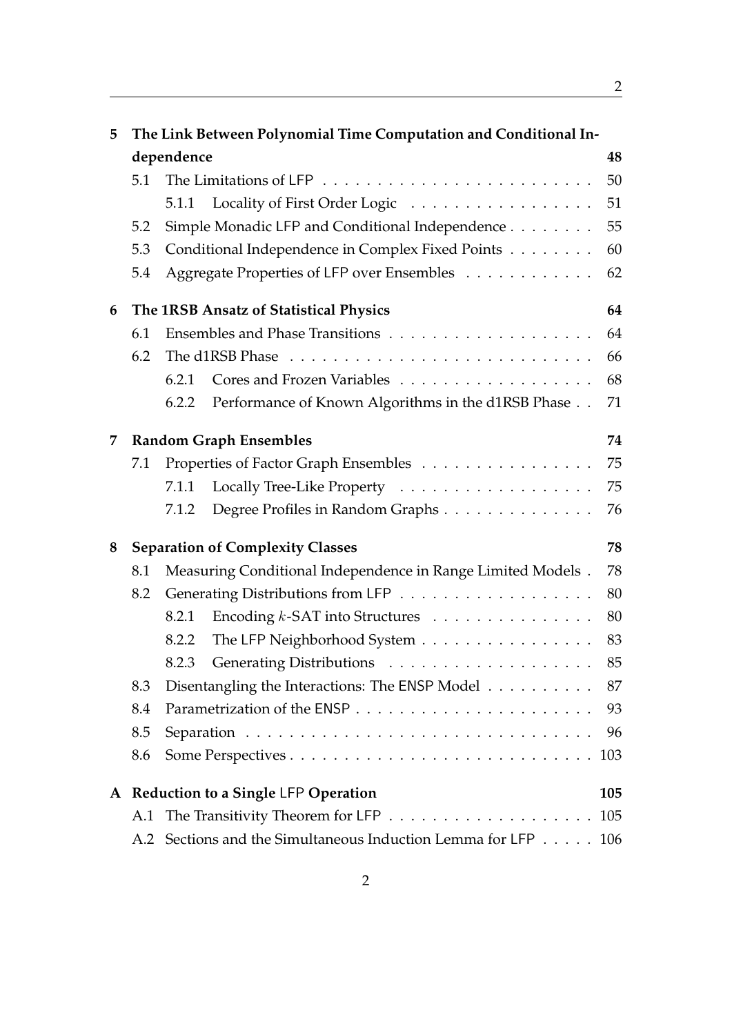| | | | |
|---|---|---|---|
| **5** | **The Link Between Polynomial Time Computation and Conditional Independence** | | **48** |
| | 5.1 | The Limitations of LFP | 50 |
| | | 5.1.1 Locality of First Order Logic | 51 |
| | 5.2 | Simple Monadic LFP and Conditional Independence | 55 |
| | 5.3 | Conditional Independence in Complex Fixed Points | 60 |
| | 5.4 | Aggregate Properties of LFP over Ensembles | 62 |
| **6** | **The 1RSB Ansatz of Statistical Physics** | | **64** |
| | 6.1 | Ensembles and Phase Transitions | 64 |
| | 6.2 | The d1RSB Phase | 66 |
| | | 6.2.1 Cores and Frozen Variables | 68 |
| | | 6.2.2 Performance of Known Algorithms in the d1RSB Phase | 71 |
| **7** | **Random Graph Ensembles** | | **74** |
| | 7.1 | Properties of Factor Graph Ensembles | 75 |
| | | 7.1.1 Locally Tree-Like Property | 75 |
| | | 7.1.2 Degree Profiles in Random Graphs | 76 |
| **8** | **Separation of Complexity Classes** | | **78** |
| | 8.1 | Measuring Conditional Independence in Range Limited Models | 78 |
| | 8.2 | Generating Distributions from LFP | 80 |
| | | 8.2.1 Encoding $k$-SAT into Structures | 80 |
| | | 8.2.2 The LFP Neighborhood System | 83 |
| | | 8.2.3 Generating Distributions | 85 |
| | 8.3 | Disentangling the Interactions: The ENSP Model | 87 |
| | 8.4 | Parametrization of the ENSP | 93 |
| | 8.5 | Separation | 96 |
| | 8.6 | Some Perspectives | 103 |
| **A** | **Reduction to a Single LFP Operation** | | **105** |
| | A.1 | The Transitivity Theorem for LFP | 105 |
| | A.2 | Sections and the Simultaneous Induction Lemma for LFP | 106 |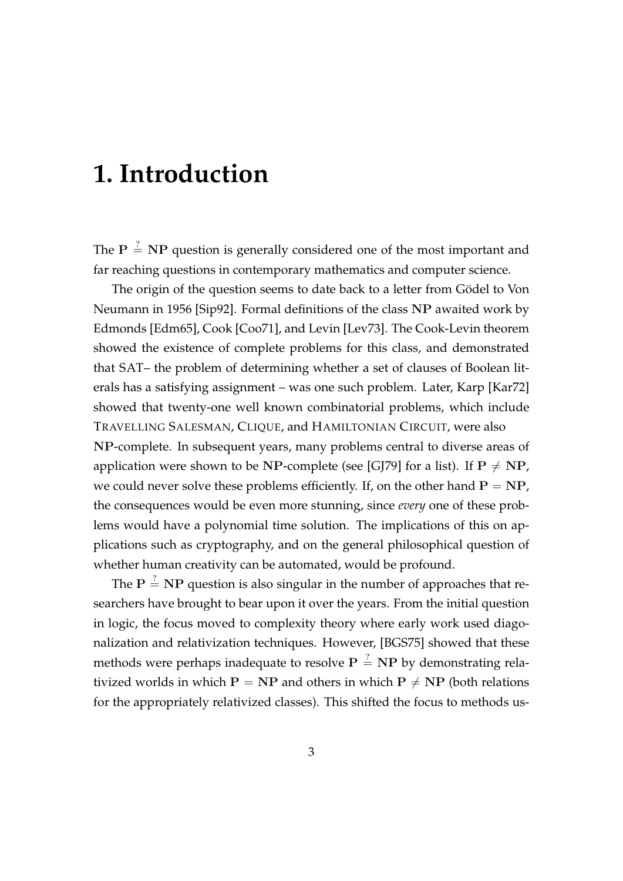# 1. Introduction

The $\mathbf{P} \stackrel{?}{=} \mathbf{NP}$ question is generally considered one of the most important and far reaching questions in contemporary mathematics and computer science.

The origin of the question seems to date back to a letter from Gödel to Von Neumann in 1956 [Sip92]. Formal definitions of the class $\mathbf{NP}$ awaited work by Edmonds [Edm65], Cook [Coo71], and Levin [Lev73]. The Cook-Levin theorem showed the existence of complete problems for this class, and demonstrated that SAT– the problem of determining whether a set of clauses of Boolean literals has a satisfying assignment – was one such problem. Later, Karp [Kar72] showed that twenty-one well known combinatorial problems, which include TRAVELLING SALESMAN, CLIQUE, and HAMILTONIAN CIRCUIT, were also $\mathbf{NP}$-complete. In subsequent years, many problems central to diverse areas of application were shown to be $\mathbf{NP}$-complete (see [GJ79] for a list). If $\mathbf{P} \neq \mathbf{NP}$, we could never solve these problems efficiently. If, on the other hand $\mathbf{P} = \mathbf{NP}$, the consequences would be even more stunning, since *every* one of these problems would have a polynomial time solution. The implications of this on applications such as cryptography, and on the general philosophical question of whether human creativity can be automated, would be profound.

The $\mathbf{P} \stackrel{?}{=} \mathbf{NP}$ question is also singular in the number of approaches that researchers have brought to bear upon it over the years. From the initial question in logic, the focus moved to complexity theory where early work used diagonalization and relativization techniques. However, [BGS75] showed that these methods were perhaps inadequate to resolve $\mathbf{P} \stackrel{?}{=} \mathbf{NP}$ by demonstrating relativized worlds in which $\mathbf{P} = \mathbf{NP}$ and others in which $\mathbf{P} \neq \mathbf{NP}$ (both relations for the appropriately relativized classes). This shifted the focus to methods us-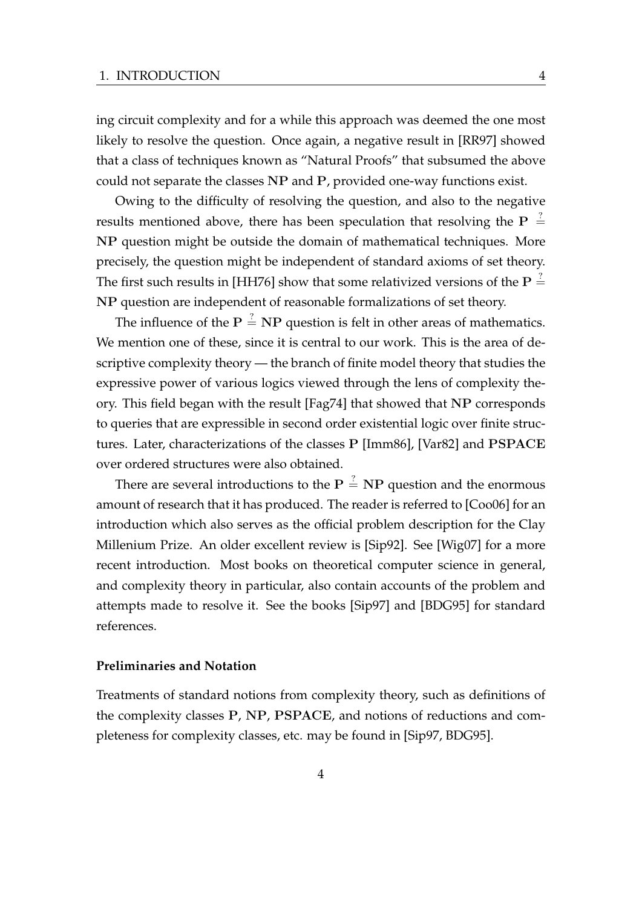ing circuit complexity and for a while this approach was deemed the one most likely to resolve the question. Once again, a negative result in [RR97] showed that a class of techniques known as "Natural Proofs" that subsumed the above could not separate the classes **NP** and **P**, provided one-way functions exist.

Owing to the difficulty of resolving the question, and also to the negative results mentioned above, there has been speculation that resolving the $\mathbf{P} \stackrel{?}{=} \mathbf{NP}$ question might be outside the domain of mathematical techniques. More precisely, the question might be independent of standard axioms of set theory. The first such results in [HH76] show that some relativized versions of the $\mathbf{P} \stackrel{?}{=} \mathbf{NP}$ question are independent of reasonable formalizations of set theory.

The influence of the $\mathbf{P} \stackrel{?}{=} \mathbf{NP}$ question is felt in other areas of mathematics. We mention one of these, since it is central to our work. This is the area of descriptive complexity theory — the branch of finite model theory that studies the expressive power of various logics viewed through the lens of complexity theory. This field began with the result [Fag74] that showed that **NP** corresponds to queries that are expressible in second order existential logic over finite structures. Later, characterizations of the classes **P** [Imm86], [Var82] and **PSPACE** over ordered structures were also obtained.

There are several introductions to the $\mathbf{P} \stackrel{?}{=} \mathbf{NP}$ question and the enormous amount of research that it has produced. The reader is referred to [Coo06] for an introduction which also serves as the official problem description for the Clay Millenium Prize. An older excellent review is [Sip92]. See [Wig07] for a more recent introduction. Most books on theoretical computer science in general, and complexity theory in particular, also contain accounts of the problem and attempts made to resolve it. See the books [Sip97] and [BDG95] for standard references.

#### Preliminaries and Notation

Treatments of standard notions from complexity theory, such as definitions of the complexity classes **P**, **NP**, **PSPACE**, and notions of reductions and completeness for complexity classes, etc. may be found in [Sip97, BDG95].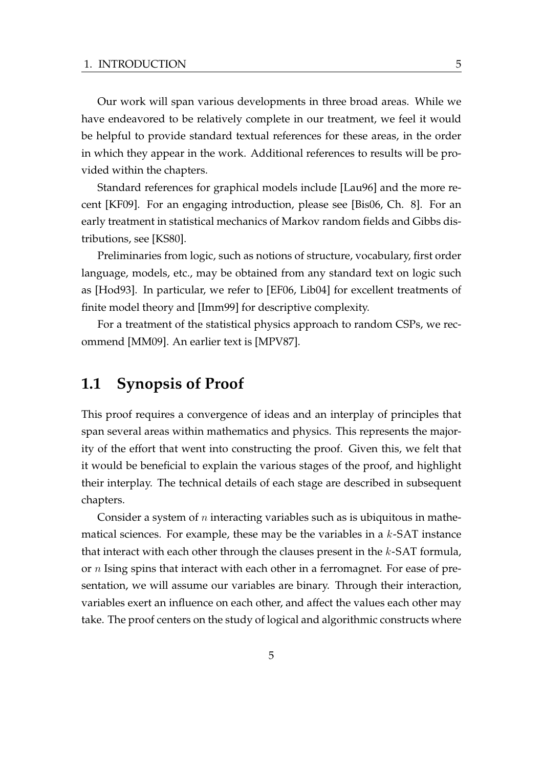Our work will span various developments in three broad areas. While we have endeavored to be relatively complete in our treatment, we feel it would be helpful to provide standard textual references for these areas, in the order in which they appear in the work. Additional references to results will be provided within the chapters.

Standard references for graphical models include [Lau96] and the more recent [KF09]. For an engaging introduction, please see [Bis06, Ch. 8]. For an early treatment in statistical mechanics of Markov random fields and Gibbs distributions, see [KS80].

Preliminaries from logic, such as notions of structure, vocabulary, first order language, models, etc., may be obtained from any standard text on logic such as [Hod93]. In particular, we refer to [EF06, Lib04] for excellent treatments of finite model theory and [Imm99] for descriptive complexity.

For a treatment of the statistical physics approach to random CSPs, we recommend [MM09]. An earlier text is [MPV87].

## 1.1 Synopsis of Proof

This proof requires a convergence of ideas and an interplay of principles that span several areas within mathematics and physics. This represents the majority of the effort that went into constructing the proof. Given this, we felt that it would be beneficial to explain the various stages of the proof, and highlight their interplay. The technical details of each stage are described in subsequent chapters.

Consider a system of $n$ interacting variables such as is ubiquitous in mathematical sciences. For example, these may be the variables in a $k$-SAT instance that interact with each other through the clauses present in the $k$-SAT formula, or $n$ Ising spins that interact with each other in a ferromagnet. For ease of presentation, we will assume our variables are binary. Through their interaction, variables exert an influence on each other, and affect the values each other may take. The proof centers on the study of logical and algorithmic constructs where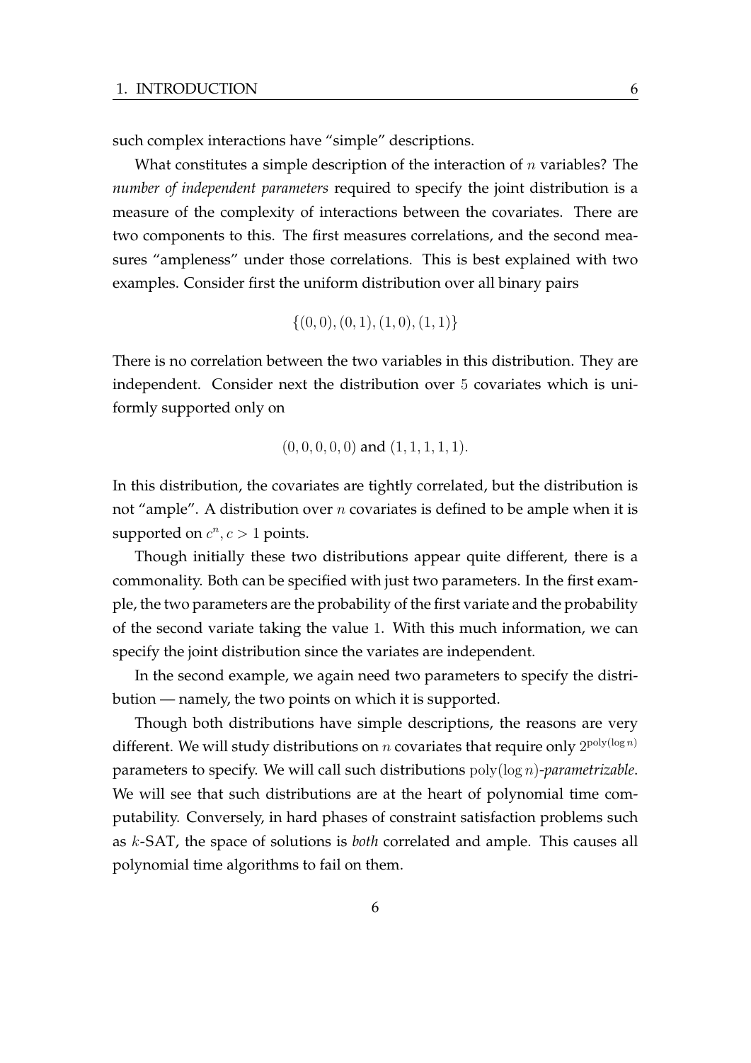such complex interactions have "simple" descriptions.

What constitutes a simple description of the interaction of $n$ variables? The *number of independent parameters* required to specify the joint distribution is a measure of the complexity of interactions between the covariates. There are two components to this. The first measures correlations, and the second measures "ampleness" under those correlations. This is best explained with two examples. Consider first the uniform distribution over all binary pairs

$$\{(0,0),(0,1),(1,0),(1,1)\}$$

There is no correlation between the two variables in this distribution. They are independent. Consider next the distribution over 5 covariates which is uniformly supported only on

$$(0,0,0,0,0) \text{ and } (1,1,1,1,1).$$

In this distribution, the covariates are tightly correlated, but the distribution is not "ample". A distribution over $n$ covariates is defined to be ample when it is supported on $c^n, c > 1$ points.

Though initially these two distributions appear quite different, there is a commonality. Both can be specified with just two parameters. In the first example, the two parameters are the probability of the first variate and the probability of the second variate taking the value 1. With this much information, we can specify the joint distribution since the variates are independent.

In the second example, we again need two parameters to specify the distribution — namely, the two points on which it is supported.

Though both distributions have simple descriptions, the reasons are very different. We will study distributions on $n$ covariates that require only $2^{\text{poly}(\log n)}$ parameters to specify. We will call such distributions $\text{poly}(\log n)$-*parametrizable*. We will see that such distributions are at the heart of polynomial time computability. Conversely, in hard phases of constraint satisfaction problems such as $k$-SAT, the space of solutions is *both* correlated and ample. This causes all polynomial time algorithms to fail on them.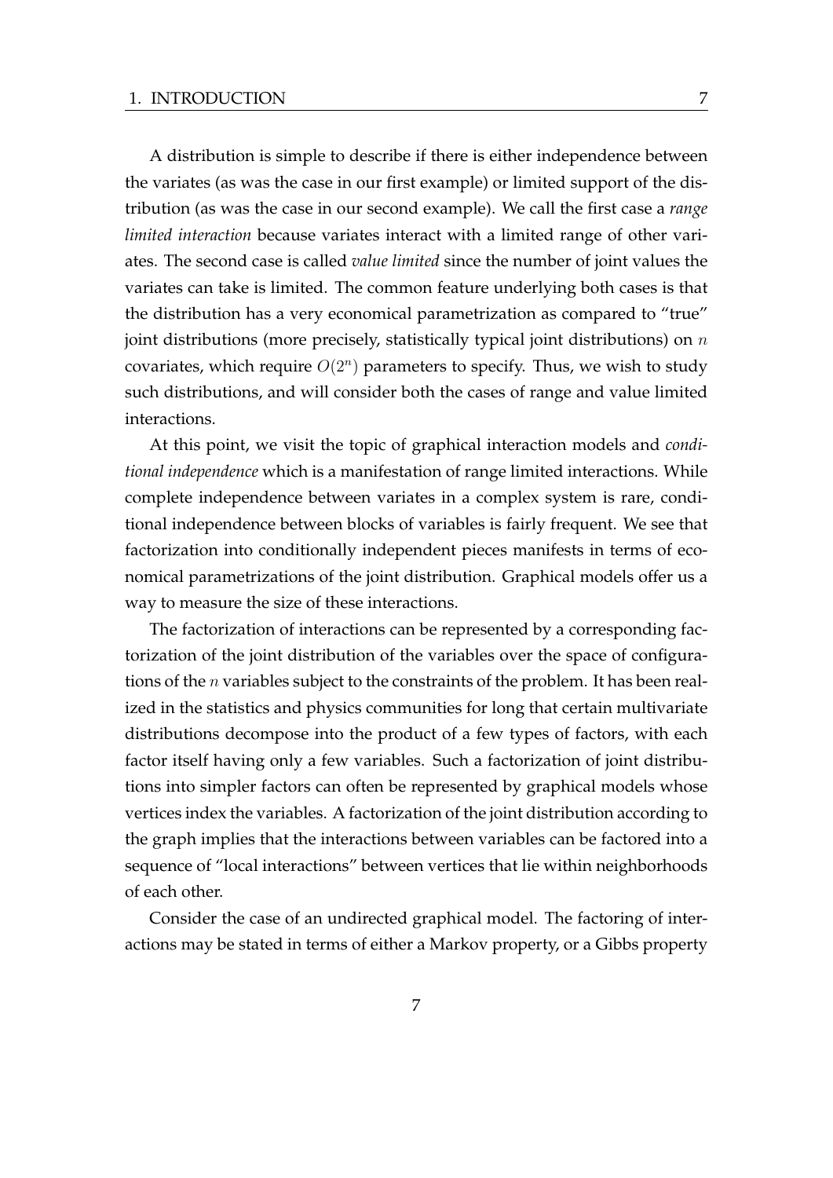A distribution is simple to describe if there is either independence between the variates (as was the case in our first example) or limited support of the distribution (as was the case in our second example). We call the first case a *range limited interaction* because variates interact with a limited range of other variates. The second case is called *value limited* since the number of joint values the variates can take is limited. The common feature underlying both cases is that the distribution has a very economical parametrization as compared to "true" joint distributions (more precisely, statistically typical joint distributions) on $n$ covariates, which require $O(2^n)$ parameters to specify. Thus, we wish to study such distributions, and will consider both the cases of range and value limited interactions.

At this point, we visit the topic of graphical interaction models and *conditional independence* which is a manifestation of range limited interactions. While complete independence between variates in a complex system is rare, conditional independence between blocks of variables is fairly frequent. We see that factorization into conditionally independent pieces manifests in terms of economical parametrizations of the joint distribution. Graphical models offer us a way to measure the size of these interactions.

The factorization of interactions can be represented by a corresponding factorization of the joint distribution of the variables over the space of configurations of the $n$ variables subject to the constraints of the problem. It has been realized in the statistics and physics communities for long that certain multivariate distributions decompose into the product of a few types of factors, with each factor itself having only a few variables. Such a factorization of joint distributions into simpler factors can often be represented by graphical models whose vertices index the variables. A factorization of the joint distribution according to the graph implies that the interactions between variables can be factored into a sequence of "local interactions" between vertices that lie within neighborhoods of each other.

Consider the case of an undirected graphical model. The factoring of interactions may be stated in terms of either a Markov property, or a Gibbs property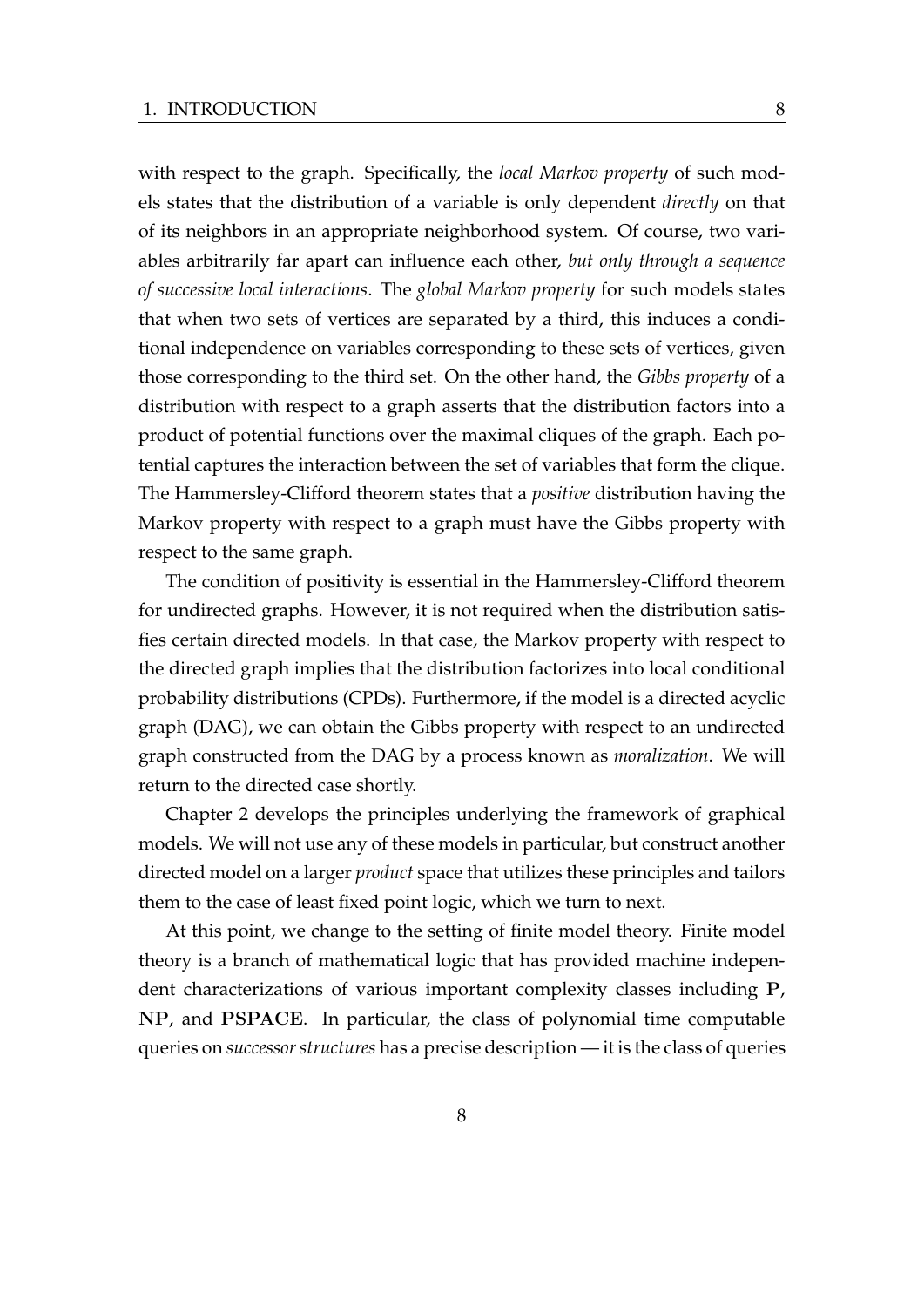with respect to the graph. Specifically, the *local Markov property* of such models states that the distribution of a variable is only dependent *directly* on that of its neighbors in an appropriate neighborhood system. Of course, two variables arbitrarily far apart can influence each other, *but only through a sequence of successive local interactions*. The *global Markov property* for such models states that when two sets of vertices are separated by a third, this induces a conditional independence on variables corresponding to these sets of vertices, given those corresponding to the third set. On the other hand, the *Gibbs property* of a distribution with respect to a graph asserts that the distribution factors into a product of potential functions over the maximal cliques of the graph. Each potential captures the interaction between the set of variables that form the clique. The Hammersley-Clifford theorem states that a *positive* distribution having the Markov property with respect to a graph must have the Gibbs property with respect to the same graph.

The condition of positivity is essential in the Hammersley-Clifford theorem for undirected graphs. However, it is not required when the distribution satisfies certain directed models. In that case, the Markov property with respect to the directed graph implies that the distribution factorizes into local conditional probability distributions (CPDs). Furthermore, if the model is a directed acyclic graph (DAG), we can obtain the Gibbs property with respect to an undirected graph constructed from the DAG by a process known as *moralization*. We will return to the directed case shortly.

Chapter 2 develops the principles underlying the framework of graphical models. We will not use any of these models in particular, but construct another directed model on a larger *product* space that utilizes these principles and tailors them to the case of least fixed point logic, which we turn to next.

At this point, we change to the setting of finite model theory. Finite model theory is a branch of mathematical logic that has provided machine independent characterizations of various important complexity classes including **P**, **NP**, and **PSPACE**. In particular, the class of polynomial time computable queries on *successor structures* has a precise description — it is the class of queries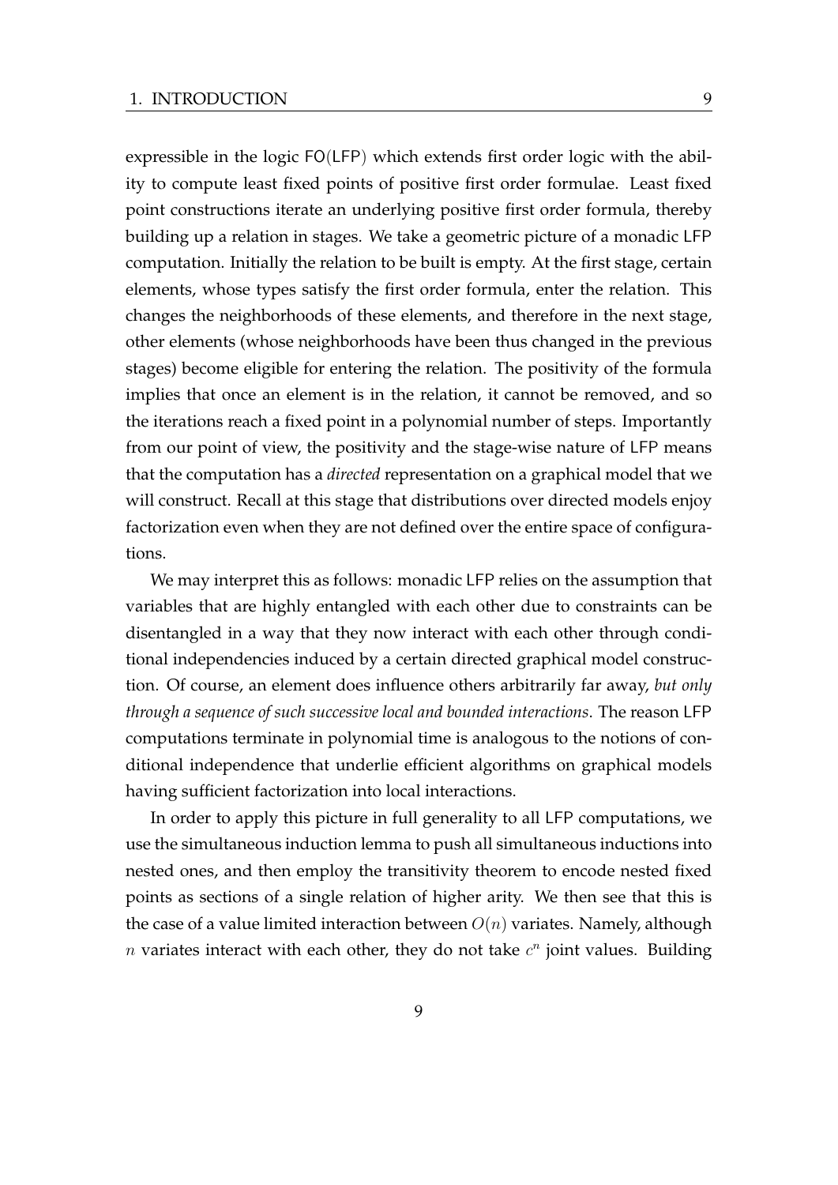expressible in the logic FO(LFP) which extends first order logic with the ability to compute least fixed points of positive first order formulae. Least fixed point constructions iterate an underlying positive first order formula, thereby building up a relation in stages. We take a geometric picture of a monadic LFP computation. Initially the relation to be built is empty. At the first stage, certain elements, whose types satisfy the first order formula, enter the relation. This changes the neighborhoods of these elements, and therefore in the next stage, other elements (whose neighborhoods have been thus changed in the previous stages) become eligible for entering the relation. The positivity of the formula implies that once an element is in the relation, it cannot be removed, and so the iterations reach a fixed point in a polynomial number of steps. Importantly from our point of view, the positivity and the stage-wise nature of LFP means that the computation has a *directed* representation on a graphical model that we will construct. Recall at this stage that distributions over directed models enjoy factorization even when they are not defined over the entire space of configurations.

We may interpret this as follows: monadic LFP relies on the assumption that variables that are highly entangled with each other due to constraints can be disentangled in a way that they now interact with each other through conditional independencies induced by a certain directed graphical model construction. Of course, an element does influence others arbitrarily far away, *but only through a sequence of such successive local and bounded interactions*. The reason LFP computations terminate in polynomial time is analogous to the notions of conditional independence that underlie efficient algorithms on graphical models having sufficient factorization into local interactions.

In order to apply this picture in full generality to all LFP computations, we use the simultaneous induction lemma to push all simultaneous inductions into nested ones, and then employ the transitivity theorem to encode nested fixed points as sections of a single relation of higher arity. We then see that this is the case of a value limited interaction between $O(n)$ variates. Namely, although $n$ variates interact with each other, they do not take $c^n$ joint values. Building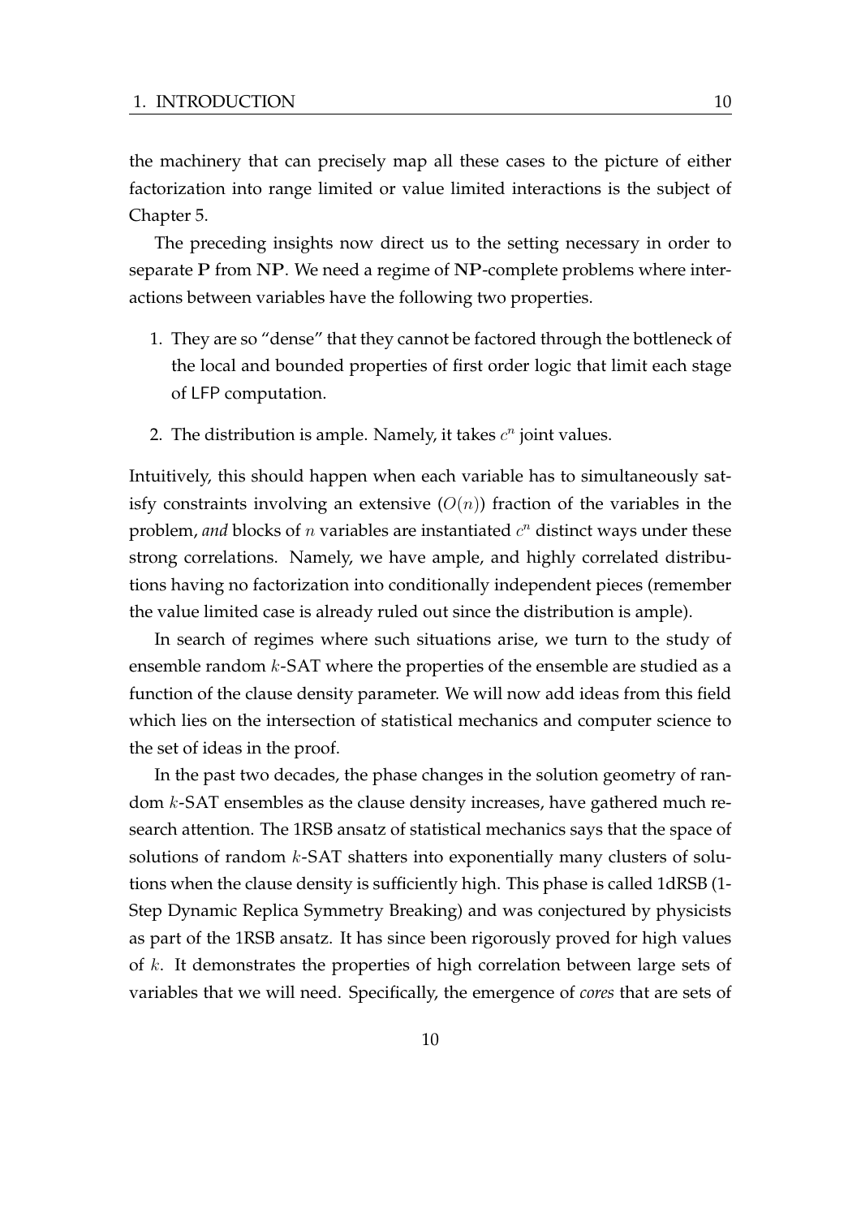the machinery that can precisely map all these cases to the picture of either factorization into range limited or value limited interactions is the subject of Chapter 5.

The preceding insights now direct us to the setting necessary in order to separate **P** from **NP**. We need a regime of **NP**-complete problems where interactions between variables have the following two properties.

1. They are so "dense" that they cannot be factored through the bottleneck of the local and bounded properties of first order logic that limit each stage of LFP computation.

2. The distribution is ample. Namely, it takes $c^n$ joint values.

Intuitively, this should happen when each variable has to simultaneously satisfy constraints involving an extensive ($O(n)$) fraction of the variables in the problem, *and* blocks of $n$ variables are instantiated $c^n$ distinct ways under these strong correlations. Namely, we have ample, and highly correlated distributions having no factorization into conditionally independent pieces (remember the value limited case is already ruled out since the distribution is ample).

In search of regimes where such situations arise, we turn to the study of ensemble random $k$-SAT where the properties of the ensemble are studied as a function of the clause density parameter. We will now add ideas from this field which lies on the intersection of statistical mechanics and computer science to the set of ideas in the proof.

In the past two decades, the phase changes in the solution geometry of random $k$-SAT ensembles as the clause density increases, have gathered much research attention. The 1RSB ansatz of statistical mechanics says that the space of solutions of random $k$-SAT shatters into exponentially many clusters of solutions when the clause density is sufficiently high. This phase is called 1dRSB (1-Step Dynamic Replica Symmetry Breaking) and was conjectured by physicists as part of the 1RSB ansatz. It has since been rigorously proved for high values of $k$. It demonstrates the properties of high correlation between large sets of variables that we will need. Specifically, the emergence of *cores* that are sets of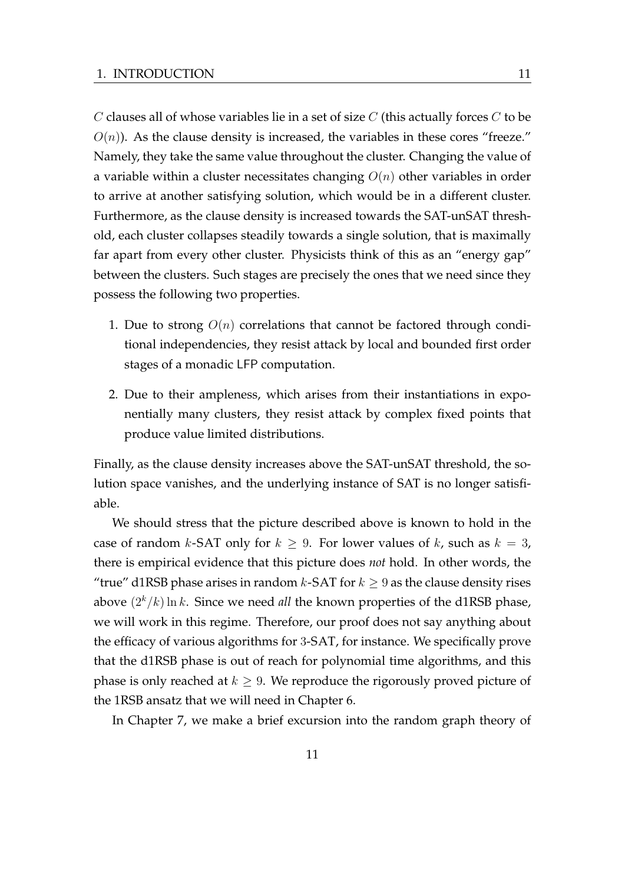$C$ clauses all of whose variables lie in a set of size $C$ (this actually forces $C$ to be $O(n)$). As the clause density is increased, the variables in these cores "freeze." Namely, they take the same value throughout the cluster. Changing the value of a variable within a cluster necessitates changing $O(n)$ other variables in order to arrive at another satisfying solution, which would be in a different cluster. Furthermore, as the clause density is increased towards the SAT-unSAT threshold, each cluster collapses steadily towards a single solution, that is maximally far apart from every other cluster. Physicists think of this as an "energy gap" between the clusters. Such stages are precisely the ones that we need since they possess the following two properties.

1. Due to strong $O(n)$ correlations that cannot be factored through conditional independencies, they resist attack by local and bounded first order stages of a monadic LFP computation.
2. Due to their ampleness, which arises from their instantiations in exponentially many clusters, they resist attack by complex fixed points that produce value limited distributions.

Finally, as the clause density increases above the SAT-unSAT threshold, the solution space vanishes, and the underlying instance of SAT is no longer satisfiable.

We should stress that the picture described above is known to hold in the case of random $k$-SAT only for $k \geq 9$. For lower values of $k$, such as $k = 3$, there is empirical evidence that this picture does *not* hold. In other words, the "true" d1RSB phase arises in random $k$-SAT for $k \geq 9$ as the clause density rises above $(2^k/k) \ln k$. Since we need *all* the known properties of the d1RSB phase, we will work in this regime. Therefore, our proof does not say anything about the efficacy of various algorithms for 3-SAT, for instance. We specifically prove that the d1RSB phase is out of reach for polynomial time algorithms, and this phase is only reached at $k \geq 9$. We reproduce the rigorously proved picture of the 1RSB ansatz that we will need in Chapter 6.

In Chapter 7, we make a brief excursion into the random graph theory of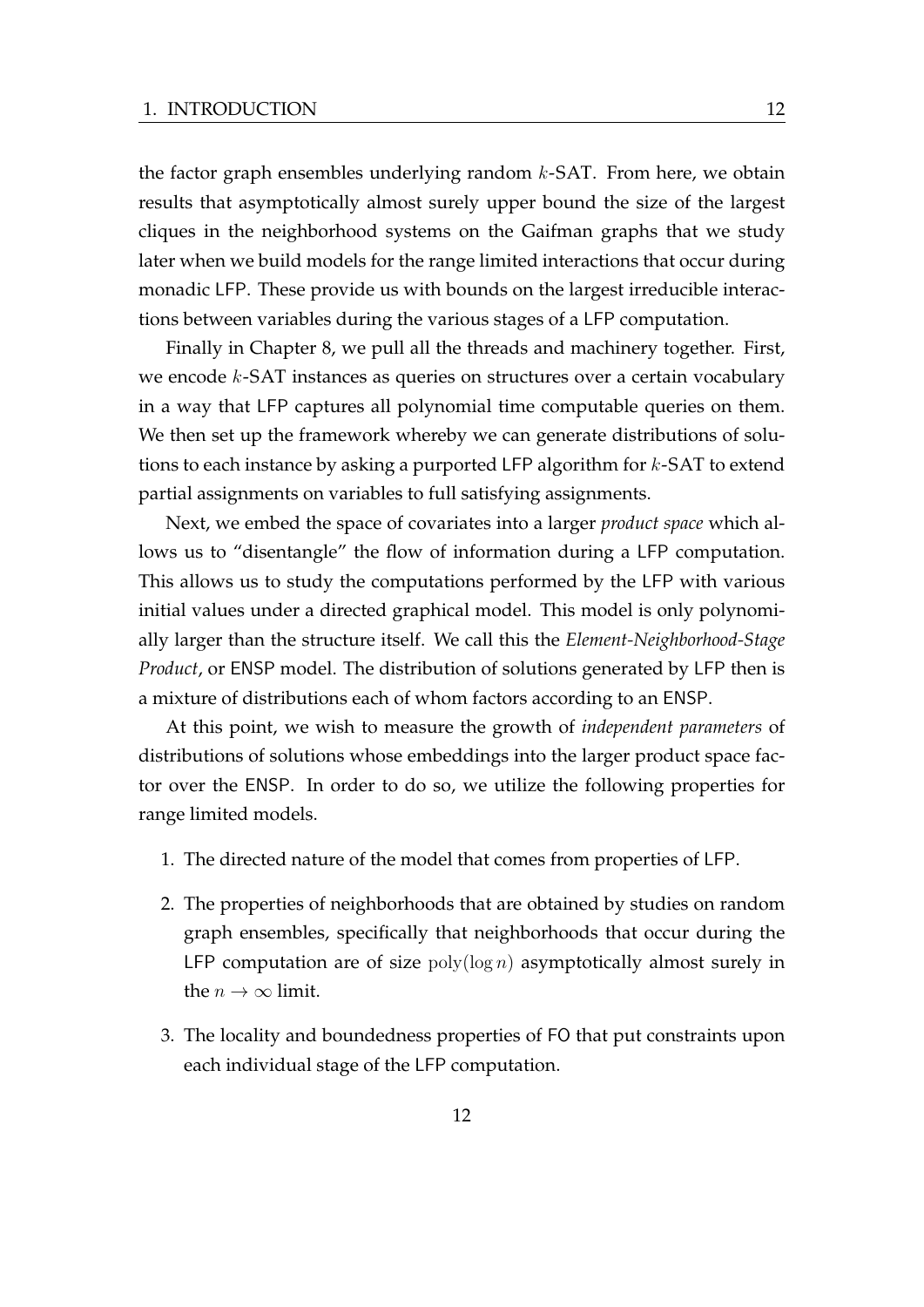the factor graph ensembles underlying random $k$-SAT. From here, we obtain results that asymptotically almost surely upper bound the size of the largest cliques in the neighborhood systems on the Gaifman graphs that we study later when we build models for the range limited interactions that occur during monadic LFP. These provide us with bounds on the largest irreducible interactions between variables during the various stages of a LFP computation.

Finally in Chapter 8, we pull all the threads and machinery together. First, we encode $k$-SAT instances as queries on structures over a certain vocabulary in a way that LFP captures all polynomial time computable queries on them. We then set up the framework whereby we can generate distributions of solutions to each instance by asking a purported LFP algorithm for $k$-SAT to extend partial assignments on variables to full satisfying assignments.

Next, we embed the space of covariates into a larger *product space* which allows us to "disentangle" the flow of information during a LFP computation. This allows us to study the computations performed by the LFP with various initial values under a directed graphical model. This model is only polynomially larger than the structure itself. We call this the *Element-Neighborhood-Stage Product*, or ENSP model. The distribution of solutions generated by LFP then is a mixture of distributions each of whom factors according to an ENSP.

At this point, we wish to measure the growth of *independent parameters* of distributions of solutions whose embeddings into the larger product space factor over the ENSP. In order to do so, we utilize the following properties for range limited models.

1. The directed nature of the model that comes from properties of LFP.
2. The properties of neighborhoods that are obtained by studies on random graph ensembles, specifically that neighborhoods that occur during the LFP computation are of size $\mathrm{poly}(\log n)$ asymptotically almost surely in the $n \to \infty$ limit.
3. The locality and boundedness properties of FO that put constraints upon each individual stage of the LFP computation.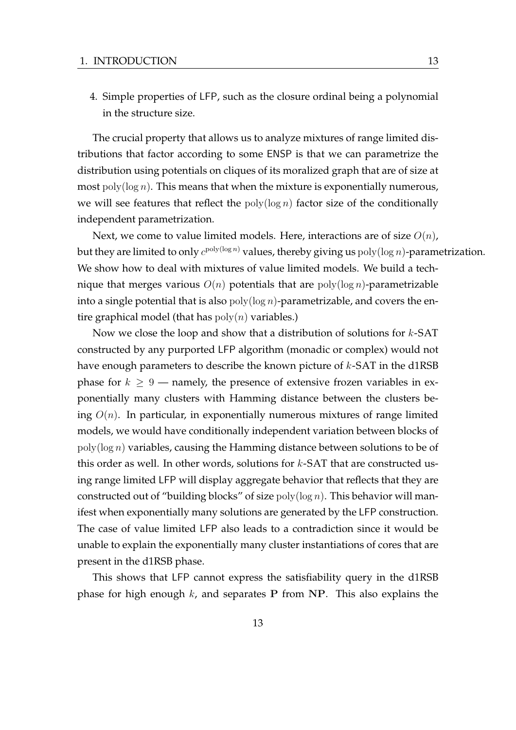4. Simple properties of LFP, such as the closure ordinal being a polynomial in the structure size.

The crucial property that allows us to analyze mixtures of range limited distributions that factor according to some ENSP is that we can parametrize the distribution using potentials on cliques of its moralized graph that are of size at most $\mathrm{poly}(\log n)$. This means that when the mixture is exponentially numerous, we will see features that reflect the $\mathrm{poly}(\log n)$ factor size of the conditionally independent parametrization.

Next, we come to value limited models. Here, interactions are of size $O(n)$, but they are limited to only $c^{\mathrm{poly}(\log n)}$ values, thereby giving us $\mathrm{poly}(\log n)$-parametrization. We show how to deal with mixtures of value limited models. We build a technique that merges various $O(n)$ potentials that are $\mathrm{poly}(\log n)$-parametrizable into a single potential that is also $\mathrm{poly}(\log n)$-parametrizable, and covers the entire graphical model (that has $\mathrm{poly}(n)$ variables.)

Now we close the loop and show that a distribution of solutions for $k$-SAT constructed by any purported LFP algorithm (monadic or complex) would not have enough parameters to describe the known picture of $k$-SAT in the d1RSB phase for $k \geq 9$ — namely, the presence of extensive frozen variables in exponentially many clusters with Hamming distance between the clusters being $O(n)$. In particular, in exponentially numerous mixtures of range limited models, we would have conditionally independent variation between blocks of $\mathrm{poly}(\log n)$ variables, causing the Hamming distance between solutions to be of this order as well. In other words, solutions for $k$-SAT that are constructed using range limited LFP will display aggregate behavior that reflects that they are constructed out of "building blocks" of size $\mathrm{poly}(\log n)$. This behavior will manifest when exponentially many solutions are generated by the LFP construction. The case of value limited LFP also leads to a contradiction since it would be unable to explain the exponentially many cluster instantiations of cores that are present in the d1RSB phase.

This shows that LFP cannot express the satisfiability query in the d1RSB phase for high enough $k$, and separates $\mathbf{P}$ from $\mathbf{NP}$. This also explains the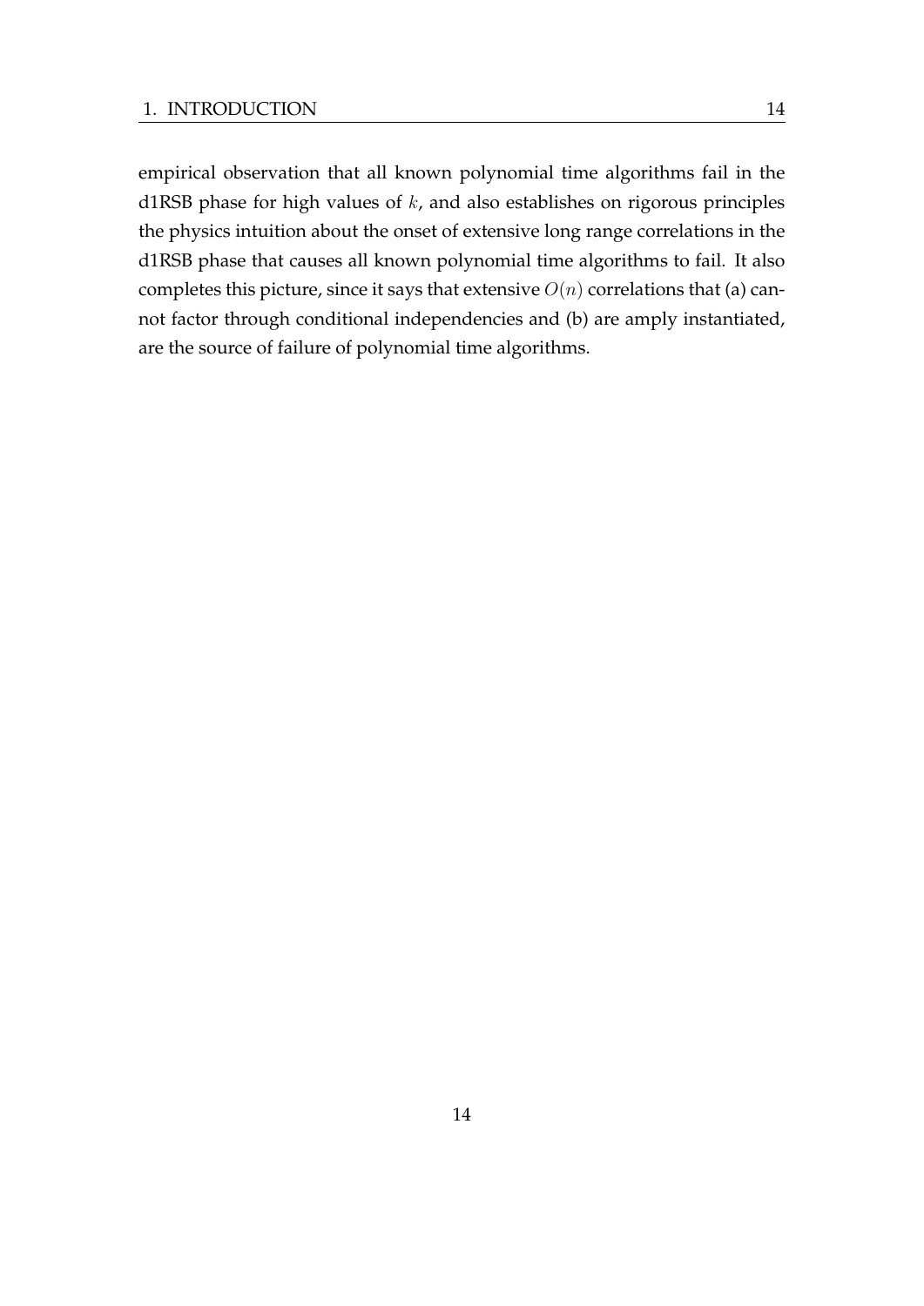empirical observation that all known polynomial time algorithms fail in the d1RSB phase for high values of $k$, and also establishes on rigorous principles the physics intuition about the onset of extensive long range correlations in the d1RSB phase that causes all known polynomial time algorithms to fail. It also completes this picture, since it says that extensive $O(n)$ correlations that (a) cannot factor through conditional independencies and (b) are amply instantiated, are the source of failure of polynomial time algorithms.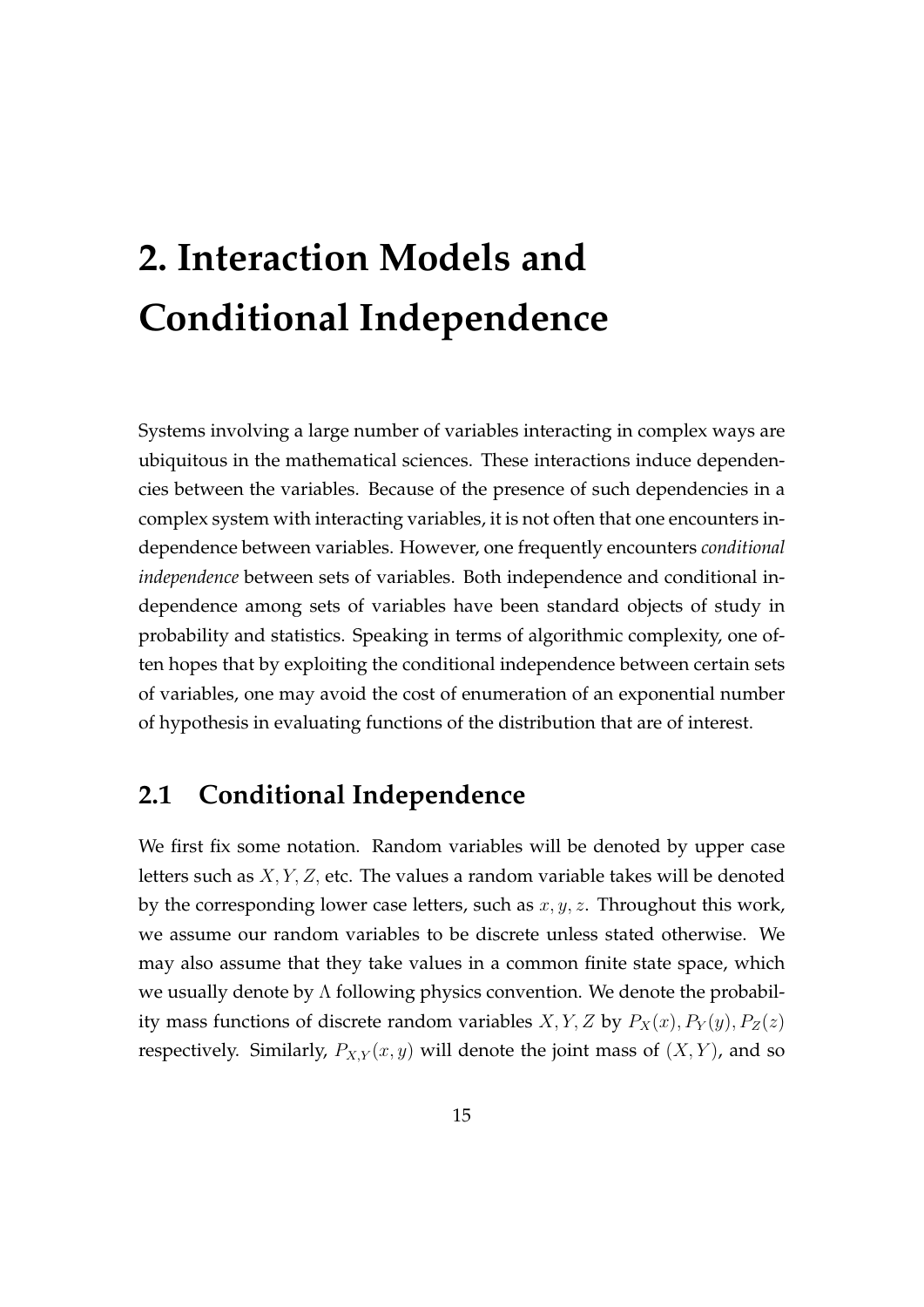# 2. Interaction Models and Conditional Independence

Systems involving a large number of variables interacting in complex ways are ubiquitous in the mathematical sciences. These interactions induce dependencies between the variables. Because of the presence of such dependencies in a complex system with interacting variables, it is not often that one encounters independence between variables. However, one frequently encounters *conditional independence* between sets of variables. Both independence and conditional independence among sets of variables have been standard objects of study in probability and statistics. Speaking in terms of algorithmic complexity, one often hopes that by exploiting the conditional independence between certain sets of variables, one may avoid the cost of enumeration of an exponential number of hypothesis in evaluating functions of the distribution that are of interest.

## 2.1 Conditional Independence

We first fix some notation. Random variables will be denoted by upper case letters such as $X, Y, Z,$ etc. The values a random variable takes will be denoted by the corresponding lower case letters, such as $x, y, z$. Throughout this work, we assume our random variables to be discrete unless stated otherwise. We may also assume that they take values in a common finite state space, which we usually denote by $\Lambda$ following physics convention. We denote the probability mass functions of discrete random variables $X, Y, Z$ by $P_X(x), P_Y(y), P_Z(z)$ respectively. Similarly, $P_{X,Y}(x, y)$ will denote the joint mass of $(X, Y)$, and so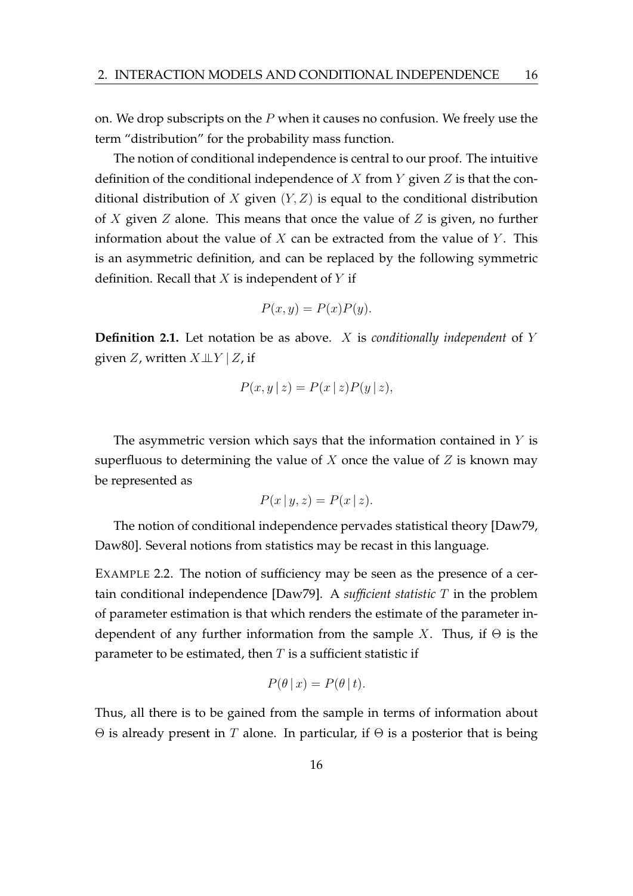on. We drop subscripts on the $P$ when it causes no confusion. We freely use the term "distribution" for the probability mass function.

The notion of conditional independence is central to our proof. The intuitive definition of the conditional independence of $X$ from $Y$ given $Z$ is that the conditional distribution of $X$ given $(Y, Z)$ is equal to the conditional distribution of $X$ given $Z$ alone. This means that once the value of $Z$ is given, no further information about the value of $X$ can be extracted from the value of $Y$. This is an asymmetric definition, and can be replaced by the following symmetric definition. Recall that $X$ is independent of $Y$ if

$$P(x, y) = P(x)P(y).$$

**Definition 2.1.** Let notation be as above. $X$ is *conditionally independent* of $Y$ given $Z$, written $X \perp\!\!\!\perp Y \mid Z$, if

$$P(x, y \mid z) = P(x \mid z)P(y \mid z),$$

The asymmetric version which says that the information contained in $Y$ is superfluous to determining the value of $X$ once the value of $Z$ is known may be represented as

$$P(x \mid y, z) = P(x \mid z).$$

The notion of conditional independence pervades statistical theory [Daw79, Daw80]. Several notions from statistics may be recast in this language.

EXAMPLE 2.2. The notion of sufficiency may be seen as the presence of a certain conditional independence [Daw79]. A *sufficient statistic* $T$ in the problem of parameter estimation is that which renders the estimate of the parameter independent of any further information from the sample $X$. Thus, if $\Theta$ is the parameter to be estimated, then $T$ is a sufficient statistic if

$$P(\theta \mid x) = P(\theta \mid t).$$

Thus, all there is to be gained from the sample in terms of information about $\Theta$ is already present in $T$ alone. In particular, if $\Theta$ is a posterior that is being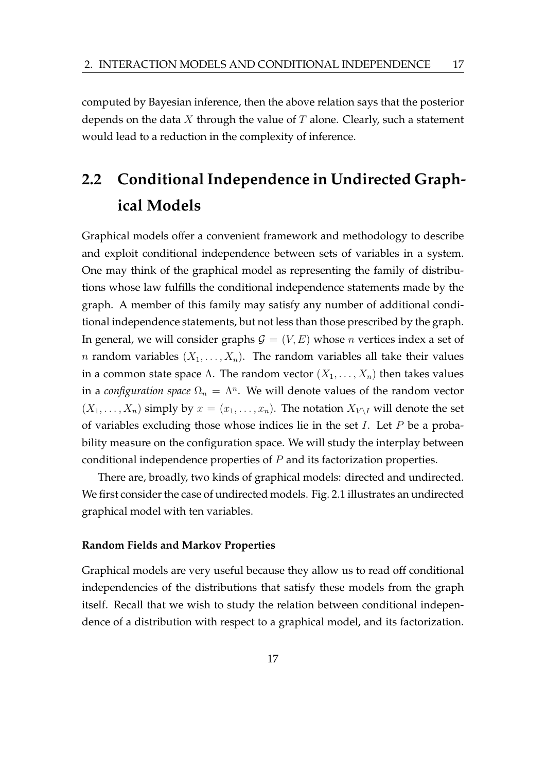computed by Bayesian inference, then the above relation says that the posterior depends on the data $X$ through the value of $T$ alone. Clearly, such a statement would lead to a reduction in the complexity of inference.

## 2.2 Conditional Independence in Undirected Graphical Models

Graphical models offer a convenient framework and methodology to describe and exploit conditional independence between sets of variables in a system. One may think of the graphical model as representing the family of distributions whose law fulfills the conditional independence statements made by the graph. A member of this family may satisfy any number of additional conditional independence statements, but not less than those prescribed by the graph. In general, we will consider graphs $\mathcal{G} = (V, E)$ whose $n$ vertices index a set of $n$ random variables $(X_1, \ldots, X_n)$. The random variables all take their values in a common state space $\Lambda$. The random vector $(X_1, \ldots, X_n)$ then takes values in a *configuration space* $\Omega_n = \Lambda^n$. We will denote values of the random vector $(X_1, \ldots, X_n)$ simply by $x = (x_1, \ldots, x_n)$. The notation $X_{V \setminus I}$ will denote the set of variables excluding those whose indices lie in the set $I$. Let $P$ be a probability measure on the configuration space. We will study the interplay between conditional independence properties of $P$ and its factorization properties.

There are, broadly, two kinds of graphical models: directed and undirected. We first consider the case of undirected models. Fig. 2.1 illustrates an undirected graphical model with ten variables.

#### Random Fields and Markov Properties

Graphical models are very useful because they allow us to read off conditional independencies of the distributions that satisfy these models from the graph itself. Recall that we wish to study the relation between conditional independence of a distribution with respect to a graphical model, and its factorization.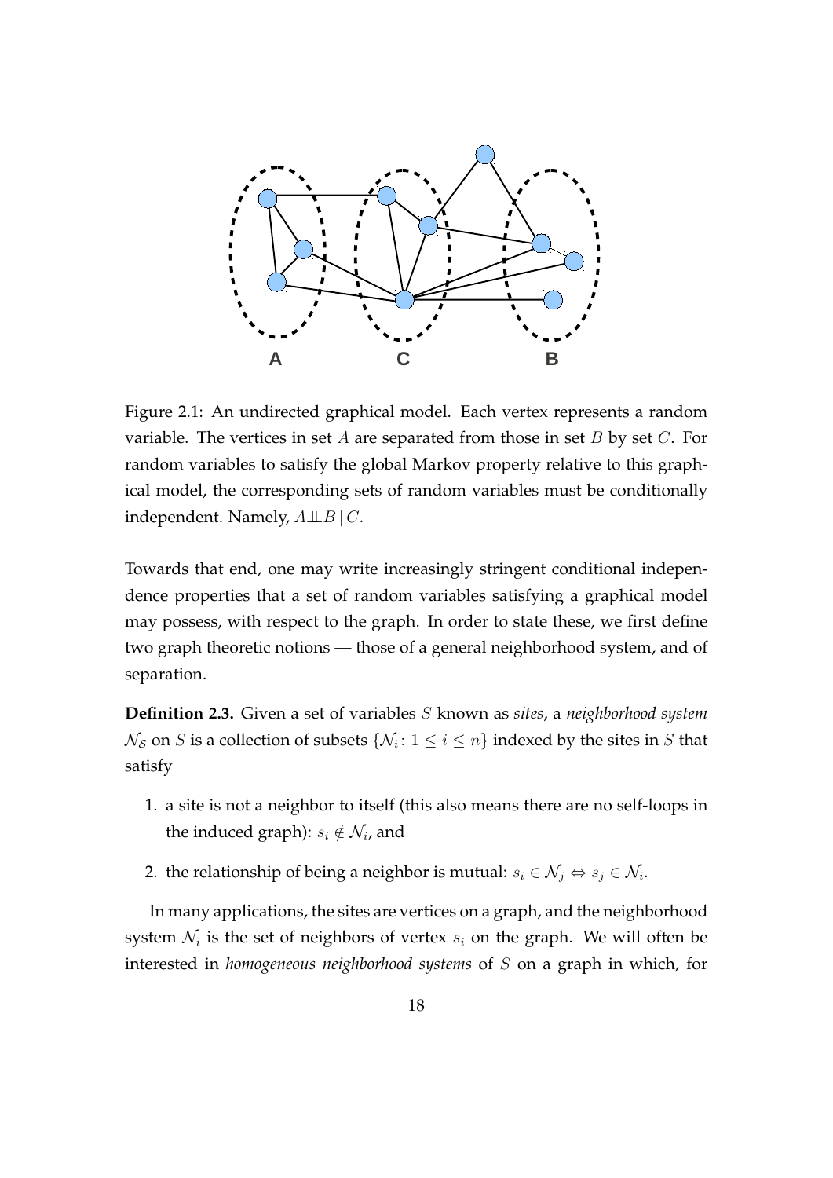Figure 2.1: An undirected graphical model. Each vertex represents a random variable. The vertices in set $A$ are separated from those in set $B$ by set $C$. For random variables to satisfy the global Markov property relative to this graphical model, the corresponding sets of random variables must be conditionally independent. Namely, $A \perp\!\!\!\perp B \mid C$.

Towards that end, one may write increasingly stringent conditional independence properties that a set of random variables satisfying a graphical model may possess, with respect to the graph. In order to state these, we first define two graph theoretic notions — those of a general neighborhood system, and of separation.

**Definition 2.3.** Given a set of variables $S$ known as *sites*, a *neighborhood system* $\mathcal{N}_S$ on $S$ is a collection of subsets $\{\mathcal{N}_i : 1 \leq i \leq n\}$ indexed by the sites in $S$ that satisfy

1. a site is not a neighbor to itself (this also means there are no self-loops in the induced graph): $s_i \notin \mathcal{N}_i$, and
2. the relationship of being a neighbor is mutual: $s_i \in \mathcal{N}_j \Leftrightarrow s_j \in \mathcal{N}_i$.

In many applications, the sites are vertices on a graph, and the neighborhood system $\mathcal{N}_i$ is the set of neighbors of vertex $s_i$ on the graph. We will often be interested in *homogeneous neighborhood systems* of $S$ on a graph in which, for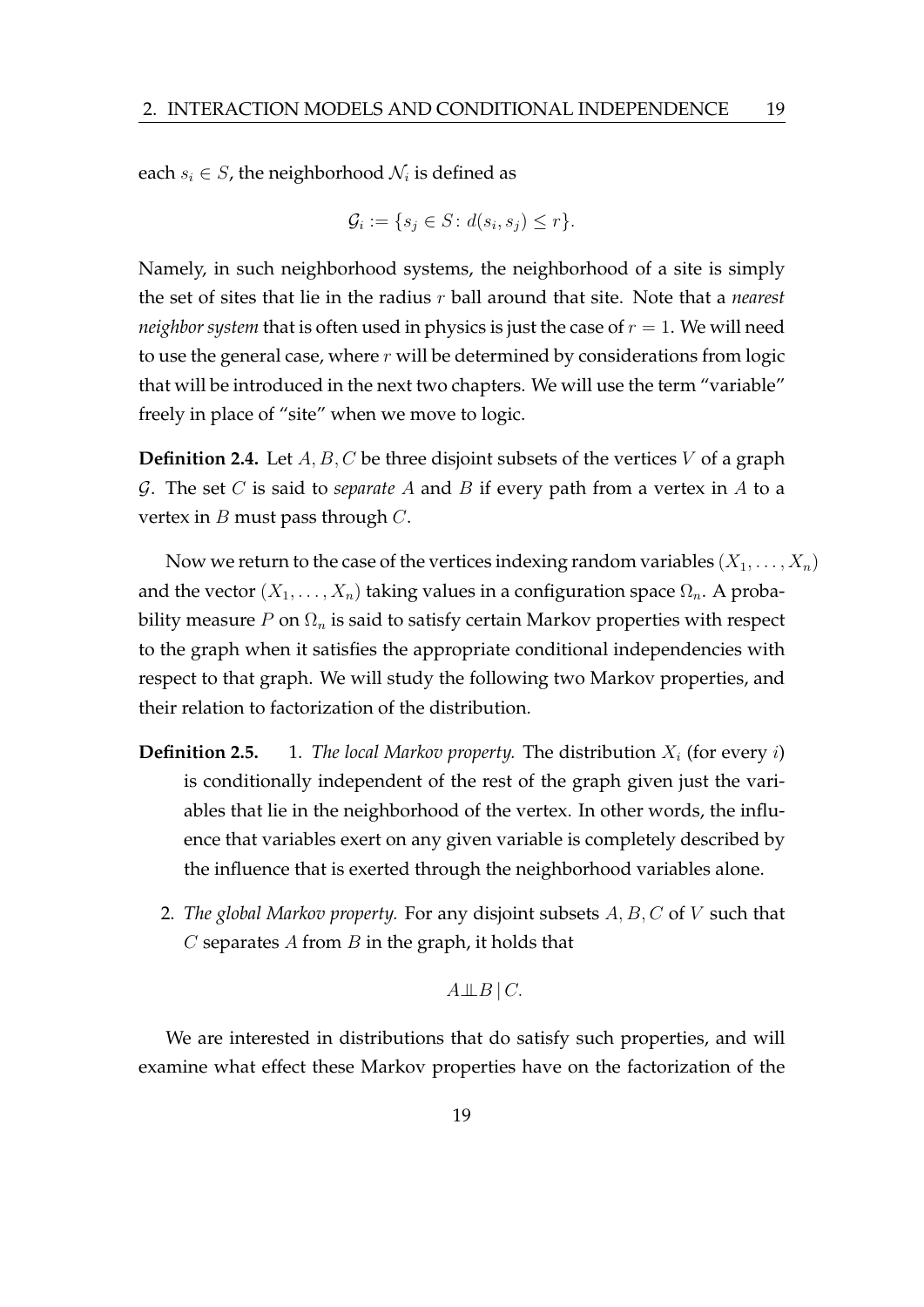each $s_i \in S$, the neighborhood $\mathcal{N}_i$ is defined as

$$\mathcal{G}_i := \{s_j \in S \colon d(s_i, s_j) \leq r\}.$$

Namely, in such neighborhood systems, the neighborhood of a site is simply the set of sites that lie in the radius $r$ ball around that site. Note that a *nearest neighbor system* that is often used in physics is just the case of $r = 1$. We will need to use the general case, where $r$ will be determined by considerations from logic that will be introduced in the next two chapters. We will use the term "variable" freely in place of "site" when we move to logic.

**Definition 2.4.** Let $A, B, C$ be three disjoint subsets of the vertices $V$ of a graph $\mathcal{G}$. The set $C$ is said to *separate* $A$ and $B$ if every path from a vertex in $A$ to a vertex in $B$ must pass through $C$.

Now we return to the case of the vertices indexing random variables $(X_1, \ldots, X_n)$ and the vector $(X_1, \ldots, X_n)$ taking values in a configuration space $\Omega_n$. A probability measure $P$ on $\Omega_n$ is said to satisfy certain Markov properties with respect to the graph when it satisfies the appropriate conditional independencies with respect to that graph. We will study the following two Markov properties, and their relation to factorization of the distribution.

**Definition 2.5.**

1. *The local Markov property.* The distribution $X_i$ (for every $i$) is conditionally independent of the rest of the graph given just the variables that lie in the neighborhood of the vertex. In other words, the influence that variables exert on any given variable is completely described by the influence that is exerted through the neighborhood variables alone.

2. *The global Markov property.* For any disjoint subsets $A, B, C$ of $V$ such that $C$ separates $A$ from $B$ in the graph, it holds that

$$A \perp\!\!\!\perp B \mid C.$$

We are interested in distributions that do satisfy such properties, and will examine what effect these Markov properties have on the factorization of the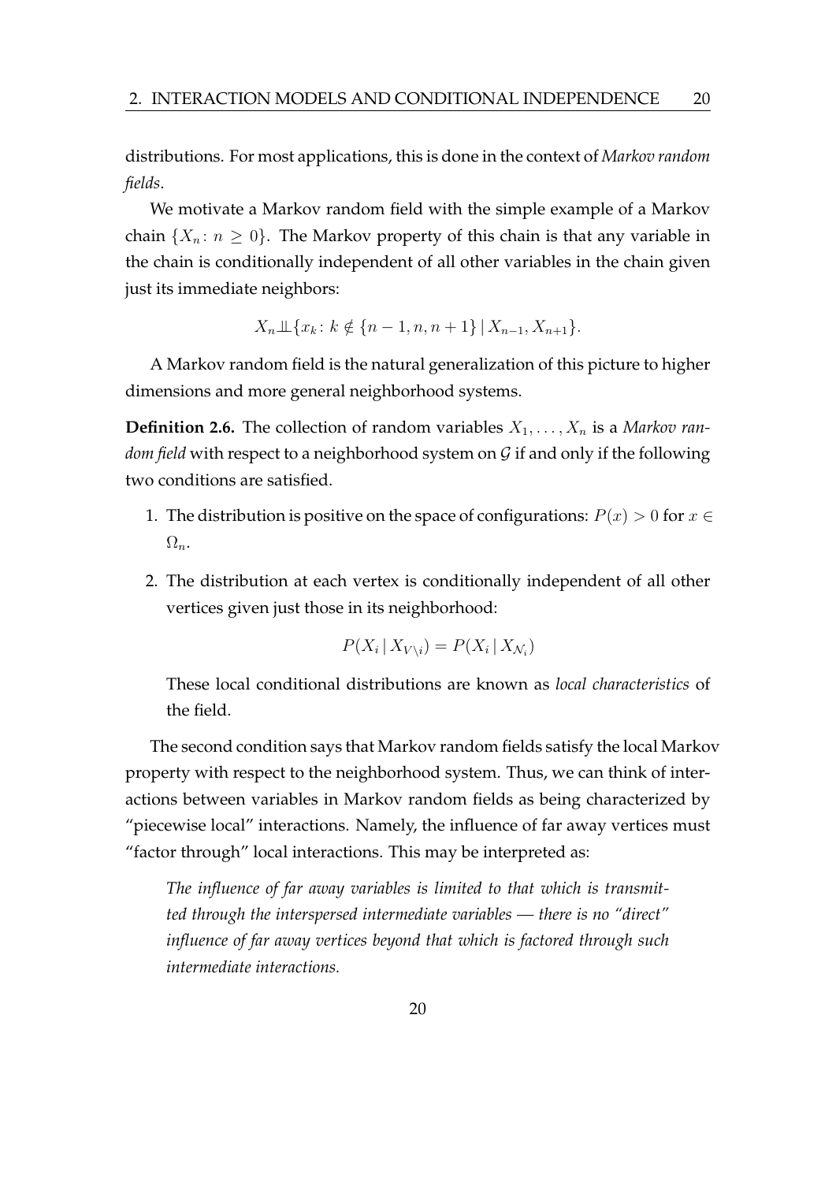distributions. For most applications, this is done in the context of *Markov random fields*.

We motivate a Markov random field with the simple example of a Markov chain $\{X_n \colon n \geq 0\}$. The Markov property of this chain is that any variable in the chain is conditionally independent of all other variables in the chain given just its immediate neighbors:

$$X_n \perp\!\!\!\perp \{x_k \colon k \notin \{n-1, n, n+1\} \,|\, X_{n-1}, X_{n+1}\}.$$

A Markov random field is the natural generalization of this picture to higher dimensions and more general neighborhood systems.

**Definition 2.6.** The collection of random variables $X_1, \ldots, X_n$ is a *Markov random field* with respect to a neighborhood system on $\mathcal{G}$ if and only if the following two conditions are satisfied.

1. The distribution is positive on the space of configurations: $P(x) > 0$ for $x \in \Omega_n$.
2. The distribution at each vertex is conditionally independent of all other vertices given just those in its neighborhood:

   $$P(X_i \,|\, X_{V \setminus i}) = P(X_i \,|\, X_{\mathcal{N}_i})$$

   These local conditional distributions are known as *local characteristics* of the field.

The second condition says that Markov random fields satisfy the local Markov property with respect to the neighborhood system. Thus, we can think of interactions between variables in Markov random fields as being characterized by "piecewise local" interactions. Namely, the influence of far away vertices must "factor through" local interactions. This may be interpreted as:

> *The influence of far away variables is limited to that which is transmitted through the interspersed intermediate variables — there is no "direct" influence of far away vertices beyond that which is factored through such intermediate interactions.*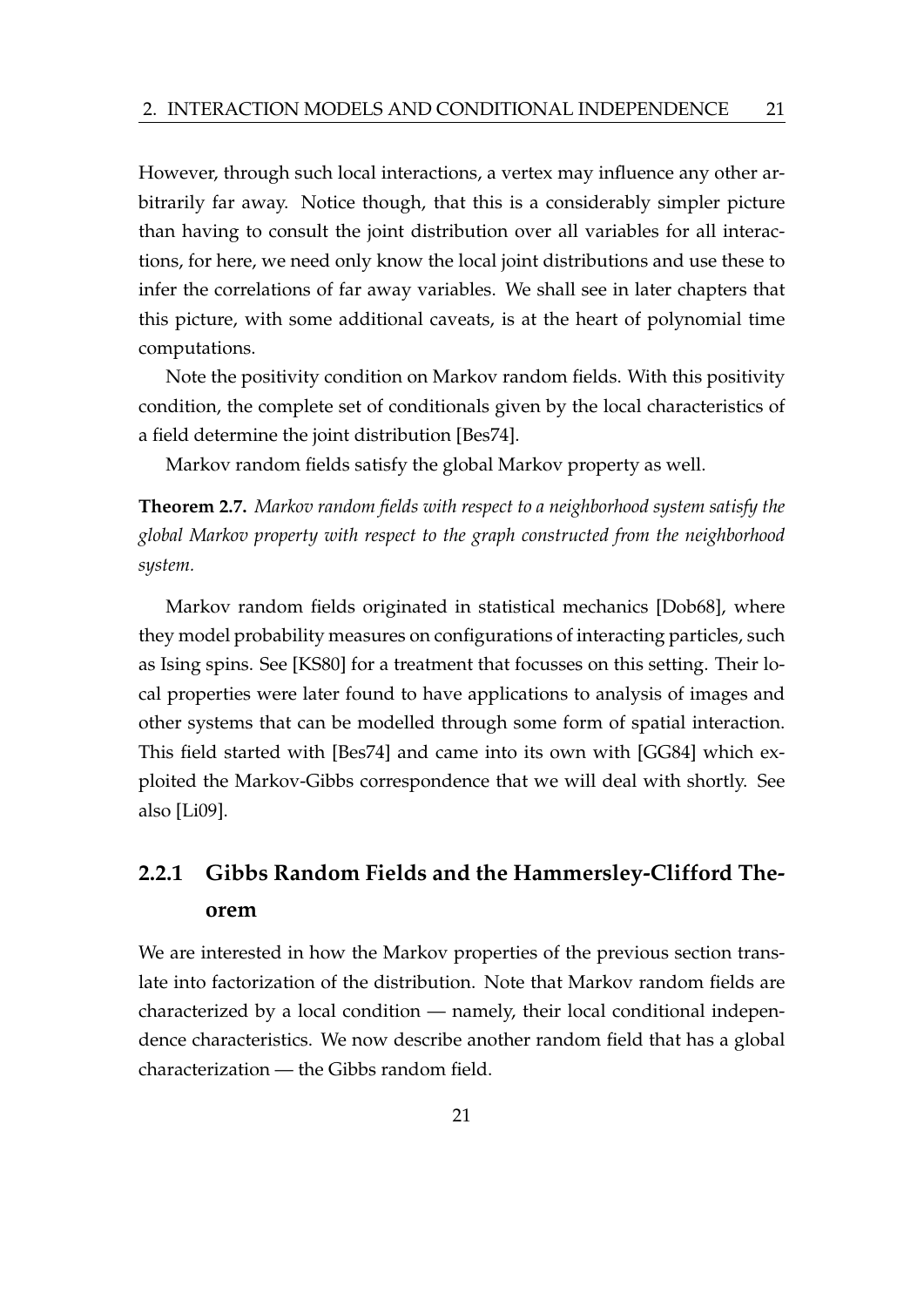However, through such local interactions, a vertex may influence any other arbitrarily far away. Notice though, that this is a considerably simpler picture than having to consult the joint distribution over all variables for all interactions, for here, we need only know the local joint distributions and use these to infer the correlations of far away variables. We shall see in later chapters that this picture, with some additional caveats, is at the heart of polynomial time computations.

Note the positivity condition on Markov random fields. With this positivity condition, the complete set of conditionals given by the local characteristics of a field determine the joint distribution [Bes74].

Markov random fields satisfy the global Markov property as well.

**Theorem 2.7.** *Markov random fields with respect to a neighborhood system satisfy the global Markov property with respect to the graph constructed from the neighborhood system.*

Markov random fields originated in statistical mechanics [Dob68], where they model probability measures on configurations of interacting particles, such as Ising spins. See [KS80] for a treatment that focusses on this setting. Their local properties were later found to have applications to analysis of images and other systems that can be modelled through some form of spatial interaction. This field started with [Bes74] and came into its own with [GG84] which exploited the Markov-Gibbs correspondence that we will deal with shortly. See also [Li09].

### 2.2.1 Gibbs Random Fields and the Hammersley-Clifford Theorem

We are interested in how the Markov properties of the previous section translate into factorization of the distribution. Note that Markov random fields are characterized by a local condition — namely, their local conditional independence characteristics. We now describe another random field that has a global characterization — the Gibbs random field.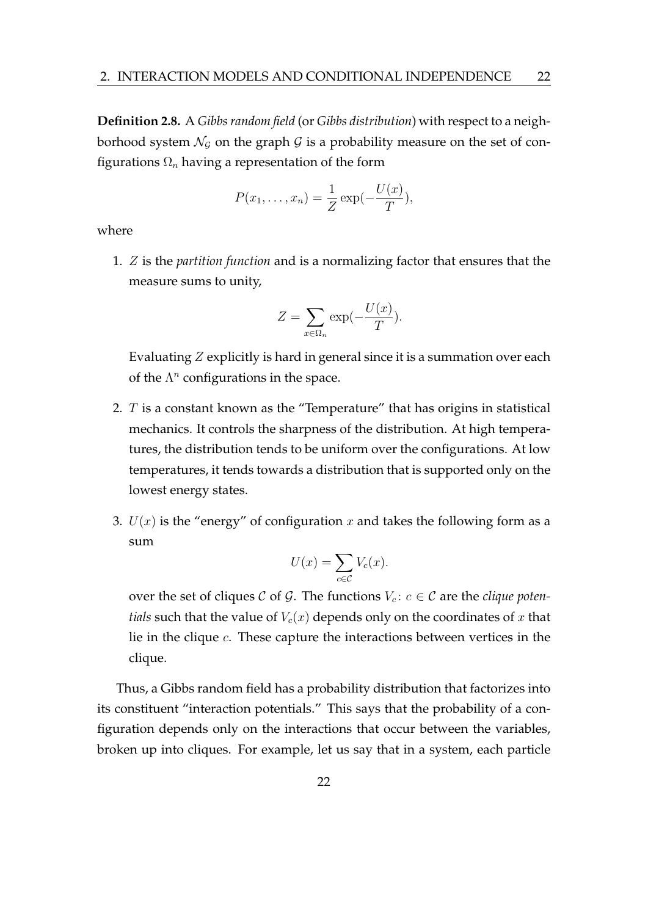**Definition 2.8.** A *Gibbs random field* (or *Gibbs distribution*) with respect to a neighborhood system $\mathcal{N}_\mathcal{G}$ on the graph $\mathcal{G}$ is a probability measure on the set of configurations $\Omega_n$ having a representation of the form

$$P(x_1, \ldots, x_n) = \frac{1}{Z} \exp(-\frac{U(x)}{T}),$$

where

1. $Z$ is the *partition function* and is a normalizing factor that ensures that the measure sums to unity,

   $$Z = \sum_{x \in \Omega_n} \exp(-\frac{U(x)}{T}).$$

   Evaluating $Z$ explicitly is hard in general since it is a summation over each of the $\Lambda^n$ configurations in the space.

2. $T$ is a constant known as the "Temperature" that has origins in statistical mechanics. It controls the sharpness of the distribution. At high temperatures, the distribution tends to be uniform over the configurations. At low temperatures, it tends towards a distribution that is supported only on the lowest energy states.

3. $U(x)$ is the "energy" of configuration $x$ and takes the following form as a sum

   $$U(x) = \sum_{c \in \mathcal{C}} V_c(x).$$

   over the set of cliques $\mathcal{C}$ of $\mathcal{G}$. The functions $V_c \colon c \in \mathcal{C}$ are the *clique potentials* such that the value of $V_c(x)$ depends only on the coordinates of $x$ that lie in the clique $c$. These capture the interactions between vertices in the clique.

Thus, a Gibbs random field has a probability distribution that factorizes into its constituent "interaction potentials." This says that the probability of a configuration depends only on the interactions that occur between the variables, broken up into cliques. For example, let us say that in a system, each particle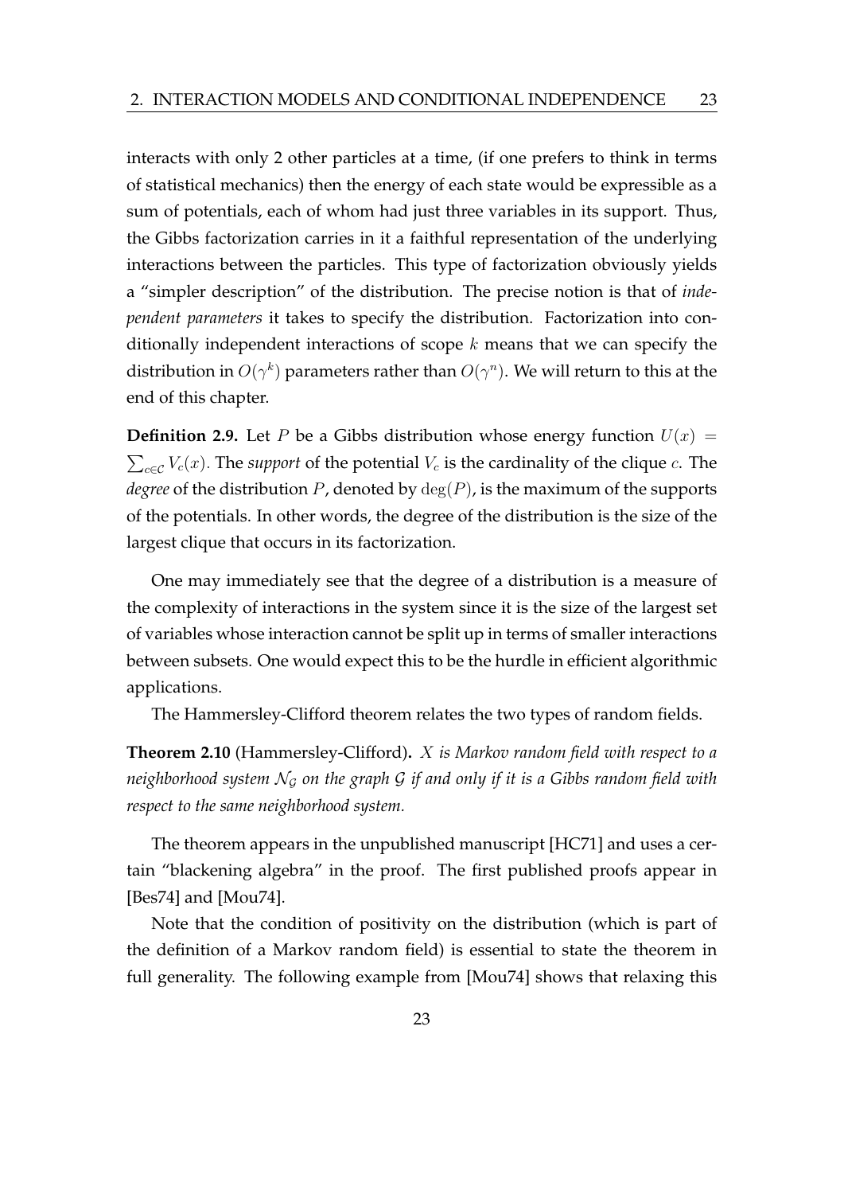interacts with only 2 other particles at a time, (if one prefers to think in terms of statistical mechanics) then the energy of each state would be expressible as a sum of potentials, each of whom had just three variables in its support. Thus, the Gibbs factorization carries in it a faithful representation of the underlying interactions between the particles. This type of factorization obviously yields a "simpler description" of the distribution. The precise notion is that of *independent parameters* it takes to specify the distribution. Factorization into conditionally independent interactions of scope $k$ means that we can specify the distribution in $O(\gamma^k)$ parameters rather than $O(\gamma^n)$. We will return to this at the end of this chapter.

**Definition 2.9.** Let $P$ be a Gibbs distribution whose energy function $U(x) = \sum_{c \in \mathcal{C}} V_c(x)$. The *support* of the potential $V_c$ is the cardinality of the clique $c$. The *degree* of the distribution $P$, denoted by $\deg(P)$, is the maximum of the supports of the potentials. In other words, the degree of the distribution is the size of the largest clique that occurs in its factorization.

One may immediately see that the degree of a distribution is a measure of the complexity of interactions in the system since it is the size of the largest set of variables whose interaction cannot be split up in terms of smaller interactions between subsets. One would expect this to be the hurdle in efficient algorithmic applications.

The Hammersley-Clifford theorem relates the two types of random fields.

**Theorem 2.10** (Hammersley-Clifford)**.** *$X$ is Markov random field with respect to a neighborhood system $\mathcal{N}_{\mathcal{G}}$ on the graph $\mathcal{G}$ if and only if it is a Gibbs random field with respect to the same neighborhood system.*

The theorem appears in the unpublished manuscript [HC71] and uses a certain "blackening algebra" in the proof. The first published proofs appear in [Bes74] and [Mou74].

Note that the condition of positivity on the distribution (which is part of the definition of a Markov random field) is essential to state the theorem in full generality. The following example from [Mou74] shows that relaxing this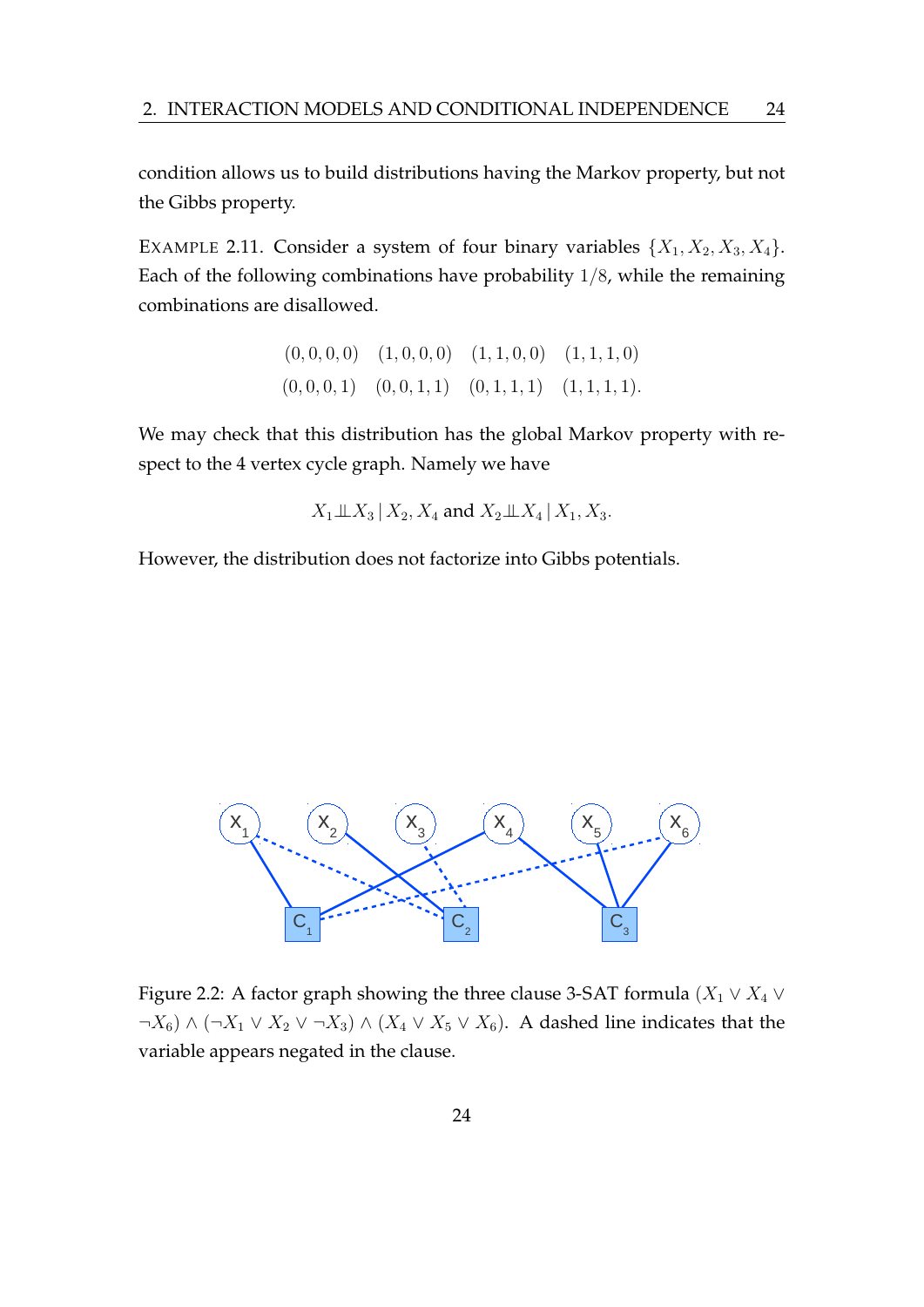condition allows us to build distributions having the Markov property, but not the Gibbs property.

EXAMPLE 2.11. Consider a system of four binary variables $\{X_1, X_2, X_3, X_4\}$. Each of the following combinations have probability $1/8$, while the remaining combinations are disallowed.

$$
\begin{array}{cccc}
(0,0,0,0) & (1,0,0,0) & (1,1,0,0) & (1,1,1,0) \\
(0,0,0,1) & (0,0,1,1) & (0,1,1,1) & (1,1,1,1).
\end{array}
$$

We may check that this distribution has the global Markov property with respect to the 4 vertex cycle graph. Namely we have

$$X_1 \perp\!\!\!\perp X_3 \mid X_2, X_4 \text{ and } X_2 \perp\!\!\!\perp X_4 \mid X_1, X_3.$$

However, the distribution does not factorize into Gibbs potentials.

Figure 2.2: A factor graph showing the three clause 3-SAT formula $(X_1 \vee X_4 \vee \neg X_6) \wedge (\neg X_1 \vee X_2 \vee \neg X_3) \wedge (X_4 \vee X_5 \vee X_6)$. A dashed line indicates that the variable appears negated in the clause.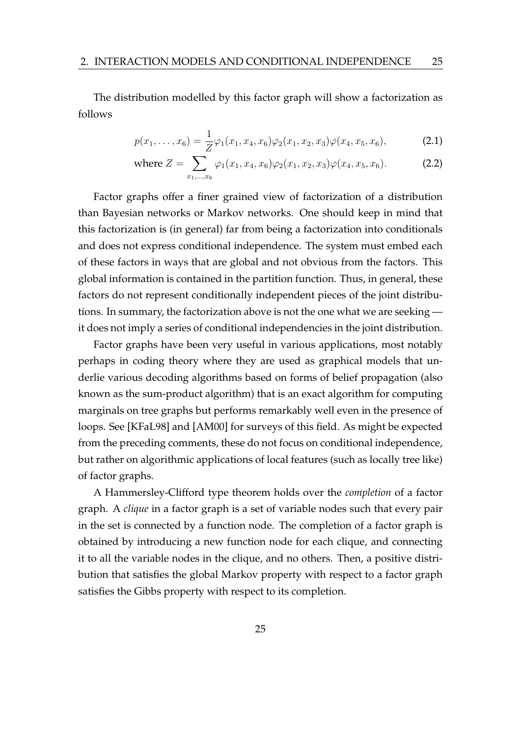The distribution modelled by this factor graph will show a factorization as follows

$$p(x_1, \ldots, x_6) = \frac{1}{Z}\varphi_1(x_1, x_4, x_6)\varphi_2(x_1, x_2, x_3)\varphi(x_4, x_5, x_6), \tag{2.1}$$

$$\text{where } Z = \sum_{x_1, \ldots, x_6} \varphi_1(x_1, x_4, x_6)\varphi_2(x_1, x_2, x_3)\varphi(x_4, x_5, x_6). \tag{2.2}$$

Factor graphs offer a finer grained view of factorization of a distribution than Bayesian networks or Markov networks. One should keep in mind that this factorization is (in general) far from being a factorization into conditionals and does not express conditional independence. The system must embed each of these factors in ways that are global and not obvious from the factors. This global information is contained in the partition function. Thus, in general, these factors do not represent conditionally independent pieces of the joint distributions. In summary, the factorization above is not the one what we are seeking — it does not imply a series of conditional independencies in the joint distribution.

Factor graphs have been very useful in various applications, most notably perhaps in coding theory where they are used as graphical models that underlie various decoding algorithms based on forms of belief propagation (also known as the sum-product algorithm) that is an exact algorithm for computing marginals on tree graphs but performs remarkably well even in the presence of loops. See [KFaL98] and [AM00] for surveys of this field. As might be expected from the preceding comments, these do not focus on conditional independence, but rather on algorithmic applications of local features (such as locally tree like) of factor graphs.

A Hammersley-Clifford type theorem holds over the *completion* of a factor graph. A *clique* in a factor graph is a set of variable nodes such that every pair in the set is connected by a function node. The completion of a factor graph is obtained by introducing a new function node for each clique, and connecting it to all the variable nodes in the clique, and no others. Then, a positive distribution that satisfies the global Markov property with respect to a factor graph satisfies the Gibbs property with respect to its completion.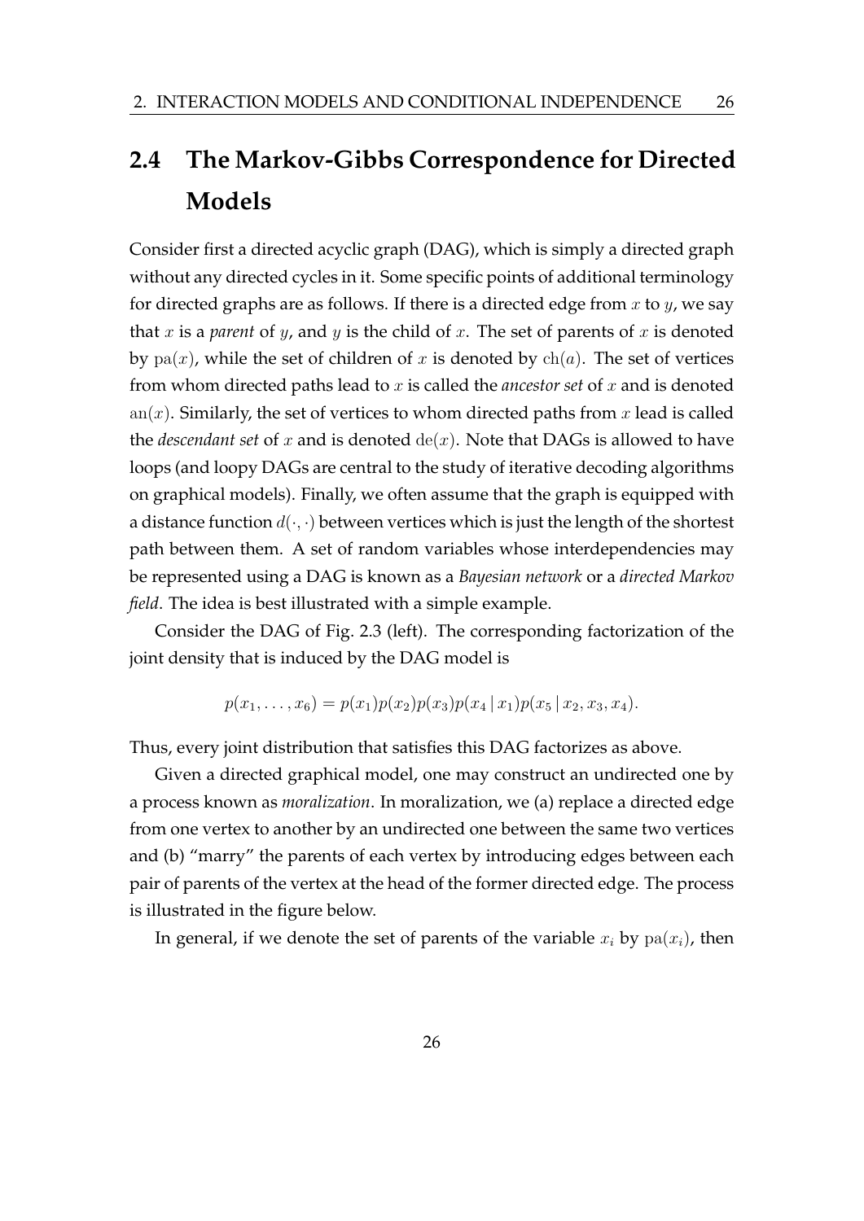## 2.4 The Markov-Gibbs Correspondence for Directed Models

Consider first a directed acyclic graph (DAG), which is simply a directed graph without any directed cycles in it. Some specific points of additional terminology for directed graphs are as follows. If there is a directed edge from $x$ to $y$, we say that $x$ is a *parent* of $y$, and $y$ is the child of $x$. The set of parents of $x$ is denoted by $\mathrm{pa}(x)$, while the set of children of $x$ is denoted by $\mathrm{ch}(a)$. The set of vertices from whom directed paths lead to $x$ is called the *ancestor set* of $x$ and is denoted $\mathrm{an}(x)$. Similarly, the set of vertices to whom directed paths from $x$ lead is called the *descendant set* of $x$ and is denoted $\mathrm{de}(x)$. Note that DAGs is allowed to have loops (and loopy DAGs are central to the study of iterative decoding algorithms on graphical models). Finally, we often assume that the graph is equipped with a distance function $d(\cdot,\cdot)$ between vertices which is just the length of the shortest path between them. A set of random variables whose interdependencies may be represented using a DAG is known as a *Bayesian network* or a *directed Markov field*. The idea is best illustrated with a simple example.

Consider the DAG of Fig. 2.3 (left). The corresponding factorization of the joint density that is induced by the DAG model is

$$p(x_1,\ldots,x_6) = p(x_1)p(x_2)p(x_3)p(x_4 \mid x_1)p(x_5 \mid x_2,x_3,x_4).$$

Thus, every joint distribution that satisfies this DAG factorizes as above.

Given a directed graphical model, one may construct an undirected one by a process known as *moralization*. In moralization, we (a) replace a directed edge from one vertex to another by an undirected one between the same two vertices and (b) "marry" the parents of each vertex by introducing edges between each pair of parents of the vertex at the head of the former directed edge. The process is illustrated in the figure below.

In general, if we denote the set of parents of the variable $x_i$ by $\mathrm{pa}(x_i)$, then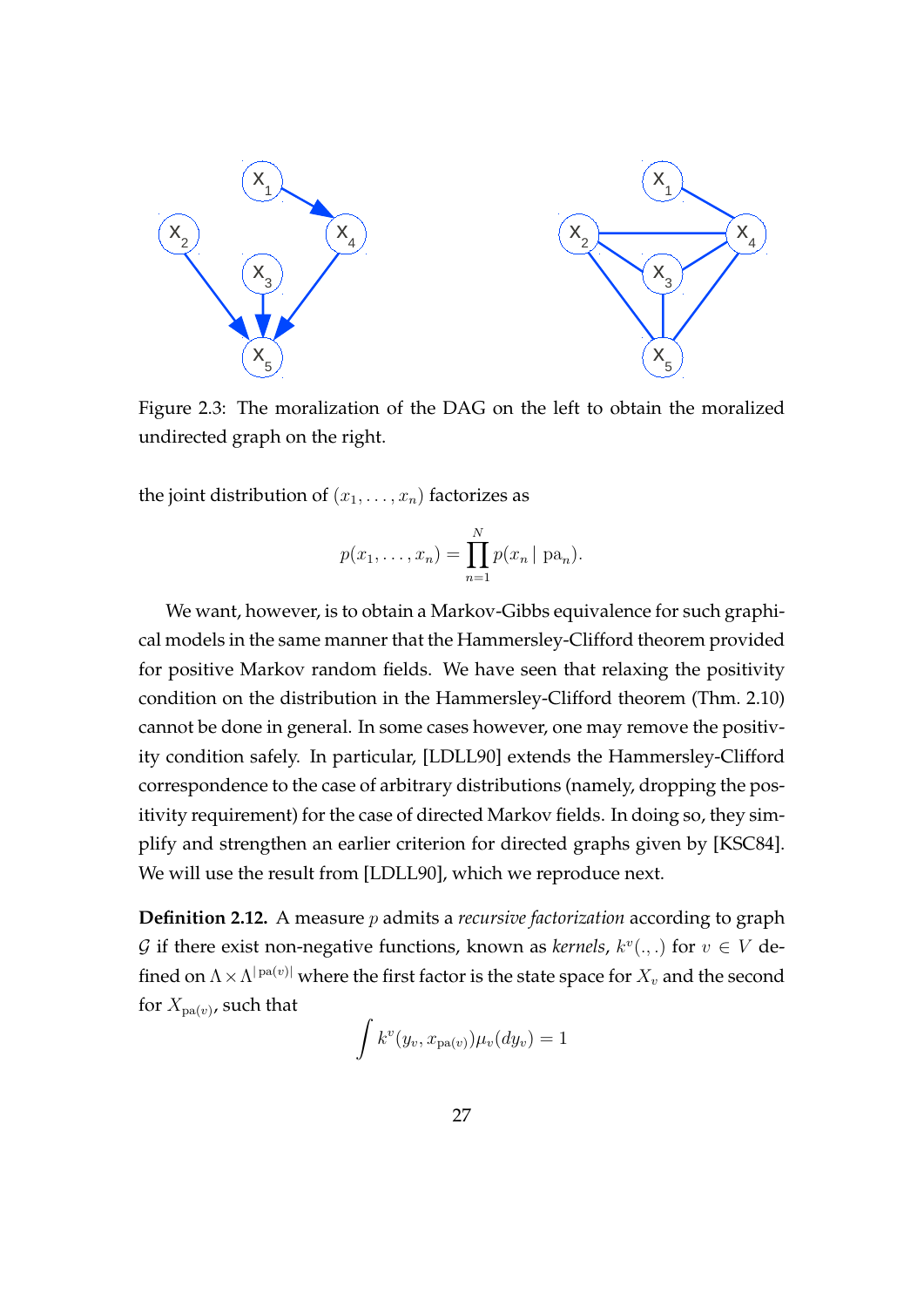Figure 2.3: The moralization of the DAG on the left to obtain the moralized undirected graph on the right.

the joint distribution of $(x_1, \ldots, x_n)$ factorizes as

$$p(x_1, \ldots, x_n) = \prod_{n=1}^{N} p(x_n \mid \mathrm{pa}_n).$$

We want, however, is to obtain a Markov-Gibbs equivalence for such graphical models in the same manner that the Hammersley-Clifford theorem provided for positive Markov random fields. We have seen that relaxing the positivity condition on the distribution in the Hammersley-Clifford theorem (Thm. 2.10) cannot be done in general. In some cases however, one may remove the positivity condition safely. In particular, [LDLL90] extends the Hammersley-Clifford correspondence to the case of arbitrary distributions (namely, dropping the positivity requirement) for the case of directed Markov fields. In doing so, they simplify and strengthen an earlier criterion for directed graphs given by [KSC84]. We will use the result from [LDLL90], which we reproduce next.

**Definition 2.12.** A measure $p$ admits a *recursive factorization* according to graph $\mathcal{G}$ if there exist non-negative functions, known as *kernels*, $k^v(.,.)$ for $v \in V$ defined on $\Lambda \times \Lambda^{|\,\mathrm{pa}(v)|}$ where the first factor is the state space for $X_v$ and the second for $X_{\mathrm{pa}(v)}$, such that

$$\int k^v(y_v, x_{\mathrm{pa}(v)}) \mu_v(dy_v) = 1$$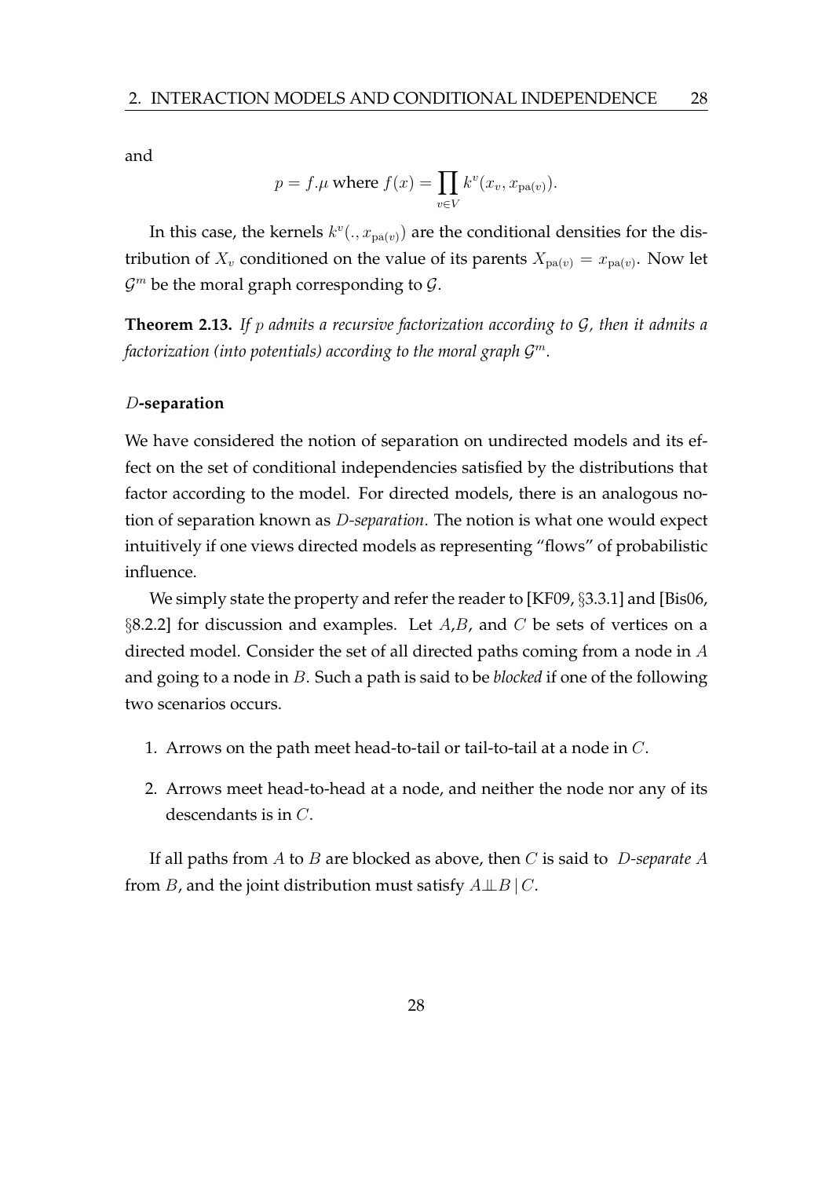and

$$p = f.\mu \text{ where } f(x) = \prod_{v \in V} k^v(x_v, x_{\mathrm{pa}(v)}).$$

In this case, the kernels $k^v(., x_{\mathrm{pa}(v)})$ are the conditional densities for the distribution of $X_v$ conditioned on the value of its parents $X_{\mathrm{pa}(v)} = x_{\mathrm{pa}(v)}$. Now let $\mathcal{G}^m$ be the moral graph corresponding to $\mathcal{G}$.

**Theorem 2.13.** *If $p$ admits a recursive factorization according to $\mathcal{G}$, then it admits a factorization (into potentials) according to the moral graph $\mathcal{G}^m$.*

### $D$-separation

We have considered the notion of separation on undirected models and its effect on the set of conditional independencies satisfied by the distributions that factor according to the model. For directed models, there is an analogous notion of separation known as *$D$-separation*. The notion is what one would expect intuitively if one views directed models as representing "flows" of probabilistic influence.

We simply state the property and refer the reader to [KF09, §3.3.1] and [Bis06, §8.2.2] for discussion and examples. Let $A$,$B$, and $C$ be sets of vertices on a directed model. Consider the set of all directed paths coming from a node in $A$ and going to a node in $B$. Such a path is said to be *blocked* if one of the following two scenarios occurs.

1. Arrows on the path meet head-to-tail or tail-to-tail at a node in $C$.
2. Arrows meet head-to-head at a node, and neither the node nor any of its descendants is in $C$.

If all paths from $A$ to $B$ are blocked as above, then $C$ is said to *$D$-separate $A$* from $B$, and the joint distribution must satisfy $A \perp\!\!\!\perp B \mid C$.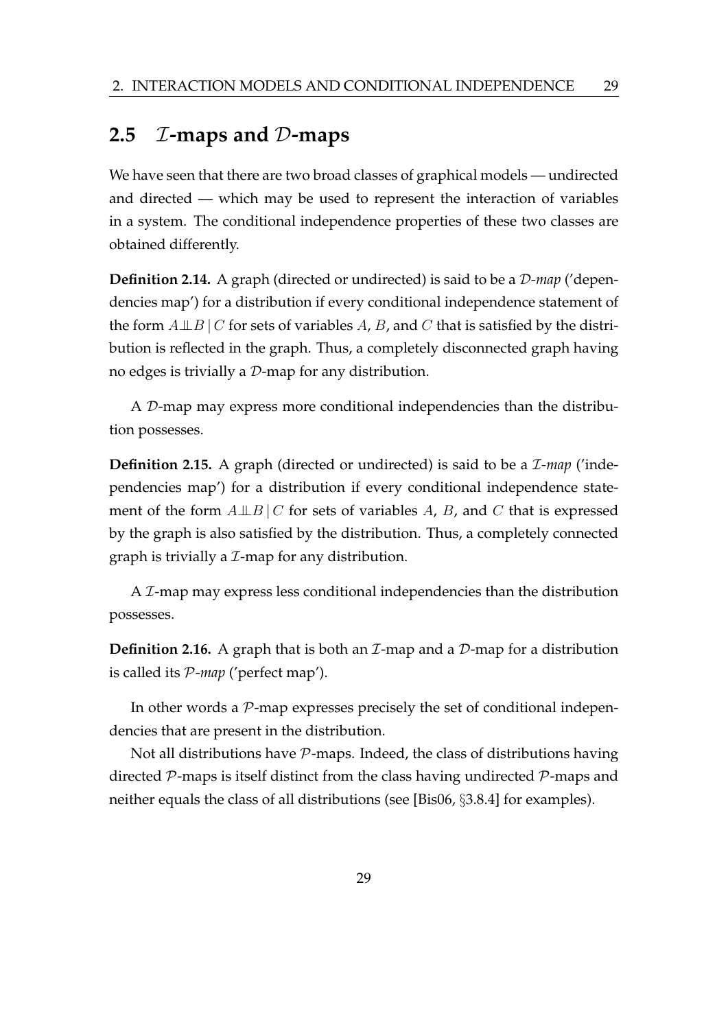## 2.5 $\mathcal{I}$-maps and $\mathcal{D}$-maps

We have seen that there are two broad classes of graphical models — undirected and directed — which may be used to represent the interaction of variables in a system. The conditional independence properties of these two classes are obtained differently.

**Definition 2.14.** A graph (directed or undirected) is said to be a *$\mathcal{D}$-map* ('dependencies map') for a distribution if every conditional independence statement of the form $A \perp\!\!\!\perp B \mid C$ for sets of variables $A$, $B$, and $C$ that is satisfied by the distribution is reflected in the graph. Thus, a completely disconnected graph having no edges is trivially a $\mathcal{D}$-map for any distribution.

A $\mathcal{D}$-map may express more conditional independencies than the distribution possesses.

**Definition 2.15.** A graph (directed or undirected) is said to be a *$\mathcal{I}$-map* ('independencies map') for a distribution if every conditional independence statement of the form $A \perp\!\!\!\perp B \mid C$ for sets of variables $A$, $B$, and $C$ that is expressed by the graph is also satisfied by the distribution. Thus, a completely connected graph is trivially a $\mathcal{I}$-map for any distribution.

A $\mathcal{I}$-map may express less conditional independencies than the distribution possesses.

**Definition 2.16.** A graph that is both an $\mathcal{I}$-map and a $\mathcal{D}$-map for a distribution is called its *$\mathcal{P}$-map* ('perfect map').

In other words a $\mathcal{P}$-map expresses precisely the set of conditional independencies that are present in the distribution.

Not all distributions have $\mathcal{P}$-maps. Indeed, the class of distributions having directed $\mathcal{P}$-maps is itself distinct from the class having undirected $\mathcal{P}$-maps and neither equals the class of all distributions (see [Bis06, §3.8.4] for examples).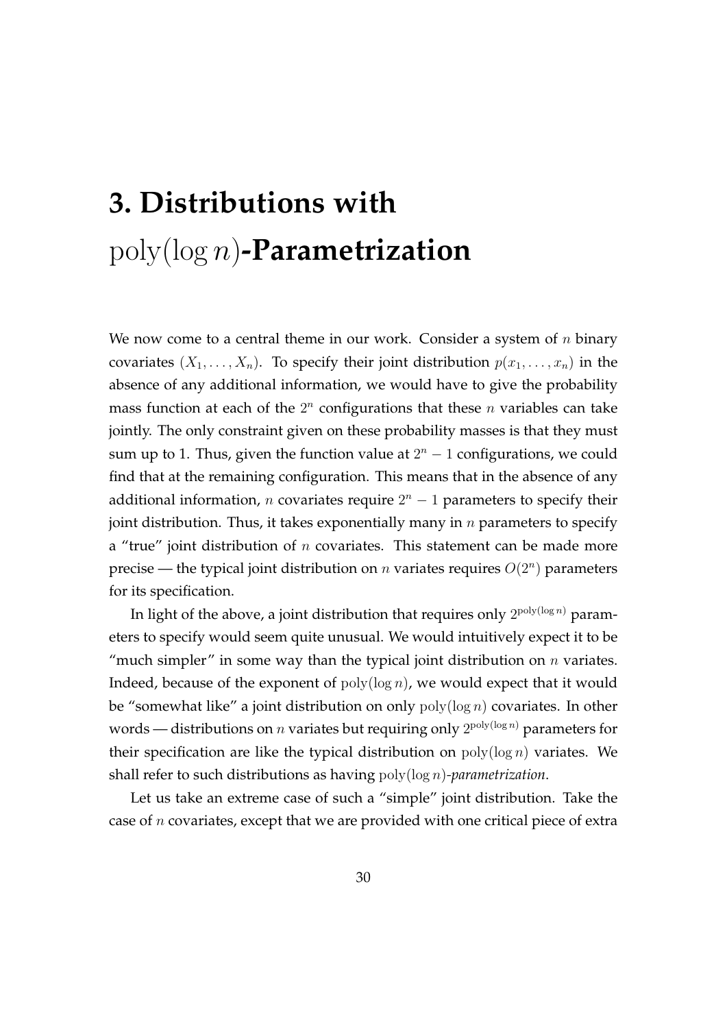# 3. Distributions with $\text{poly}(\log n)$-Parametrization

We now come to a central theme in our work. Consider a system of $n$ binary covariates $(X_1, \ldots, X_n)$. To specify their joint distribution $p(x_1, \ldots, x_n)$ in the absence of any additional information, we would have to give the probability mass function at each of the $2^n$ configurations that these $n$ variables can take jointly. The only constraint given on these probability masses is that they must sum up to 1. Thus, given the function value at $2^n - 1$ configurations, we could find that at the remaining configuration. This means that in the absence of any additional information, $n$ covariates require $2^n - 1$ parameters to specify their joint distribution. Thus, it takes exponentially many in $n$ parameters to specify a "true" joint distribution of $n$ covariates. This statement can be made more precise — the typical joint distribution on $n$ variates requires $O(2^n)$ parameters for its specification.

In light of the above, a joint distribution that requires only $2^{\text{poly}(\log n)}$ parameters to specify would seem quite unusual. We would intuitively expect it to be "much simpler" in some way than the typical joint distribution on $n$ variates. Indeed, because of the exponent of $\text{poly}(\log n)$, we would expect that it would be "somewhat like" a joint distribution on only $\text{poly}(\log n)$ covariates. In other words — distributions on $n$ variates but requiring only $2^{\text{poly}(\log n)}$ parameters for their specification are like the typical distribution on $\text{poly}(\log n)$ variates. We shall refer to such distributions as having *$\text{poly}(\log n)$-parametrization*.

Let us take an extreme case of such a "simple" joint distribution. Take the case of $n$ covariates, except that we are provided with one critical piece of extra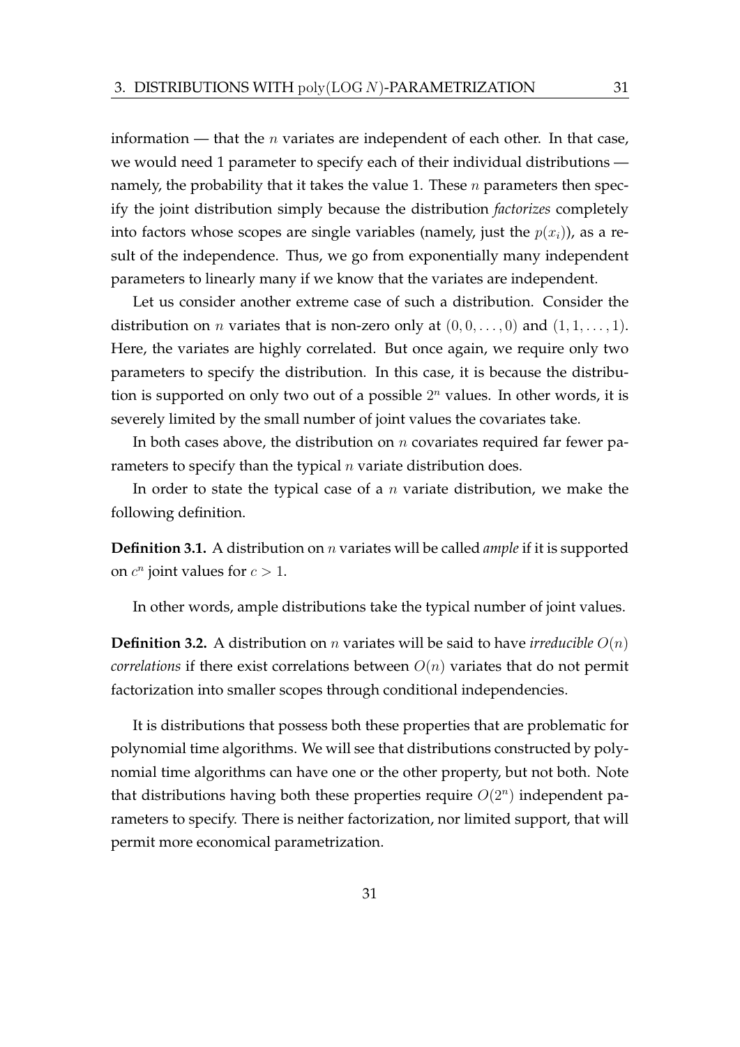information — that the $n$ variates are independent of each other. In that case, we would need 1 parameter to specify each of their individual distributions — namely, the probability that it takes the value 1. These $n$ parameters then specify the joint distribution simply because the distribution *factorizes* completely into factors whose scopes are single variables (namely, just the $p(x_i)$), as a result of the independence. Thus, we go from exponentially many independent parameters to linearly many if we know that the variates are independent.

Let us consider another extreme case of such a distribution. Consider the distribution on $n$ variates that is non-zero only at $(0, 0, \ldots, 0)$ and $(1, 1, \ldots, 1)$. Here, the variates are highly correlated. But once again, we require only two parameters to specify the distribution. In this case, it is because the distribution is supported on only two out of a possible $2^n$ values. In other words, it is severely limited by the small number of joint values the covariates take.

In both cases above, the distribution on $n$ covariates required far fewer parameters to specify than the typical $n$ variate distribution does.

In order to state the typical case of a $n$ variate distribution, we make the following definition.

**Definition 3.1.** A distribution on $n$ variates will be called *ample* if it is supported on $c^n$ joint values for $c > 1$.

In other words, ample distributions take the typical number of joint values.

**Definition 3.2.** A distribution on $n$ variates will be said to have *irreducible $O(n)$ correlations* if there exist correlations between $O(n)$ variates that do not permit factorization into smaller scopes through conditional independencies.

It is distributions that possess both these properties that are problematic for polynomial time algorithms. We will see that distributions constructed by polynomial time algorithms can have one or the other property, but not both. Note that distributions having both these properties require $O(2^n)$ independent parameters to specify. There is neither factorization, nor limited support, that will permit more economical parametrization.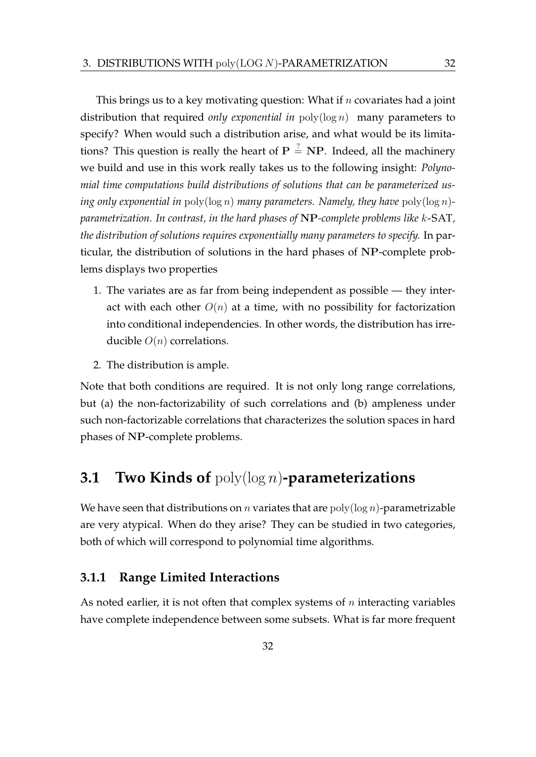This brings us to a key motivating question: What if $n$ covariates had a joint distribution that required *only exponential in* $\text{poly}(\log n)$ many parameters to specify? When would such a distribution arise, and what would be its limitations? This question is really the heart of $\mathbf{P} \stackrel{?}{=} \mathbf{NP}$. Indeed, all the machinery we build and use in this work really takes us to the following insight: *Polynomial time computations build distributions of solutions that can be parameterized using only exponential in* $\text{poly}(\log n)$ *many parameters. Namely, they have* $\text{poly}(\log n)$*-parametrization. In contrast, in the hard phases of* $\mathbf{NP}$*-complete problems like* $k$*-*$\mathrm{SAT}$*, the distribution of solutions requires exponentially many parameters to specify.* In particular, the distribution of solutions in the hard phases of $\mathbf{NP}$-complete problems displays two properties

1. The variates are as far from being independent as possible — they interact with each other $O(n)$ at a time, with no possibility for factorization into conditional independencies. In other words, the distribution has irreducible $O(n)$ correlations.
2. The distribution is ample.

Note that both conditions are required. It is not only long range correlations, but (a) the non-factorizability of such correlations and (b) ampleness under such non-factorizable correlations that characterizes the solution spaces in hard phases of $\mathbf{NP}$-complete problems.

## 3.1 Two Kinds of $\text{poly}(\log n)$-parameterizations

We have seen that distributions on $n$ variates that are $\text{poly}(\log n)$-parametrizable are very atypical. When do they arise? They can be studied in two categories, both of which will correspond to polynomial time algorithms.

### 3.1.1 Range Limited Interactions

As noted earlier, it is not often that complex systems of $n$ interacting variables have complete independence between some subsets. What is far more frequent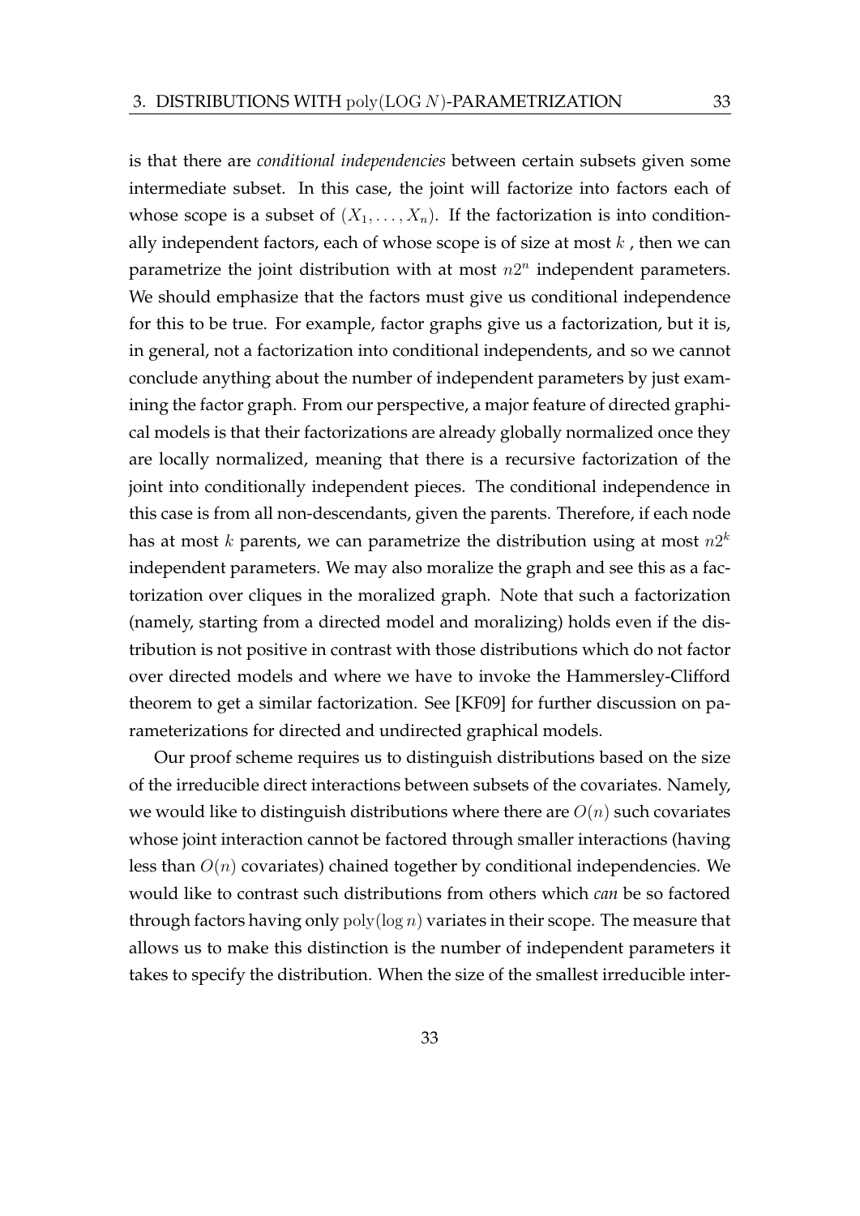is that there are *conditional independencies* between certain subsets given some intermediate subset. In this case, the joint will factorize into factors each of whose scope is a subset of $(X_1, \ldots, X_n)$. If the factorization is into conditionally independent factors, each of whose scope is of size at most $k$ , then we can parametrize the joint distribution with at most $n2^n$ independent parameters. We should emphasize that the factors must give us conditional independence for this to be true. For example, factor graphs give us a factorization, but it is, in general, not a factorization into conditional independents, and so we cannot conclude anything about the number of independent parameters by just examining the factor graph. From our perspective, a major feature of directed graphical models is that their factorizations are already globally normalized once they are locally normalized, meaning that there is a recursive factorization of the joint into conditionally independent pieces. The conditional independence in this case is from all non-descendants, given the parents. Therefore, if each node has at most $k$ parents, we can parametrize the distribution using at most $n2^k$ independent parameters. We may also moralize the graph and see this as a factorization over cliques in the moralized graph. Note that such a factorization (namely, starting from a directed model and moralizing) holds even if the distribution is not positive in contrast with those distributions which do not factor over directed models and where we have to invoke the Hammersley-Clifford theorem to get a similar factorization. See [KF09] for further discussion on parameterizations for directed and undirected graphical models.

Our proof scheme requires us to distinguish distributions based on the size of the irreducible direct interactions between subsets of the covariates. Namely, we would like to distinguish distributions where there are $O(n)$ such covariates whose joint interaction cannot be factored through smaller interactions (having less than $O(n)$ covariates) chained together by conditional independencies. We would like to contrast such distributions from others which *can* be so factored through factors having only $\mathrm{poly}(\log n)$ variates in their scope. The measure that allows us to make this distinction is the number of independent parameters it takes to specify the distribution. When the size of the smallest irreducible inter-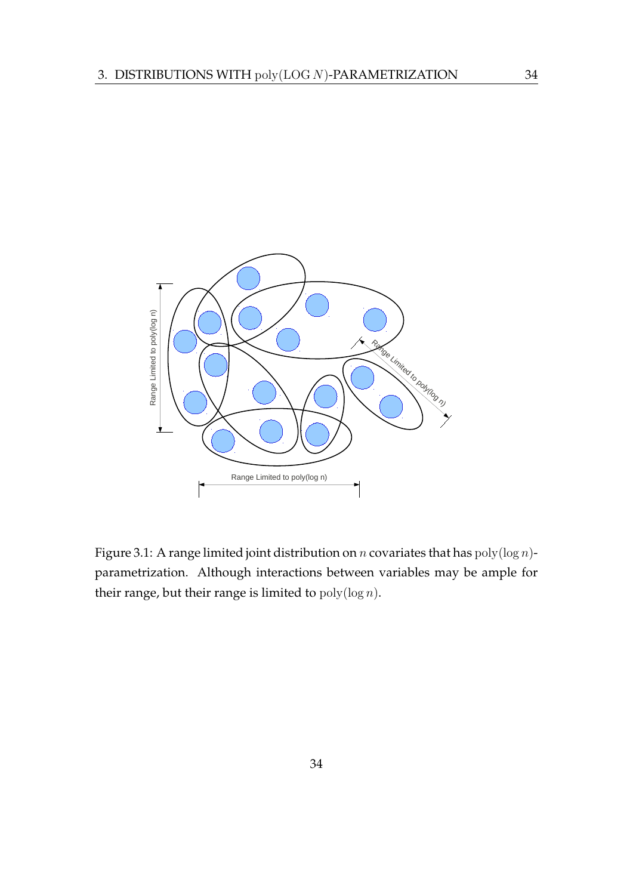Figure 3.1: A range limited joint distribution on $n$ covariates that has $\mathrm{poly}(\log n)$-parametrization. Although interactions between variables may be ample for their range, but their range is limited to $\mathrm{poly}(\log n)$.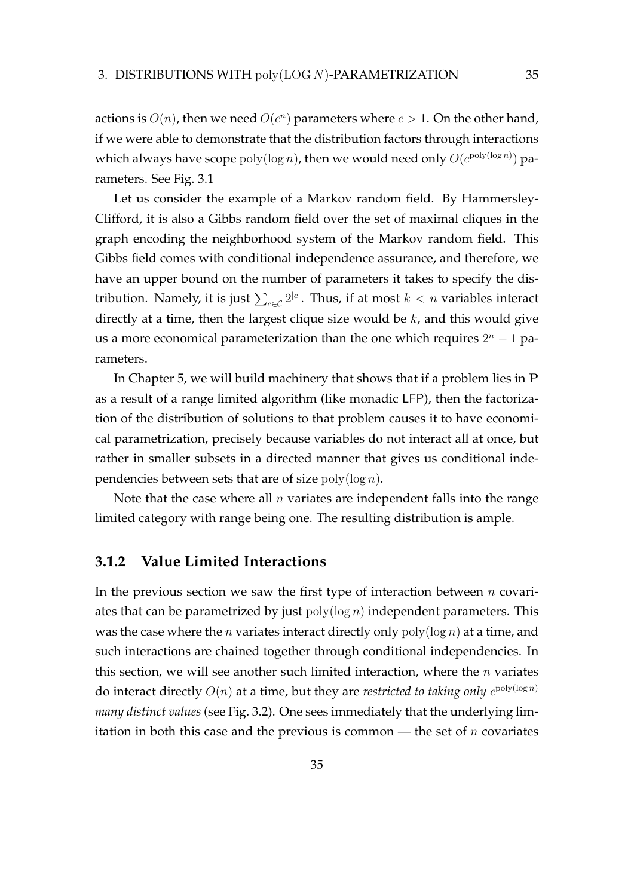actions is $O(n)$, then we need $O(c^n)$ parameters where $c > 1$. On the other hand, if we were able to demonstrate that the distribution factors through interactions which always have scope $\mathrm{poly}(\log n)$, then we would need only $O(c^{\mathrm{poly}(\log n)})$ parameters. See Fig. 3.1

Let us consider the example of a Markov random field. By Hammersley-Clifford, it is also a Gibbs random field over the set of maximal cliques in the graph encoding the neighborhood system of the Markov random field. This Gibbs field comes with conditional independence assurance, and therefore, we have an upper bound on the number of parameters it takes to specify the distribution. Namely, it is just $\sum_{c \in \mathcal{C}} 2^{|c|}$. Thus, if at most $k < n$ variables interact directly at a time, then the largest clique size would be $k$, and this would give us a more economical parameterization than the one which requires $2^n - 1$ parameters.

In Chapter 5, we will build machinery that shows that if a problem lies in $\mathbf{P}$ as a result of a range limited algorithm (like monadic LFP), then the factorization of the distribution of solutions to that problem causes it to have economical parametrization, precisely because variables do not interact all at once, but rather in smaller subsets in a directed manner that gives us conditional independencies between sets that are of size $\mathrm{poly}(\log n)$.

Note that the case where all $n$ variates are independent falls into the range limited category with range being one. The resulting distribution is ample.

### 3.1.2 Value Limited Interactions

In the previous section we saw the first type of interaction between $n$ covariates that can be parametrized by just $\mathrm{poly}(\log n)$ independent parameters. This was the case where the $n$ variates interact directly only $\mathrm{poly}(\log n)$ at a time, and such interactions are chained together through conditional independencies. In this section, we will see another such limited interaction, where the $n$ variates do interact directly $O(n)$ at a time, but they are *restricted to taking only $c^{\mathrm{poly}(\log n)}$ many distinct values* (see Fig. 3.2). One sees immediately that the underlying limitation in both this case and the previous is common — the set of $n$ covariates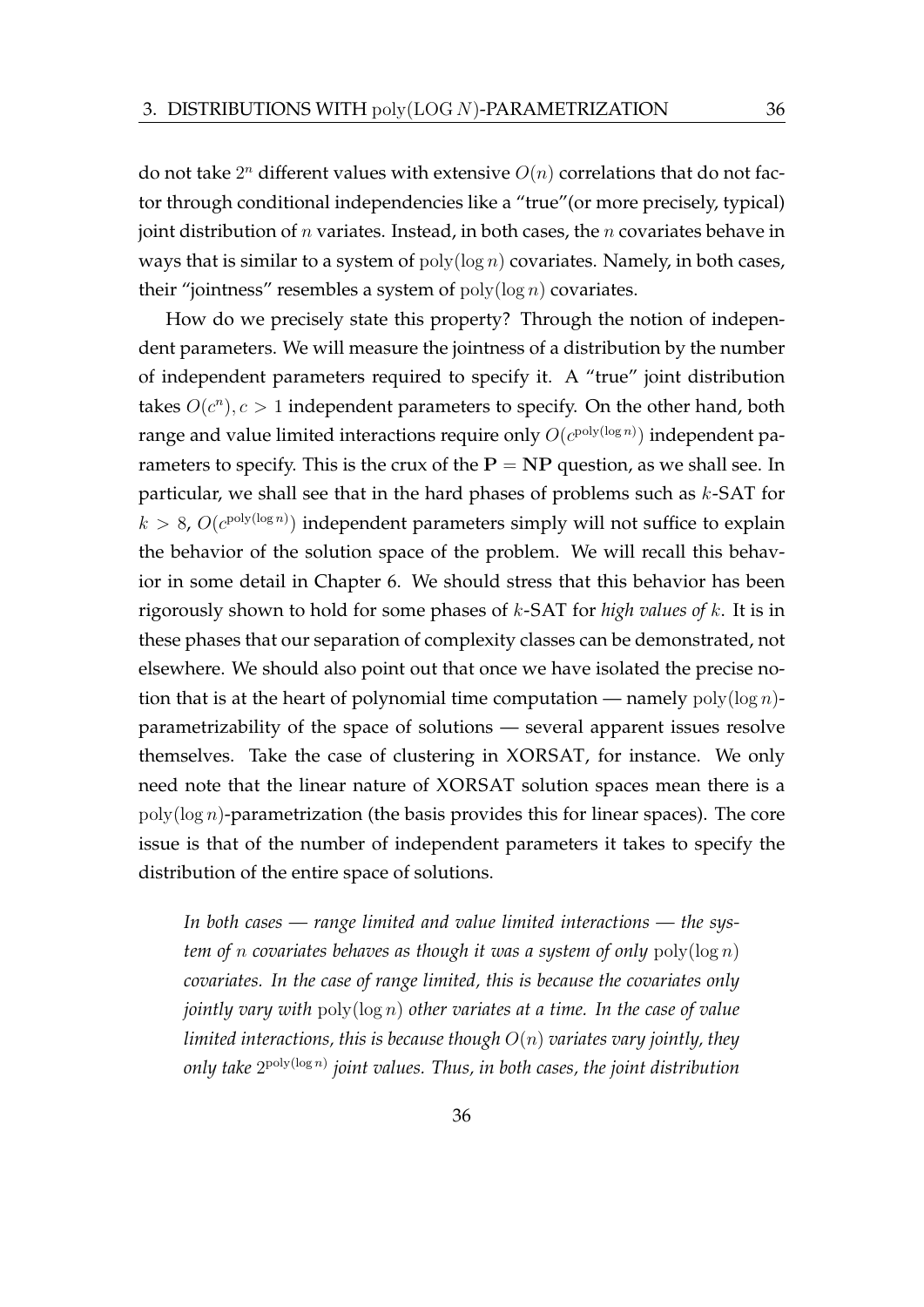do not take $2^n$ different values with extensive $O(n)$ correlations that do not factor through conditional independencies like a "true"(or more precisely, typical) joint distribution of $n$ variates. Instead, in both cases, the $n$ covariates behave in ways that is similar to a system of $\text{poly}(\log n)$ covariates. Namely, in both cases, their "jointness" resembles a system of $\text{poly}(\log n)$ covariates.

How do we precisely state this property? Through the notion of independent parameters. We will measure the jointness of a distribution by the number of independent parameters required to specify it. A "true" joint distribution takes $O(c^n), c > 1$ independent parameters to specify. On the other hand, both range and value limited interactions require only $O(c^{\text{poly}(\log n)})$ independent parameters to specify. This is the crux of the $\mathbf{P} = \mathbf{NP}$ question, as we shall see. In particular, we shall see that in the hard phases of problems such as $k$-SAT for $k > 8$, $O(c^{\text{poly}(\log n)})$ independent parameters simply will not suffice to explain the behavior of the solution space of the problem. We will recall this behavior in some detail in Chapter 6. We should stress that this behavior has been rigorously shown to hold for some phases of $k$-SAT for *high values of $k$*. It is in these phases that our separation of complexity classes can be demonstrated, not elsewhere. We should also point out that once we have isolated the precise notion that is at the heart of polynomial time computation — namely $\text{poly}(\log n)$-parametrizability of the space of solutions — several apparent issues resolve themselves. Take the case of clustering in XORSAT, for instance. We only need note that the linear nature of XORSAT solution spaces mean there is a $\text{poly}(\log n)$-parametrization (the basis provides this for linear spaces). The core issue is that of the number of independent parameters it takes to specify the distribution of the entire space of solutions.

> *In both cases — range limited and value limited interactions — the system of $n$ covariates behaves as though it was a system of only $\text{poly}(\log n)$ covariates. In the case of range limited, this is because the covariates only jointly vary with $\text{poly}(\log n)$ other variates at a time. In the case of value limited interactions, this is because though $O(n)$ variates vary jointly, they only take $2^{\text{poly}(\log n)}$ joint values. Thus, in both cases, the joint distribution*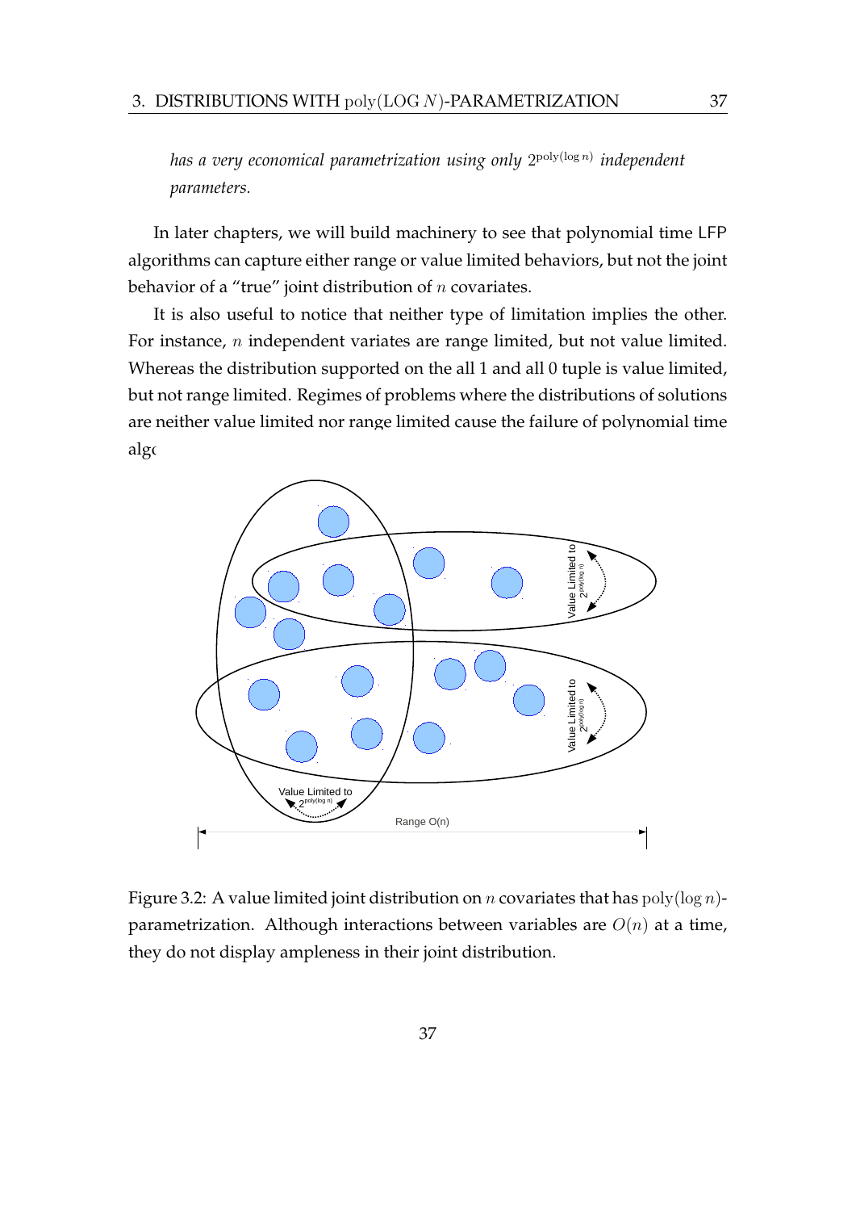*has a very economical parametrization using only $2^{\text{poly}(\log n)}$ independent parameters.*

In later chapters, we will build machinery to see that polynomial time LFP algorithms can capture either range or value limited behaviors, but not the joint behavior of a "true" joint distribution of $n$ covariates.

It is also useful to notice that neither type of limitation implies the other. For instance, $n$ independent variates are range limited, but not value limited. Whereas the distribution supported on the all 1 and all 0 tuple is value limited, but not range limited. Regimes of problems where the distributions of solutions are neither value limited nor range limited cause the failure of polynomial time algc

Figure 3.2: A value limited joint distribution on $n$ covariates that has $\text{poly}(\log n)$-parametrization. Although interactions between variables are $O(n)$ at a time, they do not display ampleness in their joint distribution.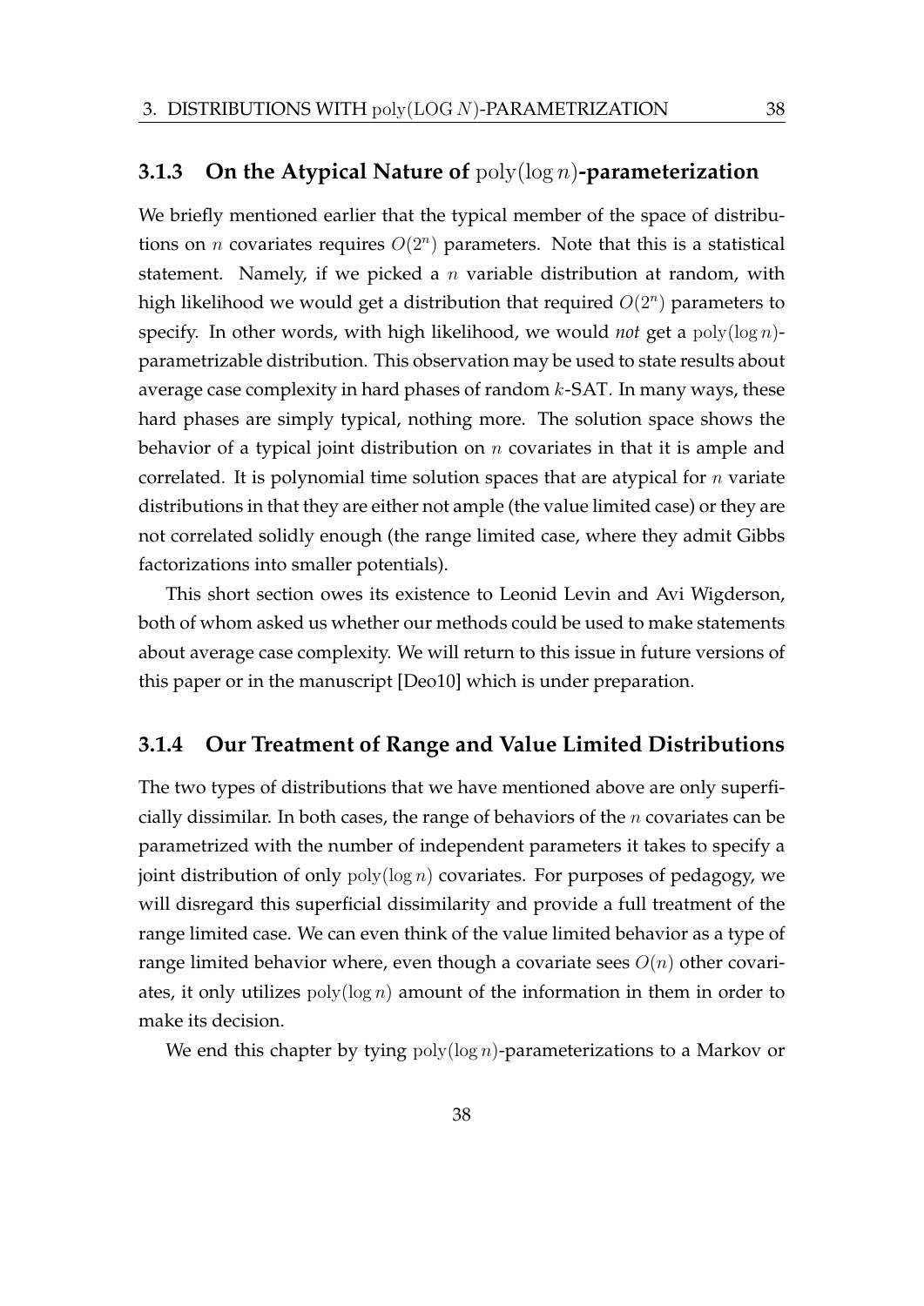### 3.1.3 On the Atypical Nature of $\text{poly}(\log n)$-parameterization

We briefly mentioned earlier that the typical member of the space of distributions on $n$ covariates requires $O(2^n)$ parameters. Note that this is a statistical statement. Namely, if we picked a $n$ variable distribution at random, with high likelihood we would get a distribution that required $O(2^n)$ parameters to specify. In other words, with high likelihood, we would *not* get a $\text{poly}(\log n)$-parametrizable distribution. This observation may be used to state results about average case complexity in hard phases of random $k$-SAT. In many ways, these hard phases are simply typical, nothing more. The solution space shows the behavior of a typical joint distribution on $n$ covariates in that it is ample and correlated. It is polynomial time solution spaces that are atypical for $n$ variate distributions in that they are either not ample (the value limited case) or they are not correlated solidly enough (the range limited case, where they admit Gibbs factorizations into smaller potentials).

This short section owes its existence to Leonid Levin and Avi Wigderson, both of whom asked us whether our methods could be used to make statements about average case complexity. We will return to this issue in future versions of this paper or in the manuscript [Deo10] which is under preparation.

### 3.1.4 Our Treatment of Range and Value Limited Distributions

The two types of distributions that we have mentioned above are only superficially dissimilar. In both cases, the range of behaviors of the $n$ covariates can be parametrized with the number of independent parameters it takes to specify a joint distribution of only $\text{poly}(\log n)$ covariates. For purposes of pedagogy, we will disregard this superficial dissimilarity and provide a full treatment of the range limited case. We can even think of the value limited behavior as a type of range limited behavior where, even though a covariate sees $O(n)$ other covariates, it only utilizes $\text{poly}(\log n)$ amount of the information in them in order to make its decision.

We end this chapter by tying $\text{poly}(\log n)$-parameterizations to a Markov or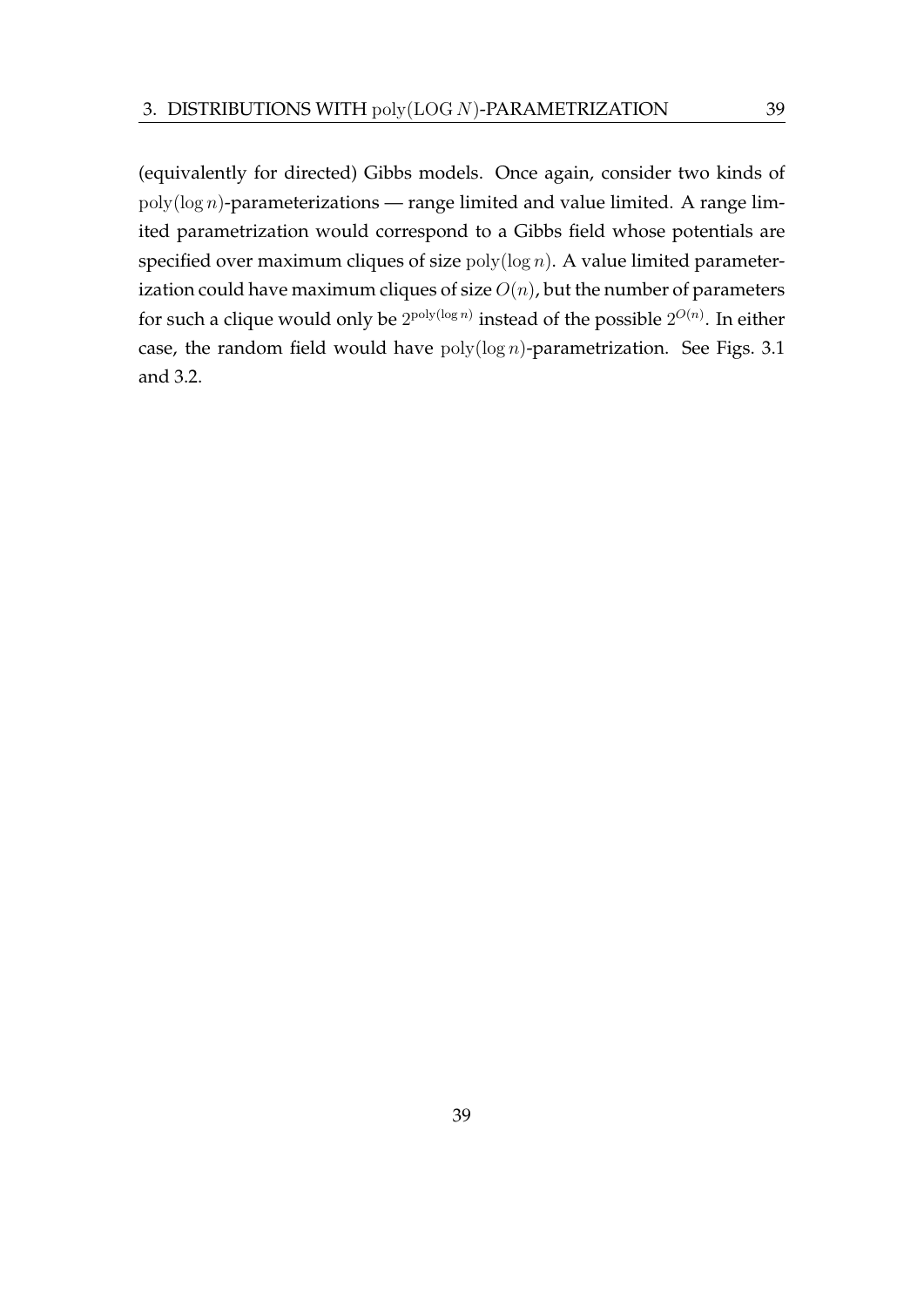(equivalently for directed) Gibbs models. Once again, consider two kinds of $\mathrm{poly}(\log n)$-parameterizations — range limited and value limited. A range limited parametrization would correspond to a Gibbs field whose potentials are specified over maximum cliques of size $\mathrm{poly}(\log n)$. A value limited parameterization could have maximum cliques of size $O(n)$, but the number of parameters for such a clique would only be $2^{\mathrm{poly}(\log n)}$ instead of the possible $2^{O(n)}$. In either case, the random field would have $\mathrm{poly}(\log n)$-parametrization. See Figs. 3.1 and 3.2.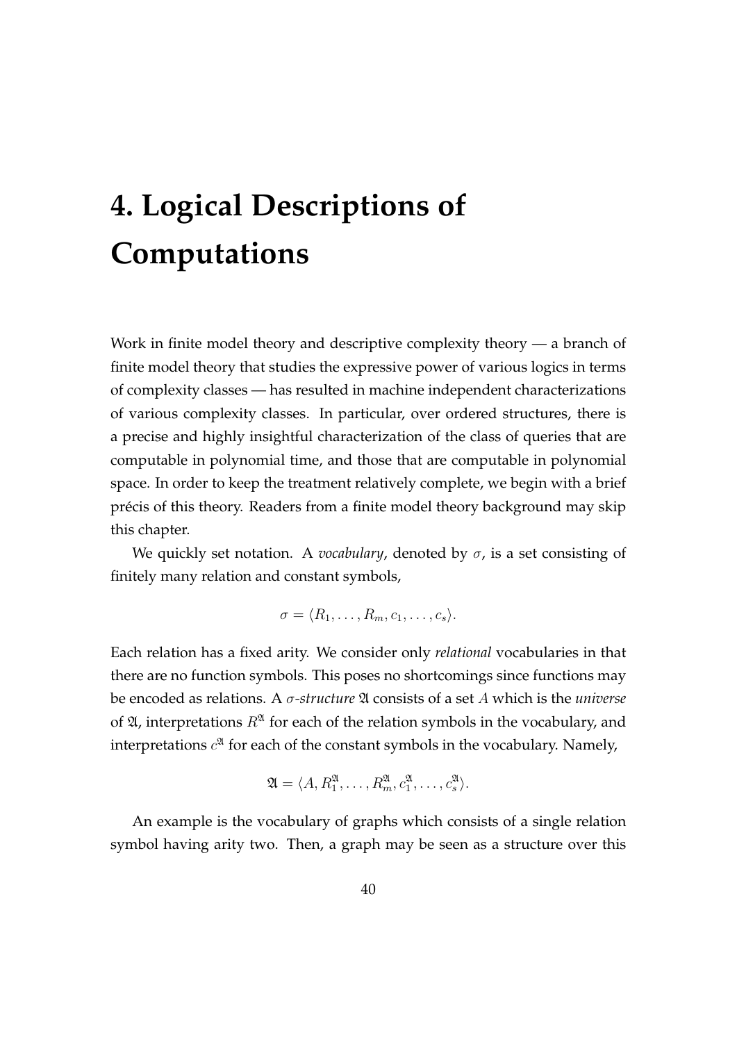# 4. Logical Descriptions of Computations

Work in finite model theory and descriptive complexity theory — a branch of finite model theory that studies the expressive power of various logics in terms of complexity classes — has resulted in machine independent characterizations of various complexity classes. In particular, over ordered structures, there is a precise and highly insightful characterization of the class of queries that are computable in polynomial time, and those that are computable in polynomial space. In order to keep the treatment relatively complete, we begin with a brief précis of this theory. Readers from a finite model theory background may skip this chapter.

We quickly set notation. A *vocabulary*, denoted by $\sigma$, is a set consisting of finitely many relation and constant symbols,

$$\sigma = \langle R_1, \dots, R_m, c_1, \dots, c_s \rangle.$$

Each relation has a fixed arity. We consider only *relational* vocabularies in that there are no function symbols. This poses no shortcomings since functions may be encoded as relations. A *$\sigma$-structure* $\mathfrak{A}$ consists of a set $A$ which is the *universe* of $\mathfrak{A}$, interpretations $R^{\mathfrak{A}}$ for each of the relation symbols in the vocabulary, and interpretations $c^{\mathfrak{A}}$ for each of the constant symbols in the vocabulary. Namely,

$$\mathfrak{A} = \langle A, R_1^{\mathfrak{A}}, \dots, R_m^{\mathfrak{A}}, c_1^{\mathfrak{A}}, \dots, c_s^{\mathfrak{A}} \rangle.$$

An example is the vocabulary of graphs which consists of a single relation symbol having arity two. Then, a graph may be seen as a structure over this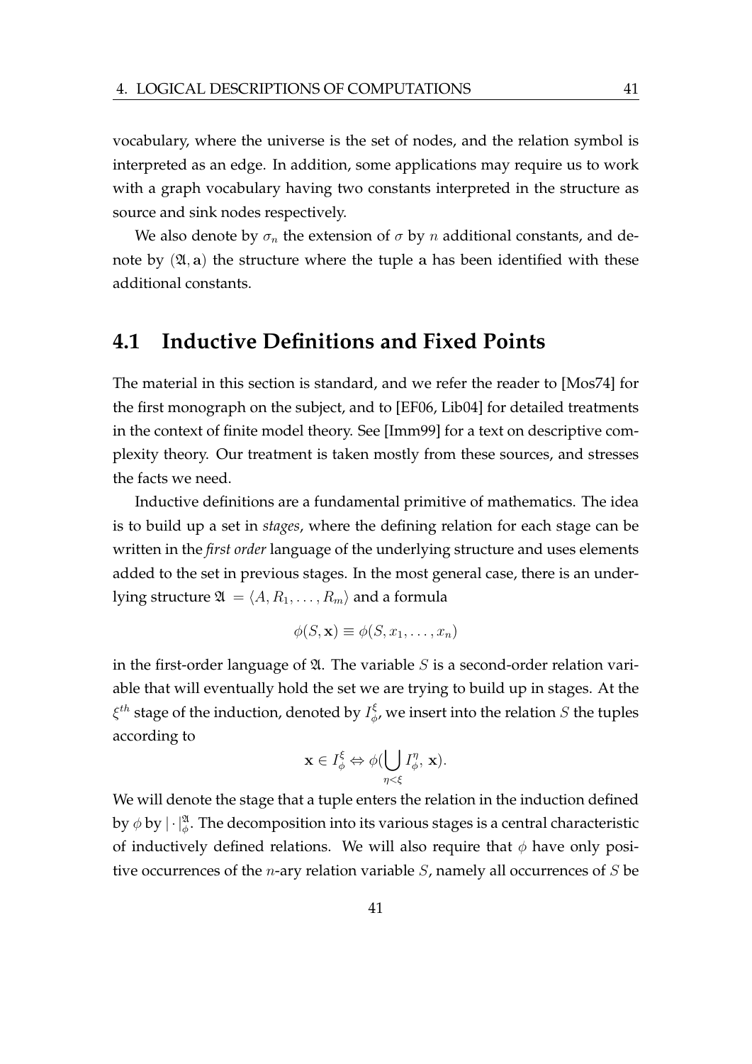vocabulary, where the universe is the set of nodes, and the relation symbol is interpreted as an edge. In addition, some applications may require us to work with a graph vocabulary having two constants interpreted in the structure as source and sink nodes respectively.

We also denote by $\sigma_n$ the extension of $\sigma$ by $n$ additional constants, and denote by $(\mathfrak{A}, \mathbf{a})$ the structure where the tuple $\mathbf{a}$ has been identified with these additional constants.

## 4.1 Inductive Definitions and Fixed Points

The material in this section is standard, and we refer the reader to [Mos74] for the first monograph on the subject, and to [EF06, Lib04] for detailed treatments in the context of finite model theory. See [Imm99] for a text on descriptive complexity theory. Our treatment is taken mostly from these sources, and stresses the facts we need.

Inductive definitions are a fundamental primitive of mathematics. The idea is to build up a set in *stages*, where the defining relation for each stage can be written in the *first order* language of the underlying structure and uses elements added to the set in previous stages. In the most general case, there is an underlying structure $\mathfrak{A} = \langle A, R_1, \ldots, R_m \rangle$ and a formula

$$\phi(S, \mathbf{x}) \equiv \phi(S, x_1, \ldots, x_n)$$

in the first-order language of $\mathfrak{A}$. The variable $S$ is a second-order relation variable that will eventually hold the set we are trying to build up in stages. At the $\xi^{th}$ stage of the induction, denoted by $I^{\xi}_{\phi}$, we insert into the relation $S$ the tuples according to

$$\mathbf{x} \in I^{\xi}_{\phi} \Leftrightarrow \phi(\bigcup_{\eta < \xi} I^{\eta}_{\phi},\, \mathbf{x}).$$

We will denote the stage that a tuple enters the relation in the induction defined by $\phi$ by $|\cdot|^{\mathfrak{A}}_{\phi}$. The decomposition into its various stages is a central characteristic of inductively defined relations. We will also require that $\phi$ have only positive occurrences of the $n$-ary relation variable $S$, namely all occurrences of $S$ be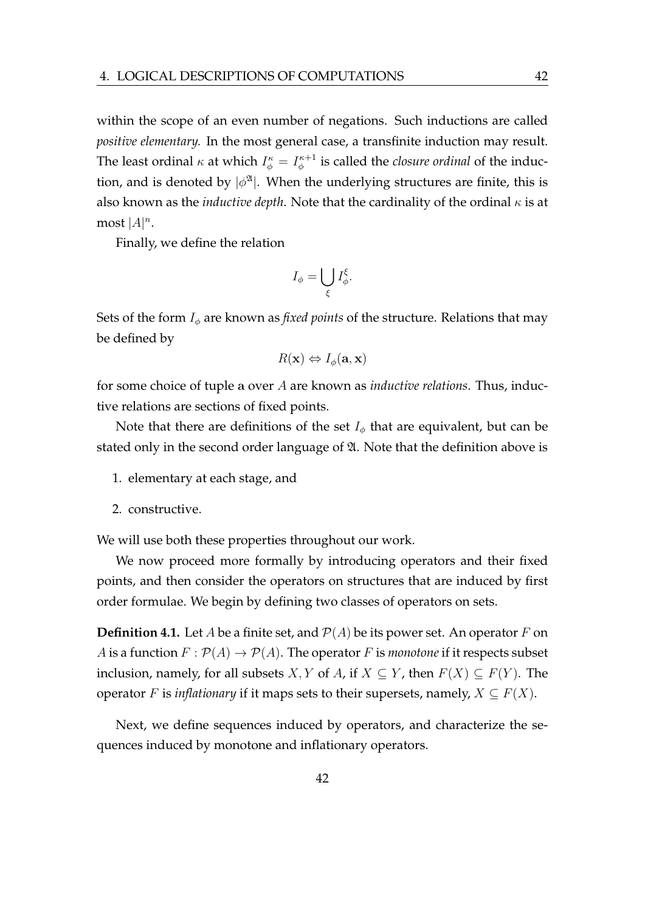within the scope of an even number of negations. Such inductions are called *positive elementary.* In the most general case, a transfinite induction may result. The least ordinal $\kappa$ at which $I_\phi^\kappa = I_\phi^{\kappa+1}$ is called the *closure ordinal* of the induction, and is denoted by $|\phi^{\mathfrak{A}}|$. When the underlying structures are finite, this is also known as the *inductive depth*. Note that the cardinality of the ordinal $\kappa$ is at most $|A|^n$.

Finally, we define the relation

$$I_\phi = \bigcup_\xi I_\phi^\xi.$$

Sets of the form $I_\phi$ are known as *fixed points* of the structure. Relations that may be defined by

$$R(\mathbf{x}) \Leftrightarrow I_\phi(\mathbf{a}, \mathbf{x})$$

for some choice of tuple $\mathbf{a}$ over $A$ are known as *inductive relations*. Thus, inductive relations are sections of fixed points.

Note that there are definitions of the set $I_\phi$ that are equivalent, but can be stated only in the second order language of $\mathfrak{A}$. Note that the definition above is

1. elementary at each stage, and
2. constructive.

We will use both these properties throughout our work.

We now proceed more formally by introducing operators and their fixed points, and then consider the operators on structures that are induced by first order formulae. We begin by defining two classes of operators on sets.

**Definition 4.1.** Let $A$ be a finite set, and $\mathcal{P}(A)$ be its power set. An operator $F$ on $A$ is a function $F : \mathcal{P}(A) \to \mathcal{P}(A)$. The operator $F$ is *monotone* if it respects subset inclusion, namely, for all subsets $X, Y$ of $A$, if $X \subseteq Y$, then $F(X) \subseteq F(Y)$. The operator $F$ is *inflationary* if it maps sets to their supersets, namely, $X \subseteq F(X)$.

Next, we define sequences induced by operators, and characterize the sequences induced by monotone and inflationary operators.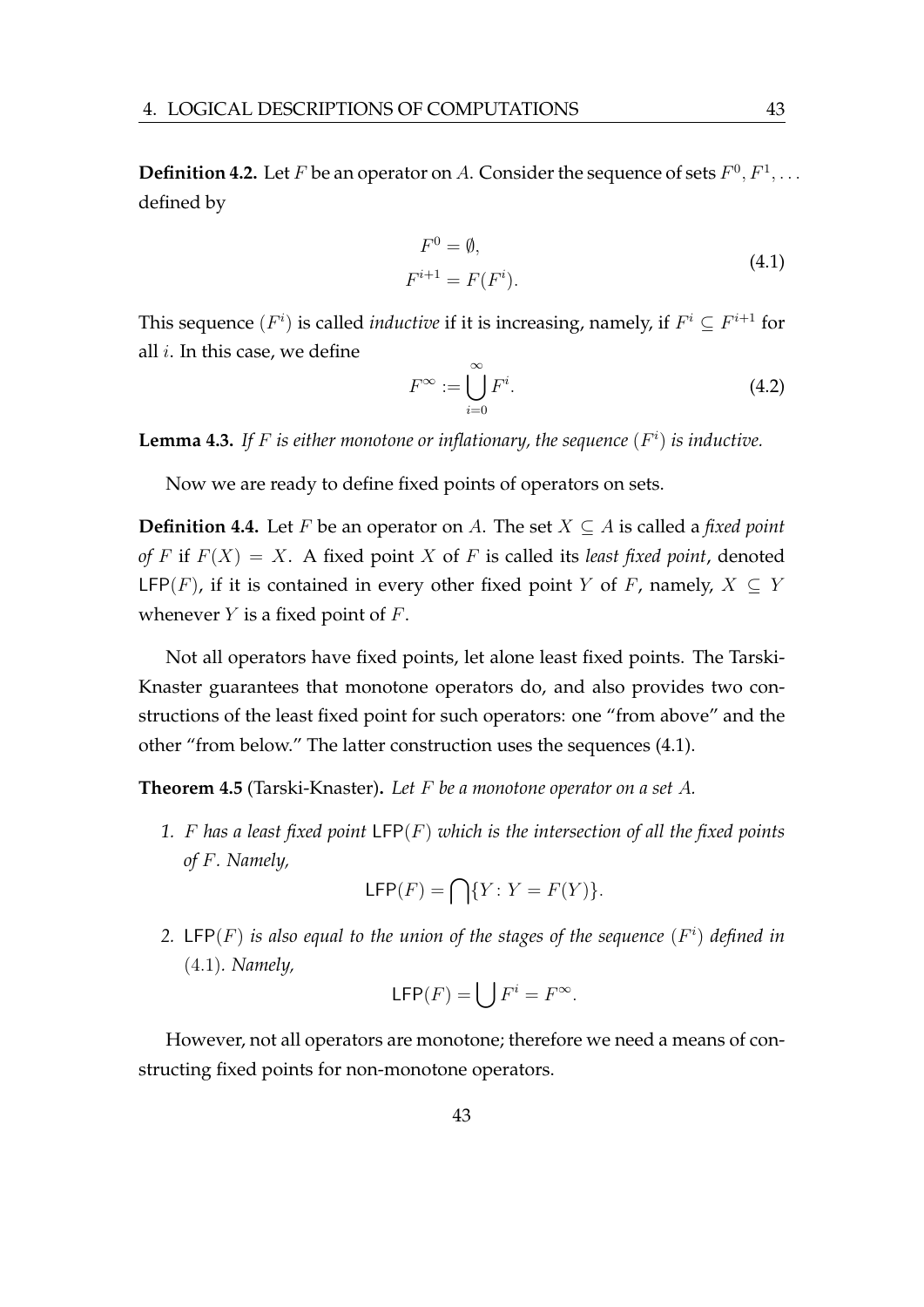**Definition 4.2.** Let $F$ be an operator on $A$. Consider the sequence of sets $F^0, F^1, \ldots$ defined by

$$
\begin{aligned}
F^0 &= \emptyset, \\
F^{i+1} &= F(F^i).
\end{aligned}
\tag{4.1}
$$

This sequence $(F^i)$ is called *inductive* if it is increasing, namely, if $F^i \subseteq F^{i+1}$ for all $i$. In this case, we define

$$
F^\infty := \bigcup_{i=0}^{\infty} F^i. \tag{4.2}
$$

**Lemma 4.3.** *If $F$ is either monotone or inflationary, the sequence $(F^i)$ is inductive.*

Now we are ready to define fixed points of operators on sets.

**Definition 4.4.** Let $F$ be an operator on $A$. The set $X \subseteq A$ is called a *fixed point of $F$* if $F(X) = X$. A fixed point $X$ of $F$ is called its *least fixed point*, denoted $\mathsf{LFP}(F)$, if it is contained in every other fixed point $Y$ of $F$, namely, $X \subseteq Y$ whenever $Y$ is a fixed point of $F$.

Not all operators have fixed points, let alone least fixed points. The Tarski-Knaster guarantees that monotone operators do, and also provides two constructions of the least fixed point for such operators: one "from above" and the other "from below." The latter construction uses the sequences (4.1).

**Theorem 4.5** (Tarski-Knaster)**.** *Let $F$ be a monotone operator on a set $A$.*

1. *$F$ has a least fixed point $\mathsf{LFP}(F)$ which is the intersection of all the fixed points of $F$. Namely,*

$$
\mathsf{LFP}(F) = \bigcap \{Y : Y = F(Y)\}.
$$

2. *$\mathsf{LFP}(F)$ is also equal to the union of the stages of the sequence $(F^i)$ defined in (4.1). Namely,*

$$
\mathsf{LFP}(F) = \bigcup F^i = F^\infty.
$$

However, not all operators are monotone; therefore we need a means of constructing fixed points for non-monotone operators.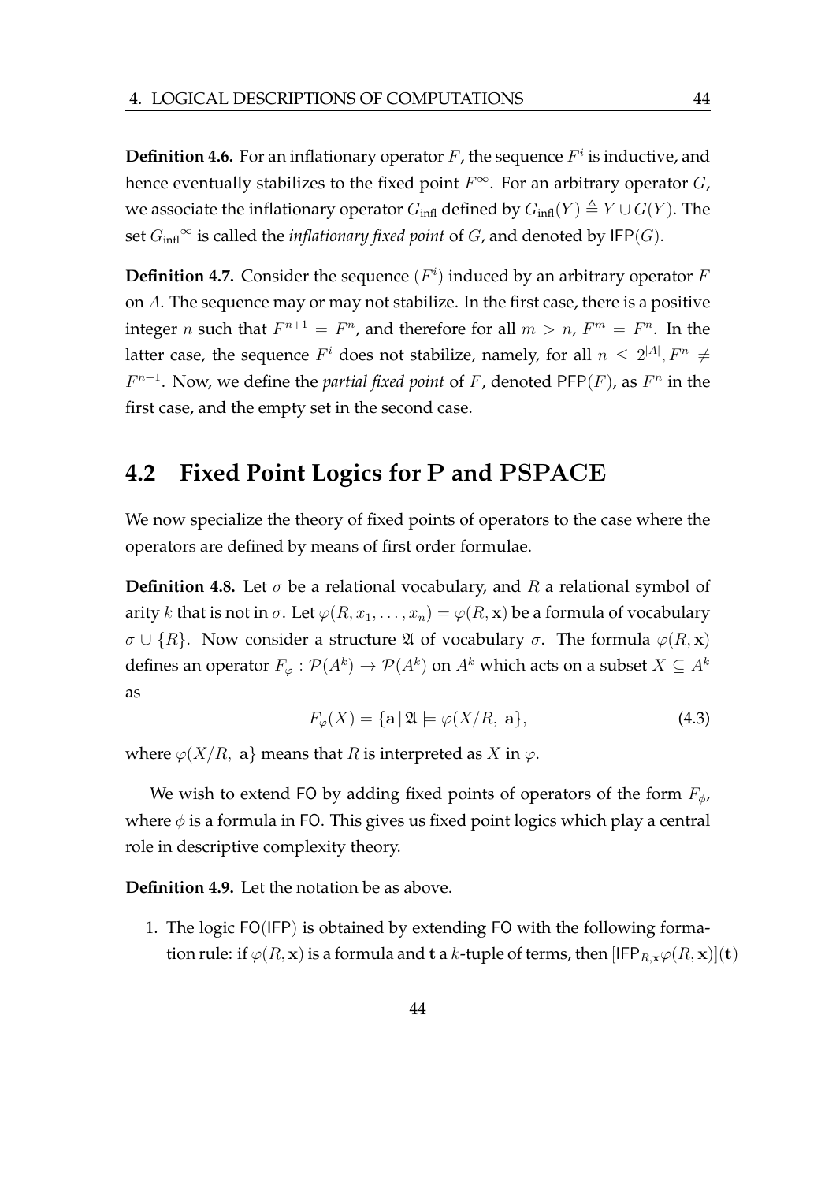**Definition 4.6.** For an inflationary operator $F$, the sequence $F^i$ is inductive, and hence eventually stabilizes to the fixed point $F^\infty$. For an arbitrary operator $G$, we associate the inflationary operator $G_{\text{infl}}$ defined by $G_{\text{infl}}(Y) \triangleq Y \cup G(Y)$. The set ${G_{\text{infl}}}^\infty$ is called the *inflationary fixed point* of $G$, and denoted by $\mathsf{IFP}(G)$.

**Definition 4.7.** Consider the sequence $(F^i)$ induced by an arbitrary operator $F$ on $A$. The sequence may or may not stabilize. In the first case, there is a positive integer $n$ such that $F^{n+1} = F^n$, and therefore for all $m > n$, $F^m = F^n$. In the latter case, the sequence $F^i$ does not stabilize, namely, for all $n \leq 2^{|A|}, F^n \neq F^{n+1}$. Now, we define the *partial fixed point* of $F$, denoted $\mathsf{PFP}(F)$, as $F^n$ in the first case, and the empty set in the second case.

## 4.2 Fixed Point Logics for P and PSPACE

We now specialize the theory of fixed points of operators to the case where the operators are defined by means of first order formulae.

**Definition 4.8.** Let $\sigma$ be a relational vocabulary, and $R$ a relational symbol of arity $k$ that is not in $\sigma$. Let $\varphi(R, x_1, \ldots, x_n) = \varphi(R, \mathbf{x})$ be a formula of vocabulary $\sigma \cup \{R\}$. Now consider a structure $\mathfrak{A}$ of vocabulary $\sigma$. The formula $\varphi(R, \mathbf{x})$ defines an operator $F_\varphi : \mathcal{P}(A^k) \to \mathcal{P}(A^k)$ on $A^k$ which acts on a subset $X \subseteq A^k$ as

$$F_\varphi(X) = \{\mathbf{a} \,|\, \mathfrak{A} \models \varphi(X/R,\ \mathbf{a}\}, \tag{4.3}$$

where $\varphi(X/R,\ \mathbf{a}\}$ means that $R$ is interpreted as $X$ in $\varphi$.

We wish to extend FO by adding fixed points of operators of the form $F_\phi$, where $\phi$ is a formula in FO. This gives us fixed point logics which play a central role in descriptive complexity theory.

**Definition 4.9.** Let the notation be as above.

1. The logic FO(IFP) is obtained by extending FO with the following formation rule: if $\varphi(R, \mathbf{x})$ is a formula and $\mathbf{t}$ a $k$-tuple of terms, then $[\mathsf{IFP}_{R,\mathbf{x}}\varphi(R, \mathbf{x})](\mathbf{t})$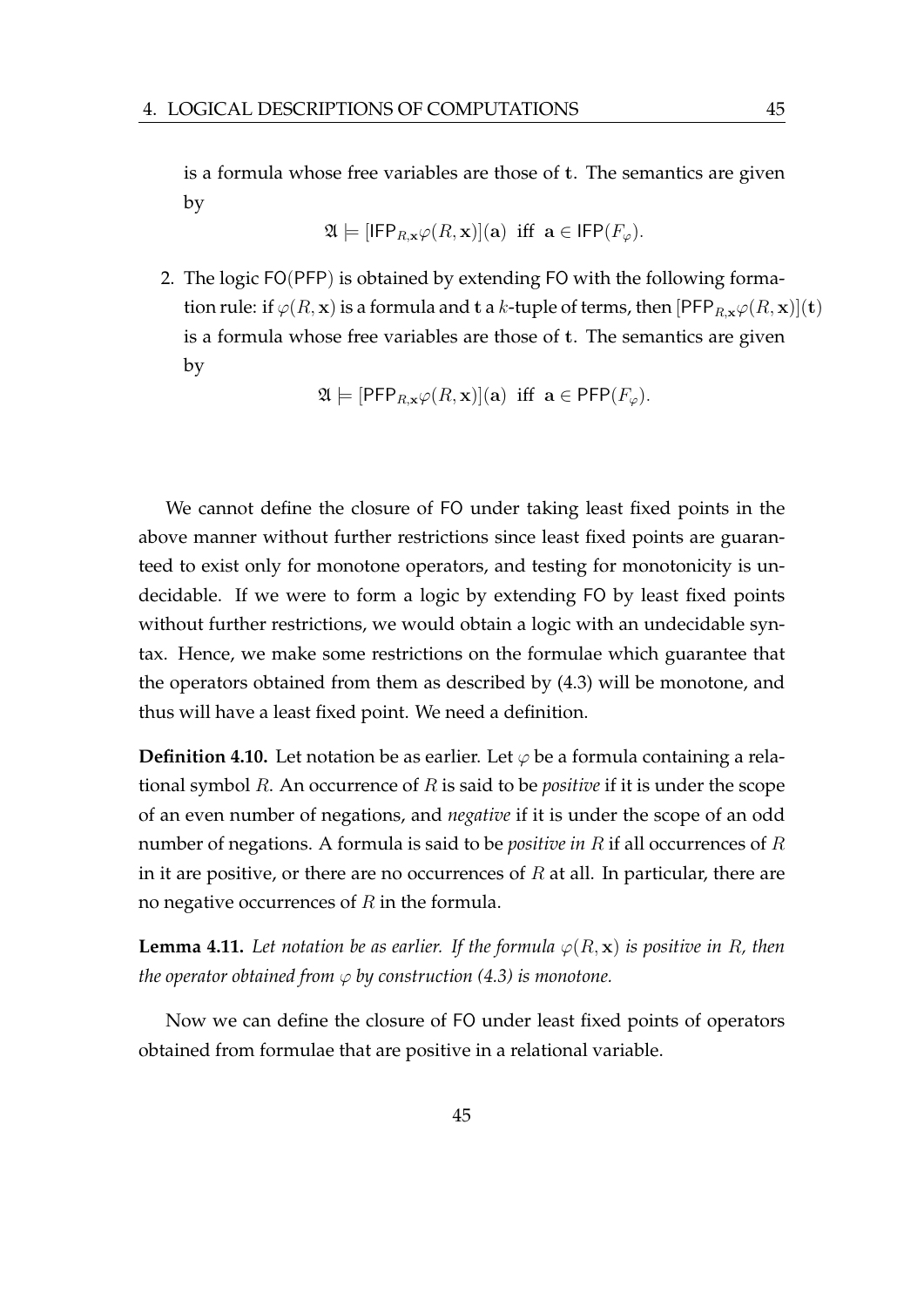is a formula whose free variables are those of $\mathbf{t}$. The semantics are given by

$$\mathfrak{A} \models [\mathsf{IFP}_{R,\mathbf{x}}\varphi(R, \mathbf{x})](\mathbf{a}) \text{ iff } \mathbf{a} \in \mathsf{IFP}(F_\varphi).$$

2. The logic $\mathsf{FO}(\mathsf{PFP})$ is obtained by extending $\mathsf{FO}$ with the following formation rule: if $\varphi(R, \mathbf{x})$ is a formula and $\mathbf{t}$ a $k$-tuple of terms, then $[\mathsf{PFP}_{R,\mathbf{x}}\varphi(R, \mathbf{x})](\mathbf{t})$ is a formula whose free variables are those of $\mathbf{t}$. The semantics are given by

$$\mathfrak{A} \models [\mathsf{PFP}_{R,\mathbf{x}}\varphi(R, \mathbf{x})](\mathbf{a}) \text{ iff } \mathbf{a} \in \mathsf{PFP}(F_\varphi).$$

We cannot define the closure of FO under taking least fixed points in the above manner without further restrictions since least fixed points are guaranteed to exist only for monotone operators, and testing for monotonicity is undecidable. If we were to form a logic by extending FO by least fixed points without further restrictions, we would obtain a logic with an undecidable syntax. Hence, we make some restrictions on the formulae which guarantee that the operators obtained from them as described by (4.3) will be monotone, and thus will have a least fixed point. We need a definition.

**Definition 4.10.** Let notation be as earlier. Let $\varphi$ be a formula containing a relational symbol $R$. An occurrence of $R$ is said to be *positive* if it is under the scope of an even number of negations, and *negative* if it is under the scope of an odd number of negations. A formula is said to be *positive in $R$* if all occurrences of $R$ in it are positive, or there are no occurrences of $R$ at all. In particular, there are no negative occurrences of $R$ in the formula.

**Lemma 4.11.** *Let notation be as earlier. If the formula $\varphi(R, \mathbf{x})$ is positive in $R$, then the operator obtained from $\varphi$ by construction (4.3) is monotone.*

Now we can define the closure of FO under least fixed points of operators obtained from formulae that are positive in a relational variable.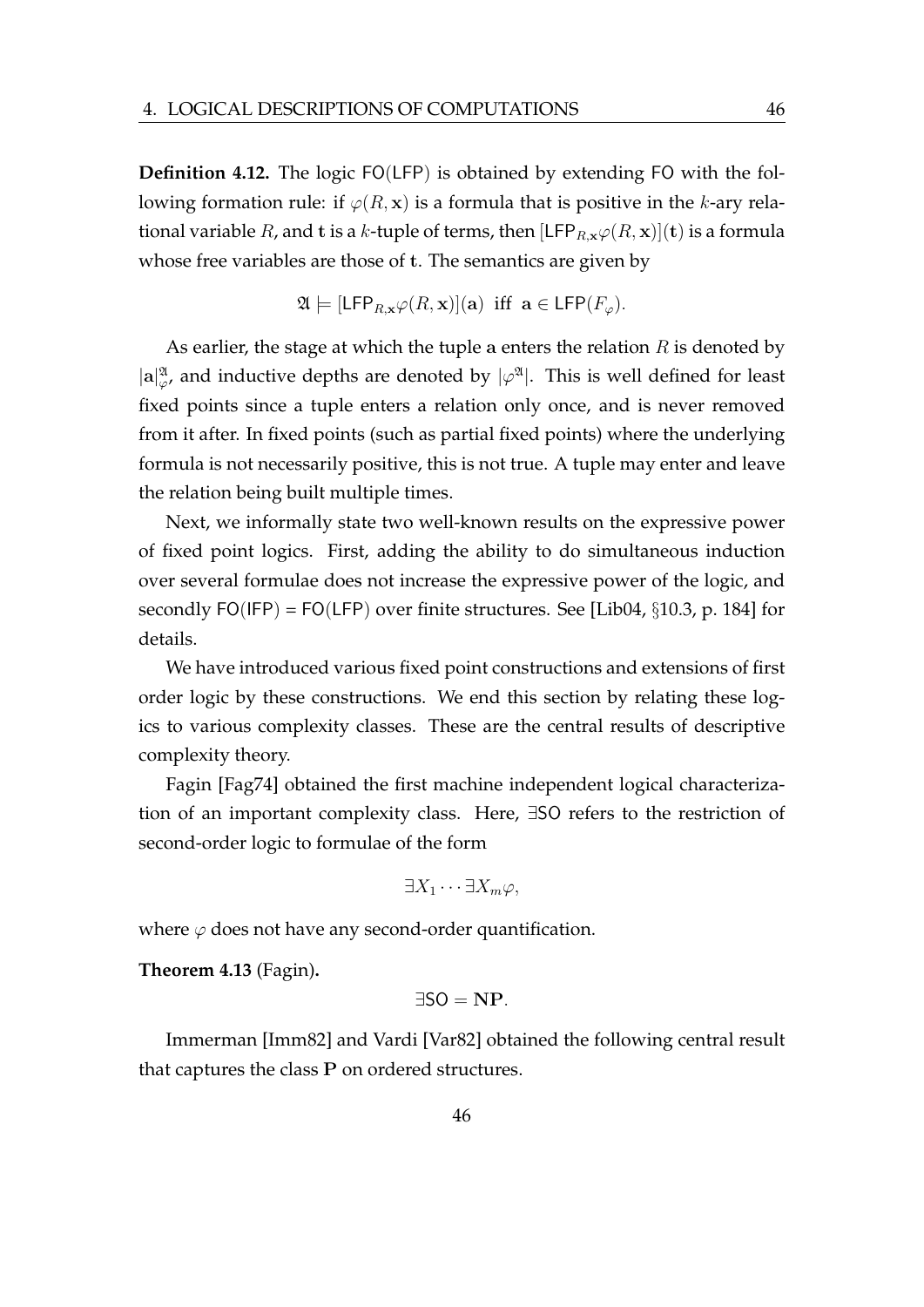**Definition 4.12.** The logic $\mathsf{FO(LFP)}$ is obtained by extending $\mathsf{FO}$ with the following formation rule: if $\varphi(R, \mathbf{x})$ is a formula that is positive in the $k$-ary relational variable $R$, and $\mathbf{t}$ is a $k$-tuple of terms, then $[\mathsf{LFP}_{R,\mathbf{x}}\varphi(R, \mathbf{x})](\mathbf{t})$ is a formula whose free variables are those of $\mathbf{t}$. The semantics are given by

$$\mathfrak{A} \models [\mathsf{LFP}_{R,\mathbf{x}}\varphi(R, \mathbf{x})](\mathbf{a}) \text{ iff } \mathbf{a} \in \mathsf{LFP}(F_\varphi).$$

As earlier, the stage at which the tuple $\mathbf{a}$ enters the relation $R$ is denoted by $|\mathbf{a}|^{\mathfrak{A}}_{\varphi}$, and inductive depths are denoted by $|\varphi^{\mathfrak{A}}|$. This is well defined for least fixed points since a tuple enters a relation only once, and is never removed from it after. In fixed points (such as partial fixed points) where the underlying formula is not necessarily positive, this is not true. A tuple may enter and leave the relation being built multiple times.

Next, we informally state two well-known results on the expressive power of fixed point logics. First, adding the ability to do simultaneous induction over several formulae does not increase the expressive power of the logic, and secondly $\mathsf{FO(IFP)} = \mathsf{FO(LFP)}$ over finite structures. See [Lib04, §10.3, p. 184] for details.

We have introduced various fixed point constructions and extensions of first order logic by these constructions. We end this section by relating these logics to various complexity classes. These are the central results of descriptive complexity theory.

Fagin [Fag74] obtained the first machine independent logical characterization of an important complexity class. Here, $\exists\mathsf{SO}$ refers to the restriction of second-order logic to formulae of the form

$$\exists X_1 \cdots \exists X_m \varphi,$$

where $\varphi$ does not have any second-order quantification.

**Theorem 4.13** (Fagin)**.**

$$\exists\mathsf{SO} = \mathbf{NP}.$$

Immerman [Imm82] and Vardi [Var82] obtained the following central result that captures the class $\mathbf{P}$ on ordered structures.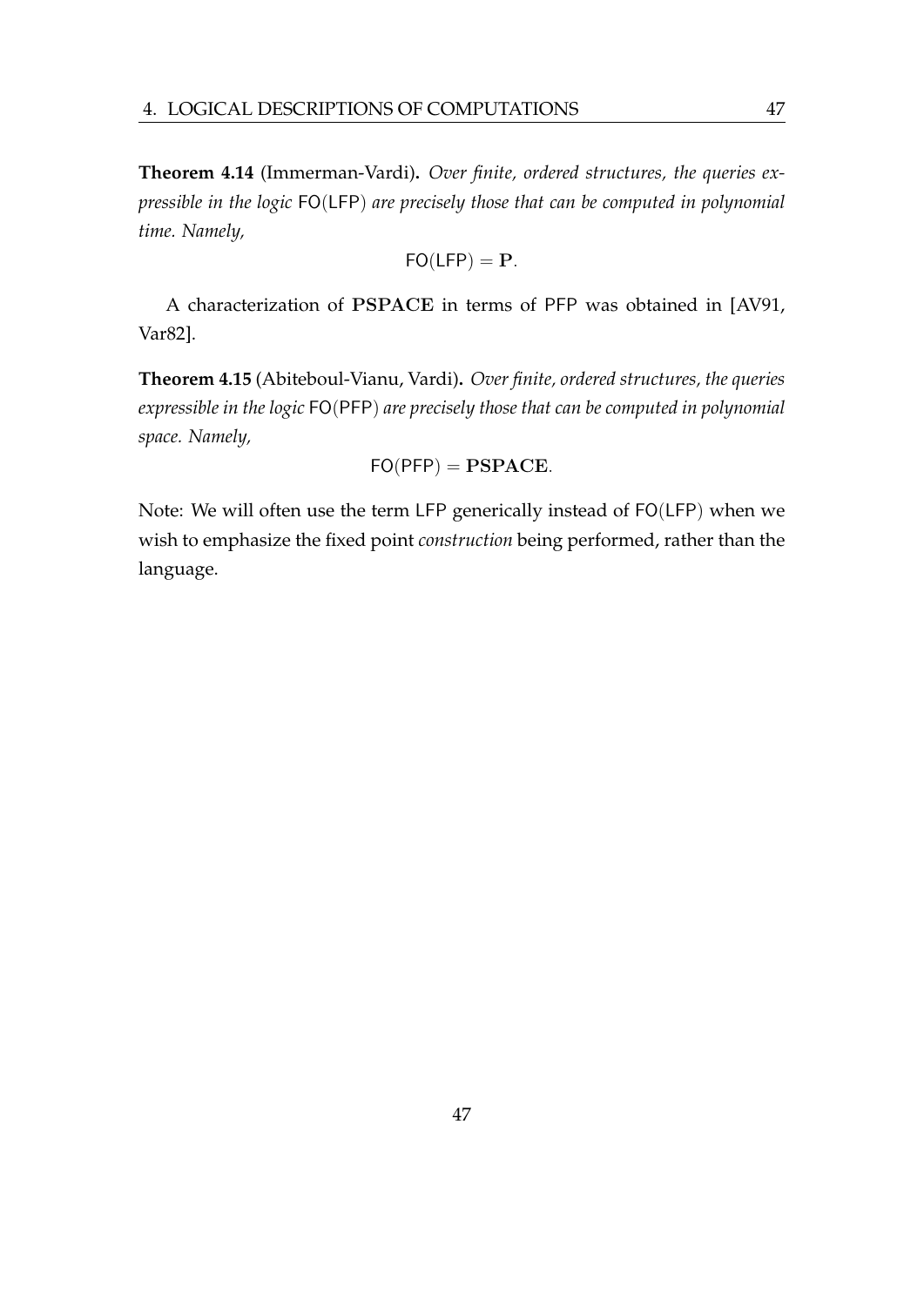**Theorem 4.14** (Immerman-Vardi)**.** *Over finite, ordered structures, the queries expressible in the logic* FO(LFP) *are precisely those that can be computed in polynomial time. Namely,*

$$\mathsf{FO}(\mathsf{LFP}) = \mathbf{P}.$$

A characterization of **PSPACE** in terms of PFP was obtained in [AV91, Var82].

**Theorem 4.15** (Abiteboul-Vianu, Vardi)**.** *Over finite, ordered structures, the queries expressible in the logic* FO(PFP) *are precisely those that can be computed in polynomial space. Namely,*

$$\mathsf{FO}(\mathsf{PFP}) = \mathbf{PSPACE}.$$

Note: We will often use the term LFP generically instead of FO(LFP) when we wish to emphasize the fixed point *construction* being performed, rather than the language.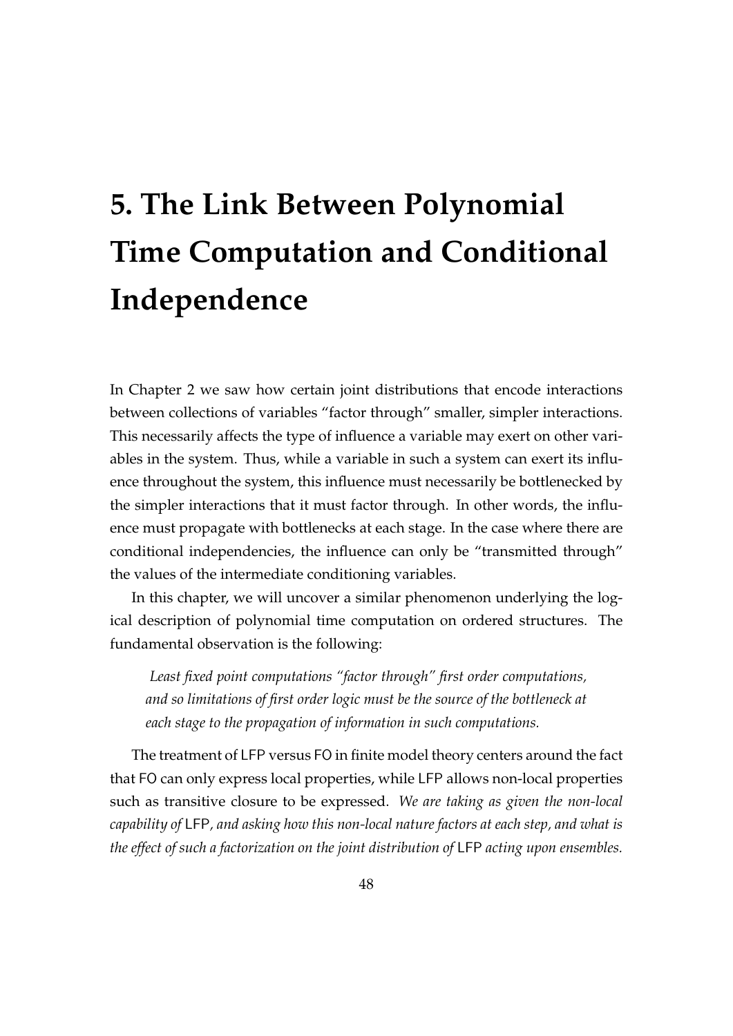# 5. The Link Between Polynomial Time Computation and Conditional Independence

In Chapter 2 we saw how certain joint distributions that encode interactions between collections of variables "factor through" smaller, simpler interactions. This necessarily affects the type of influence a variable may exert on other variables in the system. Thus, while a variable in such a system can exert its influence throughout the system, this influence must necessarily be bottlenecked by the simpler interactions that it must factor through. In other words, the influence must propagate with bottlenecks at each stage. In the case where there are conditional independencies, the influence can only be "transmitted through" the values of the intermediate conditioning variables.

In this chapter, we will uncover a similar phenomenon underlying the logical description of polynomial time computation on ordered structures. The fundamental observation is the following:

> *Least fixed point computations "factor through" first order computations, and so limitations of first order logic must be the source of the bottleneck at each stage to the propagation of information in such computations.*

The treatment of LFP versus FO in finite model theory centers around the fact that FO can only express local properties, while LFP allows non-local properties such as transitive closure to be expressed. *We are taking as given the non-local capability of* LFP*, and asking how this non-local nature factors at each step, and what is the effect of such a factorization on the joint distribution of* LFP *acting upon ensembles.*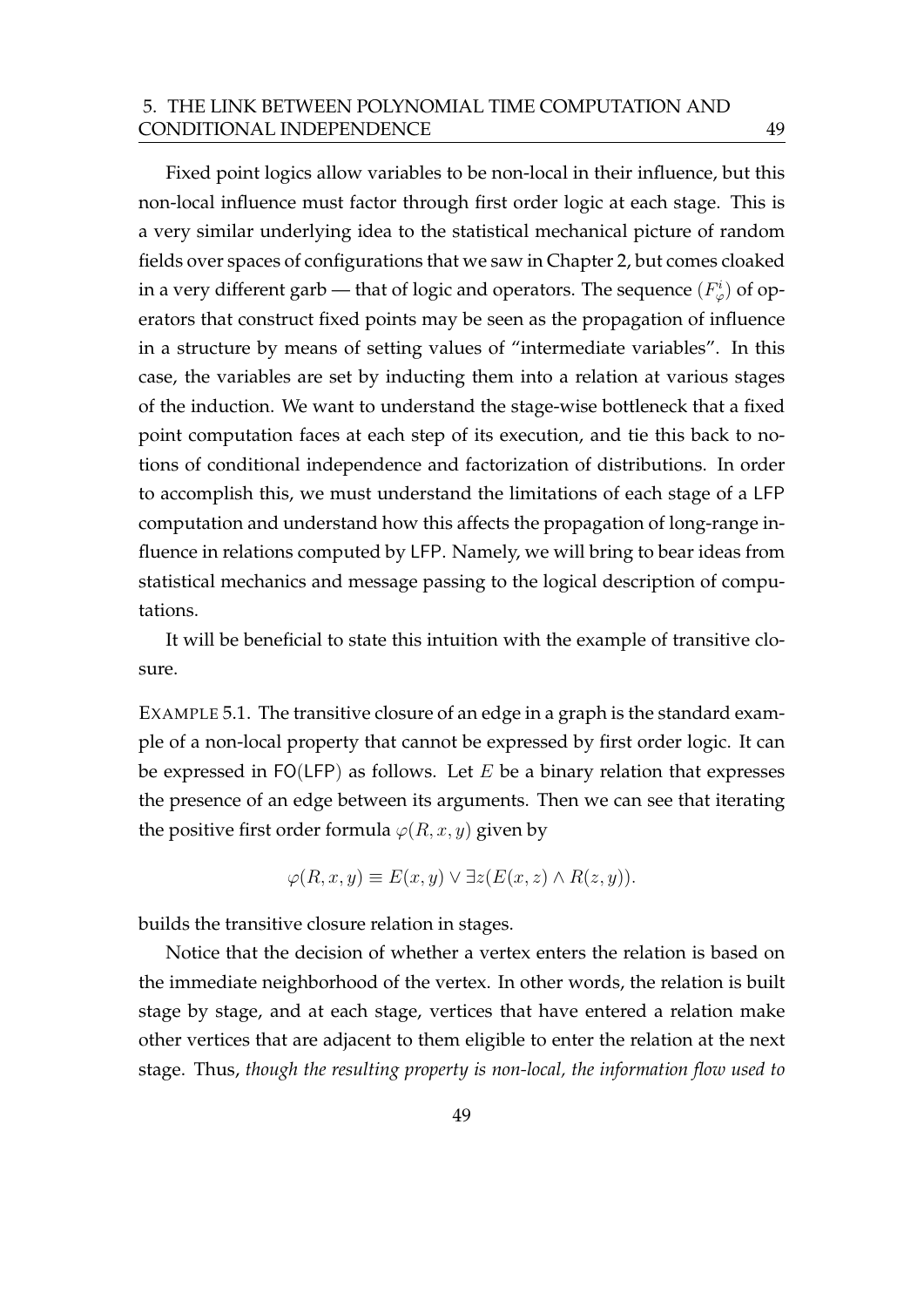Fixed point logics allow variables to be non-local in their influence, but this non-local influence must factor through first order logic at each stage. This is a very similar underlying idea to the statistical mechanical picture of random fields over spaces of configurations that we saw in Chapter 2, but comes cloaked in a very different garb — that of logic and operators. The sequence $(F_\varphi^i)$ of operators that construct fixed points may be seen as the propagation of influence in a structure by means of setting values of "intermediate variables". In this case, the variables are set by inducting them into a relation at various stages of the induction. We want to understand the stage-wise bottleneck that a fixed point computation faces at each step of its execution, and tie this back to notions of conditional independence and factorization of distributions. In order to accomplish this, we must understand the limitations of each stage of a LFP computation and understand how this affects the propagation of long-range influence in relations computed by LFP. Namely, we will bring to bear ideas from statistical mechanics and message passing to the logical description of computations.

It will be beneficial to state this intuition with the example of transitive closure.

EXAMPLE 5.1. The transitive closure of an edge in a graph is the standard example of a non-local property that cannot be expressed by first order logic. It can be expressed in FO(LFP) as follows. Let $E$ be a binary relation that expresses the presence of an edge between its arguments. Then we can see that iterating the positive first order formula $\varphi(R, x, y)$ given by

$$\varphi(R, x, y) \equiv E(x, y) \vee \exists z(E(x, z) \wedge R(z, y)).$$

builds the transitive closure relation in stages.

Notice that the decision of whether a vertex enters the relation is based on the immediate neighborhood of the vertex. In other words, the relation is built stage by stage, and at each stage, vertices that have entered a relation make other vertices that are adjacent to them eligible to enter the relation at the next stage. Thus, *though the resulting property is non-local, the information flow used to*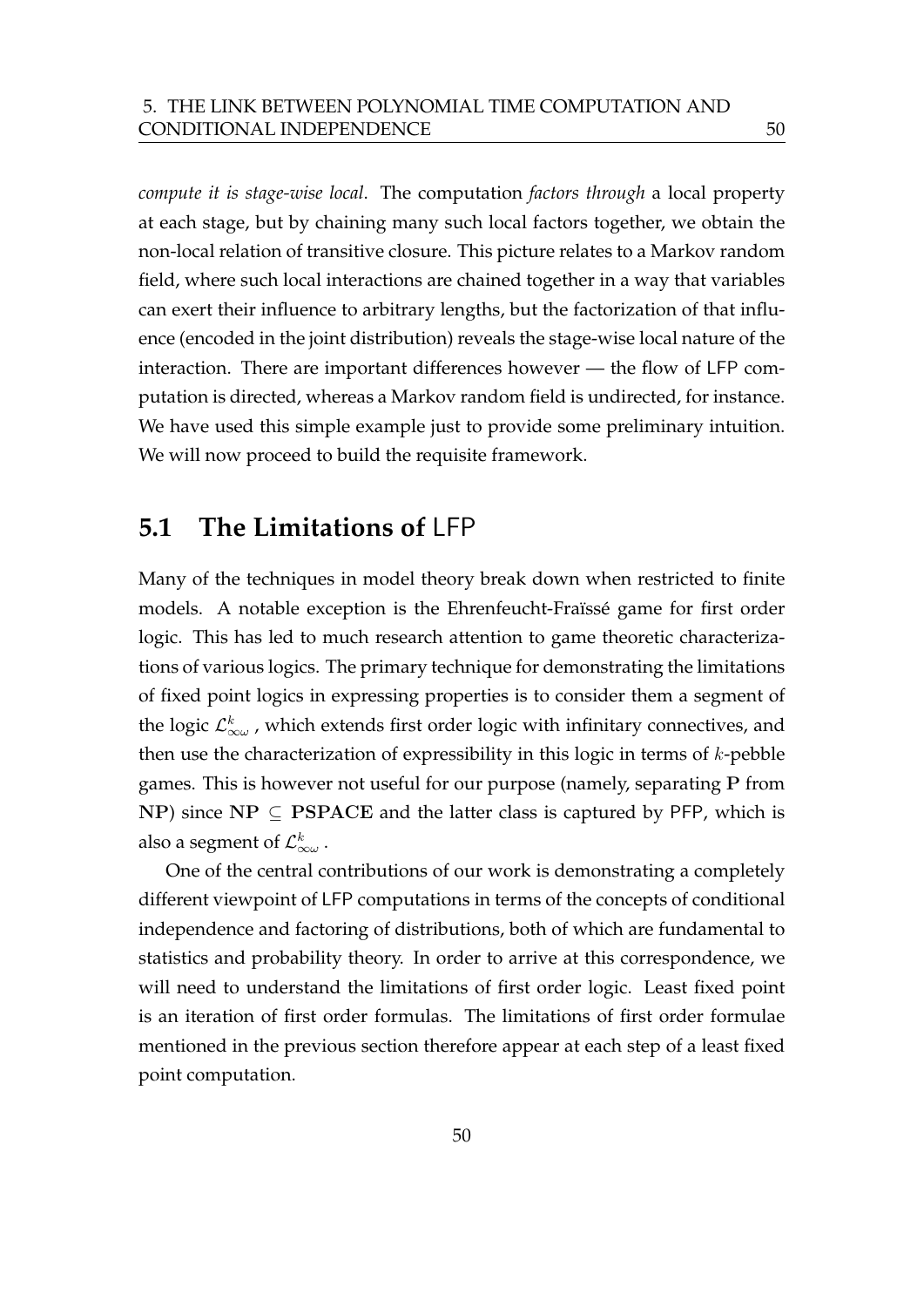*compute it is stage-wise local*. The computation *factors through* a local property at each stage, but by chaining many such local factors together, we obtain the non-local relation of transitive closure. This picture relates to a Markov random field, where such local interactions are chained together in a way that variables can exert their influence to arbitrary lengths, but the factorization of that influence (encoded in the joint distribution) reveals the stage-wise local nature of the interaction. There are important differences however — the flow of LFP computation is directed, whereas a Markov random field is undirected, for instance. We have used this simple example just to provide some preliminary intuition. We will now proceed to build the requisite framework.

## 5.1 The Limitations of LFP

Many of the techniques in model theory break down when restricted to finite models. A notable exception is the Ehrenfeucht-Fraïssé game for first order logic. This has led to much research attention to game theoretic characterizations of various logics. The primary technique for demonstrating the limitations of fixed point logics in expressing properties is to consider them a segment of the logic $\mathcal{L}^k_{\infty\omega}$, which extends first order logic with infinitary connectives, and then use the characterization of expressibility in this logic in terms of $k$-pebble games. This is however not useful for our purpose (namely, separating $\mathbf{P}$ from $\mathbf{NP}$) since $\mathbf{NP} \subseteq \mathbf{PSPACE}$ and the latter class is captured by PFP, which is also a segment of $\mathcal{L}^k_{\infty\omega}$.

One of the central contributions of our work is demonstrating a completely different viewpoint of LFP computations in terms of the concepts of conditional independence and factoring of distributions, both of which are fundamental to statistics and probability theory. In order to arrive at this correspondence, we will need to understand the limitations of first order logic. Least fixed point is an iteration of first order formulas. The limitations of first order formulae mentioned in the previous section therefore appear at each step of a least fixed point computation.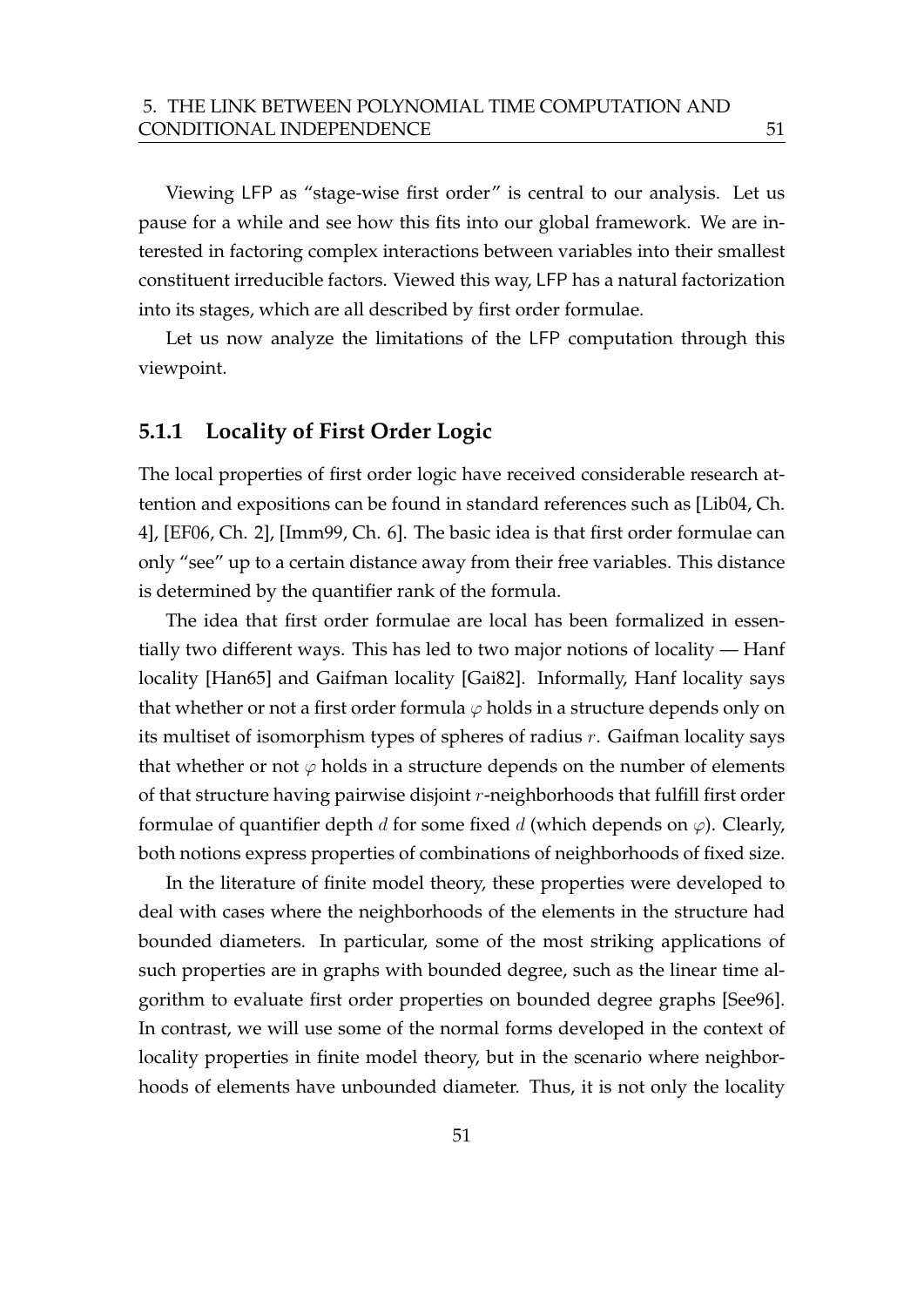Viewing LFP as "stage-wise first order" is central to our analysis. Let us pause for a while and see how this fits into our global framework. We are interested in factoring complex interactions between variables into their smallest constituent irreducible factors. Viewed this way, LFP has a natural factorization into its stages, which are all described by first order formulae.

Let us now analyze the limitations of the LFP computation through this viewpoint.

### 5.1.1 Locality of First Order Logic

The local properties of first order logic have received considerable research attention and expositions can be found in standard references such as [Lib04, Ch. 4], [EF06, Ch. 2], [Imm99, Ch. 6]. The basic idea is that first order formulae can only "see" up to a certain distance away from their free variables. This distance is determined by the quantifier rank of the formula.

The idea that first order formulae are local has been formalized in essentially two different ways. This has led to two major notions of locality — Hanf locality [Han65] and Gaifman locality [Gai82]. Informally, Hanf locality says that whether or not a first order formula $\varphi$ holds in a structure depends only on its multiset of isomorphism types of spheres of radius $r$. Gaifman locality says that whether or not $\varphi$ holds in a structure depends on the number of elements of that structure having pairwise disjoint $r$-neighborhoods that fulfill first order formulae of quantifier depth $d$ for some fixed $d$ (which depends on $\varphi$). Clearly, both notions express properties of combinations of neighborhoods of fixed size.

In the literature of finite model theory, these properties were developed to deal with cases where the neighborhoods of the elements in the structure had bounded diameters. In particular, some of the most striking applications of such properties are in graphs with bounded degree, such as the linear time algorithm to evaluate first order properties on bounded degree graphs [See96]. In contrast, we will use some of the normal forms developed in the context of locality properties in finite model theory, but in the scenario where neighborhoods of elements have unbounded diameter. Thus, it is not only the locality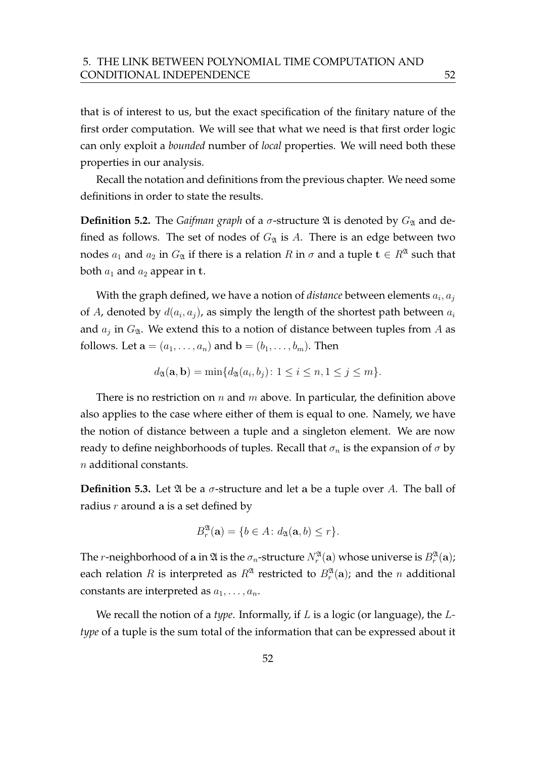that is of interest to us, but the exact specification of the finitary nature of the first order computation. We will see that what we need is that first order logic can only exploit a *bounded* number of *local* properties. We will need both these properties in our analysis.

Recall the notation and definitions from the previous chapter. We need some definitions in order to state the results.

**Definition 5.2.** The *Gaifman graph* of a $\sigma$-structure $\mathfrak{A}$ is denoted by $G_{\mathfrak{A}}$ and defined as follows. The set of nodes of $G_{\mathfrak{A}}$ is $A$. There is an edge between two nodes $a_1$ and $a_2$ in $G_{\mathfrak{A}}$ if there is a relation $R$ in $\sigma$ and a tuple $\mathbf{t} \in R^{\mathfrak{A}}$ such that both $a_1$ and $a_2$ appear in $\mathbf{t}$.

With the graph defined, we have a notion of *distance* between elements $a_i, a_j$ of $A$, denoted by $d(a_i, a_j)$, as simply the length of the shortest path between $a_i$ and $a_j$ in $G_{\mathfrak{A}}$. We extend this to a notion of distance between tuples from $A$ as follows. Let $\mathbf{a} = (a_1, \ldots, a_n)$ and $\mathbf{b} = (b_1, \ldots, b_m)$. Then

$$d_{\mathfrak{A}}(\mathbf{a}, \mathbf{b}) = \min\{d_{\mathfrak{A}}(a_i, b_j) \colon 1 \leq i \leq n, 1 \leq j \leq m\}.$$

There is no restriction on $n$ and $m$ above. In particular, the definition above also applies to the case where either of them is equal to one. Namely, we have the notion of distance between a tuple and a singleton element. We are now ready to define neighborhoods of tuples. Recall that $\sigma_n$ is the expansion of $\sigma$ by $n$ additional constants.

**Definition 5.3.** Let $\mathfrak{A}$ be a $\sigma$-structure and let $\mathbf{a}$ be a tuple over $A$. The ball of radius $r$ around $\mathbf{a}$ is a set defined by

$$B_r^{\mathfrak{A}}(\mathbf{a}) = \{b \in A \colon d_{\mathfrak{A}}(\mathbf{a}, b) \leq r\}.$$

The $r$-neighborhood of $\mathbf{a}$ in $\mathfrak{A}$ is the $\sigma_n$-structure $N_r^{\mathfrak{A}}(\mathbf{a})$ whose universe is $B_r^{\mathfrak{A}}(\mathbf{a})$; each relation $R$ is interpreted as $R^{\mathfrak{A}}$ restricted to $B_r^{\mathfrak{A}}(\mathbf{a})$; and the $n$ additional constants are interpreted as $a_1, \ldots, a_n$.

We recall the notion of a *type*. Informally, if $L$ is a logic (or language), the $L$-*type* of a tuple is the sum total of the information that can be expressed about it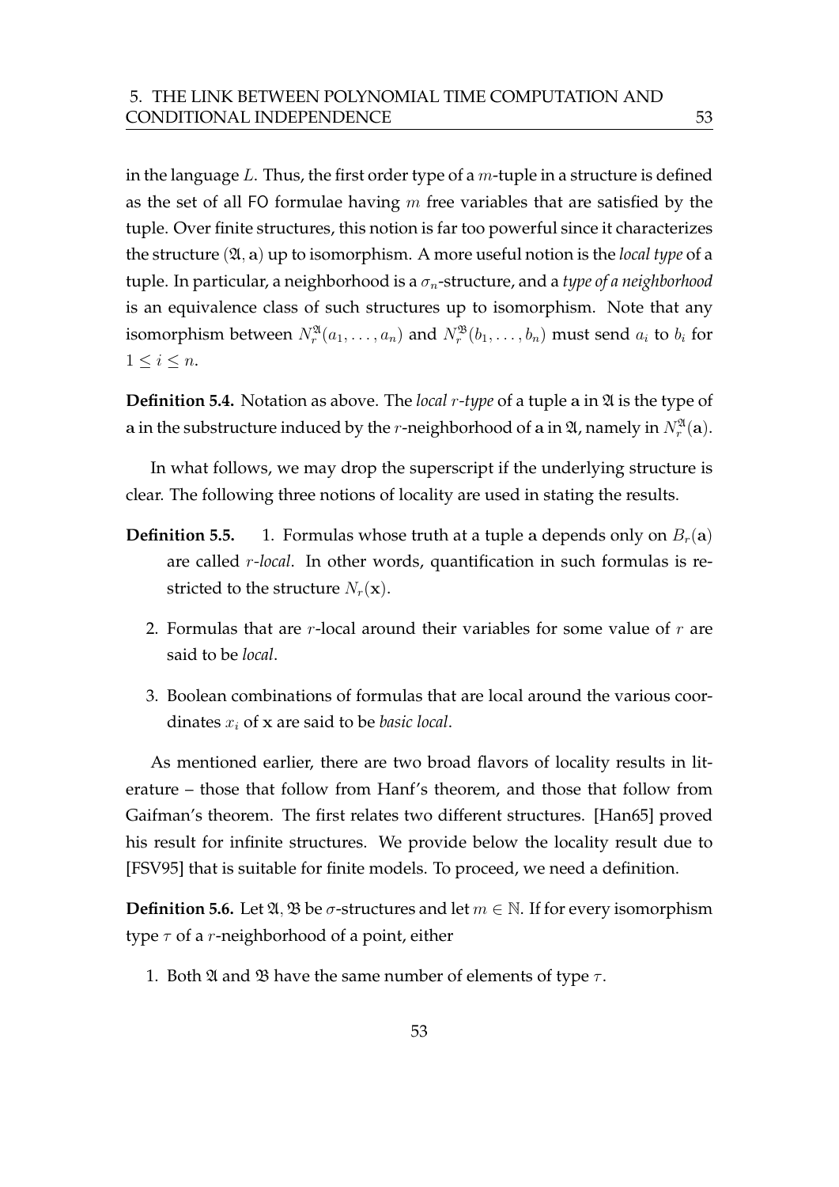in the language $L$. Thus, the first order type of a $m$-tuple in a structure is defined as the set of all FO formulae having $m$ free variables that are satisfied by the tuple. Over finite structures, this notion is far too powerful since it characterizes the structure $(\mathfrak{A}, \mathbf{a})$ up to isomorphism. A more useful notion is the *local type* of a tuple. In particular, a neighborhood is a $\sigma_n$-structure, and a *type of a neighborhood* is an equivalence class of such structures up to isomorphism. Note that any isomorphism between $N_r^{\mathfrak{A}}(a_1, \ldots, a_n)$ and $N_r^{\mathfrak{B}}(b_1, \ldots, b_n)$ must send $a_i$ to $b_i$ for $1 \leq i \leq n$.

**Definition 5.4.** Notation as above. The *local $r$-type* of a tuple $\mathbf{a}$ in $\mathfrak{A}$ is the type of $\mathbf{a}$ in the substructure induced by the $r$-neighborhood of $\mathbf{a}$ in $\mathfrak{A}$, namely in $N_r^{\mathfrak{A}}(\mathbf{a})$.

In what follows, we may drop the superscript if the underlying structure is clear. The following three notions of locality are used in stating the results.

**Definition 5.5.**

1. Formulas whose truth at a tuple $\mathbf{a}$ depends only on $B_r(\mathbf{a})$ are called *$r$-local*. In other words, quantification in such formulas is restricted to the structure $N_r(\mathbf{x})$.

2. Formulas that are $r$-local around their variables for some value of $r$ are said to be *local*.

3. Boolean combinations of formulas that are local around the various coordinates $x_i$ of $\mathbf{x}$ are said to be *basic local*.

As mentioned earlier, there are two broad flavors of locality results in literature – those that follow from Hanf's theorem, and those that follow from Gaifman's theorem. The first relates two different structures. [Han65] proved his result for infinite structures. We provide below the locality result due to [FSV95] that is suitable for finite models. To proceed, we need a definition.

**Definition 5.6.** Let $\mathfrak{A}, \mathfrak{B}$ be $\sigma$-structures and let $m \in \mathbb{N}$. If for every isomorphism type $\tau$ of a $r$-neighborhood of a point, either

1. Both $\mathfrak{A}$ and $\mathfrak{B}$ have the same number of elements of type $\tau$.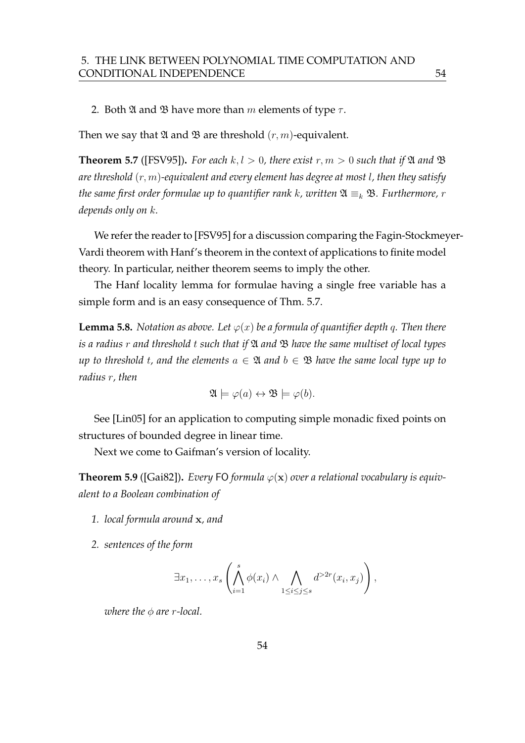2. Both $\mathfrak{A}$ and $\mathfrak{B}$ have more than $m$ elements of type $\tau$.

Then we say that $\mathfrak{A}$ and $\mathfrak{B}$ are threshold $(r, m)$-equivalent.

**Theorem 5.7** ([FSV95]). *For each $k, l > 0$, there exist $r, m > 0$ such that if $\mathfrak{A}$ and $\mathfrak{B}$ are threshold $(r, m)$-equivalent and every element has degree at most $l$, then they satisfy the same first order formulae up to quantifier rank $k$, written $\mathfrak{A} \equiv_k \mathfrak{B}$. Furthermore, $r$ depends only on $k$.*

We refer the reader to [FSV95] for a discussion comparing the Fagin-Stockmeyer-Vardi theorem with Hanf's theorem in the context of applications to finite model theory. In particular, neither theorem seems to imply the other.

The Hanf locality lemma for formulae having a single free variable has a simple form and is an easy consequence of Thm. 5.7.

**Lemma 5.8.** *Notation as above. Let $\varphi(x)$ be a formula of quantifier depth $q$. Then there is a radius $r$ and threshold $t$ such that if $\mathfrak{A}$ and $\mathfrak{B}$ have the same multiset of local types up to threshold $t$, and the elements $a \in \mathfrak{A}$ and $b \in \mathfrak{B}$ have the same local type up to radius $r$, then*

$$\mathfrak{A} \models \varphi(a) \leftrightarrow \mathfrak{B} \models \varphi(b).$$

See [Lin05] for an application to computing simple monadic fixed points on structures of bounded degree in linear time.

Next we come to Gaifman's version of locality.

**Theorem 5.9** ([Gai82]). *Every* FO *formula $\varphi(\mathbf{x})$ over a relational vocabulary is equivalent to a Boolean combination of*

1. *local formula around $\mathbf{x}$, and*
2. *sentences of the form*

$$\exists x_1, \ldots, x_s \left( \bigwedge_{i=1}^{s} \phi(x_i) \wedge \bigwedge_{1 \leq i \leq j \leq s} d^{>2r}(x_i, x_j) \right),$$

   *where the $\phi$ are $r$-local.*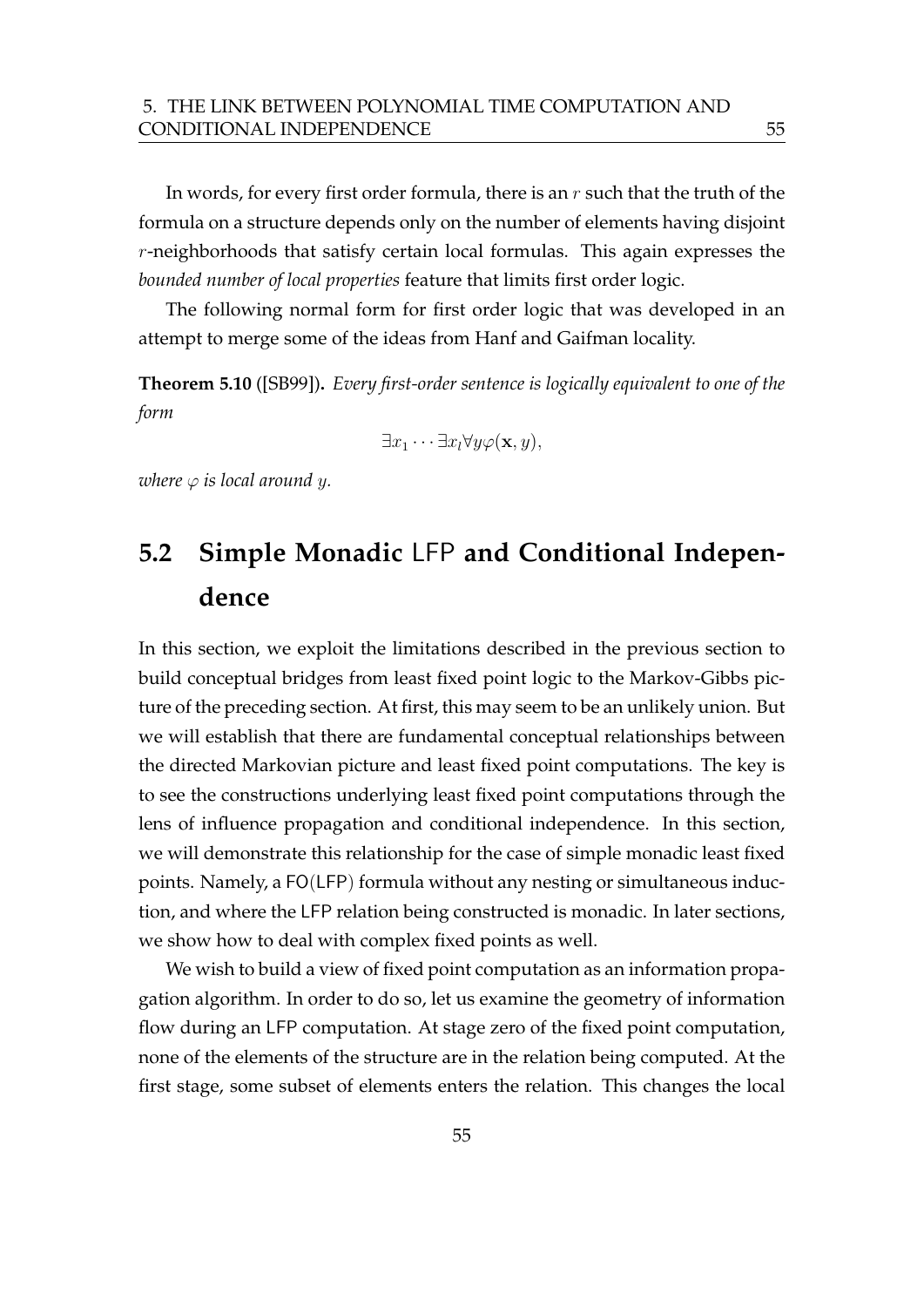In words, for every first order formula, there is an $r$ such that the truth of the formula on a structure depends only on the number of elements having disjoint $r$-neighborhoods that satisfy certain local formulas. This again expresses the *bounded number of local properties* feature that limits first order logic.

The following normal form for first order logic that was developed in an attempt to merge some of the ideas from Hanf and Gaifman locality.

**Theorem 5.10** ([SB99])**.** *Every first-order sentence is logically equivalent to one of the form*

$$\exists x_1 \cdots \exists x_l \forall y \varphi(\mathbf{x}, y),$$

*where $\varphi$ is local around $y$.*

## 5.2 Simple Monadic LFP and Conditional Independence

In this section, we exploit the limitations described in the previous section to build conceptual bridges from least fixed point logic to the Markov-Gibbs picture of the preceding section. At first, this may seem to be an unlikely union. But we will establish that there are fundamental conceptual relationships between the directed Markovian picture and least fixed point computations. The key is to see the constructions underlying least fixed point computations through the lens of influence propagation and conditional independence. In this section, we will demonstrate this relationship for the case of simple monadic least fixed points. Namely, a FO(LFP) formula without any nesting or simultaneous induction, and where the LFP relation being constructed is monadic. In later sections, we show how to deal with complex fixed points as well.

We wish to build a view of fixed point computation as an information propagation algorithm. In order to do so, let us examine the geometry of information flow during an LFP computation. At stage zero of the fixed point computation, none of the elements of the structure are in the relation being computed. At the first stage, some subset of elements enters the relation. This changes the local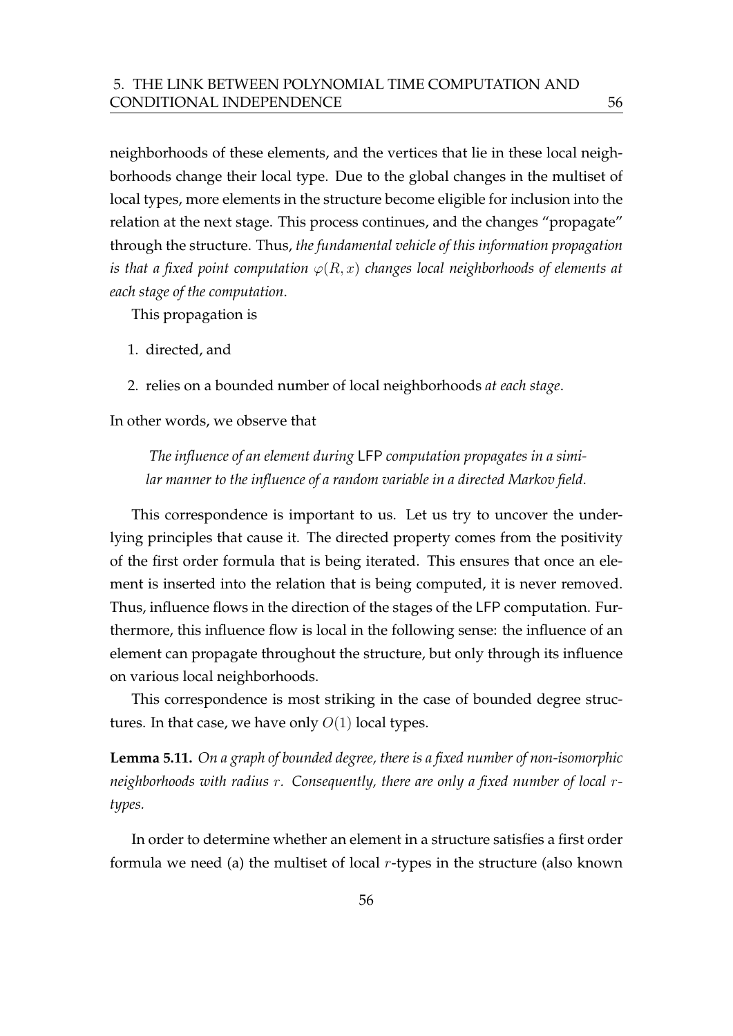neighborhoods of these elements, and the vertices that lie in these local neighborhoods change their local type. Due to the global changes in the multiset of local types, more elements in the structure become eligible for inclusion into the relation at the next stage. This process continues, and the changes "propagate" through the structure. Thus, *the fundamental vehicle of this information propagation is that a fixed point computation $\varphi(R, x)$ changes local neighborhoods of elements at each stage of the computation*.

This propagation is

1. directed, and
2. relies on a bounded number of local neighborhoods *at each stage*.

In other words, we observe that

> *The influence of an element during* LFP *computation propagates in a similar manner to the influence of a random variable in a directed Markov field.*

This correspondence is important to us. Let us try to uncover the underlying principles that cause it. The directed property comes from the positivity of the first order formula that is being iterated. This ensures that once an element is inserted into the relation that is being computed, it is never removed. Thus, influence flows in the direction of the stages of the LFP computation. Furthermore, this influence flow is local in the following sense: the influence of an element can propagate throughout the structure, but only through its influence on various local neighborhoods.

This correspondence is most striking in the case of bounded degree structures. In that case, we have only $O(1)$ local types.

**Lemma 5.11.** *On a graph of bounded degree, there is a fixed number of non-isomorphic neighborhoods with radius $r$. Consequently, there are only a fixed number of local $r$-types.*

In order to determine whether an element in a structure satisfies a first order formula we need (a) the multiset of local $r$-types in the structure (also known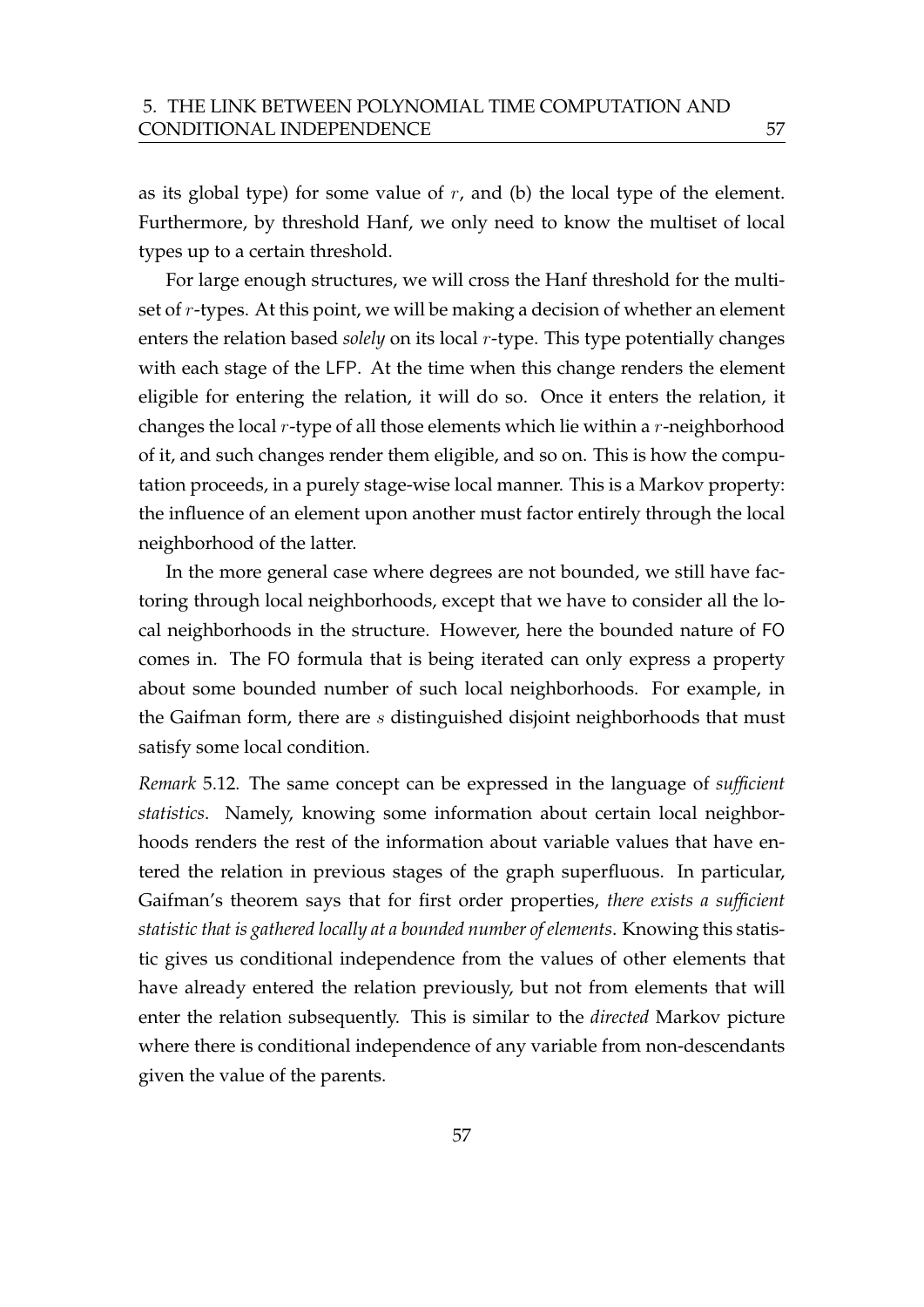as its global type) for some value of $r$, and (b) the local type of the element. Furthermore, by threshold Hanf, we only need to know the multiset of local types up to a certain threshold.

For large enough structures, we will cross the Hanf threshold for the multiset of $r$-types. At this point, we will be making a decision of whether an element enters the relation based *solely* on its local $r$-type. This type potentially changes with each stage of the LFP. At the time when this change renders the element eligible for entering the relation, it will do so. Once it enters the relation, it changes the local $r$-type of all those elements which lie within a $r$-neighborhood of it, and such changes render them eligible, and so on. This is how the computation proceeds, in a purely stage-wise local manner. This is a Markov property: the influence of an element upon another must factor entirely through the local neighborhood of the latter.

In the more general case where degrees are not bounded, we still have factoring through local neighborhoods, except that we have to consider all the local neighborhoods in the structure. However, here the bounded nature of FO comes in. The FO formula that is being iterated can only express a property about some bounded number of such local neighborhoods. For example, in the Gaifman form, there are $s$ distinguished disjoint neighborhoods that must satisfy some local condition.

*Remark* 5.12. The same concept can be expressed in the language of *sufficient statistics*. Namely, knowing some information about certain local neighborhoods renders the rest of the information about variable values that have entered the relation in previous stages of the graph superfluous. In particular, Gaifman's theorem says that for first order properties, *there exists a sufficient statistic that is gathered locally at a bounded number of elements*. Knowing this statistic gives us conditional independence from the values of other elements that have already entered the relation previously, but not from elements that will enter the relation subsequently. This is similar to the *directed* Markov picture where there is conditional independence of any variable from non-descendants given the value of the parents.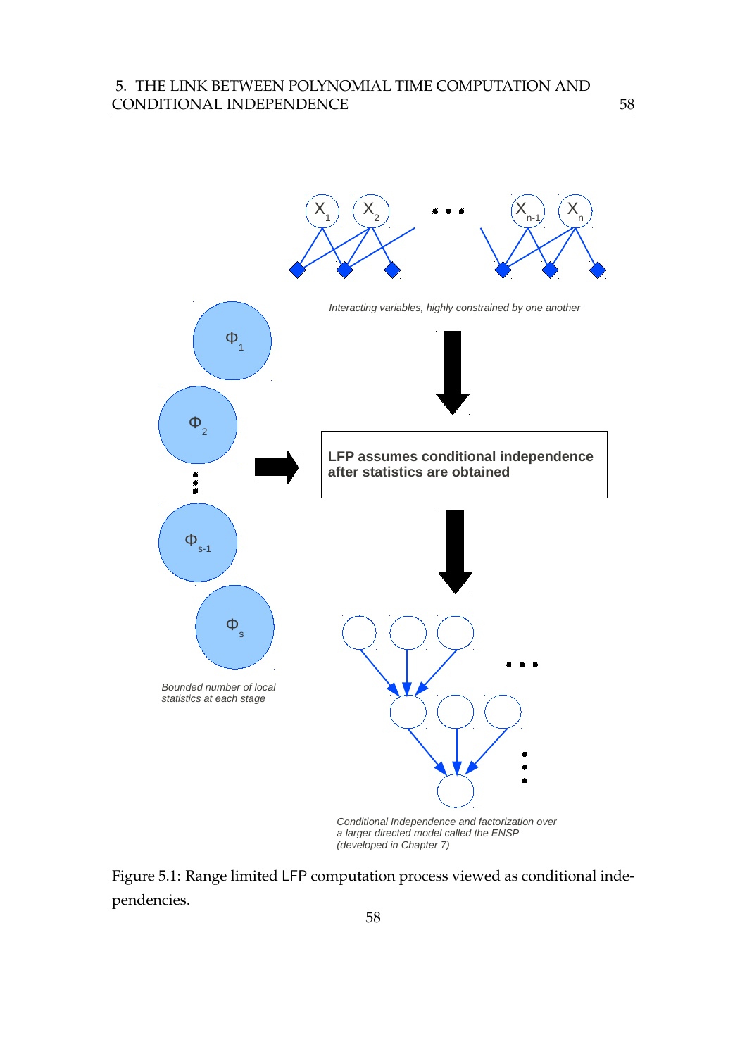Interacting variables, highly constrained by one another

LFP assumes conditional independence after statistics are obtained

Bounded number of local statistics at each stage

Conditional Independence and factorization over a larger directed model called the ENSP (developed in Chapter 7)

Figure 5.1: Range limited LFP computation process viewed as conditional independencies.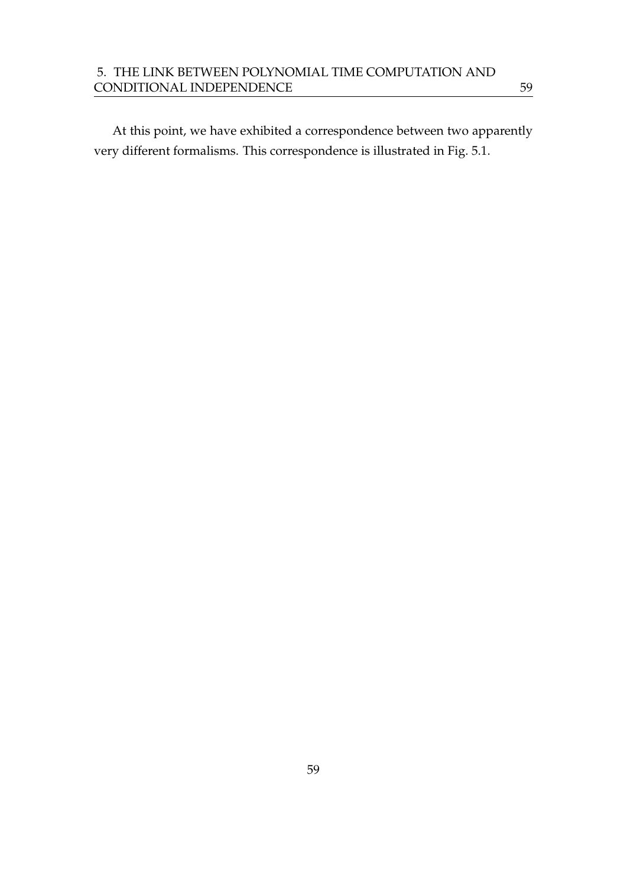At this point, we have exhibited a correspondence between two apparently very different formalisms. This correspondence is illustrated in Fig. 5.1.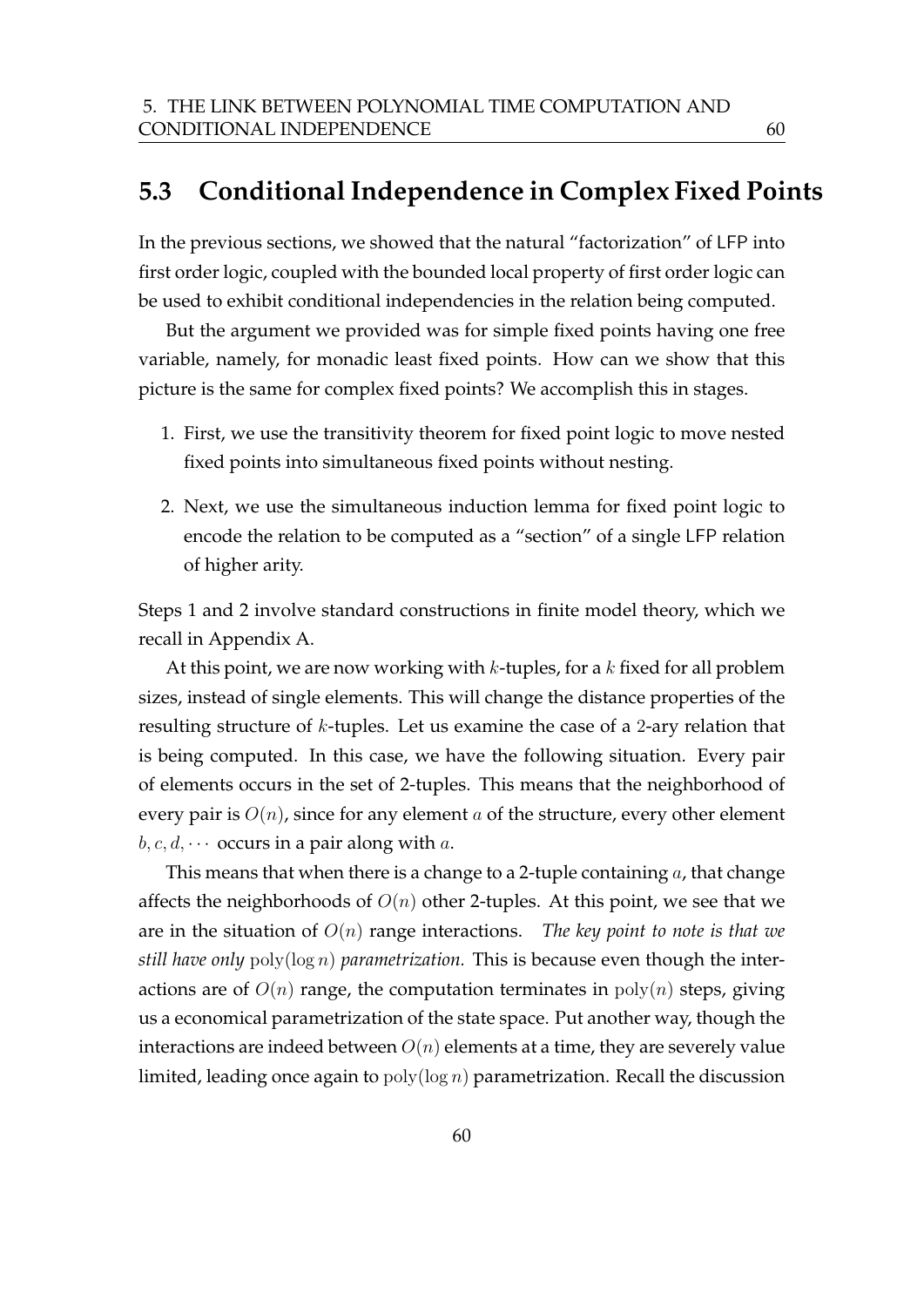## 5.3 Conditional Independence in Complex Fixed Points

In the previous sections, we showed that the natural "factorization" of LFP into first order logic, coupled with the bounded local property of first order logic can be used to exhibit conditional independencies in the relation being computed.

But the argument we provided was for simple fixed points having one free variable, namely, for monadic least fixed points. How can we show that this picture is the same for complex fixed points? We accomplish this in stages.

1. First, we use the transitivity theorem for fixed point logic to move nested fixed points into simultaneous fixed points without nesting.
2. Next, we use the simultaneous induction lemma for fixed point logic to encode the relation to be computed as a "section" of a single LFP relation of higher arity.

Steps 1 and 2 involve standard constructions in finite model theory, which we recall in Appendix A.

At this point, we are now working with $k$-tuples, for a $k$ fixed for all problem sizes, instead of single elements. This will change the distance properties of the resulting structure of $k$-tuples. Let us examine the case of a 2-ary relation that is being computed. In this case, we have the following situation. Every pair of elements occurs in the set of 2-tuples. This means that the neighborhood of every pair is $O(n)$, since for any element $a$ of the structure, every other element $b, c, d, \cdots$ occurs in a pair along with $a$.

This means that when there is a change to a 2-tuple containing $a$, that change affects the neighborhoods of $O(n)$ other 2-tuples. At this point, we see that we are in the situation of $O(n)$ range interactions. *The key point to note is that we still have only* $\text{poly}(\log n)$ *parametrization.* This is because even though the interactions are of $O(n)$ range, the computation terminates in $\text{poly}(n)$ steps, giving us a economical parametrization of the state space. Put another way, though the interactions are indeed between $O(n)$ elements at a time, they are severely value limited, leading once again to $\text{poly}(\log n)$ parametrization. Recall the discussion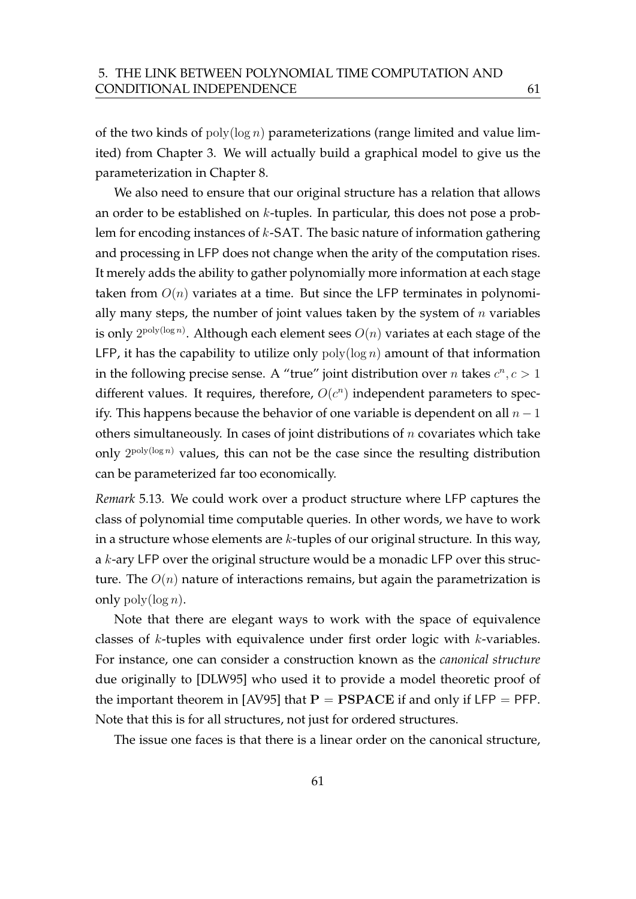of the two kinds of $\text{poly}(\log n)$ parameterizations (range limited and value limited) from Chapter 3. We will actually build a graphical model to give us the parameterization in Chapter 8.

We also need to ensure that our original structure has a relation that allows an order to be established on $k$-tuples. In particular, this does not pose a problem for encoding instances of $k$-SAT. The basic nature of information gathering and processing in LFP does not change when the arity of the computation rises. It merely adds the ability to gather polynomially more information at each stage taken from $O(n)$ variates at a time. But since the LFP terminates in polynomially many steps, the number of joint values taken by the system of $n$ variables is only $2^{\text{poly}(\log n)}$. Although each element sees $O(n)$ variates at each stage of the LFP, it has the capability to utilize only $\text{poly}(\log n)$ amount of that information in the following precise sense. A "true" joint distribution over $n$ takes $c^n, c > 1$ different values. It requires, therefore, $O(c^n)$ independent parameters to specify. This happens because the behavior of one variable is dependent on all $n - 1$ others simultaneously. In cases of joint distributions of $n$ covariates which take only $2^{\text{poly}(\log n)}$ values, this can not be the case since the resulting distribution can be parameterized far too economically.

*Remark* 5.13. We could work over a product structure where LFP captures the class of polynomial time computable queries. In other words, we have to work in a structure whose elements are $k$-tuples of our original structure. In this way, a $k$-ary LFP over the original structure would be a monadic LFP over this structure. The $O(n)$ nature of interactions remains, but again the parametrization is only $\text{poly}(\log n)$.

Note that there are elegant ways to work with the space of equivalence classes of $k$-tuples with equivalence under first order logic with $k$-variables. For instance, one can consider a construction known as the *canonical structure* due originally to [DLW95] who used it to provide a model theoretic proof of the important theorem in [AV95] that $\mathbf{P} = \mathbf{PSPACE}$ if and only if LFP = PFP. Note that this is for all structures, not just for ordered structures.

The issue one faces is that there is a linear order on the canonical structure,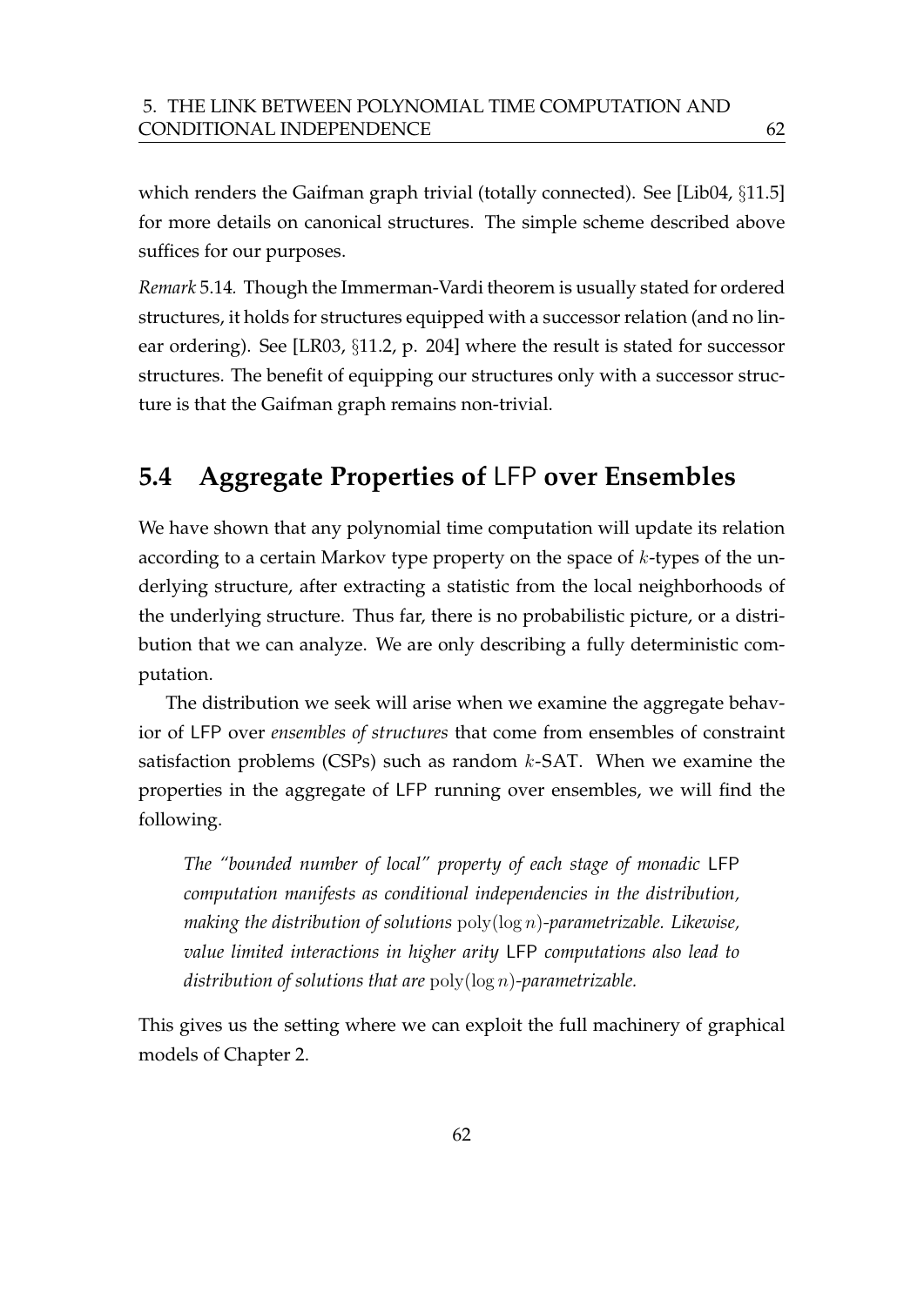which renders the Gaifman graph trivial (totally connected). See [Lib04, §11.5] for more details on canonical structures. The simple scheme described above suffices for our purposes.

*Remark* 5.14. Though the Immerman-Vardi theorem is usually stated for ordered structures, it holds for structures equipped with a successor relation (and no linear ordering). See [LR03, §11.2, p. 204] where the result is stated for successor structures. The benefit of equipping our structures only with a successor structure is that the Gaifman graph remains non-trivial.

## 5.4 Aggregate Properties of LFP over Ensembles

We have shown that any polynomial time computation will update its relation according to a certain Markov type property on the space of $k$-types of the underlying structure, after extracting a statistic from the local neighborhoods of the underlying structure. Thus far, there is no probabilistic picture, or a distribution that we can analyze. We are only describing a fully deterministic computation.

The distribution we seek will arise when we examine the aggregate behavior of LFP over *ensembles of structures* that come from ensembles of constraint satisfaction problems (CSPs) such as random $k$-SAT. When we examine the properties in the aggregate of LFP running over ensembles, we will find the following.

> *The "bounded number of local" property of each stage of monadic* LFP *computation manifests as conditional independencies in the distribution, making the distribution of solutions* $\text{poly}(\log n)$*-parametrizable. Likewise, value limited interactions in higher arity* LFP *computations also lead to distribution of solutions that are* $\text{poly}(\log n)$*-parametrizable.*

This gives us the setting where we can exploit the full machinery of graphical models of Chapter 2.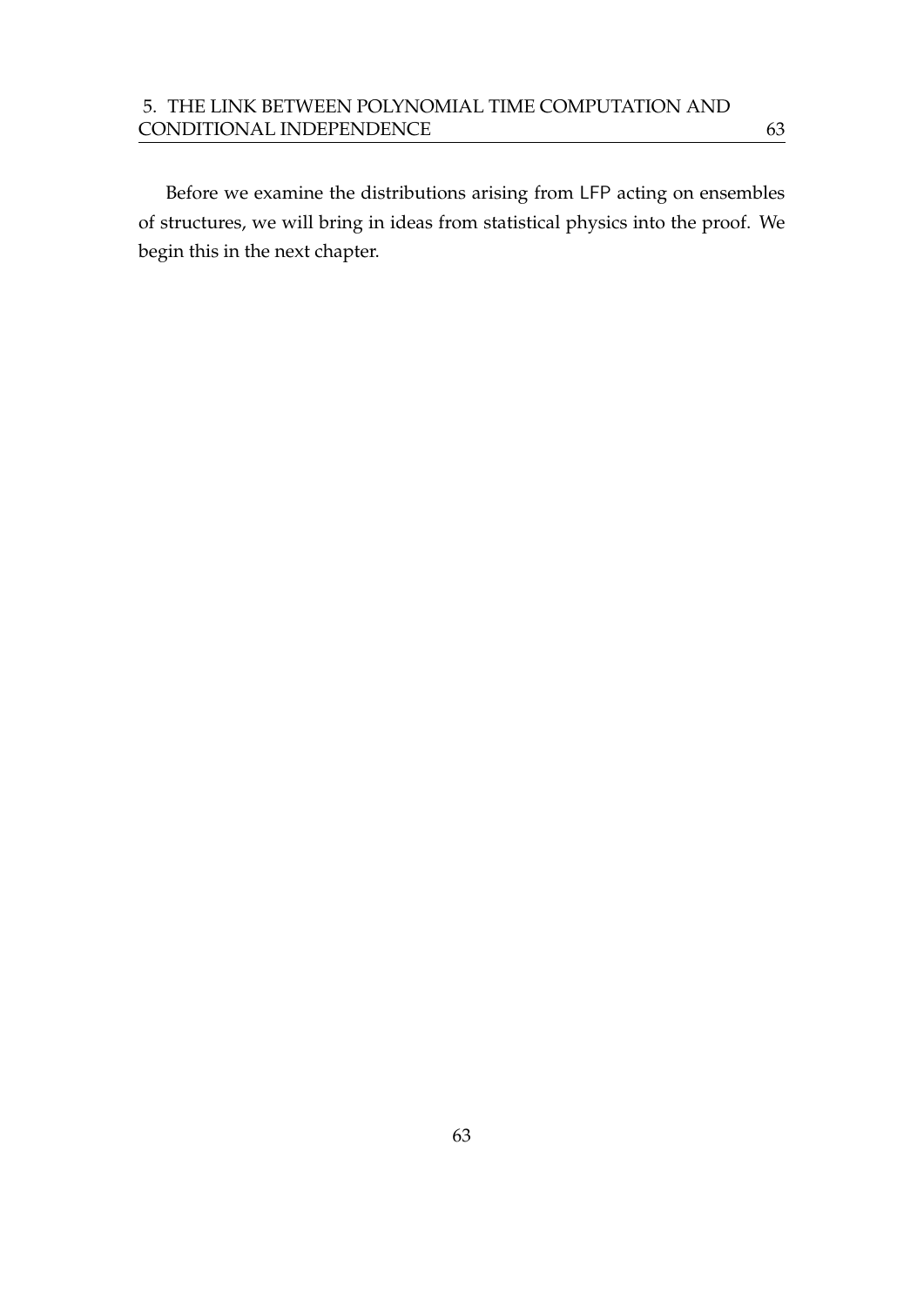Before we examine the distributions arising from LFP acting on ensembles of structures, we will bring in ideas from statistical physics into the proof. We begin this in the next chapter.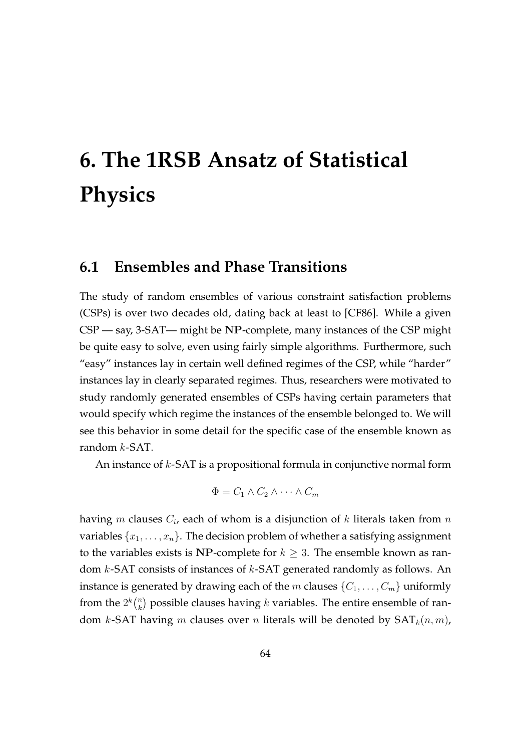# 6. The 1RSB Ansatz of Statistical Physics

## 6.1 Ensembles and Phase Transitions

The study of random ensembles of various constraint satisfaction problems (CSPs) is over two decades old, dating back at least to [CF86]. While a given CSP — say, 3-SAT— might be **NP**-complete, many instances of the CSP might be quite easy to solve, even using fairly simple algorithms. Furthermore, such "easy" instances lay in certain well defined regimes of the CSP, while "harder" instances lay in clearly separated regimes. Thus, researchers were motivated to study randomly generated ensembles of CSPs having certain parameters that would specify which regime the instances of the ensemble belonged to. We will see this behavior in some detail for the specific case of the ensemble known as random $k$-SAT.

An instance of $k$-SAT is a propositional formula in conjunctive normal form

$$\Phi = C_1 \wedge C_2 \wedge \cdots \wedge C_m$$

having $m$ clauses $C_i$, each of whom is a disjunction of $k$ literals taken from $n$ variables $\{x_1, \ldots, x_n\}$. The decision problem of whether a satisfying assignment to the variables exists is **NP**-complete for $k \geq 3$. The ensemble known as random $k$-SAT consists of instances of $k$-SAT generated randomly as follows. An instance is generated by drawing each of the $m$ clauses $\{C_1, \ldots, C_m\}$ uniformly from the $2^k\binom{n}{k}$ possible clauses having $k$ variables. The entire ensemble of random $k$-SAT having $m$ clauses over $n$ literals will be denoted by $\text{SAT}_k(n, m)$,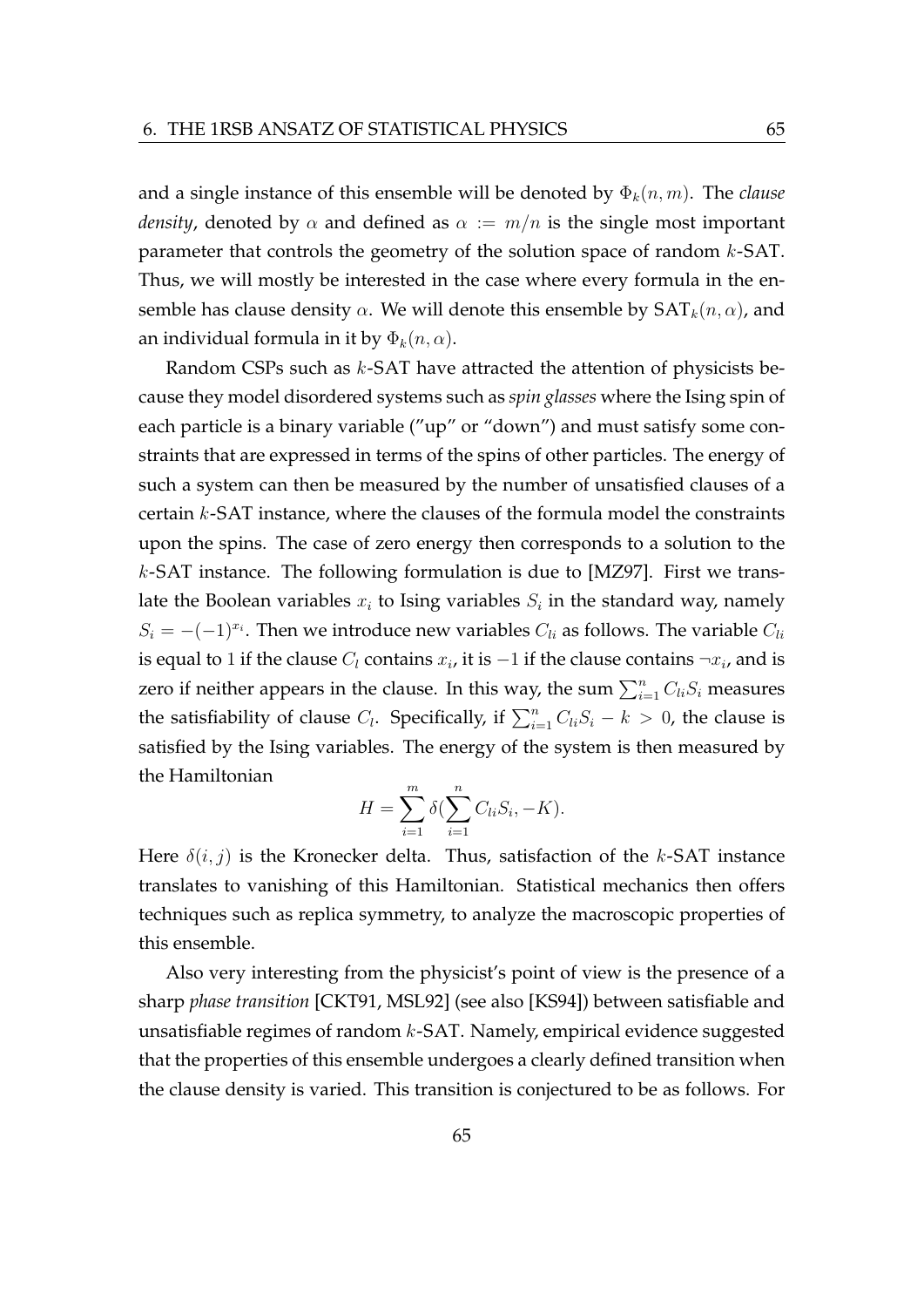and a single instance of this ensemble will be denoted by $\Phi_k(n, m)$. The *clause density*, denoted by $\alpha$ and defined as $\alpha := m/n$ is the single most important parameter that controls the geometry of the solution space of random $k$-SAT. Thus, we will mostly be interested in the case where every formula in the ensemble has clause density $\alpha$. We will denote this ensemble by $\text{SAT}_k(n, \alpha)$, and an individual formula in it by $\Phi_k(n, \alpha)$.

Random CSPs such as $k$-SAT have attracted the attention of physicists because they model disordered systems such as *spin glasses* where the Ising spin of each particle is a binary variable ("up" or "down") and must satisfy some constraints that are expressed in terms of the spins of other particles. The energy of such a system can then be measured by the number of unsatisfied clauses of a certain $k$-SAT instance, where the clauses of the formula model the constraints upon the spins. The case of zero energy then corresponds to a solution to the $k$-SAT instance. The following formulation is due to [MZ97]. First we translate the Boolean variables $x_i$ to Ising variables $S_i$ in the standard way, namely $S_i = -(-1)^{x_i}$. Then we introduce new variables $C_{li}$ as follows. The variable $C_{li}$ is equal to 1 if the clause $C_l$ contains $x_i$, it is $-1$ if the clause contains $\neg x_i$, and is zero if neither appears in the clause. In this way, the sum $\sum_{i=1}^{n} C_{li} S_i$ measures the satisfiability of clause $C_l$. Specifically, if $\sum_{i=1}^{n} C_{li} S_i - k > 0$, the clause is satisfied by the Ising variables. The energy of the system is then measured by the Hamiltonian

$$H = \sum_{i=1}^{m} \delta(\sum_{i=1}^{n} C_{li} S_i, -K).$$

Here $\delta(i, j)$ is the Kronecker delta. Thus, satisfaction of the $k$-SAT instance translates to vanishing of this Hamiltonian. Statistical mechanics then offers techniques such as replica symmetry, to analyze the macroscopic properties of this ensemble.

Also very interesting from the physicist's point of view is the presence of a sharp *phase transition* [CKT91, MSL92] (see also [KS94]) between satisfiable and unsatisfiable regimes of random $k$-SAT. Namely, empirical evidence suggested that the properties of this ensemble undergoes a clearly defined transition when the clause density is varied. This transition is conjectured to be as follows. For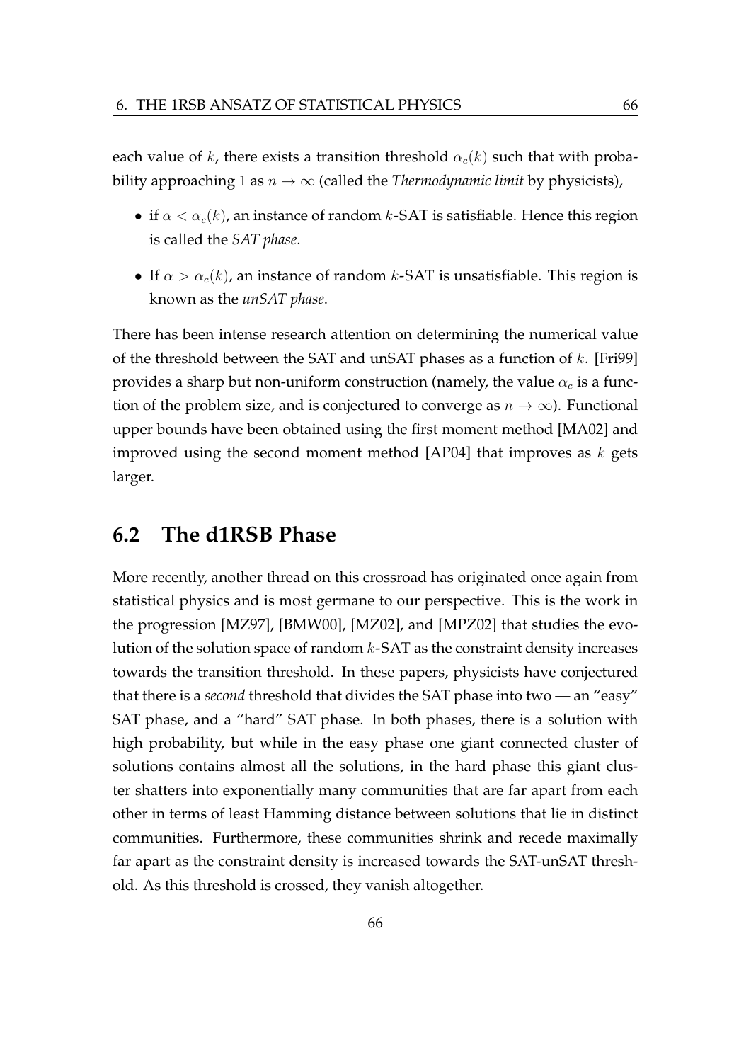each value of $k$, there exists a transition threshold $\alpha_c(k)$ such that with probability approaching $1$ as $n \to \infty$ (called the *Thermodynamic limit* by physicists),

- if $\alpha < \alpha_c(k)$, an instance of random $k$-SAT is satisfiable. Hence this region is called the *SAT phase*.
- If $\alpha > \alpha_c(k)$, an instance of random $k$-SAT is unsatisfiable. This region is known as the *unSAT phase*.

There has been intense research attention on determining the numerical value of the threshold between the SAT and unSAT phases as a function of $k$. [Fri99] provides a sharp but non-uniform construction (namely, the value $\alpha_c$ is a function of the problem size, and is conjectured to converge as $n \to \infty$). Functional upper bounds have been obtained using the first moment method [MA02] and improved using the second moment method [AP04] that improves as $k$ gets larger.

## 6.2 The d1RSB Phase

More recently, another thread on this crossroad has originated once again from statistical physics and is most germane to our perspective. This is the work in the progression [MZ97], [BMW00], [MZ02], and [MPZ02] that studies the evolution of the solution space of random $k$-SAT as the constraint density increases towards the transition threshold. In these papers, physicists have conjectured that there is a *second* threshold that divides the SAT phase into two — an "easy" SAT phase, and a "hard" SAT phase. In both phases, there is a solution with high probability, but while in the easy phase one giant connected cluster of solutions contains almost all the solutions, in the hard phase this giant cluster shatters into exponentially many communities that are far apart from each other in terms of least Hamming distance between solutions that lie in distinct communities. Furthermore, these communities shrink and recede maximally far apart as the constraint density is increased towards the SAT-unSAT threshold. As this threshold is crossed, they vanish altogether.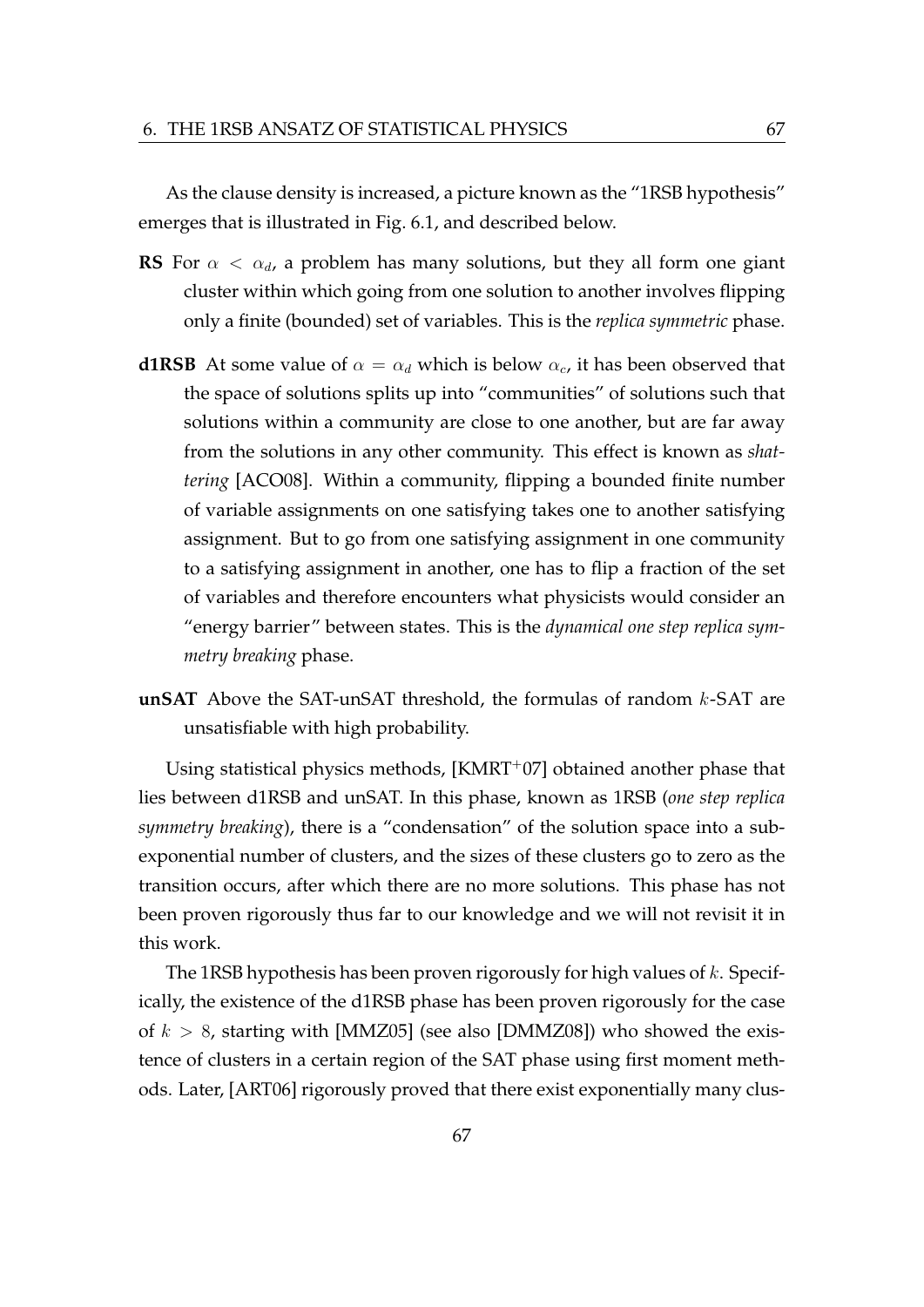As the clause density is increased, a picture known as the "1RSB hypothesis" emerges that is illustrated in Fig. 6.1, and described below.

**RS** For $\alpha < \alpha_d$, a problem has many solutions, but they all form one giant cluster within which going from one solution to another involves flipping only a finite (bounded) set of variables. This is the *replica symmetric* phase.

**d1RSB** At some value of $\alpha = \alpha_d$ which is below $\alpha_c$, it has been observed that the space of solutions splits up into "communities" of solutions such that solutions within a community are close to one another, but are far away from the solutions in any other community. This effect is known as *shattering* [ACO08]. Within a community, flipping a bounded finite number of variable assignments on one satisfying takes one to another satisfying assignment. But to go from one satisfying assignment in one community to a satisfying assignment in another, one has to flip a fraction of the set of variables and therefore encounters what physicists would consider an "energy barrier" between states. This is the *dynamical one step replica symmetry breaking* phase.

**unSAT** Above the SAT-unSAT threshold, the formulas of random $k$-SAT are unsatisfiable with high probability.

Using statistical physics methods, [KMRT$^+$07] obtained another phase that lies between d1RSB and unSAT. In this phase, known as 1RSB (*one step replica symmetry breaking*), there is a "condensation" of the solution space into a sub-exponential number of clusters, and the sizes of these clusters go to zero as the transition occurs, after which there are no more solutions. This phase has not been proven rigorously thus far to our knowledge and we will not revisit it in this work.

The 1RSB hypothesis has been proven rigorously for high values of $k$. Specifically, the existence of the d1RSB phase has been proven rigorously for the case of $k > 8$, starting with [MMZ05] (see also [DMMZ08]) who showed the existence of clusters in a certain region of the SAT phase using first moment methods. Later, [ART06] rigorously proved that there exist exponentially many clus-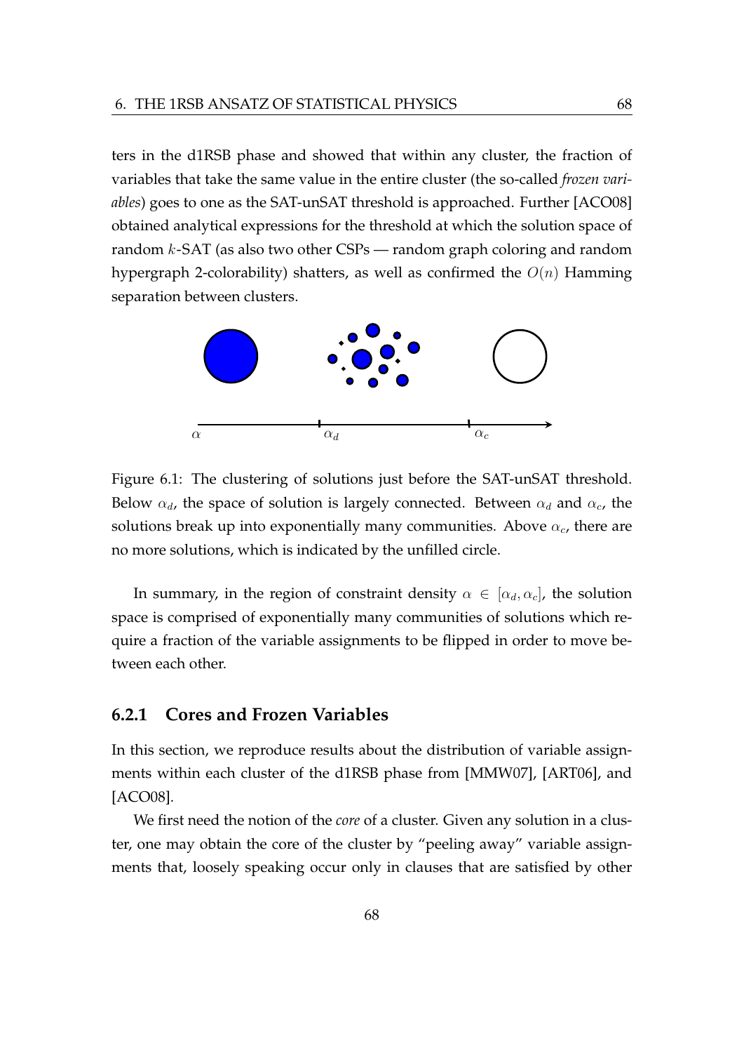ters in the d1RSB phase and showed that within any cluster, the fraction of variables that take the same value in the entire cluster (the so-called *frozen variables*) goes to one as the SAT-unSAT threshold is approached. Further [ACO08] obtained analytical expressions for the threshold at which the solution space of random $k$-SAT (as also two other CSPs — random graph coloring and random hypergraph 2-colorability) shatters, as well as confirmed the $O(n)$ Hamming separation between clusters.

Figure 6.1: The clustering of solutions just before the SAT-unSAT threshold. Below $\alpha_d$, the space of solution is largely connected. Between $\alpha_d$ and $\alpha_c$, the solutions break up into exponentially many communities. Above $\alpha_c$, there are no more solutions, which is indicated by the unfilled circle.

In summary, in the region of constraint density $\alpha \in [\alpha_d, \alpha_c]$, the solution space is comprised of exponentially many communities of solutions which require a fraction of the variable assignments to be flipped in order to move between each other.

### 6.2.1 Cores and Frozen Variables

In this section, we reproduce results about the distribution of variable assignments within each cluster of the d1RSB phase from [MMW07], [ART06], and [ACO08].

We first need the notion of the *core* of a cluster. Given any solution in a cluster, one may obtain the core of the cluster by "peeling away" variable assignments that, loosely speaking occur only in clauses that are satisfied by other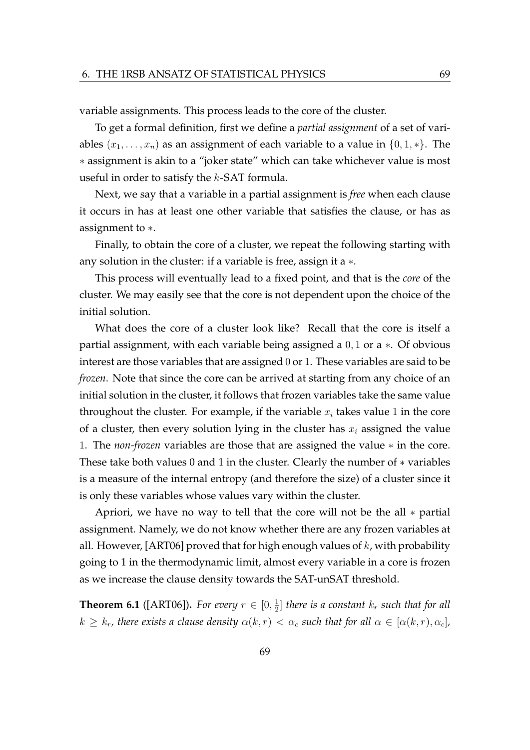variable assignments. This process leads to the core of the cluster.

To get a formal definition, first we define a *partial assignment* of a set of variables $(x_1, \ldots, x_n)$ as an assignment of each variable to a value in $\{0, 1, *\}$. The $*$ assignment is akin to a "joker state" which can take whichever value is most useful in order to satisfy the $k$-SAT formula.

Next, we say that a variable in a partial assignment is *free* when each clause it occurs in has at least one other variable that satisfies the clause, or has as assignment to $*$.

Finally, to obtain the core of a cluster, we repeat the following starting with any solution in the cluster: if a variable is free, assign it a $*$.

This process will eventually lead to a fixed point, and that is the *core* of the cluster. We may easily see that the core is not dependent upon the choice of the initial solution.

What does the core of a cluster look like? Recall that the core is itself a partial assignment, with each variable being assigned a $0, 1$ or a $*$. Of obvious interest are those variables that are assigned $0$ or $1$. These variables are said to be *frozen*. Note that since the core can be arrived at starting from any choice of an initial solution in the cluster, it follows that frozen variables take the same value throughout the cluster. For example, if the variable $x_i$ takes value $1$ in the core of a cluster, then every solution lying in the cluster has $x_i$ assigned the value $1$. The *non-frozen* variables are those that are assigned the value $*$ in the core. These take both values 0 and 1 in the cluster. Clearly the number of $*$ variables is a measure of the internal entropy (and therefore the size) of a cluster since it is only these variables whose values vary within the cluster.

Apriori, we have no way to tell that the core will not be the all $*$ partial assignment. Namely, we do not know whether there are any frozen variables at all. However, [ART06] proved that for high enough values of $k$, with probability going to 1 in the thermodynamic limit, almost every variable in a core is frozen as we increase the clause density towards the SAT-unSAT threshold.

**Theorem 6.1** ([ART06])**.** *For every $r \in [0, \frac{1}{2}]$ there is a constant $k_r$ such that for all $k \geq k_r$, there exists a clause density $\alpha(k, r) < \alpha_c$ such that for all $\alpha \in [\alpha(k, r), \alpha_c]$,*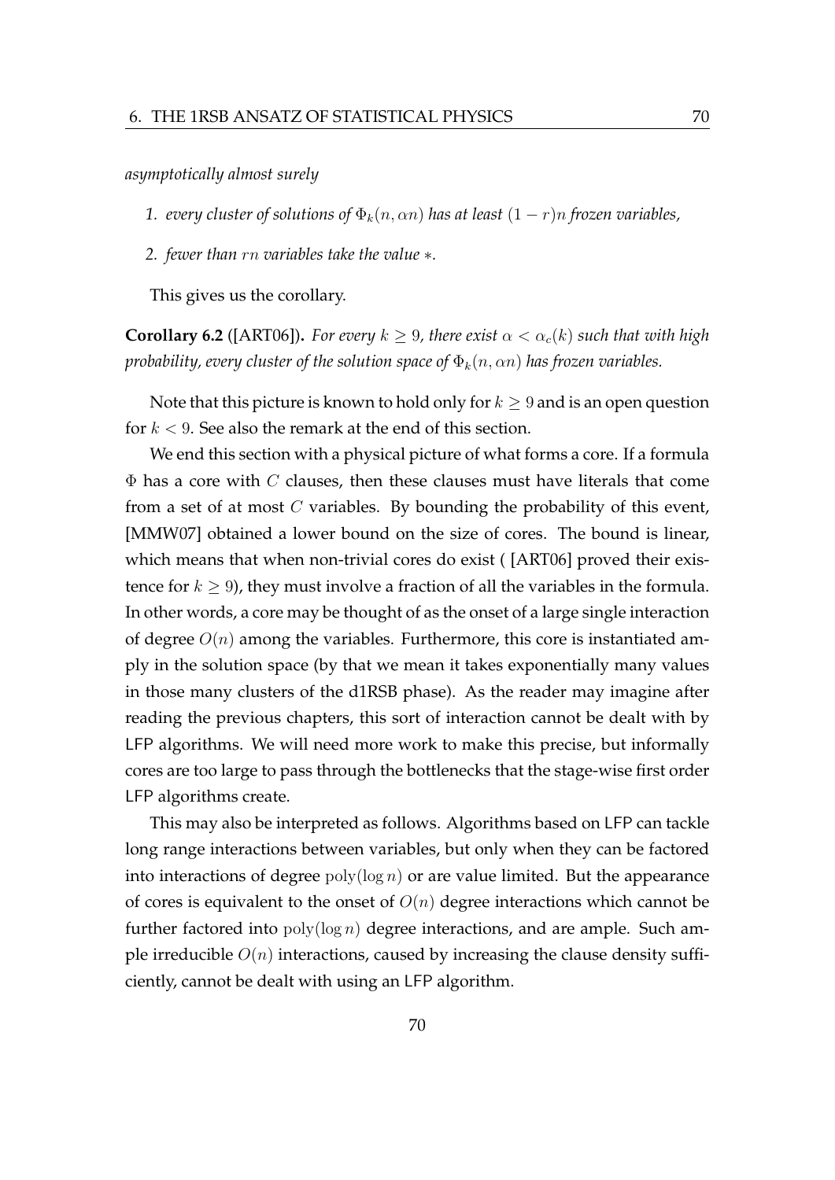*asymptotically almost surely*

1. *every cluster of solutions of $\Phi_k(n, \alpha n)$ has at least $(1-r)n$ frozen variables,*
2. *fewer than $rn$ variables take the value $*$.*

This gives us the corollary.

**Corollary 6.2** ([ART06])**.** *For every $k \geq 9$, there exist $\alpha < \alpha_c(k)$ such that with high probability, every cluster of the solution space of $\Phi_k(n, \alpha n)$ has frozen variables.*

Note that this picture is known to hold only for $k \geq 9$ and is an open question for $k < 9$. See also the remark at the end of this section.

We end this section with a physical picture of what forms a core. If a formula $\Phi$ has a core with $C$ clauses, then these clauses must have literals that come from a set of at most $C$ variables. By bounding the probability of this event, [MMW07] obtained a lower bound on the size of cores. The bound is linear, which means that when non-trivial cores do exist ( [ART06] proved their existence for $k \geq 9$), they must involve a fraction of all the variables in the formula. In other words, a core may be thought of as the onset of a large single interaction of degree $O(n)$ among the variables. Furthermore, this core is instantiated amply in the solution space (by that we mean it takes exponentially many values in those many clusters of the d1RSB phase). As the reader may imagine after reading the previous chapters, this sort of interaction cannot be dealt with by LFP algorithms. We will need more work to make this precise, but informally cores are too large to pass through the bottlenecks that the stage-wise first order LFP algorithms create.

This may also be interpreted as follows. Algorithms based on LFP can tackle long range interactions between variables, but only when they can be factored into interactions of degree $\text{poly}(\log n)$ or are value limited. But the appearance of cores is equivalent to the onset of $O(n)$ degree interactions which cannot be further factored into $\text{poly}(\log n)$ degree interactions, and are ample. Such ample irreducible $O(n)$ interactions, caused by increasing the clause density sufficiently, cannot be dealt with using an LFP algorithm.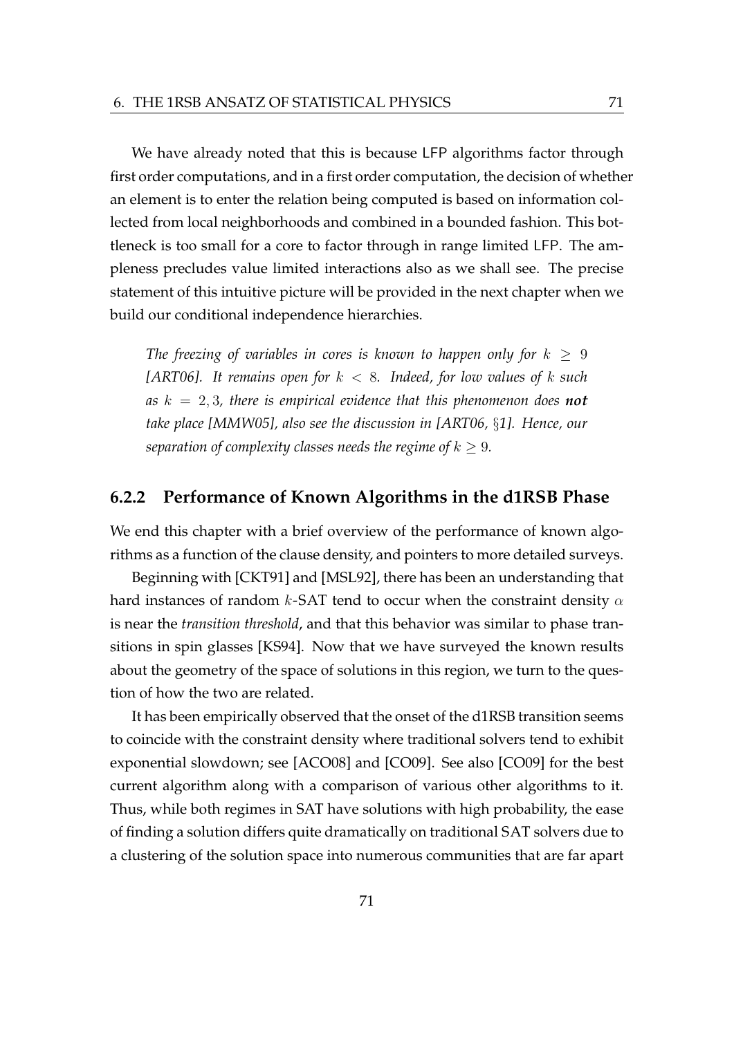We have already noted that this is because LFP algorithms factor through first order computations, and in a first order computation, the decision of whether an element is to enter the relation being computed is based on information collected from local neighborhoods and combined in a bounded fashion. This bottleneck is too small for a core to factor through in range limited LFP. The ampleness precludes value limited interactions also as we shall see. The precise statement of this intuitive picture will be provided in the next chapter when we build our conditional independence hierarchies.

> *The freezing of variables in cores is known to happen only for $k \geq 9$ [ART06]. It remains open for $k < 8$. Indeed, for low values of $k$ such as $k = 2, 3$, there is empirical evidence that this phenomenon does **not** take place [MMW05], also see the discussion in [ART06, §1]. Hence, our separation of complexity classes needs the regime of $k \geq 9$.*

### 6.2.2 Performance of Known Algorithms in the d1RSB Phase

We end this chapter with a brief overview of the performance of known algorithms as a function of the clause density, and pointers to more detailed surveys.

Beginning with [CKT91] and [MSL92], there has been an understanding that hard instances of random $k$-SAT tend to occur when the constraint density $\alpha$ is near the *transition threshold*, and that this behavior was similar to phase transitions in spin glasses [KS94]. Now that we have surveyed the known results about the geometry of the space of solutions in this region, we turn to the question of how the two are related.

It has been empirically observed that the onset of the d1RSB transition seems to coincide with the constraint density where traditional solvers tend to exhibit exponential slowdown; see [ACO08] and [CO09]. See also [CO09] for the best current algorithm along with a comparison of various other algorithms to it. Thus, while both regimes in SAT have solutions with high probability, the ease of finding a solution differs quite dramatically on traditional SAT solvers due to a clustering of the solution space into numerous communities that are far apart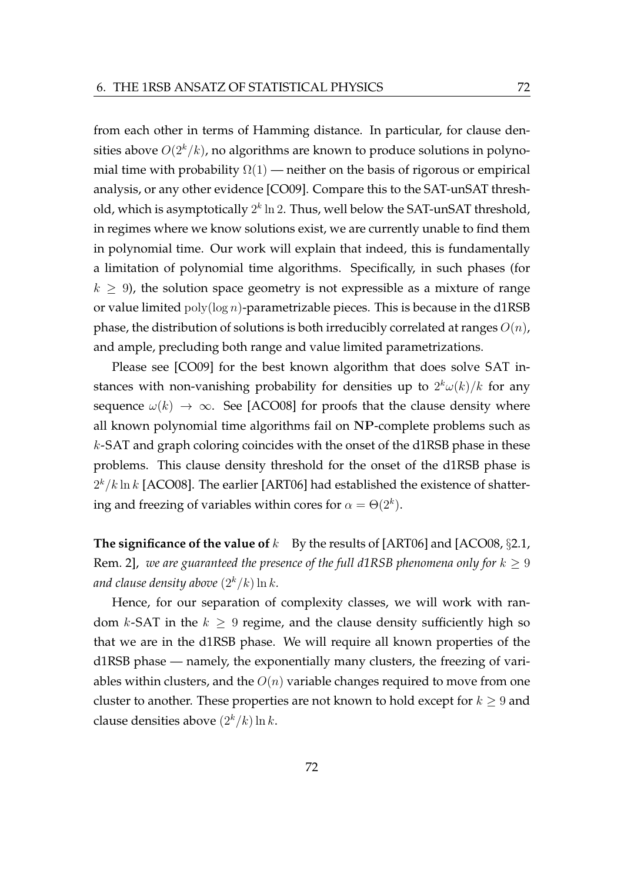from each other in terms of Hamming distance. In particular, for clause densities above $O(2^k/k)$, no algorithms are known to produce solutions in polynomial time with probability $\Omega(1)$ — neither on the basis of rigorous or empirical analysis, or any other evidence [CO09]. Compare this to the SAT-unSAT threshold, which is asymptotically $2^k \ln 2$. Thus, well below the SAT-unSAT threshold, in regimes where we know solutions exist, we are currently unable to find them in polynomial time. Our work will explain that indeed, this is fundamentally a limitation of polynomial time algorithms. Specifically, in such phases (for $k \geq 9$), the solution space geometry is not expressible as a mixture of range or value limited $\text{poly}(\log n)$-parametrizable pieces. This is because in the d1RSB phase, the distribution of solutions is both irreducibly correlated at ranges $O(n)$, and ample, precluding both range and value limited parametrizations.

Please see [CO09] for the best known algorithm that does solve SAT instances with non-vanishing probability for densities up to $2^k\omega(k)/k$ for any sequence $\omega(k) \to \infty$. See [ACO08] for proofs that the clause density where all known polynomial time algorithms fail on **NP**-complete problems such as $k$-SAT and graph coloring coincides with the onset of the d1RSB phase in these problems. This clause density threshold for the onset of the d1RSB phase is $2^k/k \ln k$ [ACO08]. The earlier [ART06] had established the existence of shattering and freezing of variables within cores for $\alpha = \Theta(2^k)$.

**The significance of the value of $k$** By the results of [ART06] and [ACO08, §2.1, Rem. 2], *we are guaranteed the presence of the full d1RSB phenomena only for $k \geq 9$ and clause density above $(2^k/k) \ln k$.*

Hence, for our separation of complexity classes, we will work with random $k$-SAT in the $k \geq 9$ regime, and the clause density sufficiently high so that we are in the d1RSB phase. We will require all known properties of the d1RSB phase — namely, the exponentially many clusters, the freezing of variables within clusters, and the $O(n)$ variable changes required to move from one cluster to another. These properties are not known to hold except for $k \geq 9$ and clause densities above $(2^k/k) \ln k$.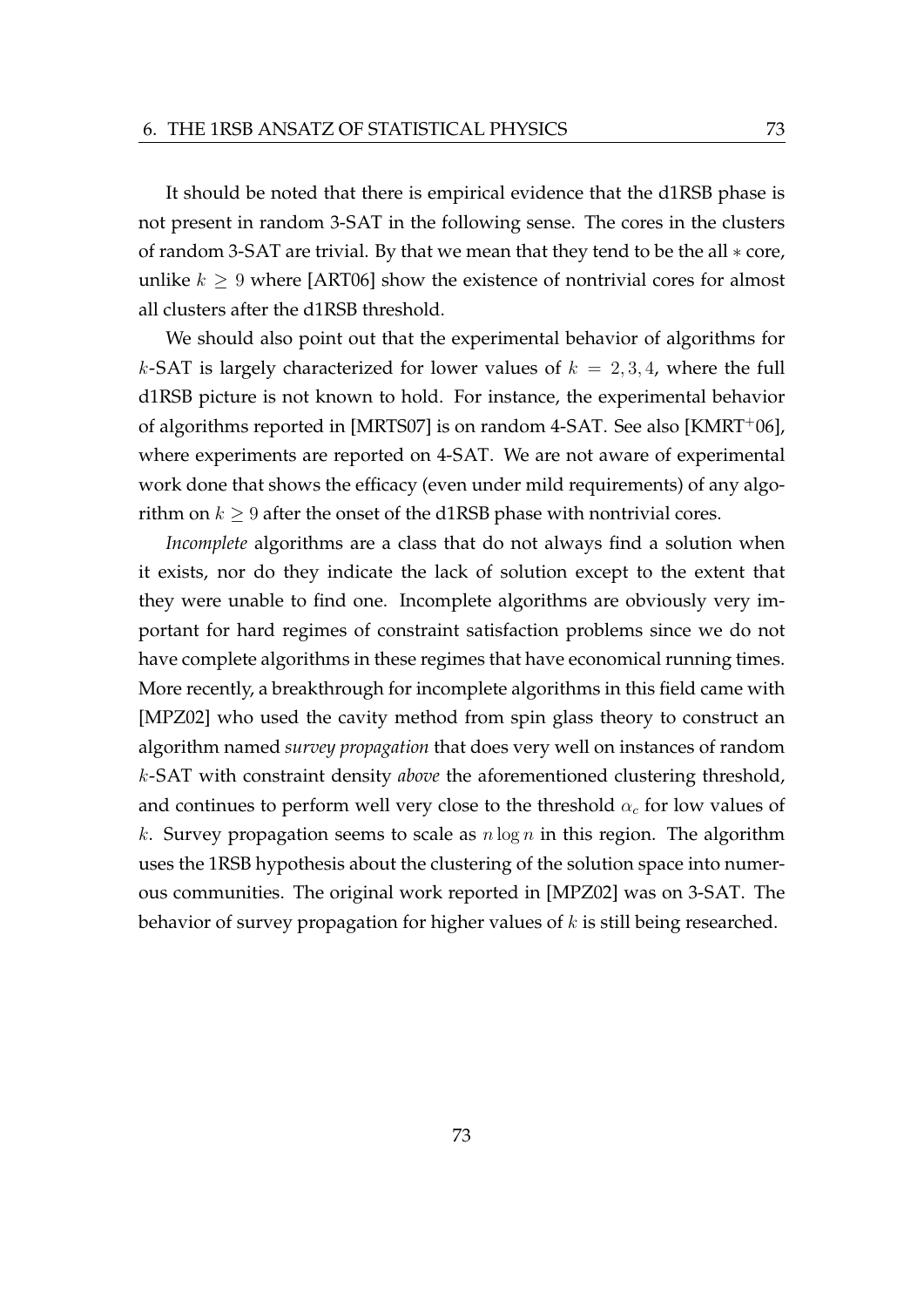It should be noted that there is empirical evidence that the d1RSB phase is not present in random 3-SAT in the following sense. The cores in the clusters of random 3-SAT are trivial. By that we mean that they tend to be the all $*$ core, unlike $k \geq 9$ where [ART06] show the existence of nontrivial cores for almost all clusters after the d1RSB threshold.

We should also point out that the experimental behavior of algorithms for $k$-SAT is largely characterized for lower values of $k = 2, 3, 4$, where the full d1RSB picture is not known to hold. For instance, the experimental behavior of algorithms reported in [MRTS07] is on random 4-SAT. See also [KMRT$^+$06], where experiments are reported on 4-SAT. We are not aware of experimental work done that shows the efficacy (even under mild requirements) of any algorithm on $k \geq 9$ after the onset of the d1RSB phase with nontrivial cores.

*Incomplete* algorithms are a class that do not always find a solution when it exists, nor do they indicate the lack of solution except to the extent that they were unable to find one. Incomplete algorithms are obviously very important for hard regimes of constraint satisfaction problems since we do not have complete algorithms in these regimes that have economical running times. More recently, a breakthrough for incomplete algorithms in this field came with [MPZ02] who used the cavity method from spin glass theory to construct an algorithm named *survey propagation* that does very well on instances of random $k$-SAT with constraint density *above* the aforementioned clustering threshold, and continues to perform well very close to the threshold $\alpha_c$ for low values of $k$. Survey propagation seems to scale as $n \log n$ in this region. The algorithm uses the 1RSB hypothesis about the clustering of the solution space into numerous communities. The original work reported in [MPZ02] was on 3-SAT. The behavior of survey propagation for higher values of $k$ is still being researched.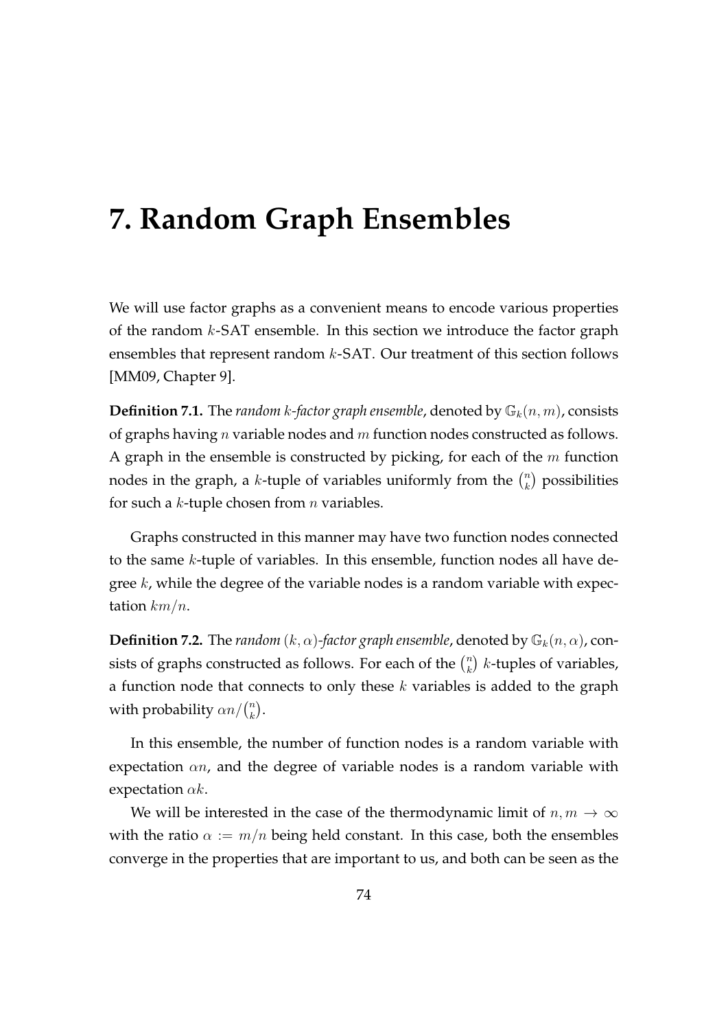# 7. Random Graph Ensembles

We will use factor graphs as a convenient means to encode various properties of the random $k$-SAT ensemble. In this section we introduce the factor graph ensembles that represent random $k$-SAT. Our treatment of this section follows [MM09, Chapter 9].

**Definition 7.1.** The *random $k$-factor graph ensemble*, denoted by $\mathbb{G}_k(n, m)$, consists of graphs having $n$ variable nodes and $m$ function nodes constructed as follows. A graph in the ensemble is constructed by picking, for each of the $m$ function nodes in the graph, a $k$-tuple of variables uniformly from the $\binom{n}{k}$ possibilities for such a $k$-tuple chosen from $n$ variables.

Graphs constructed in this manner may have two function nodes connected to the same $k$-tuple of variables. In this ensemble, function nodes all have degree $k$, while the degree of the variable nodes is a random variable with expectation $km/n$.

**Definition 7.2.** The *random $(k, \alpha)$-factor graph ensemble*, denoted by $\mathbb{G}_k(n, \alpha)$, consists of graphs constructed as follows. For each of the $\binom{n}{k}$ $k$-tuples of variables, a function node that connects to only these $k$ variables is added to the graph with probability $\alpha n / \binom{n}{k}$.

In this ensemble, the number of function nodes is a random variable with expectation $\alpha n$, and the degree of variable nodes is a random variable with expectation $\alpha k$.

We will be interested in the case of the thermodynamic limit of $n, m \to \infty$ with the ratio $\alpha := m/n$ being held constant. In this case, both the ensembles converge in the properties that are important to us, and both can be seen as the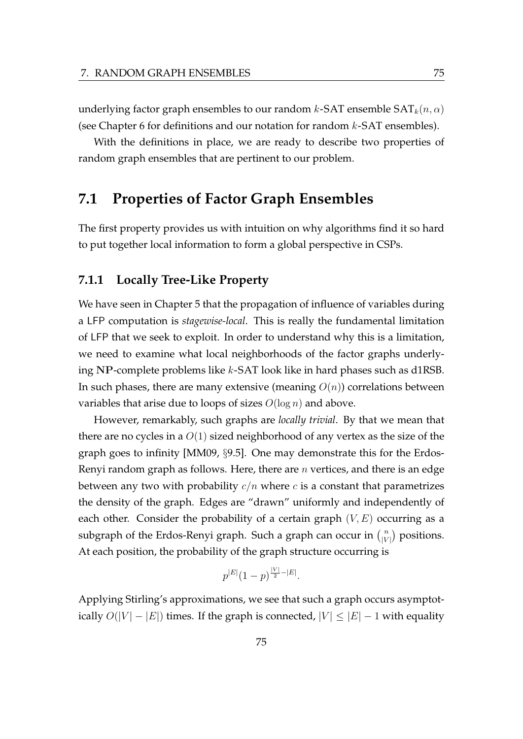underlying factor graph ensembles to our random $k$-SAT ensemble $\mathrm{SAT}_k(n, \alpha)$ (see Chapter 6 for definitions and our notation for random $k$-SAT ensembles).

With the definitions in place, we are ready to describe two properties of random graph ensembles that are pertinent to our problem.

## 7.1 Properties of Factor Graph Ensembles

The first property provides us with intuition on why algorithms find it so hard to put together local information to form a global perspective in CSPs.

### 7.1.1 Locally Tree-Like Property

We have seen in Chapter 5 that the propagation of influence of variables during a LFP computation is *stagewise-local*. This is really the fundamental limitation of LFP that we seek to exploit. In order to understand why this is a limitation, we need to examine what local neighborhoods of the factor graphs underlying **NP**-complete problems like $k$-SAT look like in hard phases such as d1RSB. In such phases, there are many extensive (meaning $O(n)$) correlations between variables that arise due to loops of sizes $O(\log n)$ and above.

However, remarkably, such graphs are *locally trivial*. By that we mean that there are no cycles in a $O(1)$ sized neighborhood of any vertex as the size of the graph goes to infinity [MM09, §9.5]. One may demonstrate this for the Erdos-Renyi random graph as follows. Here, there are $n$ vertices, and there is an edge between any two with probability $c/n$ where $c$ is a constant that parametrizes the density of the graph. Edges are "drawn" uniformly and independently of each other. Consider the probability of a certain graph $(V, E)$ occurring as a subgraph of the Erdos-Renyi graph. Such a graph can occur in $\binom{n}{|V|}$ positions. At each position, the probability of the graph structure occurring is

$$p^{|E|}(1-p)^{\frac{|V|}{2}-|E|}.$$

Applying Stirling's approximations, we see that such a graph occurs asymptotically $O(|V| - |E|)$ times. If the graph is connected, $|V| \leq |E| - 1$ with equality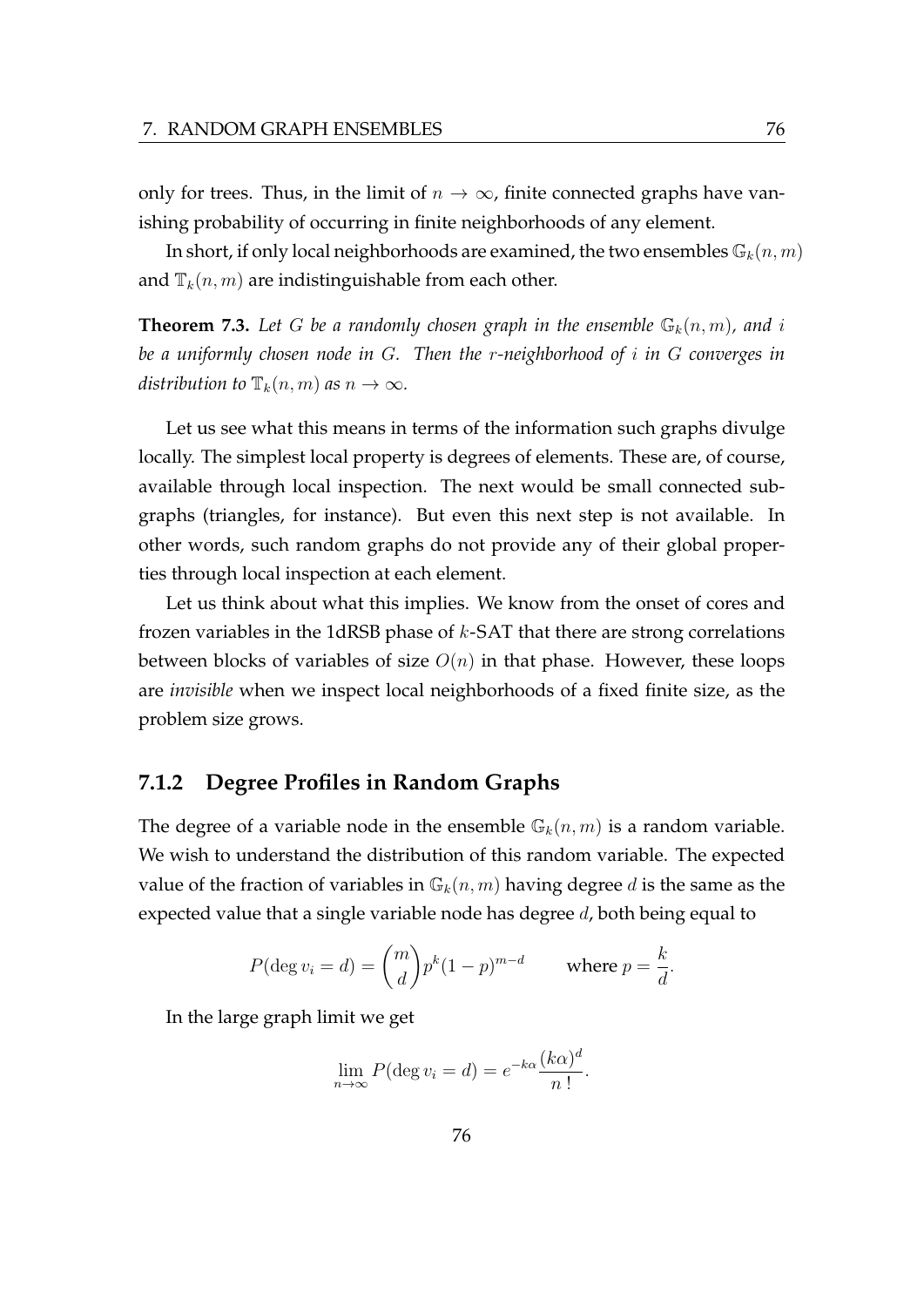only for trees. Thus, in the limit of $n \to \infty$, finite connected graphs have vanishing probability of occurring in finite neighborhoods of any element.

In short, if only local neighborhoods are examined, the two ensembles $\mathbb{G}_k(n, m)$ and $\mathbb{T}_k(n, m)$ are indistinguishable from each other.

**Theorem 7.3.** *Let $G$ be a randomly chosen graph in the ensemble $\mathbb{G}_k(n, m)$, and $i$ be a uniformly chosen node in $G$. Then the $r$-neighborhood of $i$ in $G$ converges in distribution to $\mathbb{T}_k(n, m)$ as $n \to \infty$.*

Let us see what this means in terms of the information such graphs divulge locally. The simplest local property is degrees of elements. These are, of course, available through local inspection. The next would be small connected subgraphs (triangles, for instance). But even this next step is not available. In other words, such random graphs do not provide any of their global properties through local inspection at each element.

Let us think about what this implies. We know from the onset of cores and frozen variables in the 1dRSB phase of $k$-SAT that there are strong correlations between blocks of variables of size $O(n)$ in that phase. However, these loops are *invisible* when we inspect local neighborhoods of a fixed finite size, as the problem size grows.

### 7.1.2 Degree Profiles in Random Graphs

The degree of a variable node in the ensemble $\mathbb{G}_k(n, m)$ is a random variable. We wish to understand the distribution of this random variable. The expected value of the fraction of variables in $\mathbb{G}_k(n, m)$ having degree $d$ is the same as the expected value that a single variable node has degree $d$, both being equal to

$$P(\deg v_i = d) = \binom{m}{d} p^k (1-p)^{m-d} \qquad \text{where } p = \frac{k}{d}.$$

In the large graph limit we get

$$\lim_{n \to \infty} P(\deg v_i = d) = e^{-k\alpha} \frac{(k\alpha)^d}{n\,!}.$$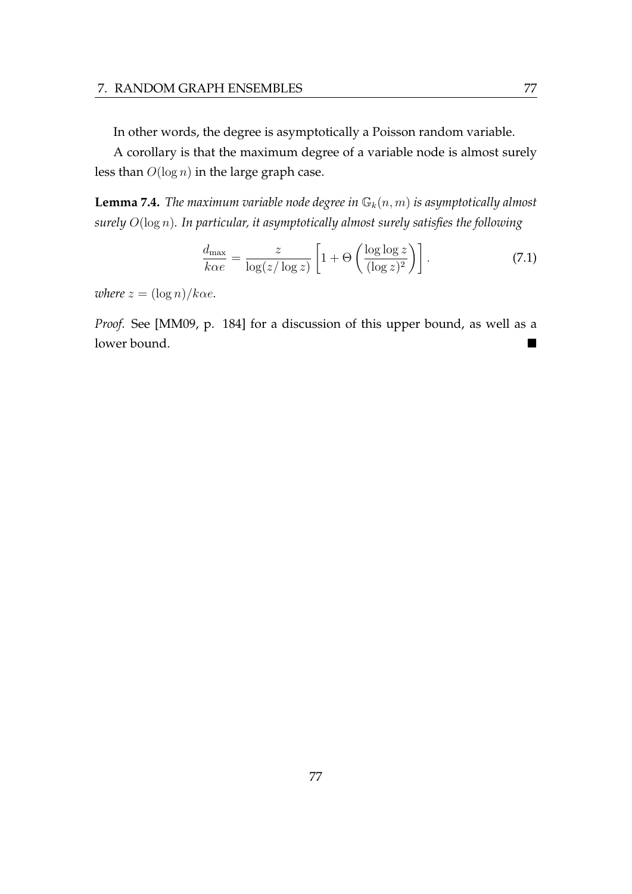In other words, the degree is asymptotically a Poisson random variable.

A corollary is that the maximum degree of a variable node is almost surely less than $O(\log n)$ in the large graph case.

**Lemma 7.4.** *The maximum variable node degree in $\mathbb{G}_k(n, m)$ is asymptotically almost surely $O(\log n)$. In particular, it asymptotically almost surely satisfies the following*

$$\frac{d_{\max}}{k\alpha e} = \frac{z}{\log(z/\log z)}\left[1 + \Theta\left(\frac{\log\log z}{(\log z)^2}\right)\right]. \tag{7.1}$$

*where $z = (\log n)/k\alpha e$.*

*Proof.* See [MM09, p. 184] for a discussion of this upper bound, as well as a lower bound. ■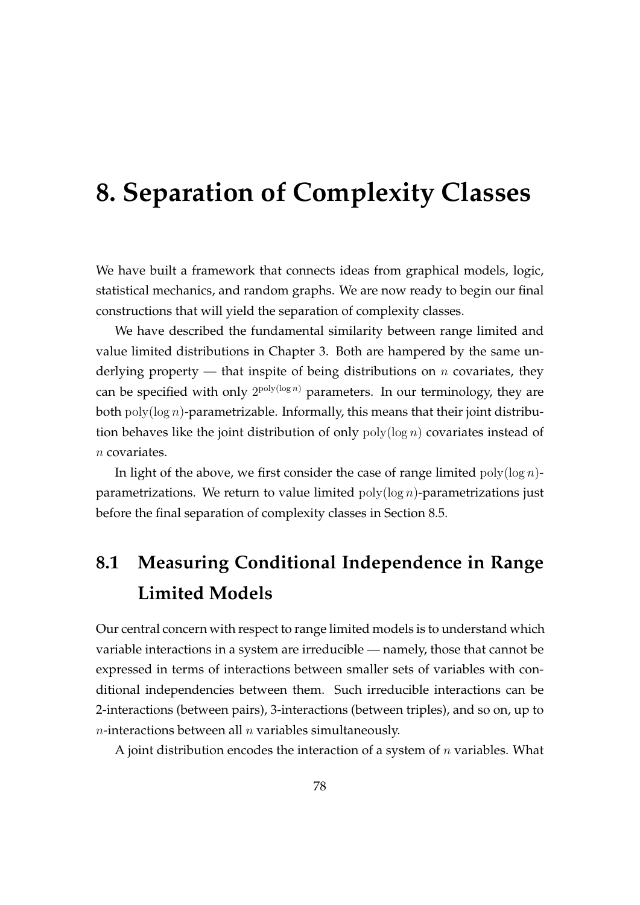# 8. Separation of Complexity Classes

We have built a framework that connects ideas from graphical models, logic, statistical mechanics, and random graphs. We are now ready to begin our final constructions that will yield the separation of complexity classes.

We have described the fundamental similarity between range limited and value limited distributions in Chapter 3. Both are hampered by the same underlying property — that inspite of being distributions on $n$ covariates, they can be specified with only $2^{\mathrm{poly}(\log n)}$ parameters. In our terminology, they are both $\mathrm{poly}(\log n)$-parametrizable. Informally, this means that their joint distribution behaves like the joint distribution of only $\mathrm{poly}(\log n)$ covariates instead of $n$ covariates.

In light of the above, we first consider the case of range limited $\mathrm{poly}(\log n)$-parametrizations. We return to value limited $\mathrm{poly}(\log n)$-parametrizations just before the final separation of complexity classes in Section 8.5.

## 8.1 Measuring Conditional Independence in Range Limited Models

Our central concern with respect to range limited models is to understand which variable interactions in a system are irreducible — namely, those that cannot be expressed in terms of interactions between smaller sets of variables with conditional independencies between them. Such irreducible interactions can be 2-interactions (between pairs), 3-interactions (between triples), and so on, up to $n$-interactions between all $n$ variables simultaneously.

A joint distribution encodes the interaction of a system of $n$ variables. What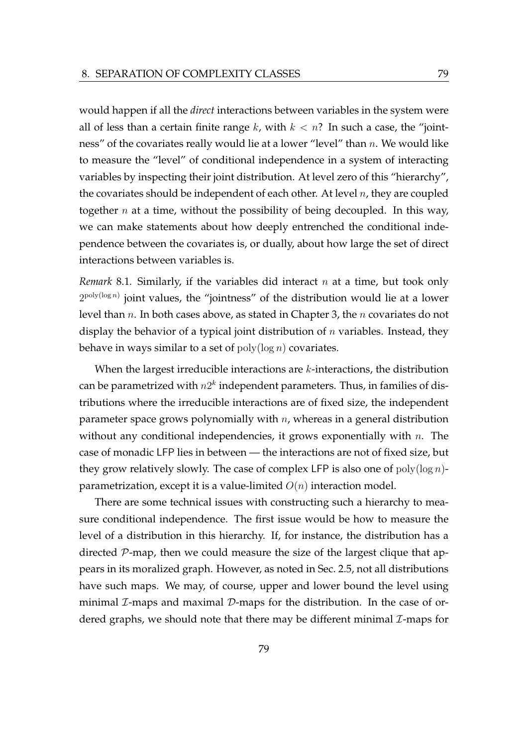would happen if all the *direct* interactions between variables in the system were all of less than a certain finite range $k$, with $k < n$? In such a case, the "jointness" of the covariates really would lie at a lower "level" than $n$. We would like to measure the "level" of conditional independence in a system of interacting variables by inspecting their joint distribution. At level zero of this "hierarchy", the covariates should be independent of each other. At level $n$, they are coupled together $n$ at a time, without the possibility of being decoupled. In this way, we can make statements about how deeply entrenched the conditional independence between the covariates is, or dually, about how large the set of direct interactions between variables is.

*Remark* 8.1. Similarly, if the variables did interact $n$ at a time, but took only $2^{\mathrm{poly}(\log n)}$ joint values, the "jointness" of the distribution would lie at a lower level than $n$. In both cases above, as stated in Chapter 3, the $n$ covariates do not display the behavior of a typical joint distribution of $n$ variables. Instead, they behave in ways similar to a set of $\mathrm{poly}(\log n)$ covariates.

When the largest irreducible interactions are $k$-interactions, the distribution can be parametrized with $n2^k$ independent parameters. Thus, in families of distributions where the irreducible interactions are of fixed size, the independent parameter space grows polynomially with $n$, whereas in a general distribution without any conditional independencies, it grows exponentially with $n$. The case of monadic LFP lies in between — the interactions are not of fixed size, but they grow relatively slowly. The case of complex LFP is also one of $\mathrm{poly}(\log n)$-parametrization, except it is a value-limited $O(n)$ interaction model.

There are some technical issues with constructing such a hierarchy to measure conditional independence. The first issue would be how to measure the level of a distribution in this hierarchy. If, for instance, the distribution has a directed $\mathcal{P}$-map, then we could measure the size of the largest clique that appears in its moralized graph. However, as noted in Sec. 2.5, not all distributions have such maps. We may, of course, upper and lower bound the level using minimal $\mathcal{I}$-maps and maximal $\mathcal{D}$-maps for the distribution. In the case of ordered graphs, we should note that there may be different minimal $\mathcal{I}$-maps for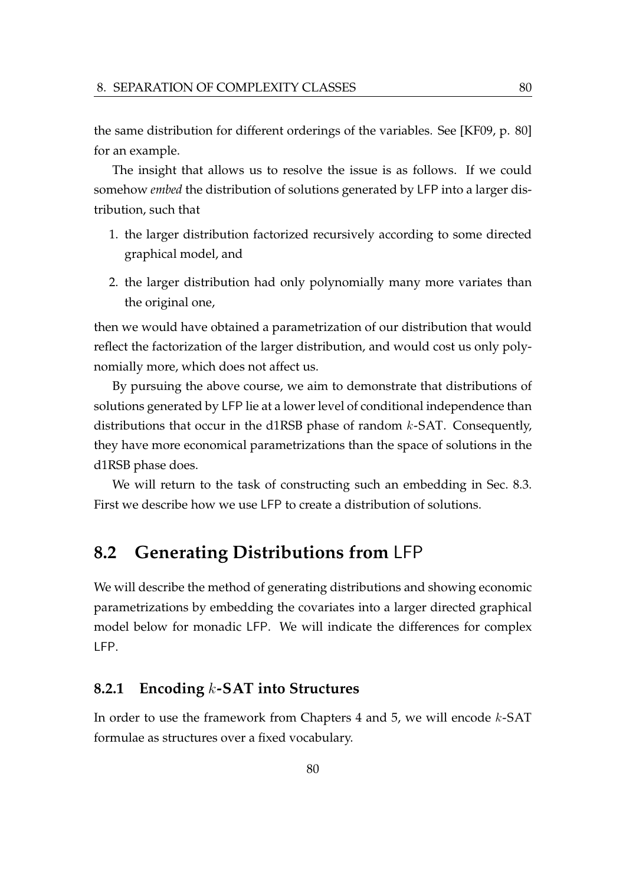the same distribution for different orderings of the variables. See [KF09, p. 80] for an example.

The insight that allows us to resolve the issue is as follows. If we could somehow *embed* the distribution of solutions generated by LFP into a larger distribution, such that

1. the larger distribution factorized recursively according to some directed graphical model, and
2. the larger distribution had only polynomially many more variates than the original one,

then we would have obtained a parametrization of our distribution that would reflect the factorization of the larger distribution, and would cost us only polynomially more, which does not affect us.

By pursuing the above course, we aim to demonstrate that distributions of solutions generated by LFP lie at a lower level of conditional independence than distributions that occur in the d1RSB phase of random $k$-SAT. Consequently, they have more economical parametrizations than the space of solutions in the d1RSB phase does.

We will return to the task of constructing such an embedding in Sec. 8.3. First we describe how we use LFP to create a distribution of solutions.

## 8.2 Generating Distributions from LFP

We will describe the method of generating distributions and showing economic parametrizations by embedding the covariates into a larger directed graphical model below for monadic LFP. We will indicate the differences for complex LFP.

### 8.2.1 Encoding $k$-SAT into Structures

In order to use the framework from Chapters 4 and 5, we will encode $k$-SAT formulae as structures over a fixed vocabulary.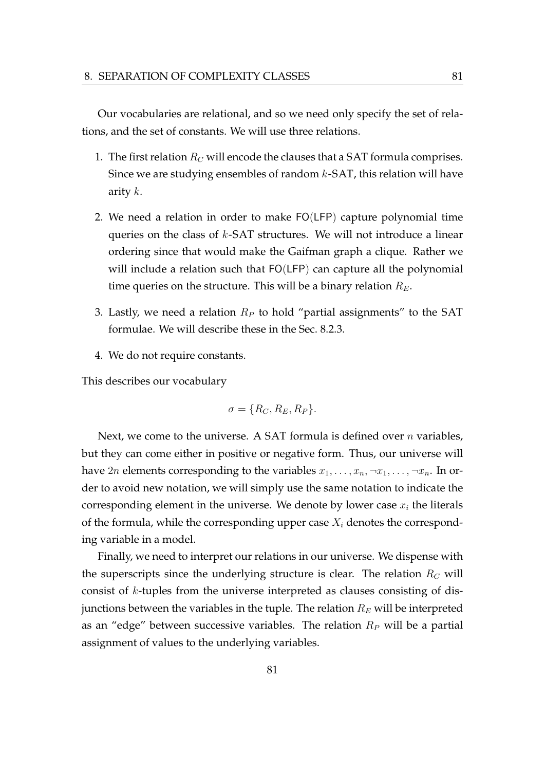Our vocabularies are relational, and so we need only specify the set of relations, and the set of constants. We will use three relations.

1. The first relation $R_C$ will encode the clauses that a SAT formula comprises. Since we are studying ensembles of random $k$-SAT, this relation will have arity $k$.
2. We need a relation in order to make $\mathsf{FO}(\mathsf{LFP})$ capture polynomial time queries on the class of $k$-SAT structures. We will not introduce a linear ordering since that would make the Gaifman graph a clique. Rather we will include a relation such that $\mathsf{FO}(\mathsf{LFP})$ can capture all the polynomial time queries on the structure. This will be a binary relation $R_E$.
3. Lastly, we need a relation $R_P$ to hold "partial assignments" to the SAT formulae. We will describe these in the Sec. 8.2.3.
4. We do not require constants.

This describes our vocabulary

$$\sigma = \{R_C, R_E, R_P\}.$$

Next, we come to the universe. A SAT formula is defined over $n$ variables, but they can come either in positive or negative form. Thus, our universe will have $2n$ elements corresponding to the variables $x_1, \ldots, x_n, \neg x_1, \ldots, \neg x_n$. In order to avoid new notation, we will simply use the same notation to indicate the corresponding element in the universe. We denote by lower case $x_i$ the literals of the formula, while the corresponding upper case $X_i$ denotes the corresponding variable in a model.

Finally, we need to interpret our relations in our universe. We dispense with the superscripts since the underlying structure is clear. The relation $R_C$ will consist of $k$-tuples from the universe interpreted as clauses consisting of disjunctions between the variables in the tuple. The relation $R_E$ will be interpreted as an "edge" between successive variables. The relation $R_P$ will be a partial assignment of values to the underlying variables.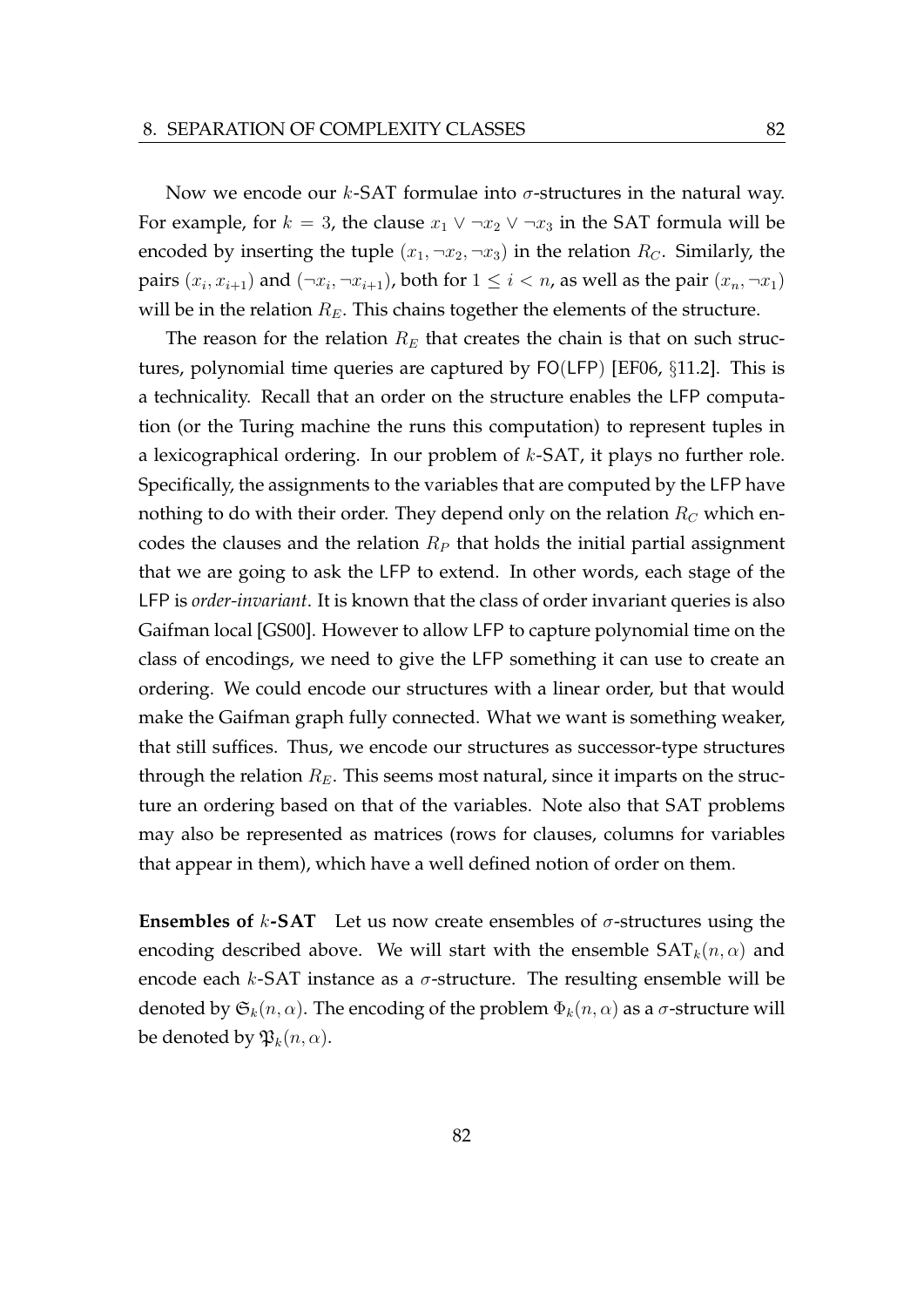Now we encode our $k$-SAT formulae into $\sigma$-structures in the natural way. For example, for $k = 3$, the clause $x_1 \vee \neg x_2 \vee \neg x_3$ in the SAT formula will be encoded by inserting the tuple $(x_1, \neg x_2, \neg x_3)$ in the relation $R_C$. Similarly, the pairs $(x_i, x_{i+1})$ and $(\neg x_i, \neg x_{i+1})$, both for $1 \leq i < n$, as well as the pair $(x_n, \neg x_1)$ will be in the relation $R_E$. This chains together the elements of the structure.

The reason for the relation $R_E$ that creates the chain is that on such structures, polynomial time queries are captured by FO(LFP) [EF06, §11.2]. This is a technicality. Recall that an order on the structure enables the LFP computation (or the Turing machine the runs this computation) to represent tuples in a lexicographical ordering. In our problem of $k$-SAT, it plays no further role. Specifically, the assignments to the variables that are computed by the LFP have nothing to do with their order. They depend only on the relation $R_C$ which encodes the clauses and the relation $R_P$ that holds the initial partial assignment that we are going to ask the LFP to extend. In other words, each stage of the LFP is *order-invariant*. It is known that the class of order invariant queries is also Gaifman local [GS00]. However to allow LFP to capture polynomial time on the class of encodings, we need to give the LFP something it can use to create an ordering. We could encode our structures with a linear order, but that would make the Gaifman graph fully connected. What we want is something weaker, that still suffices. Thus, we encode our structures as successor-type structures through the relation $R_E$. This seems most natural, since it imparts on the structure an ordering based on that of the variables. Note also that SAT problems may also be represented as matrices (rows for clauses, columns for variables that appear in them), which have a well defined notion of order on them.

**Ensembles of $k$-SAT** Let us now create ensembles of $\sigma$-structures using the encoding described above. We will start with the ensemble $\text{SAT}_k(n, \alpha)$ and encode each $k$-SAT instance as a $\sigma$-structure. The resulting ensemble will be denoted by $\mathfrak{S}_k(n, \alpha)$. The encoding of the problem $\Phi_k(n, \alpha)$ as a $\sigma$-structure will be denoted by $\mathfrak{P}_k(n, \alpha)$.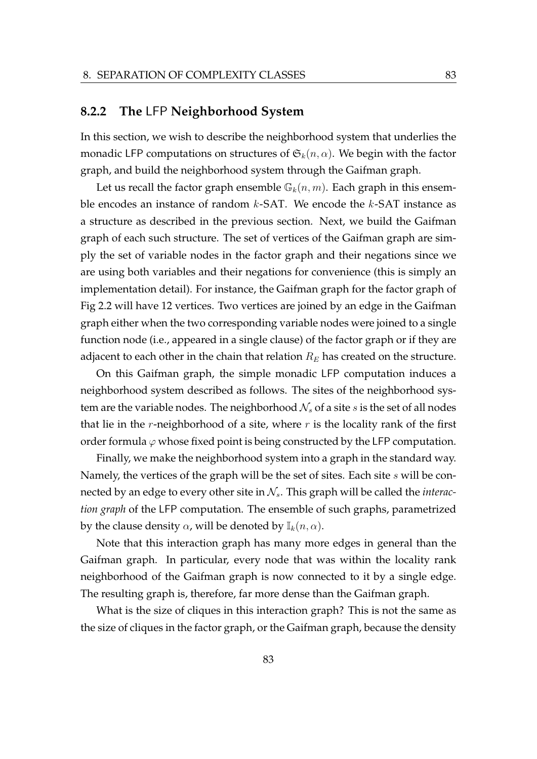### 8.2.2 The LFP Neighborhood System

In this section, we wish to describe the neighborhood system that underlies the monadic LFP computations on structures of $\mathfrak{S}_k(n, \alpha)$. We begin with the factor graph, and build the neighborhood system through the Gaifman graph.

Let us recall the factor graph ensemble $\mathbb{G}_k(n, m)$. Each graph in this ensemble encodes an instance of random $k$-SAT. We encode the $k$-SAT instance as a structure as described in the previous section. Next, we build the Gaifman graph of each such structure. The set of vertices of the Gaifman graph are simply the set of variable nodes in the factor graph and their negations since we are using both variables and their negations for convenience (this is simply an implementation detail). For instance, the Gaifman graph for the factor graph of Fig 2.2 will have 12 vertices. Two vertices are joined by an edge in the Gaifman graph either when the two corresponding variable nodes were joined to a single function node (i.e., appeared in a single clause) of the factor graph or if they are adjacent to each other in the chain that relation $R_E$ has created on the structure.

On this Gaifman graph, the simple monadic LFP computation induces a neighborhood system described as follows. The sites of the neighborhood system are the variable nodes. The neighborhood $\mathcal{N}_s$ of a site $s$ is the set of all nodes that lie in the $r$-neighborhood of a site, where $r$ is the locality rank of the first order formula $\varphi$ whose fixed point is being constructed by the LFP computation.

Finally, we make the neighborhood system into a graph in the standard way. Namely, the vertices of the graph will be the set of sites. Each site $s$ will be connected by an edge to every other site in $\mathcal{N}_s$. This graph will be called the *interaction graph* of the LFP computation. The ensemble of such graphs, parametrized by the clause density $\alpha$, will be denoted by $\mathbb{I}_k(n, \alpha)$.

Note that this interaction graph has many more edges in general than the Gaifman graph. In particular, every node that was within the locality rank neighborhood of the Gaifman graph is now connected to it by a single edge. The resulting graph is, therefore, far more dense than the Gaifman graph.

What is the size of cliques in this interaction graph? This is not the same as the size of cliques in the factor graph, or the Gaifman graph, because the density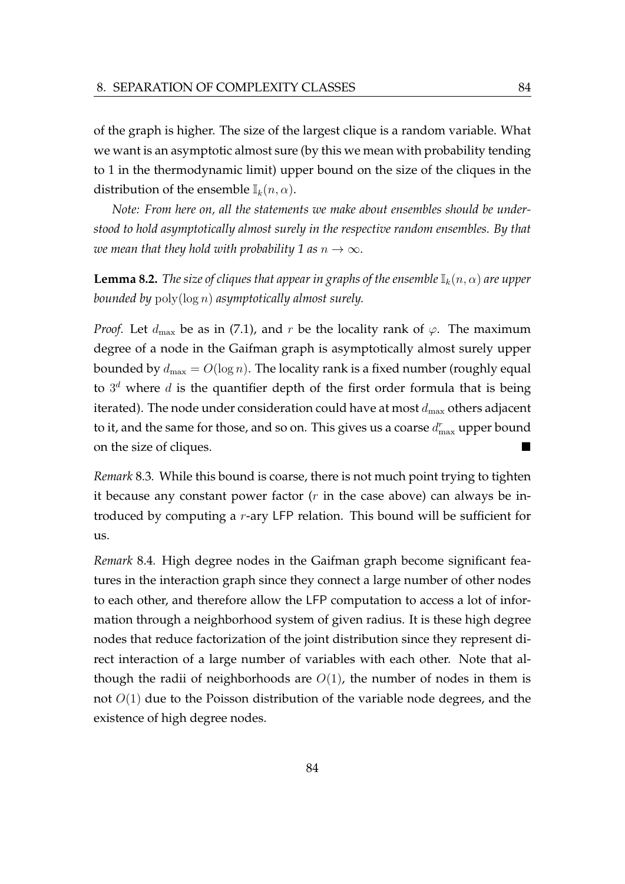of the graph is higher. The size of the largest clique is a random variable. What we want is an asymptotic almost sure (by this we mean with probability tending to 1 in the thermodynamic limit) upper bound on the size of the cliques in the distribution of the ensemble $\mathbb{I}_k(n, \alpha)$.

*Note: From here on, all the statements we make about ensembles should be understood to hold asymptotically almost surely in the respective random ensembles. By that we mean that they hold with probability 1 as $n \to \infty$.*

**Lemma 8.2.** *The size of cliques that appear in graphs of the ensemble $\mathbb{I}_k(n, \alpha)$ are upper bounded by $\text{poly}(\log n)$ asymptotically almost surely.*

*Proof.* Let $d_{\max}$ be as in (7.1), and $r$ be the locality rank of $\varphi$. The maximum degree of a node in the Gaifman graph is asymptotically almost surely upper bounded by $d_{\max} = O(\log n)$. The locality rank is a fixed number (roughly equal to $3^d$ where $d$ is the quantifier depth of the first order formula that is being iterated). The node under consideration could have at most $d_{\max}$ others adjacent to it, and the same for those, and so on. This gives us a coarse $d_{\max}^r$ upper bound on the size of cliques. ■

*Remark* 8.3*.* While this bound is coarse, there is not much point trying to tighten it because any constant power factor ($r$ in the case above) can always be introduced by computing a $r$-ary LFP relation. This bound will be sufficient for us.

*Remark* 8.4*.* High degree nodes in the Gaifman graph become significant features in the interaction graph since they connect a large number of other nodes to each other, and therefore allow the LFP computation to access a lot of information through a neighborhood system of given radius. It is these high degree nodes that reduce factorization of the joint distribution since they represent direct interaction of a large number of variables with each other. Note that although the radii of neighborhoods are $O(1)$, the number of nodes in them is not $O(1)$ due to the Poisson distribution of the variable node degrees, and the existence of high degree nodes.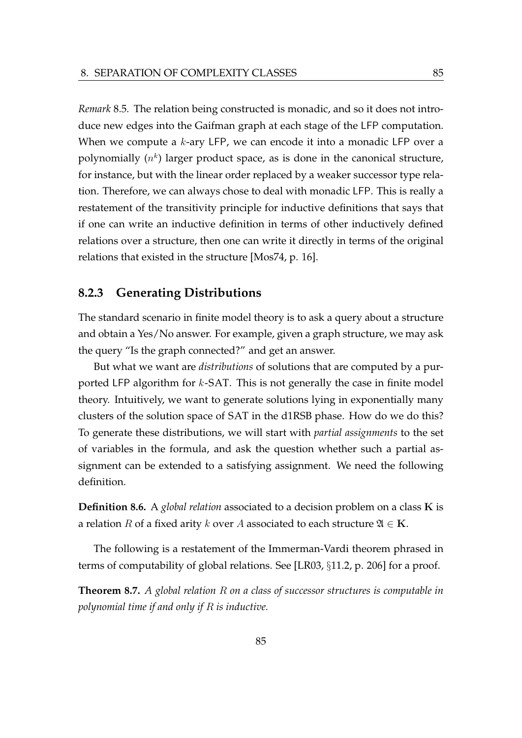*Remark* 8.5. The relation being constructed is monadic, and so it does not introduce new edges into the Gaifman graph at each stage of the LFP computation. When we compute a $k$-ary LFP, we can encode it into a monadic LFP over a polynomially ($n^k$) larger product space, as is done in the canonical structure, for instance, but with the linear order replaced by a weaker successor type relation. Therefore, we can always chose to deal with monadic LFP. This is really a restatement of the transitivity principle for inductive definitions that says that if one can write an inductive definition in terms of other inductively defined relations over a structure, then one can write it directly in terms of the original relations that existed in the structure [Mos74, p. 16].

### 8.2.3 Generating Distributions

The standard scenario in finite model theory is to ask a query about a structure and obtain a Yes/No answer. For example, given a graph structure, we may ask the query "Is the graph connected?" and get an answer.

But what we want are *distributions* of solutions that are computed by a purported LFP algorithm for $k$-SAT. This is not generally the case in finite model theory. Intuitively, we want to generate solutions lying in exponentially many clusters of the solution space of SAT in the d1RSB phase. How do we do this? To generate these distributions, we will start with *partial assignments* to the set of variables in the formula, and ask the question whether such a partial assignment can be extended to a satisfying assignment. We need the following definition.

**Definition 8.6.** A *global relation* associated to a decision problem on a class $\mathbf{K}$ is a relation $R$ of a fixed arity $k$ over $A$ associated to each structure $\mathfrak{A} \in \mathbf{K}$.

The following is a restatement of the Immerman-Vardi theorem phrased in terms of computability of global relations. See [LR03, §11.2, p. 206] for a proof.

**Theorem 8.7.** *A global relation $R$ on a class of successor structures is computable in polynomial time if and only if $R$ is inductive.*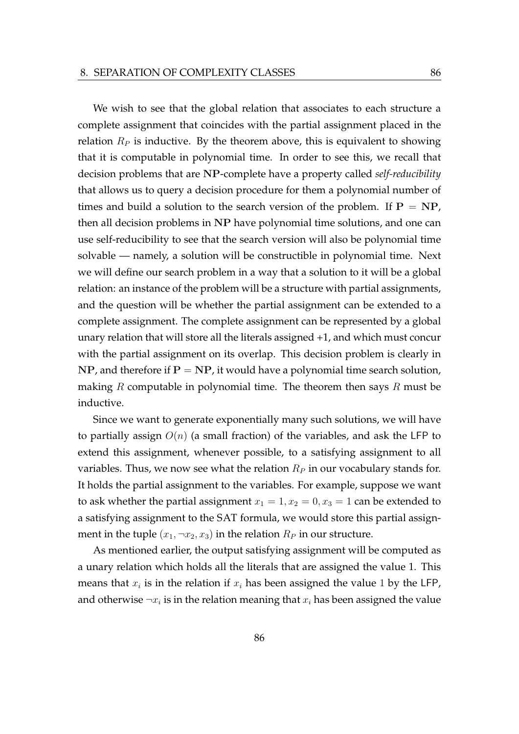We wish to see that the global relation that associates to each structure a complete assignment that coincides with the partial assignment placed in the relation $R_P$ is inductive. By the theorem above, this is equivalent to showing that it is computable in polynomial time. In order to see this, we recall that decision problems that are **NP**-complete have a property called *self-reducibility* that allows us to query a decision procedure for them a polynomial number of times and build a solution to the search version of the problem. If $\mathbf{P} = \mathbf{NP}$, then all decision problems in **NP** have polynomial time solutions, and one can use self-reducibility to see that the search version will also be polynomial time solvable — namely, a solution will be constructible in polynomial time. Next we will define our search problem in a way that a solution to it will be a global relation: an instance of the problem will be a structure with partial assignments, and the question will be whether the partial assignment can be extended to a complete assignment. The complete assignment can be represented by a global unary relation that will store all the literals assigned +1, and which must concur with the partial assignment on its overlap. This decision problem is clearly in **NP**, and therefore if $\mathbf{P} = \mathbf{NP}$, it would have a polynomial time search solution, making $R$ computable in polynomial time. The theorem then says $R$ must be inductive.

Since we want to generate exponentially many such solutions, we will have to partially assign $O(n)$ (a small fraction) of the variables, and ask the LFP to extend this assignment, whenever possible, to a satisfying assignment to all variables. Thus, we now see what the relation $R_P$ in our vocabulary stands for. It holds the partial assignment to the variables. For example, suppose we want to ask whether the partial assignment $x_1 = 1, x_2 = 0, x_3 = 1$ can be extended to a satisfying assignment to the SAT formula, we would store this partial assignment in the tuple $(x_1, \neg x_2, x_3)$ in the relation $R_P$ in our structure.

As mentioned earlier, the output satisfying assignment will be computed as a unary relation which holds all the literals that are assigned the value 1. This means that $x_i$ is in the relation if $x_i$ has been assigned the value $1$ by the LFP, and otherwise $\neg x_i$ is in the relation meaning that $x_i$ has been assigned the value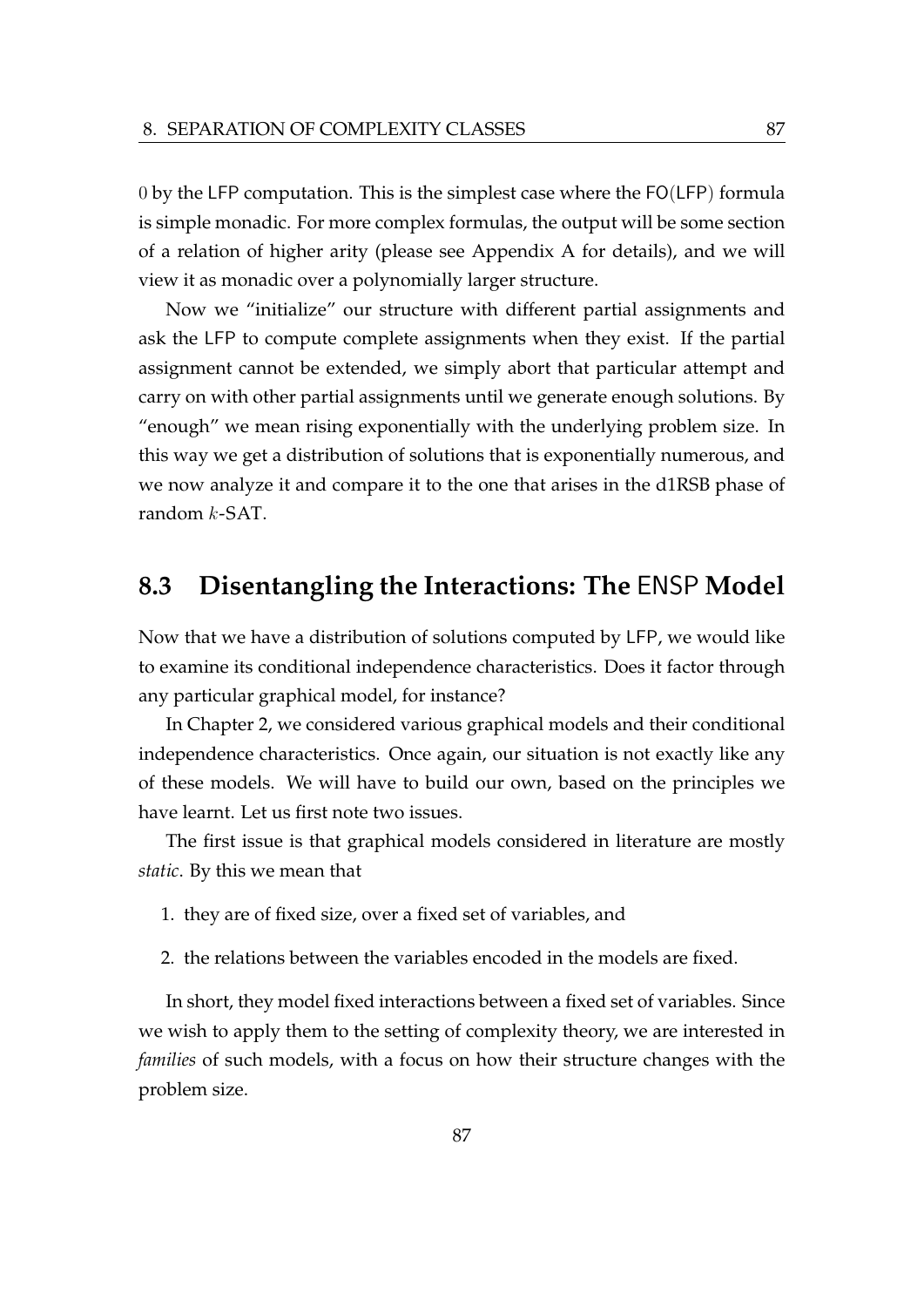$0$ by the LFP computation. This is the simplest case where the FO(LFP) formula is simple monadic. For more complex formulas, the output will be some section of a relation of higher arity (please see Appendix A for details), and we will view it as monadic over a polynomially larger structure.

Now we "initialize" our structure with different partial assignments and ask the LFP to compute complete assignments when they exist. If the partial assignment cannot be extended, we simply abort that particular attempt and carry on with other partial assignments until we generate enough solutions. By "enough" we mean rising exponentially with the underlying problem size. In this way we get a distribution of solutions that is exponentially numerous, and we now analyze it and compare it to the one that arises in the d1RSB phase of random $k$-SAT.

## 8.3 Disentangling the Interactions: The ENSP Model

Now that we have a distribution of solutions computed by LFP, we would like to examine its conditional independence characteristics. Does it factor through any particular graphical model, for instance?

In Chapter 2, we considered various graphical models and their conditional independence characteristics. Once again, our situation is not exactly like any of these models. We will have to build our own, based on the principles we have learnt. Let us first note two issues.

The first issue is that graphical models considered in literature are mostly *static*. By this we mean that

1. they are of fixed size, over a fixed set of variables, and
2. the relations between the variables encoded in the models are fixed.

In short, they model fixed interactions between a fixed set of variables. Since we wish to apply them to the setting of complexity theory, we are interested in *families* of such models, with a focus on how their structure changes with the problem size.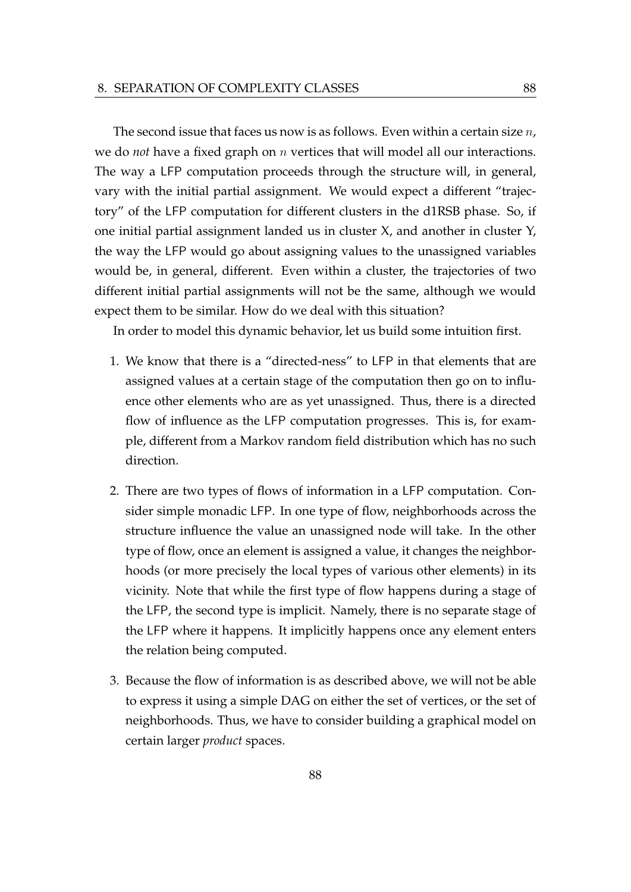The second issue that faces us now is as follows. Even within a certain size $n$, we do *not* have a fixed graph on $n$ vertices that will model all our interactions. The way a LFP computation proceeds through the structure will, in general, vary with the initial partial assignment. We would expect a different "trajectory" of the LFP computation for different clusters in the d1RSB phase. So, if one initial partial assignment landed us in cluster X, and another in cluster Y, the way the LFP would go about assigning values to the unassigned variables would be, in general, different. Even within a cluster, the trajectories of two different initial partial assignments will not be the same, although we would expect them to be similar. How do we deal with this situation?

In order to model this dynamic behavior, let us build some intuition first.

1. We know that there is a "directed-ness" to LFP in that elements that are assigned values at a certain stage of the computation then go on to influence other elements who are as yet unassigned. Thus, there is a directed flow of influence as the LFP computation progresses. This is, for example, different from a Markov random field distribution which has no such direction.

2. There are two types of flows of information in a LFP computation. Consider simple monadic LFP. In one type of flow, neighborhoods across the structure influence the value an unassigned node will take. In the other type of flow, once an element is assigned a value, it changes the neighborhoods (or more precisely the local types of various other elements) in its vicinity. Note that while the first type of flow happens during a stage of the LFP, the second type is implicit. Namely, there is no separate stage of the LFP where it happens. It implicitly happens once any element enters the relation being computed.

3. Because the flow of information is as described above, we will not be able to express it using a simple DAG on either the set of vertices, or the set of neighborhoods. Thus, we have to consider building a graphical model on certain larger *product* spaces.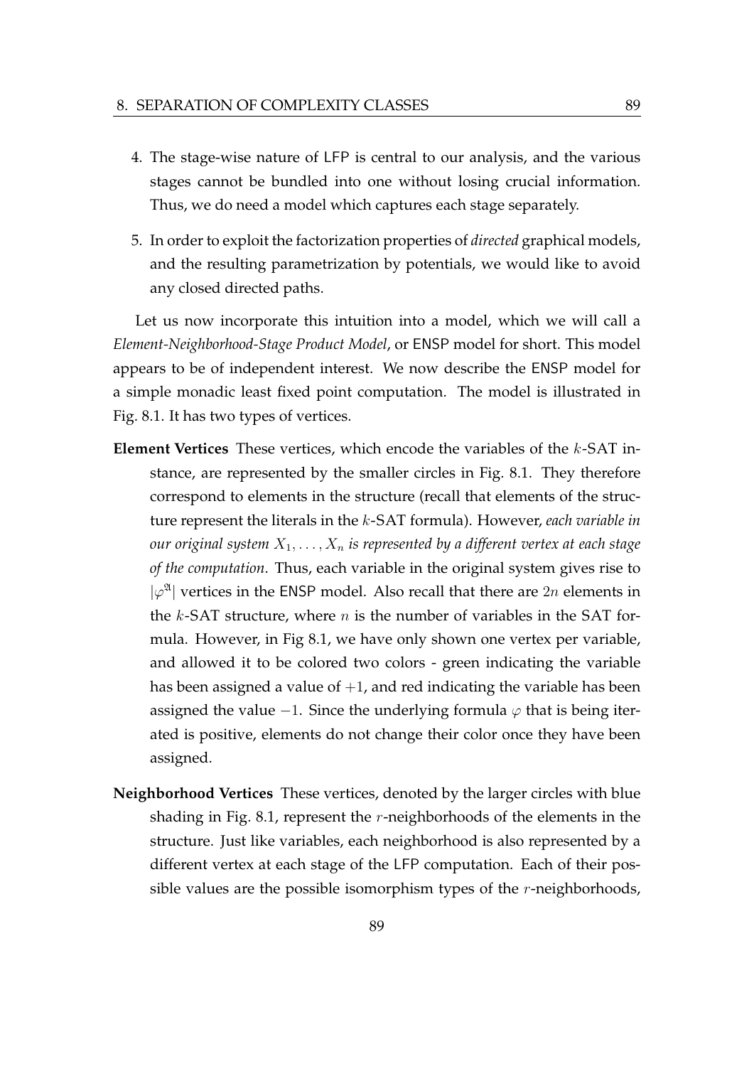4. The stage-wise nature of LFP is central to our analysis, and the various stages cannot be bundled into one without losing crucial information. Thus, we do need a model which captures each stage separately.

5. In order to exploit the factorization properties of *directed* graphical models, and the resulting parametrization by potentials, we would like to avoid any closed directed paths.

Let us now incorporate this intuition into a model, which we will call a *Element-Neighborhood-Stage Product Model*, or ENSP model for short. This model appears to be of independent interest. We now describe the ENSP model for a simple monadic least fixed point computation. The model is illustrated in Fig. 8.1. It has two types of vertices.

**Element Vertices** These vertices, which encode the variables of the $k$-SAT instance, are represented by the smaller circles in Fig. 8.1. They therefore correspond to elements in the structure (recall that elements of the structure represent the literals in the $k$-SAT formula). However, *each variable in our original system $X_1, \ldots, X_n$ is represented by a different vertex at each stage of the computation*. Thus, each variable in the original system gives rise to $|\varphi^{\mathfrak{A}}|$ vertices in the ENSP model. Also recall that there are $2n$ elements in the $k$-SAT structure, where $n$ is the number of variables in the SAT formula. However, in Fig 8.1, we have only shown one vertex per variable, and allowed it to be colored two colors - green indicating the variable has been assigned a value of $+1$, and red indicating the variable has been assigned the value $-1$. Since the underlying formula $\varphi$ that is being iterated is positive, elements do not change their color once they have been assigned.

**Neighborhood Vertices** These vertices, denoted by the larger circles with blue shading in Fig. 8.1, represent the $r$-neighborhoods of the elements in the structure. Just like variables, each neighborhood is also represented by a different vertex at each stage of the LFP computation. Each of their possible values are the possible isomorphism types of the $r$-neighborhoods,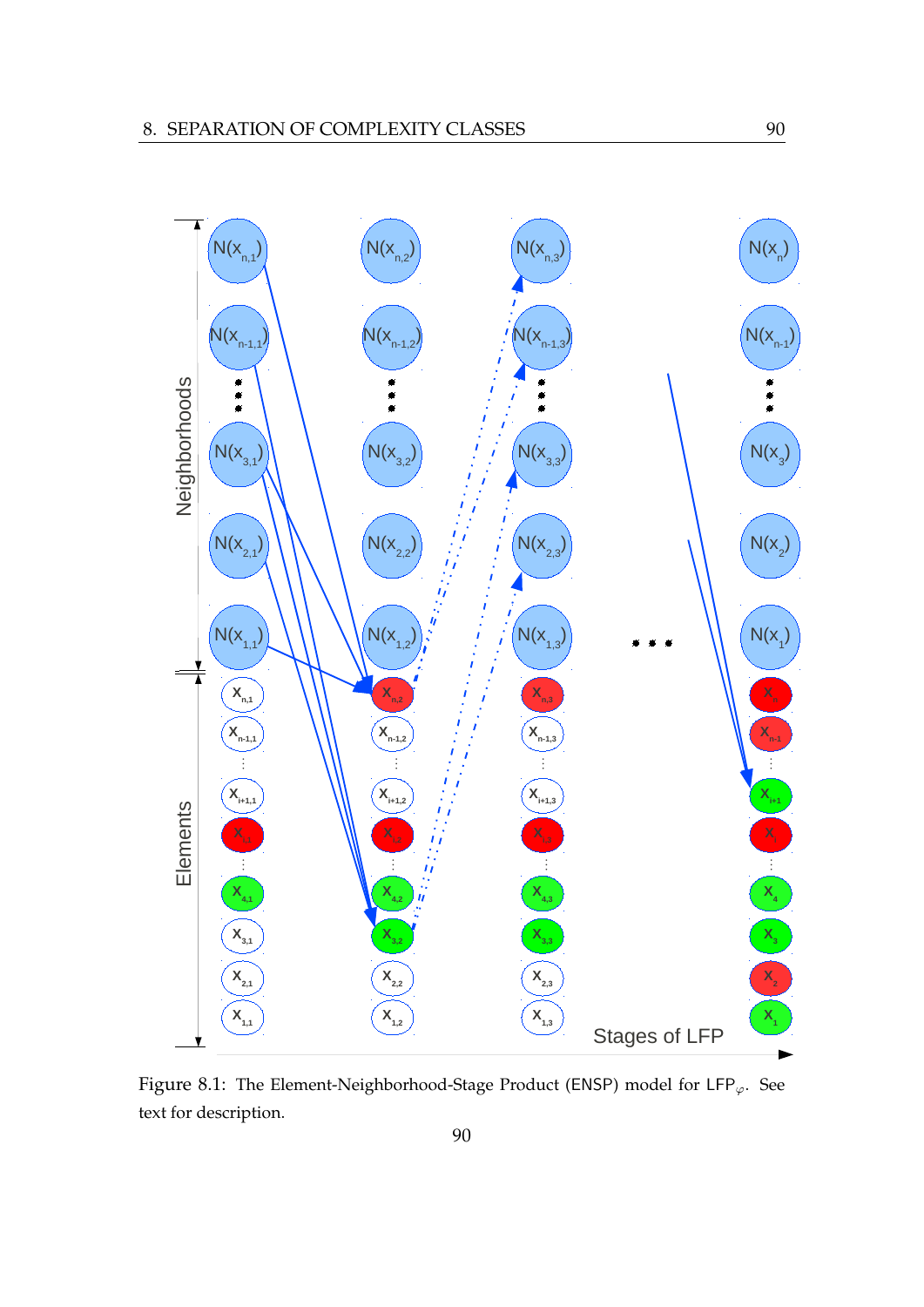Figure 8.1: The Element-Neighborhood-Stage Product (ENSP) model for $\text{LFP}_{\varphi}$. See text for description.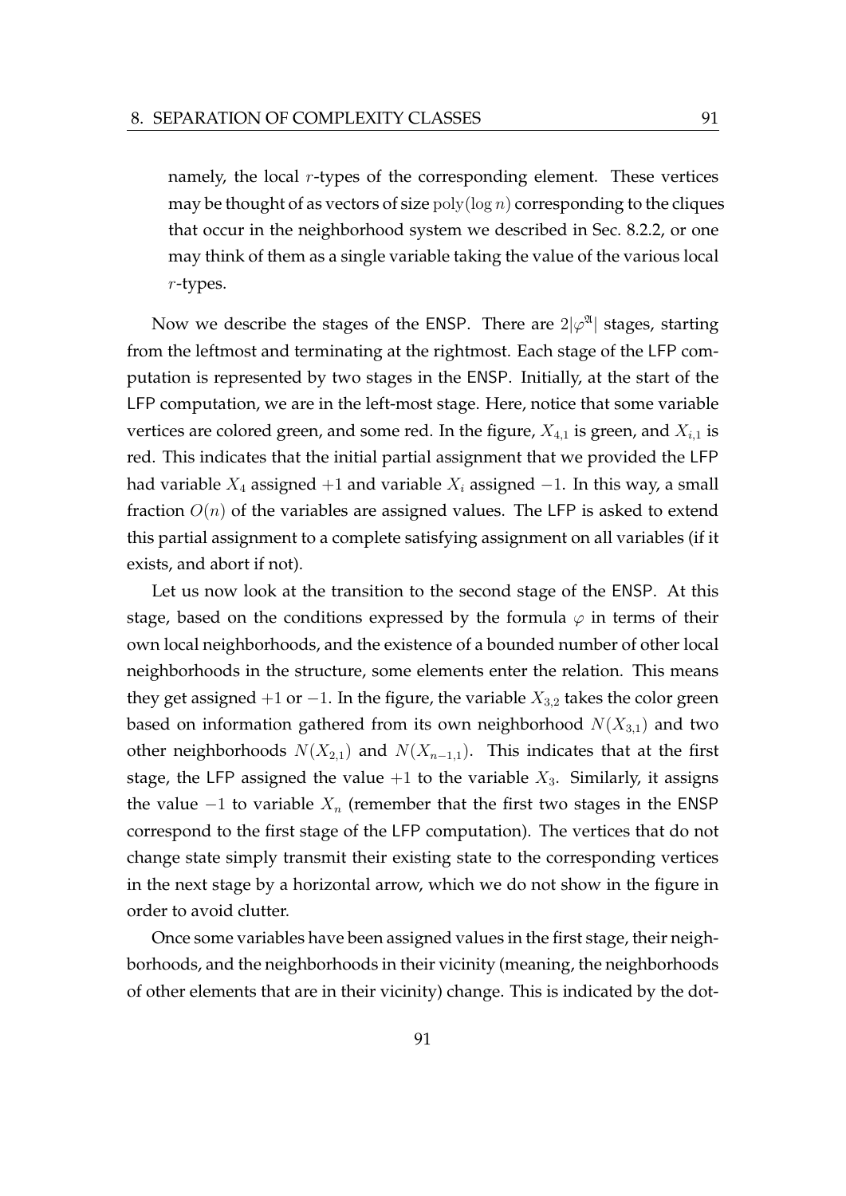namely, the local $r$-types of the corresponding element. These vertices may be thought of as vectors of size $\mathrm{poly}(\log n)$ corresponding to the cliques that occur in the neighborhood system we described in Sec. 8.2.2, or one may think of them as a single variable taking the value of the various local $r$-types.

Now we describe the stages of the ENSP. There are $2|\varphi^{\mathfrak{A}}|$ stages, starting from the leftmost and terminating at the rightmost. Each stage of the LFP computation is represented by two stages in the ENSP. Initially, at the start of the LFP computation, we are in the left-most stage. Here, notice that some variable vertices are colored green, and some red. In the figure, $X_{4,1}$ is green, and $X_{i,1}$ is red. This indicates that the initial partial assignment that we provided the LFP had variable $X_4$ assigned $+1$ and variable $X_i$ assigned $-1$. In this way, a small fraction $O(n)$ of the variables are assigned values. The LFP is asked to extend this partial assignment to a complete satisfying assignment on all variables (if it exists, and abort if not).

Let us now look at the transition to the second stage of the ENSP. At this stage, based on the conditions expressed by the formula $\varphi$ in terms of their own local neighborhoods, and the existence of a bounded number of other local neighborhoods in the structure, some elements enter the relation. This means they get assigned $+1$ or $-1$. In the figure, the variable $X_{3,2}$ takes the color green based on information gathered from its own neighborhood $N(X_{3,1})$ and two other neighborhoods $N(X_{2,1})$ and $N(X_{n-1,1})$. This indicates that at the first stage, the LFP assigned the value $+1$ to the variable $X_3$. Similarly, it assigns the value $-1$ to variable $X_n$ (remember that the first two stages in the ENSP correspond to the first stage of the LFP computation). The vertices that do not change state simply transmit their existing state to the corresponding vertices in the next stage by a horizontal arrow, which we do not show in the figure in order to avoid clutter.

Once some variables have been assigned values in the first stage, their neighborhoods, and the neighborhoods in their vicinity (meaning, the neighborhoods of other elements that are in their vicinity) change. This is indicated by the dot-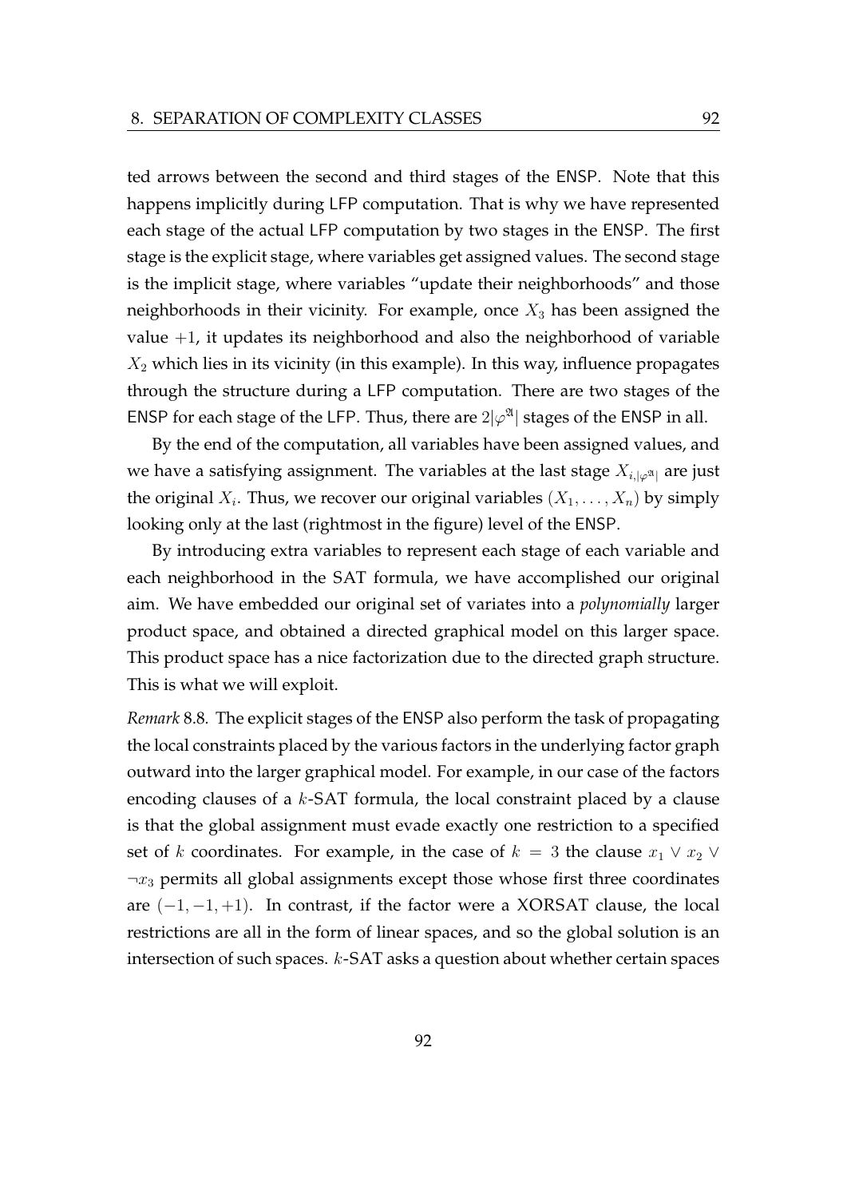ted arrows between the second and third stages of the ENSP. Note that this happens implicitly during LFP computation. That is why we have represented each stage of the actual LFP computation by two stages in the ENSP. The first stage is the explicit stage, where variables get assigned values. The second stage is the implicit stage, where variables "update their neighborhoods" and those neighborhoods in their vicinity. For example, once $X_3$ has been assigned the value $+1$, it updates its neighborhood and also the neighborhood of variable $X_2$ which lies in its vicinity (in this example). In this way, influence propagates through the structure during a LFP computation. There are two stages of the ENSP for each stage of the LFP. Thus, there are $2|\varphi^{\mathfrak{A}}|$ stages of the ENSP in all.

By the end of the computation, all variables have been assigned values, and we have a satisfying assignment. The variables at the last stage $X_{i,|\varphi^{\mathfrak{A}}|}$ are just the original $X_i$. Thus, we recover our original variables $(X_1, \ldots, X_n)$ by simply looking only at the last (rightmost in the figure) level of the ENSP.

By introducing extra variables to represent each stage of each variable and each neighborhood in the SAT formula, we have accomplished our original aim. We have embedded our original set of variates into a *polynomially* larger product space, and obtained a directed graphical model on this larger space. This product space has a nice factorization due to the directed graph structure. This is what we will exploit.

*Remark* 8.8. The explicit stages of the ENSP also perform the task of propagating the local constraints placed by the various factors in the underlying factor graph outward into the larger graphical model. For example, in our case of the factors encoding clauses of a $k$-SAT formula, the local constraint placed by a clause is that the global assignment must evade exactly one restriction to a specified set of $k$ coordinates. For example, in the case of $k = 3$ the clause $x_1 \vee x_2 \vee \neg x_3$ permits all global assignments except those whose first three coordinates are $(-1, -1, +1)$. In contrast, if the factor were a XORSAT clause, the local restrictions are all in the form of linear spaces, and so the global solution is an intersection of such spaces. $k$-SAT asks a question about whether certain spaces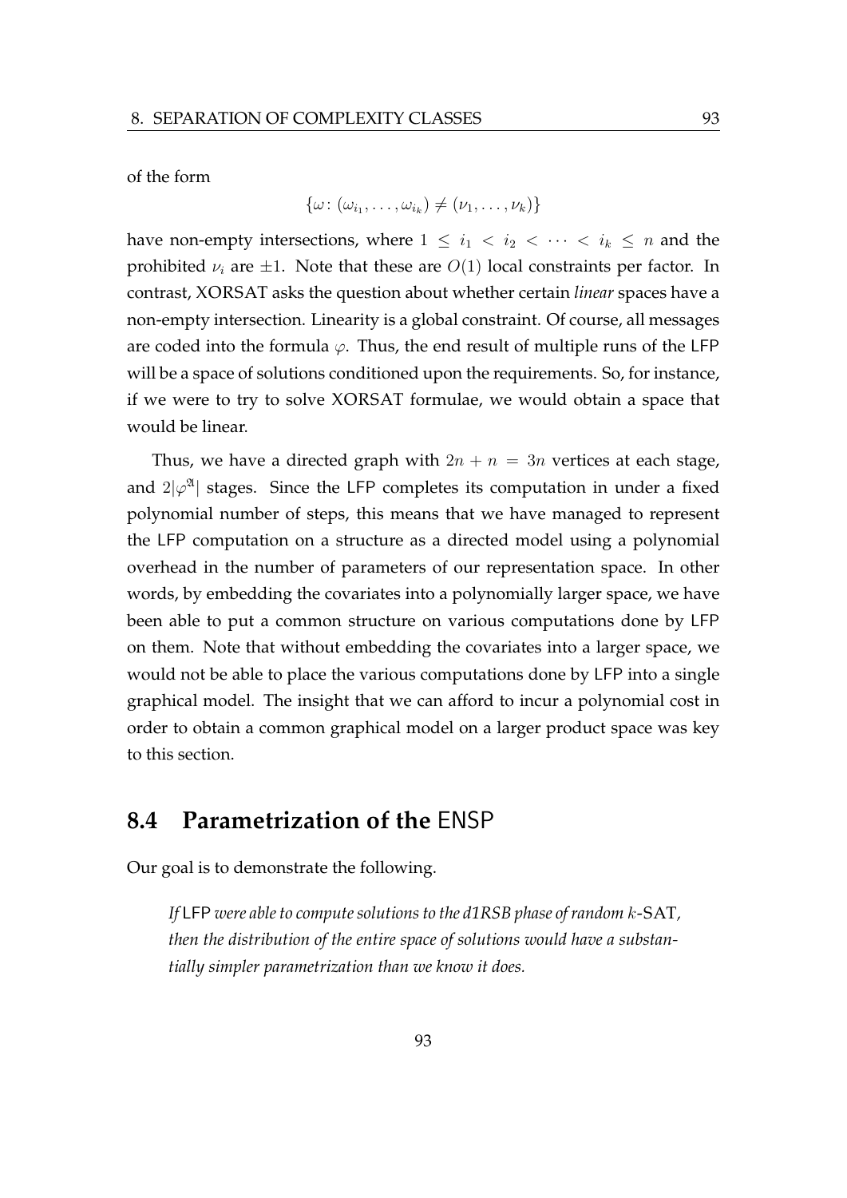of the form

$$\{\omega\colon (\omega_{i_1}, \ldots, \omega_{i_k}) \neq (\nu_1, \ldots, \nu_k)\}$$

have non-empty intersections, where $1 \leq i_1 < i_2 < \cdots < i_k \leq n$ and the prohibited $\nu_i$ are $\pm 1$. Note that these are $O(1)$ local constraints per factor. In contrast, XORSAT asks the question about whether certain *linear* spaces have a non-empty intersection. Linearity is a global constraint. Of course, all messages are coded into the formula $\varphi$. Thus, the end result of multiple runs of the LFP will be a space of solutions conditioned upon the requirements. So, for instance, if we were to try to solve XORSAT formulae, we would obtain a space that would be linear.

Thus, we have a directed graph with $2n + n = 3n$ vertices at each stage, and $2|\varphi^{\mathfrak{A}}|$ stages. Since the LFP completes its computation in under a fixed polynomial number of steps, this means that we have managed to represent the LFP computation on a structure as a directed model using a polynomial overhead in the number of parameters of our representation space. In other words, by embedding the covariates into a polynomially larger space, we have been able to put a common structure on various computations done by LFP on them. Note that without embedding the covariates into a larger space, we would not be able to place the various computations done by LFP into a single graphical model. The insight that we can afford to incur a polynomial cost in order to obtain a common graphical model on a larger product space was key to this section.

## 8.4 Parametrization of the ENSP

Our goal is to demonstrate the following.

> *If* LFP *were able to compute solutions to the d1RSB phase of random $k$-SAT, then the distribution of the entire space of solutions would have a substantially simpler parametrization than we know it does.*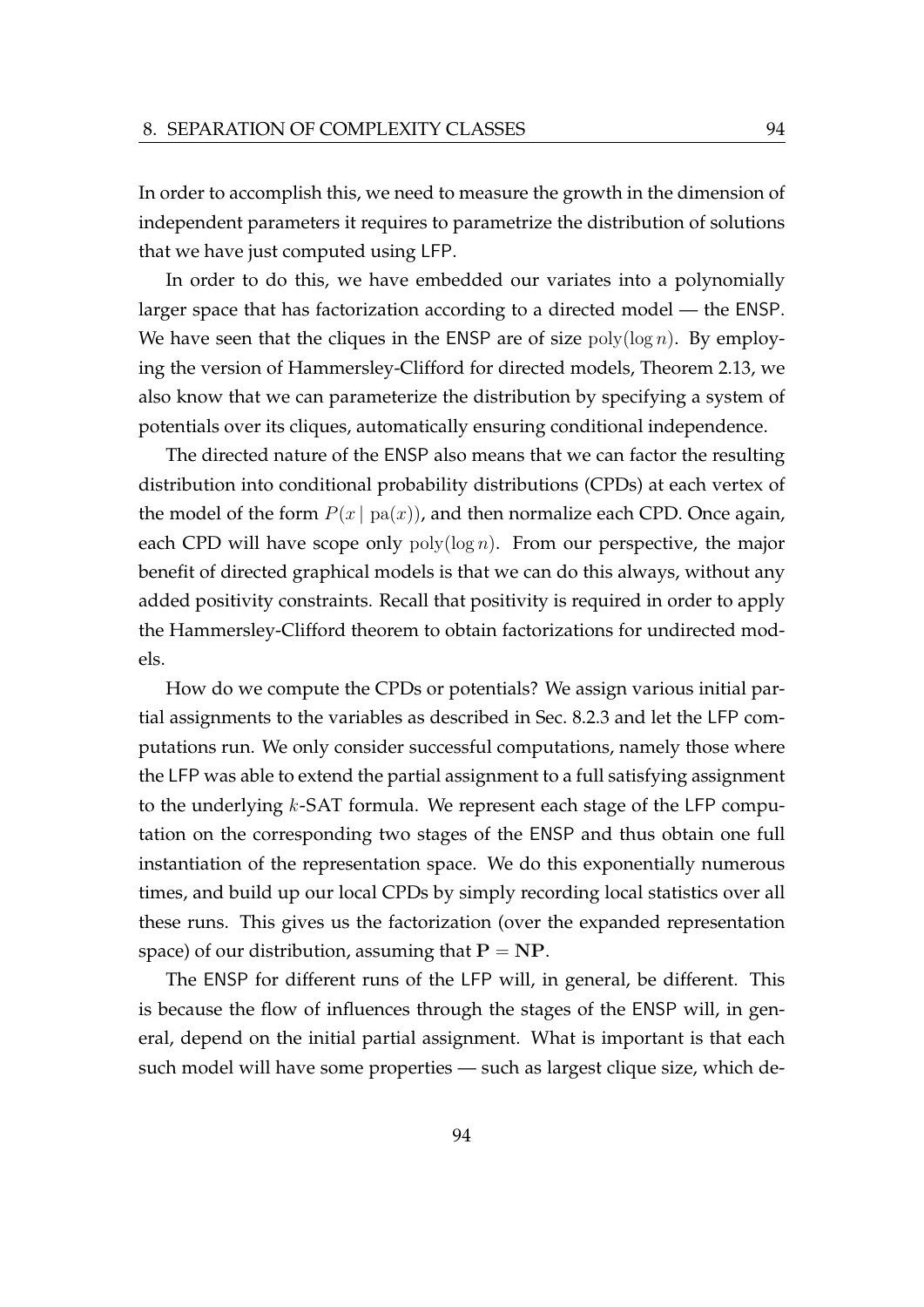In order to accomplish this, we need to measure the growth in the dimension of independent parameters it requires to parametrize the distribution of solutions that we have just computed using LFP.

In order to do this, we have embedded our variates into a polynomially larger space that has factorization according to a directed model — the ENSP. We have seen that the cliques in the ENSP are of size $\text{poly}(\log n)$. By employing the version of Hammersley-Clifford for directed models, Theorem 2.13, we also know that we can parameterize the distribution by specifying a system of potentials over its cliques, automatically ensuring conditional independence.

The directed nature of the ENSP also means that we can factor the resulting distribution into conditional probability distributions (CPDs) at each vertex of the model of the form $P(x \mid \text{pa}(x))$, and then normalize each CPD. Once again, each CPD will have scope only $\text{poly}(\log n)$. From our perspective, the major benefit of directed graphical models is that we can do this always, without any added positivity constraints. Recall that positivity is required in order to apply the Hammersley-Clifford theorem to obtain factorizations for undirected models.

How do we compute the CPDs or potentials? We assign various initial partial assignments to the variables as described in Sec. 8.2.3 and let the LFP computations run. We only consider successful computations, namely those where the LFP was able to extend the partial assignment to a full satisfying assignment to the underlying $k$-SAT formula. We represent each stage of the LFP computation on the corresponding two stages of the ENSP and thus obtain one full instantiation of the representation space. We do this exponentially numerous times, and build up our local CPDs by simply recording local statistics over all these runs. This gives us the factorization (over the expanded representation space) of our distribution, assuming that $\mathbf{P} = \mathbf{NP}$.

The ENSP for different runs of the LFP will, in general, be different. This is because the flow of influences through the stages of the ENSP will, in general, depend on the initial partial assignment. What is important is that each such model will have some properties — such as largest clique size, which de-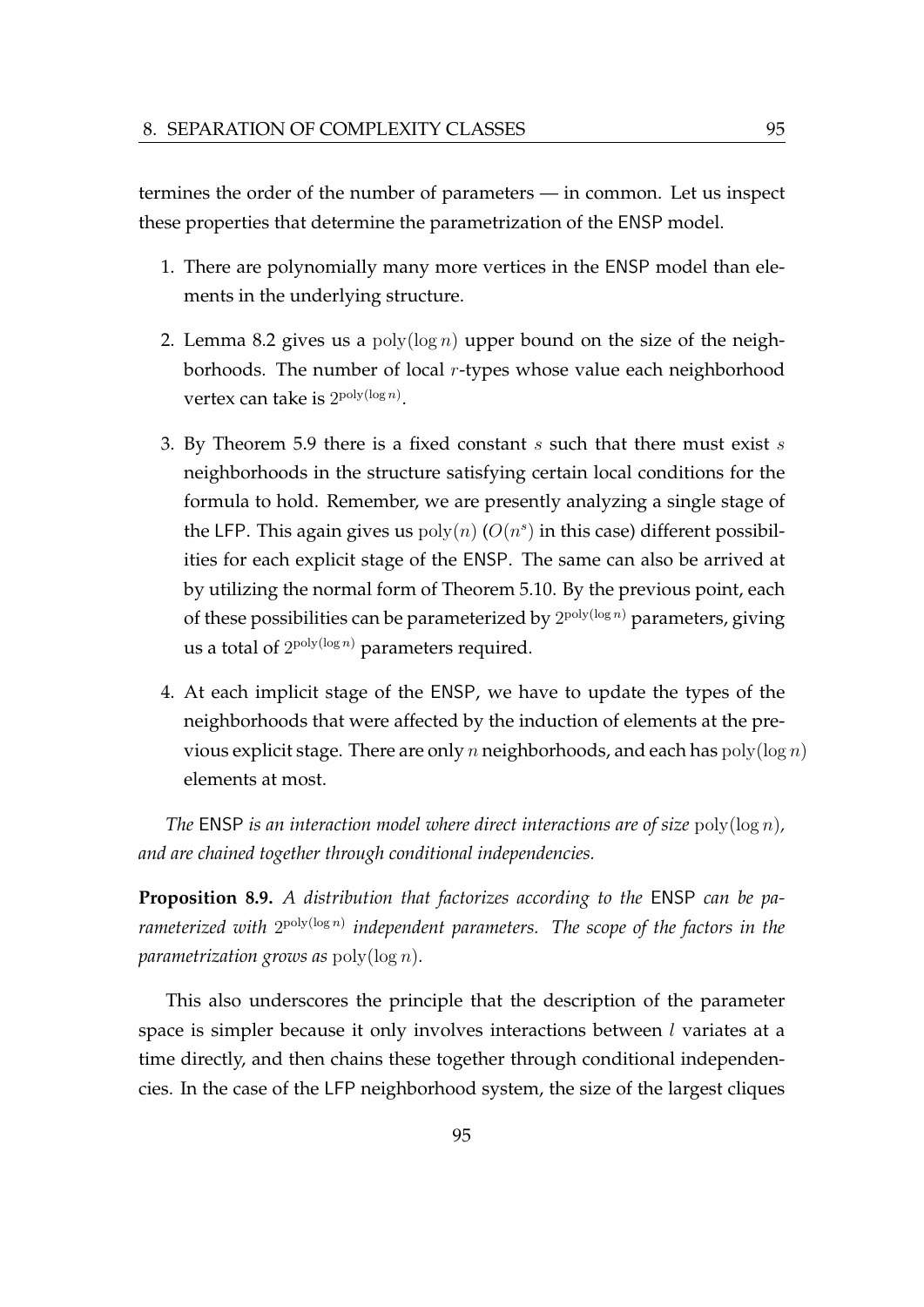termines the order of the number of parameters — in common. Let us inspect these properties that determine the parametrization of the ENSP model.

1. There are polynomially many more vertices in the ENSP model than elements in the underlying structure.
2. Lemma 8.2 gives us a $\text{poly}(\log n)$ upper bound on the size of the neighborhoods. The number of local $r$-types whose value each neighborhood vertex can take is $2^{\text{poly}(\log n)}$.
3. By Theorem 5.9 there is a fixed constant $s$ such that there must exist $s$ neighborhoods in the structure satisfying certain local conditions for the formula to hold. Remember, we are presently analyzing a single stage of the LFP. This again gives us $\text{poly}(n)$ ($O(n^s)$ in this case) different possibilities for each explicit stage of the ENSP. The same can also be arrived at by utilizing the normal form of Theorem 5.10. By the previous point, each of these possibilities can be parameterized by $2^{\text{poly}(\log n)}$ parameters, giving us a total of $2^{\text{poly}(\log n)}$ parameters required.
4. At each implicit stage of the ENSP, we have to update the types of the neighborhoods that were affected by the induction of elements at the previous explicit stage. There are only $n$ neighborhoods, and each has $\text{poly}(\log n)$ elements at most.

*The* ENSP *is an interaction model where direct interactions are of size* $\text{poly}(\log n)$*, and are chained together through conditional independencies.*

**Proposition 8.9.** *A distribution that factorizes according to the* ENSP *can be parameterized with* $2^{\text{poly}(\log n)}$ *independent parameters. The scope of the factors in the parametrization grows as* $\text{poly}(\log n)$*.*

This also underscores the principle that the description of the parameter space is simpler because it only involves interactions between $l$ variates at a time directly, and then chains these together through conditional independencies. In the case of the LFP neighborhood system, the size of the largest cliques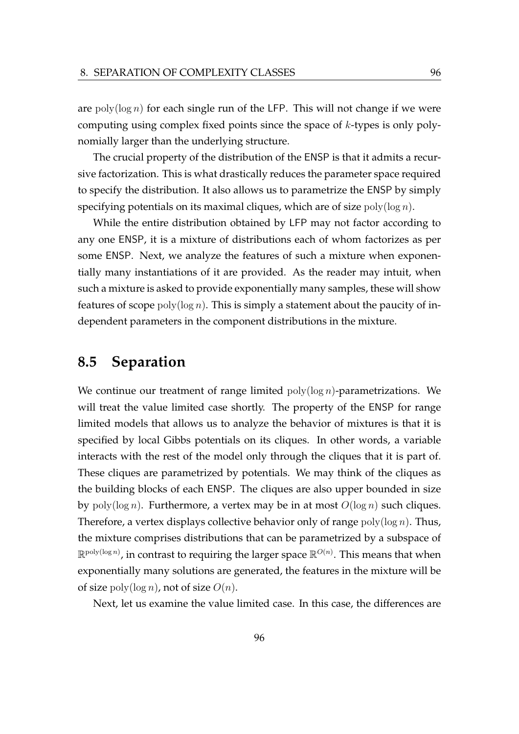are $\mathrm{poly}(\log n)$ for each single run of the LFP. This will not change if we were computing using complex fixed points since the space of $k$-types is only polynomially larger than the underlying structure.

The crucial property of the distribution of the ENSP is that it admits a recursive factorization. This is what drastically reduces the parameter space required to specify the distribution. It also allows us to parametrize the ENSP by simply specifying potentials on its maximal cliques, which are of size $\mathrm{poly}(\log n)$.

While the entire distribution obtained by LFP may not factor according to any one ENSP, it is a mixture of distributions each of whom factorizes as per some ENSP. Next, we analyze the features of such a mixture when exponentially many instantiations of it are provided. As the reader may intuit, when such a mixture is asked to provide exponentially many samples, these will show features of scope $\mathrm{poly}(\log n)$. This is simply a statement about the paucity of independent parameters in the component distributions in the mixture.

## 8.5 Separation

We continue our treatment of range limited $\mathrm{poly}(\log n)$-parametrizations. We will treat the value limited case shortly. The property of the ENSP for range limited models that allows us to analyze the behavior of mixtures is that it is specified by local Gibbs potentials on its cliques. In other words, a variable interacts with the rest of the model only through the cliques that it is part of. These cliques are parametrized by potentials. We may think of the cliques as the building blocks of each ENSP. The cliques are also upper bounded in size by $\mathrm{poly}(\log n)$. Furthermore, a vertex may be in at most $O(\log n)$ such cliques. Therefore, a vertex displays collective behavior only of range $\mathrm{poly}(\log n)$. Thus, the mixture comprises distributions that can be parametrized by a subspace of $\mathbb{R}^{\mathrm{poly}(\log n)}$, in contrast to requiring the larger space $\mathbb{R}^{O(n)}$. This means that when exponentially many solutions are generated, the features in the mixture will be of size $\mathrm{poly}(\log n)$, not of size $O(n)$.

Next, let us examine the value limited case. In this case, the differences are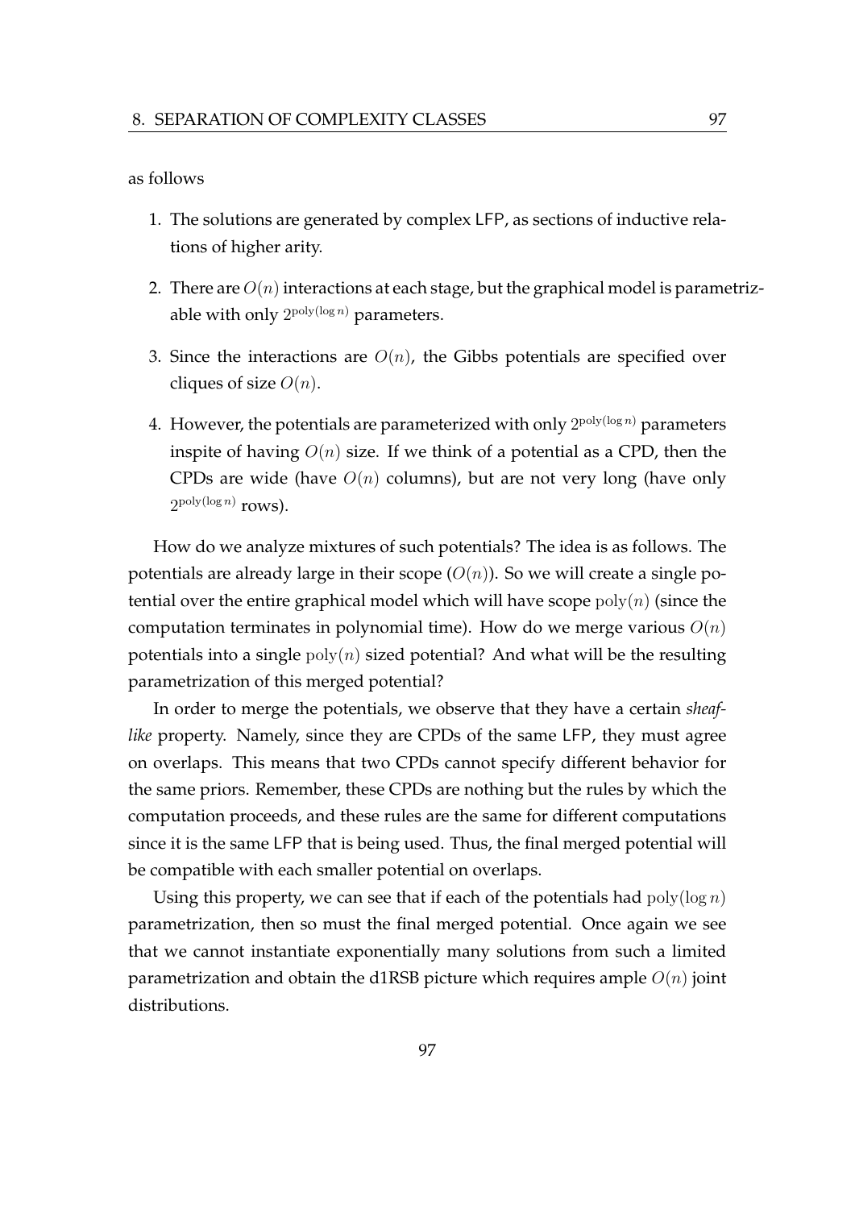as follows

1. The solutions are generated by complex LFP, as sections of inductive relations of higher arity.

2. There are $O(n)$ interactions at each stage, but the graphical model is parametrizable with only $2^{\text{poly}(\log n)}$ parameters.

3. Since the interactions are $O(n)$, the Gibbs potentials are specified over cliques of size $O(n)$.

4. However, the potentials are parameterized with only $2^{\text{poly}(\log n)}$ parameters inspite of having $O(n)$ size. If we think of a potential as a CPD, then the CPDs are wide (have $O(n)$ columns), but are not very long (have only $2^{\text{poly}(\log n)}$ rows).

How do we analyze mixtures of such potentials? The idea is as follows. The potentials are already large in their scope ($O(n)$). So we will create a single potential over the entire graphical model which will have scope $\text{poly}(n)$ (since the computation terminates in polynomial time). How do we merge various $O(n)$ potentials into a single $\text{poly}(n)$ sized potential? And what will be the resulting parametrization of this merged potential?

In order to merge the potentials, we observe that they have a certain *sheaf-like* property. Namely, since they are CPDs of the same LFP, they must agree on overlaps. This means that two CPDs cannot specify different behavior for the same priors. Remember, these CPDs are nothing but the rules by which the computation proceeds, and these rules are the same for different computations since it is the same LFP that is being used. Thus, the final merged potential will be compatible with each smaller potential on overlaps.

Using this property, we can see that if each of the potentials had $\text{poly}(\log n)$ parametrization, then so must the final merged potential. Once again we see that we cannot instantiate exponentially many solutions from such a limited parametrization and obtain the d1RSB picture which requires ample $O(n)$ joint distributions.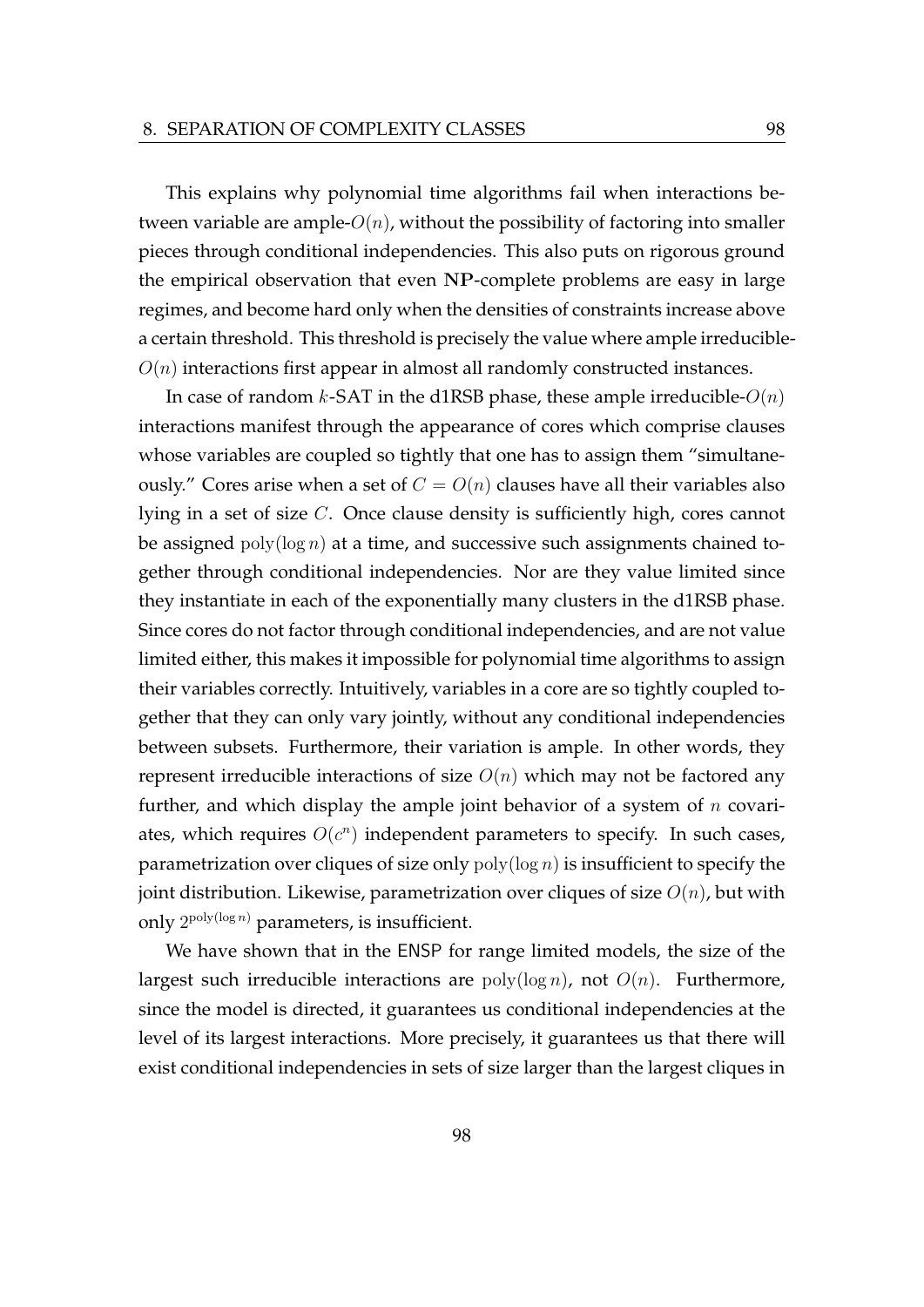This explains why polynomial time algorithms fail when interactions between variable are ample-$O(n)$, without the possibility of factoring into smaller pieces through conditional independencies. This also puts on rigorous ground the empirical observation that even **NP**-complete problems are easy in large regimes, and become hard only when the densities of constraints increase above a certain threshold. This threshold is precisely the value where ample irreducible-$O(n)$ interactions first appear in almost all randomly constructed instances.

In case of random $k$-SAT in the d1RSB phase, these ample irreducible-$O(n)$ interactions manifest through the appearance of cores which comprise clauses whose variables are coupled so tightly that one has to assign them "simultaneously." Cores arise when a set of $C = O(n)$ clauses have all their variables also lying in a set of size $C$. Once clause density is sufficiently high, cores cannot be assigned $\text{poly}(\log n)$ at a time, and successive such assignments chained together through conditional independencies. Nor are they value limited since they instantiate in each of the exponentially many clusters in the d1RSB phase. Since cores do not factor through conditional independencies, and are not value limited either, this makes it impossible for polynomial time algorithms to assign their variables correctly. Intuitively, variables in a core are so tightly coupled together that they can only vary jointly, without any conditional independencies between subsets. Furthermore, their variation is ample. In other words, they represent irreducible interactions of size $O(n)$ which may not be factored any further, and which display the ample joint behavior of a system of $n$ covariates, which requires $O(c^n)$ independent parameters to specify. In such cases, parametrization over cliques of size only $\text{poly}(\log n)$ is insufficient to specify the joint distribution. Likewise, parametrization over cliques of size $O(n)$, but with only $2^{\text{poly}(\log n)}$ parameters, is insufficient.

We have shown that in the ENSP for range limited models, the size of the largest such irreducible interactions are $\text{poly}(\log n)$, not $O(n)$. Furthermore, since the model is directed, it guarantees us conditional independencies at the level of its largest interactions. More precisely, it guarantees us that there will exist conditional independencies in sets of size larger than the largest cliques in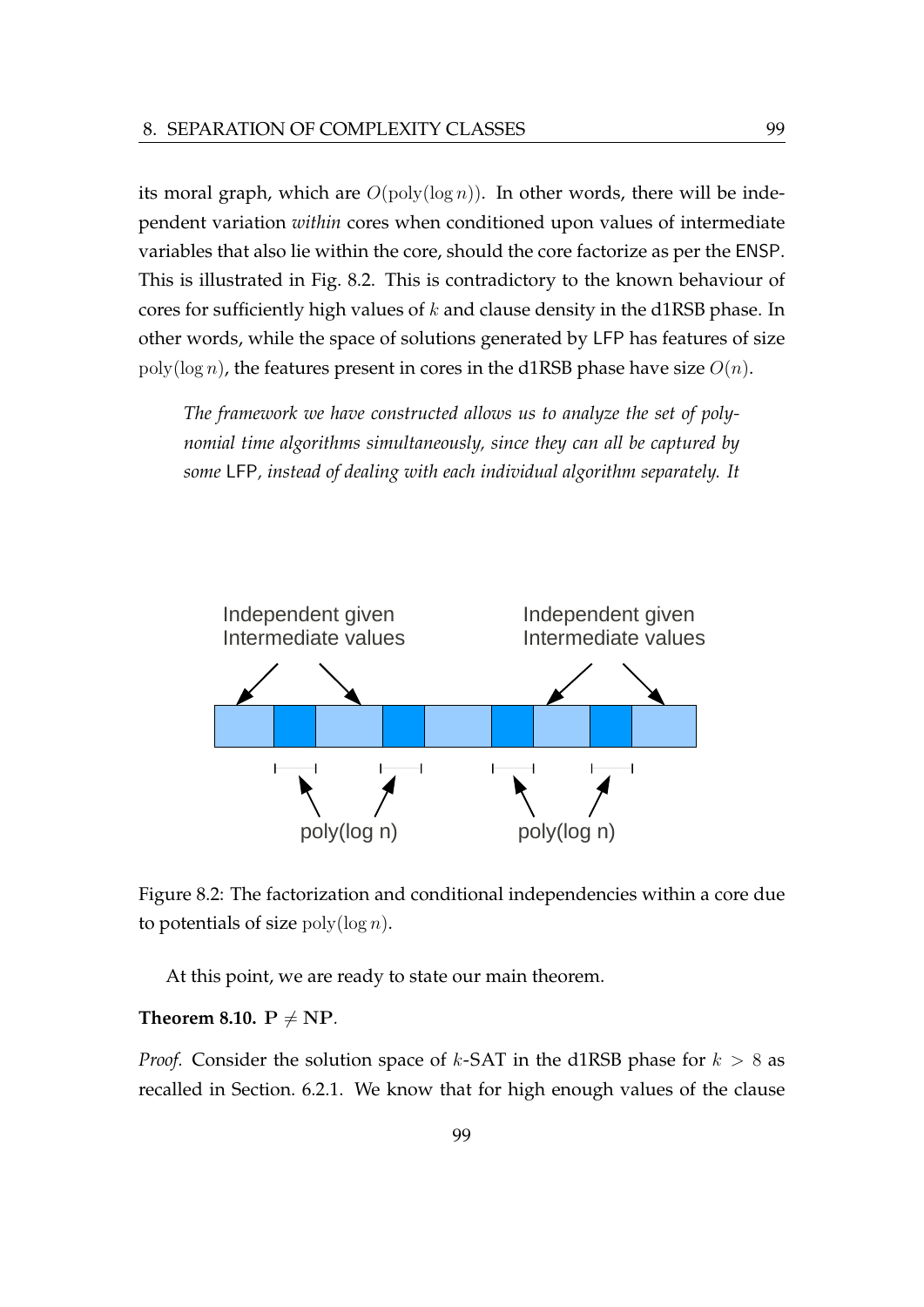its moral graph, which are $O(\text{poly}(\log n))$. In other words, there will be independent variation *within* cores when conditioned upon values of intermediate variables that also lie within the core, should the core factorize as per the ENSP. This is illustrated in Fig. 8.2. This is contradictory to the known behaviour of cores for sufficiently high values of $k$ and clause density in the d1RSB phase. In other words, while the space of solutions generated by LFP has features of size $\text{poly}(\log n)$, the features present in cores in the d1RSB phase have size $O(n)$.

> *The framework we have constructed allows us to analyze the set of polynomial time algorithms simultaneously, since they can all be captured by some* LFP*, instead of dealing with each individual algorithm separately. It*

Independent given Intermediate values

Independent given Intermediate values

poly(log n)

poly(log n)

Figure 8.2: The factorization and conditional independencies within a core due to potentials of size $\text{poly}(\log n)$.

At this point, we are ready to state our main theorem.

**Theorem 8.10.** $\mathbf{P} \neq \mathbf{NP}$.

*Proof.* Consider the solution space of $k$-SAT in the d1RSB phase for $k > 8$ as recalled in Section. 6.2.1. We know that for high enough values of the clause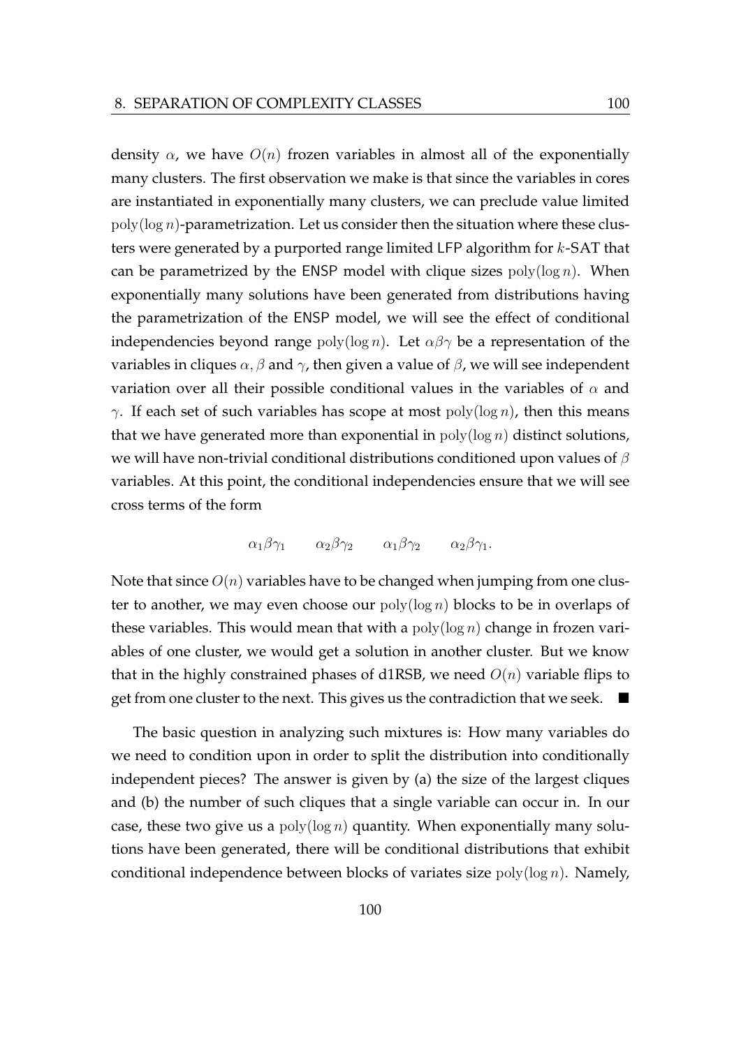density $\alpha$, we have $O(n)$ frozen variables in almost all of the exponentially many clusters. The first observation we make is that since the variables in cores are instantiated in exponentially many clusters, we can preclude value limited $\text{poly}(\log n)$-parametrization. Let us consider then the situation where these clusters were generated by a purported range limited LFP algorithm for $k$-SAT that can be parametrized by the ENSP model with clique sizes $\text{poly}(\log n)$. When exponentially many solutions have been generated from distributions having the parametrization of the ENSP model, we will see the effect of conditional independencies beyond range $\text{poly}(\log n)$. Let $\alpha\beta\gamma$ be a representation of the variables in cliques $\alpha, \beta$ and $\gamma$, then given a value of $\beta$, we will see independent variation over all their possible conditional values in the variables of $\alpha$ and $\gamma$. If each set of such variables has scope at most $\text{poly}(\log n)$, then this means that we have generated more than exponential in $\text{poly}(\log n)$ distinct solutions, we will have non-trivial conditional distributions conditioned upon values of $\beta$ variables. At this point, the conditional independencies ensure that we will see cross terms of the form

$$\alpha_1\beta\gamma_1 \qquad \alpha_2\beta\gamma_2 \qquad \alpha_1\beta\gamma_2 \qquad \alpha_2\beta\gamma_1.$$

Note that since $O(n)$ variables have to be changed when jumping from one cluster to another, we may even choose our $\text{poly}(\log n)$ blocks to be in overlaps of these variables. This would mean that with a $\text{poly}(\log n)$ change in frozen variables of one cluster, we would get a solution in another cluster. But we know that in the highly constrained phases of d1RSB, we need $O(n)$ variable flips to get from one cluster to the next. This gives us the contradiction that we seek. ■

The basic question in analyzing such mixtures is: How many variables do we need to condition upon in order to split the distribution into conditionally independent pieces? The answer is given by (a) the size of the largest cliques and (b) the number of such cliques that a single variable can occur in. In our case, these two give us a $\text{poly}(\log n)$ quantity. When exponentially many solutions have been generated, there will be conditional distributions that exhibit conditional independence between blocks of variates size $\text{poly}(\log n)$. Namely,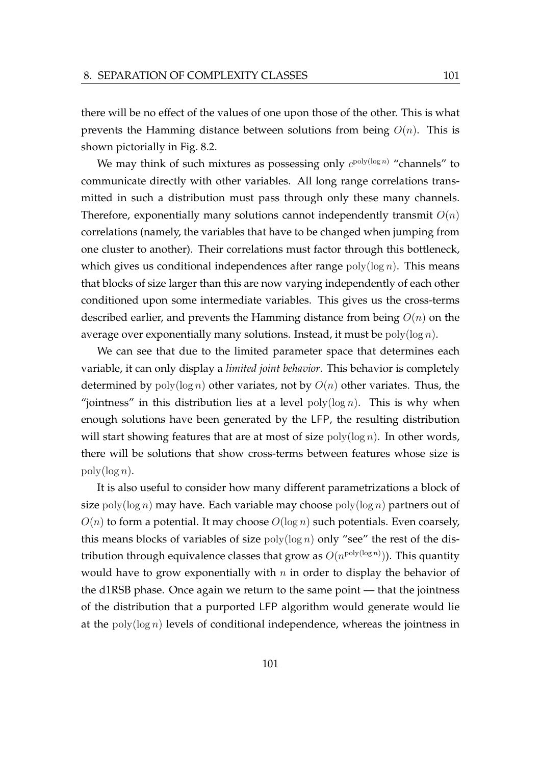there will be no effect of the values of one upon those of the other. This is what prevents the Hamming distance between solutions from being $O(n)$. This is shown pictorially in Fig. 8.2.

We may think of such mixtures as possessing only $c^{\text{poly}(\log n)}$ "channels" to communicate directly with other variables. All long range correlations transmitted in such a distribution must pass through only these many channels. Therefore, exponentially many solutions cannot independently transmit $O(n)$ correlations (namely, the variables that have to be changed when jumping from one cluster to another). Their correlations must factor through this bottleneck, which gives us conditional independences after range $\text{poly}(\log n)$. This means that blocks of size larger than this are now varying independently of each other conditioned upon some intermediate variables. This gives us the cross-terms described earlier, and prevents the Hamming distance from being $O(n)$ on the average over exponentially many solutions. Instead, it must be $\text{poly}(\log n)$.

We can see that due to the limited parameter space that determines each variable, it can only display a *limited joint behavior*. This behavior is completely determined by $\text{poly}(\log n)$ other variates, not by $O(n)$ other variates. Thus, the "jointness" in this distribution lies at a level $\text{poly}(\log n)$. This is why when enough solutions have been generated by the LFP, the resulting distribution will start showing features that are at most of size $\text{poly}(\log n)$. In other words, there will be solutions that show cross-terms between features whose size is $\text{poly}(\log n)$.

It is also useful to consider how many different parametrizations a block of size $\text{poly}(\log n)$ may have. Each variable may choose $\text{poly}(\log n)$ partners out of $O(n)$ to form a potential. It may choose $O(\log n)$ such potentials. Even coarsely, this means blocks of variables of size $\text{poly}(\log n)$ only "see" the rest of the distribution through equivalence classes that grow as $O(n^{\text{poly}(\log n)})$). This quantity would have to grow exponentially with $n$ in order to display the behavior of the d1RSB phase. Once again we return to the same point — that the jointness of the distribution that a purported LFP algorithm would generate would lie at the $\text{poly}(\log n)$ levels of conditional independence, whereas the jointness in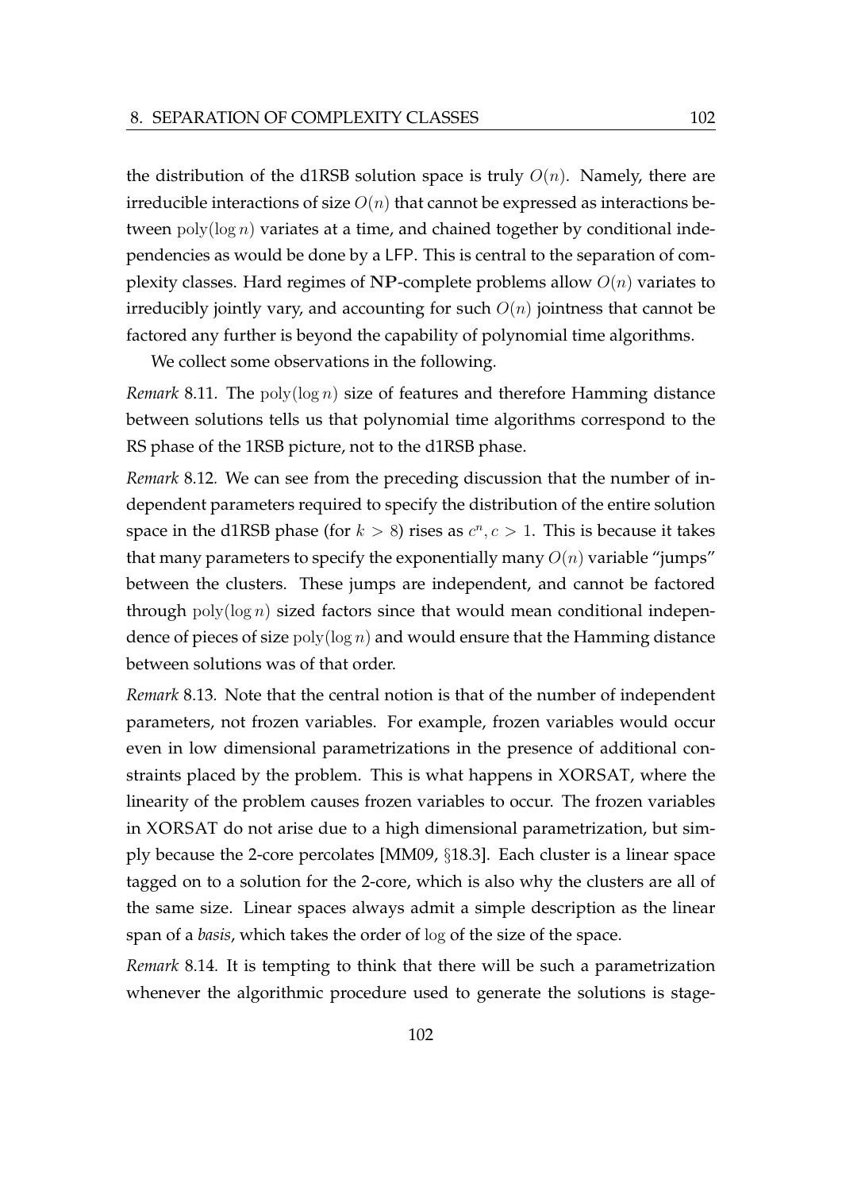the distribution of the d1RSB solution space is truly $O(n)$. Namely, there are irreducible interactions of size $O(n)$ that cannot be expressed as interactions between $\text{poly}(\log n)$ variates at a time, and chained together by conditional independencies as would be done by a LFP. This is central to the separation of complexity classes. Hard regimes of **NP**-complete problems allow $O(n)$ variates to irreducibly jointly vary, and accounting for such $O(n)$ jointness that cannot be factored any further is beyond the capability of polynomial time algorithms.

We collect some observations in the following.

*Remark* 8.11. The $\text{poly}(\log n)$ size of features and therefore Hamming distance between solutions tells us that polynomial time algorithms correspond to the RS phase of the 1RSB picture, not to the d1RSB phase.

*Remark* 8.12. We can see from the preceding discussion that the number of independent parameters required to specify the distribution of the entire solution space in the d1RSB phase (for $k > 8$) rises as $c^n, c > 1$. This is because it takes that many parameters to specify the exponentially many $O(n)$ variable "jumps" between the clusters. These jumps are independent, and cannot be factored through $\text{poly}(\log n)$ sized factors since that would mean conditional independence of pieces of size $\text{poly}(\log n)$ and would ensure that the Hamming distance between solutions was of that order.

*Remark* 8.13. Note that the central notion is that of the number of independent parameters, not frozen variables. For example, frozen variables would occur even in low dimensional parametrizations in the presence of additional constraints placed by the problem. This is what happens in XORSAT, where the linearity of the problem causes frozen variables to occur. The frozen variables in XORSAT do not arise due to a high dimensional parametrization, but simply because the 2-core percolates [MM09, §18.3]. Each cluster is a linear space tagged on to a solution for the 2-core, which is also why the clusters are all of the same size. Linear spaces always admit a simple description as the linear span of a *basis*, which takes the order of $\log$ of the size of the space.

*Remark* 8.14. It is tempting to think that there will be such a parametrization whenever the algorithmic procedure used to generate the solutions is stage-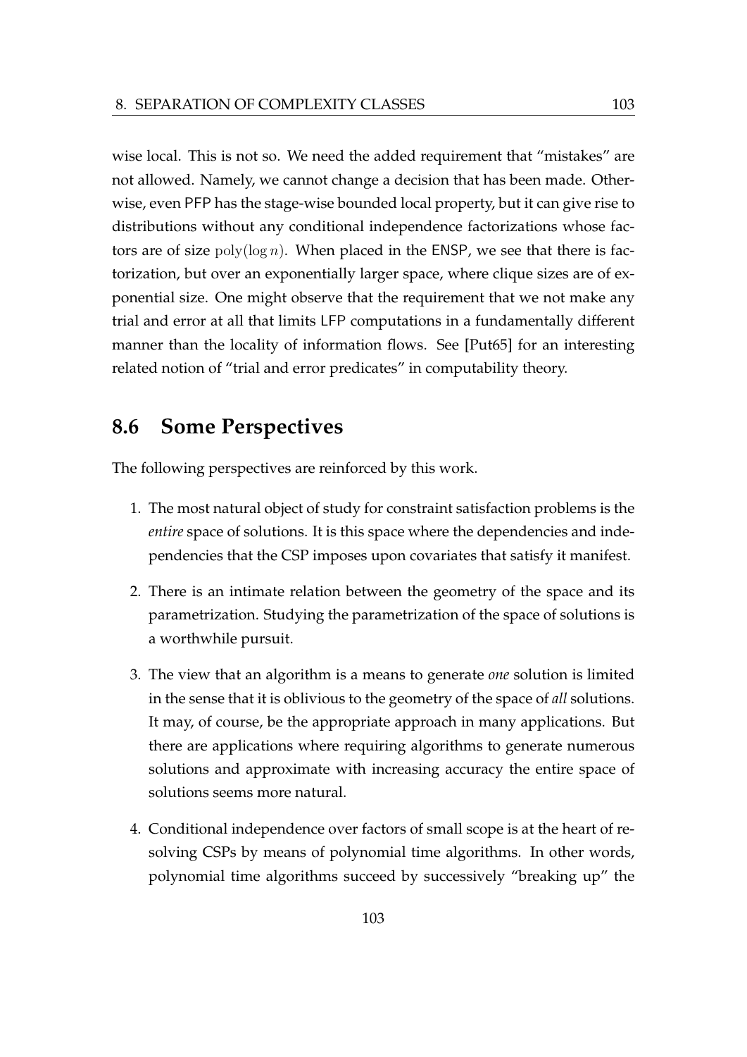wise local. This is not so. We need the added requirement that "mistakes" are not allowed. Namely, we cannot change a decision that has been made. Otherwise, even PFP has the stage-wise bounded local property, but it can give rise to distributions without any conditional independence factorizations whose factors are of size $\text{poly}(\log n)$. When placed in the ENSP, we see that there is factorization, but over an exponentially larger space, where clique sizes are of exponential size. One might observe that the requirement that we not make any trial and error at all that limits LFP computations in a fundamentally different manner than the locality of information flows. See [Put65] for an interesting related notion of "trial and error predicates" in computability theory.

## 8.6 Some Perspectives

The following perspectives are reinforced by this work.

1. The most natural object of study for constraint satisfaction problems is the *entire* space of solutions. It is this space where the dependencies and independencies that the CSP imposes upon covariates that satisfy it manifest.

2. There is an intimate relation between the geometry of the space and its parametrization. Studying the parametrization of the space of solutions is a worthwhile pursuit.

3. The view that an algorithm is a means to generate *one* solution is limited in the sense that it is oblivious to the geometry of the space of *all* solutions. It may, of course, be the appropriate approach in many applications. But there are applications where requiring algorithms to generate numerous solutions and approximate with increasing accuracy the entire space of solutions seems more natural.

4. Conditional independence over factors of small scope is at the heart of resolving CSPs by means of polynomial time algorithms. In other words, polynomial time algorithms succeed by successively "breaking up" the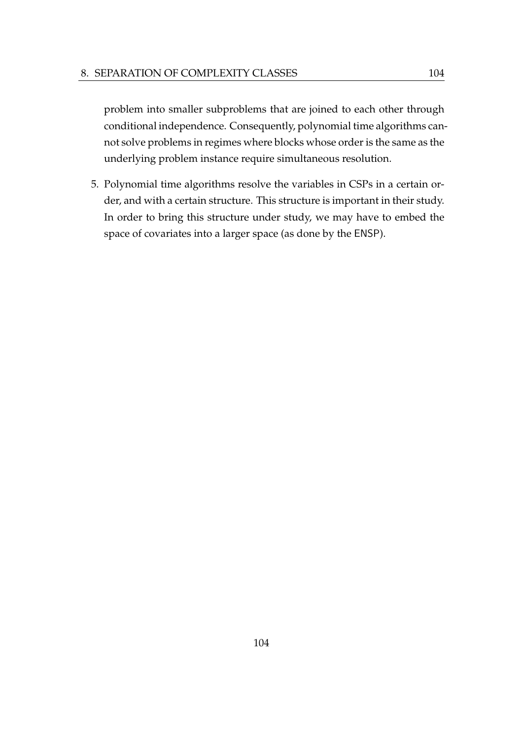problem into smaller subproblems that are joined to each other through conditional independence. Consequently, polynomial time algorithms cannot solve problems in regimes where blocks whose order is the same as the underlying problem instance require simultaneous resolution.

5. Polynomial time algorithms resolve the variables in CSPs in a certain order, and with a certain structure. This structure is important in their study. In order to bring this structure under study, we may have to embed the space of covariates into a larger space (as done by the ENSP).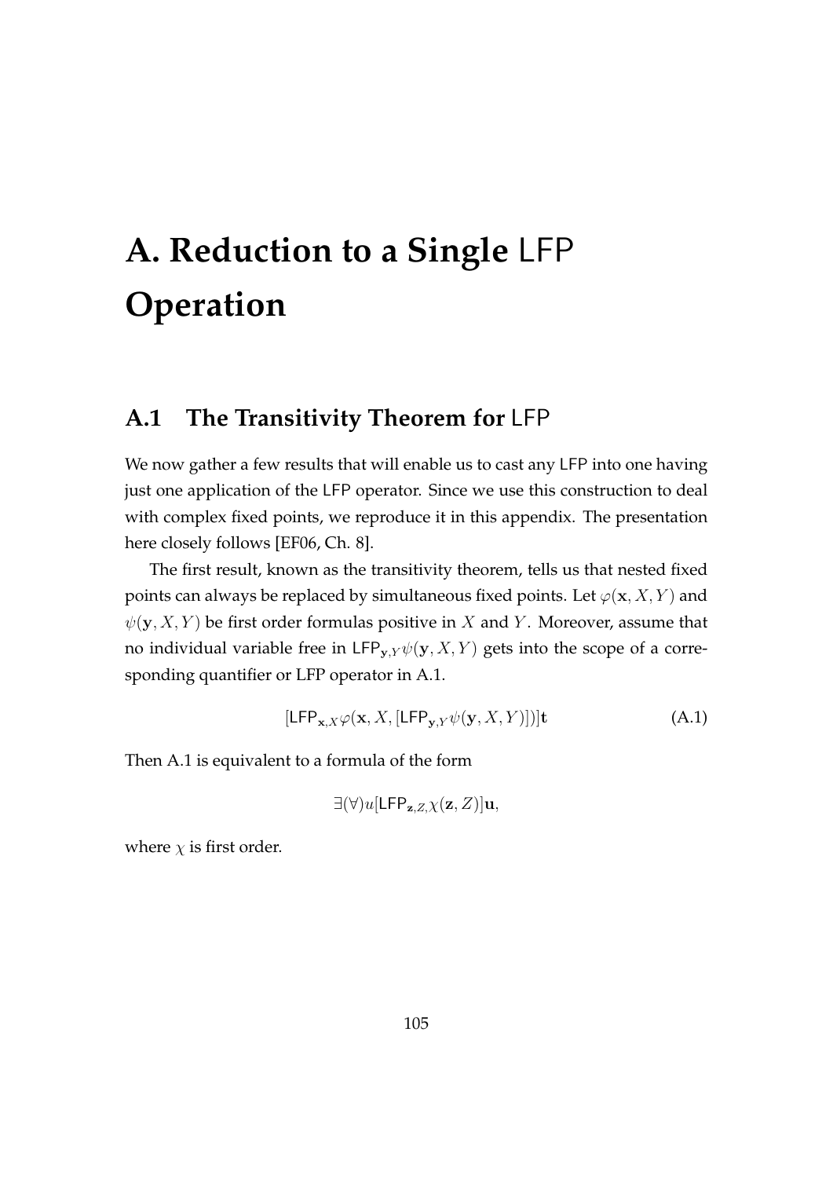# A. Reduction to a Single LFP Operation

## A.1 The Transitivity Theorem for LFP

We now gather a few results that will enable us to cast any LFP into one having just one application of the LFP operator. Since we use this construction to deal with complex fixed points, we reproduce it in this appendix. The presentation here closely follows [EF06, Ch. 8].

The first result, known as the transitivity theorem, tells us that nested fixed points can always be replaced by simultaneous fixed points. Let $\varphi(\mathbf{x}, X, Y)$ and $\psi(\mathbf{y}, X, Y)$ be first order formulas positive in $X$ and $Y$. Moreover, assume that no individual variable free in $\mathsf{LFP}_{\mathbf{y},Y}\psi(\mathbf{y}, X, Y)$ gets into the scope of a corresponding quantifier or LFP operator in A.1.

$$[\mathsf{LFP}_{\mathbf{x},X}\varphi(\mathbf{x}, X, [\mathsf{LFP}_{\mathbf{y},Y}\psi(\mathbf{y}, X, Y)])]\mathbf{t} \tag{A.1}$$

Then A.1 is equivalent to a formula of the form

$$\exists(\forall)u[\mathsf{LFP}_{\mathbf{z},Z,}\chi(\mathbf{z}, Z)]\mathbf{u},$$

where $\chi$ is first order.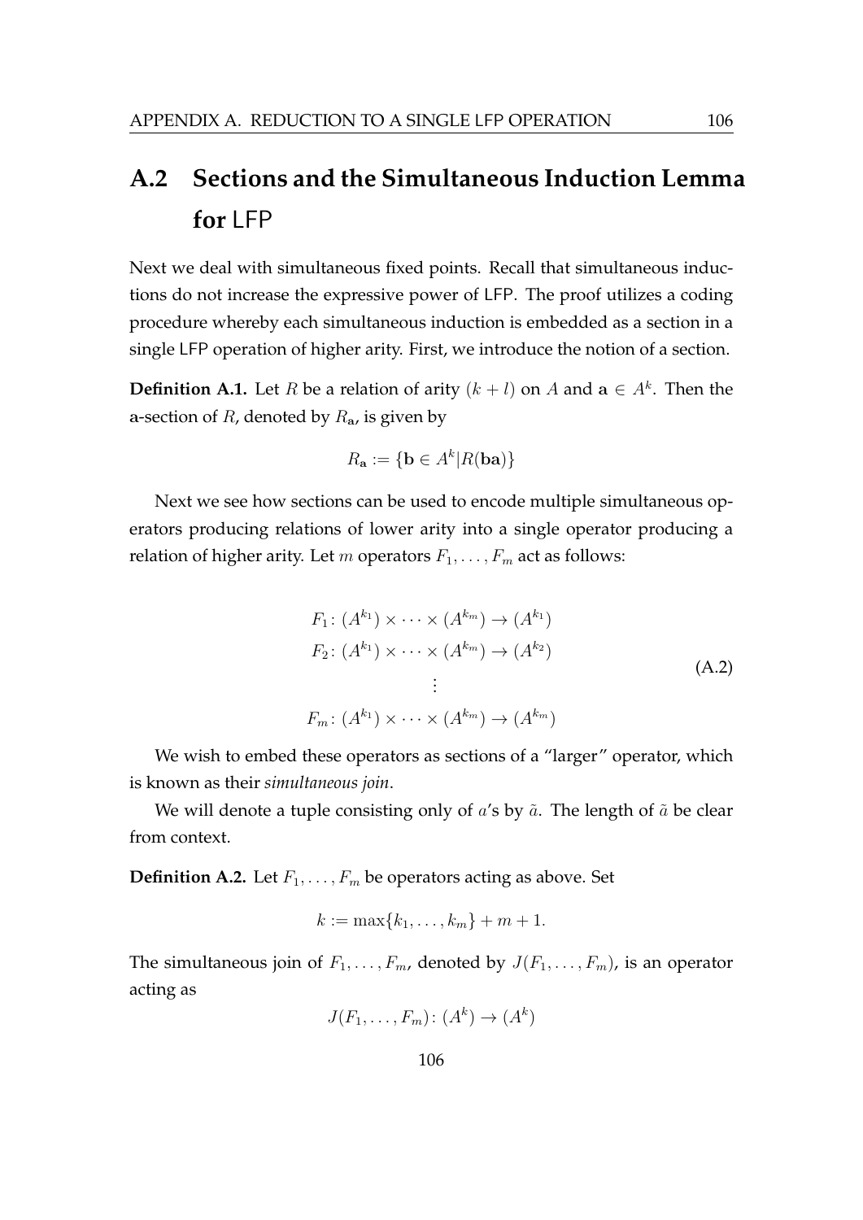## A.2 Sections and the Simultaneous Induction Lemma for LFP

Next we deal with simultaneous fixed points. Recall that simultaneous inductions do not increase the expressive power of LFP. The proof utilizes a coding procedure whereby each simultaneous induction is embedded as a section in a single LFP operation of higher arity. First, we introduce the notion of a section.

**Definition A.1.** Let $R$ be a relation of arity $(k + l)$ on $A$ and $\mathbf{a} \in A^k$. Then the $\mathbf{a}$-section of $R$, denoted by $R_{\mathbf{a}}$, is given by

$$R_{\mathbf{a}} := \{\mathbf{b} \in A^k | R(\mathbf{ba})\}$$

Next we see how sections can be used to encode multiple simultaneous operators producing relations of lower arity into a single operator producing a relation of higher arity. Let $m$ operators $F_1, \ldots, F_m$ act as follows:

$$\begin{aligned} F_1 &\colon (A^{k_1}) \times \cdots \times (A^{k_m}) \to (A^{k_1}) \\ F_2 &\colon (A^{k_1}) \times \cdots \times (A^{k_m}) \to (A^{k_2}) \\ &\vdots \\ F_m &\colon (A^{k_1}) \times \cdots \times (A^{k_m}) \to (A^{k_m}) \end{aligned} \tag{A.2}$$

We wish to embed these operators as sections of a "larger" operator, which is known as their *simultaneous join*.

We will denote a tuple consisting only of $a$'s by $\tilde{a}$. The length of $\tilde{a}$ be clear from context.

**Definition A.2.** Let $F_1, \ldots, F_m$ be operators acting as above. Set

$$k := \max\{k_1, \ldots, k_m\} + m + 1.$$

The simultaneous join of $F_1, \ldots, F_m$, denoted by $J(F_1, \ldots, F_m)$, is an operator acting as

$$J(F_1, \ldots, F_m) \colon (A^k) \to (A^k)$$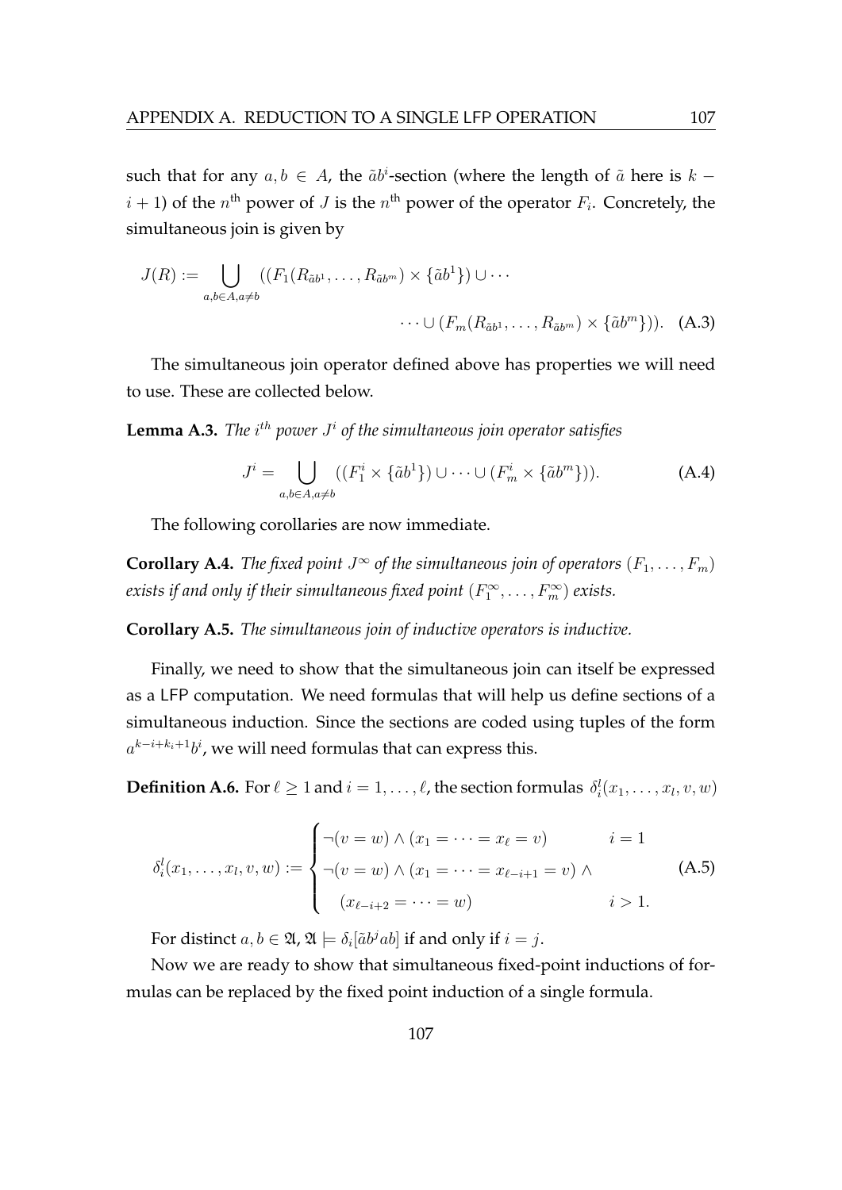such that for any $a, b \in A$, the $\tilde{a}b^i$-section (where the length of $\tilde{a}$ here is $k - i + 1$) of the $n^{\text{th}}$ power of $J$ is the $n^{\text{th}}$ power of the operator $F_i$. Concretely, the simultaneous join is given by

$$J(R) := \bigcup_{a,b \in A, a \neq b} ((F_1(R_{\tilde{a}b^1}, \ldots, R_{\tilde{a}b^m}) \times \{\tilde{a}b^1\}) \cup \cdots$$
$$\cdots \cup (F_m(R_{\tilde{a}b^1}, \ldots, R_{\tilde{a}b^m}) \times \{\tilde{a}b^m\})). \quad \text{(A.3)}$$

The simultaneous join operator defined above has properties we will need to use. These are collected below.

**Lemma A.3.** *The $i^{th}$ power $J^i$ of the simultaneous join operator satisfies*

$$J^i = \bigcup_{a,b \in A, a \neq b} ((F_1^i \times \{\tilde{a}b^1\}) \cup \cdots \cup (F_m^i \times \{\tilde{a}b^m\})). \quad \text{(A.4)}$$

The following corollaries are now immediate.

**Corollary A.4.** *The fixed point $J^\infty$ of the simultaneous join of operators $(F_1, \ldots, F_m)$ exists if and only if their simultaneous fixed point $(F_1^\infty, \ldots, F_m^\infty)$ exists.*

**Corollary A.5.** *The simultaneous join of inductive operators is inductive.*

Finally, we need to show that the simultaneous join can itself be expressed as a LFP computation. We need formulas that will help us define sections of a simultaneous induction. Since the sections are coded using tuples of the form $a^{k-i+k_i+1}b^i$, we will need formulas that can express this.

**Definition A.6.** For $\ell \geq 1$ and $i = 1, \ldots, \ell$, the section formulas $\delta_i^l(x_1, \ldots, x_l, v, w)$

$$\delta_i^l(x_1, \ldots, x_l, v, w) := \begin{cases} \neg(v = w) \wedge (x_1 = \cdots = x_\ell = v) & i = 1 \\ \neg(v = w) \wedge (x_1 = \cdots = x_{\ell-i+1} = v) \wedge & \\ \quad (x_{\ell-i+2} = \cdots = w) & i > 1. \end{cases} \quad \text{(A.5)}$$

For distinct $a, b \in \mathfrak{A}$, $\mathfrak{A} \models \delta_i[\tilde{a}b^j ab]$ if and only if $i = j$.

Now we are ready to show that simultaneous fixed-point inductions of formulas can be replaced by the fixed point induction of a single formula.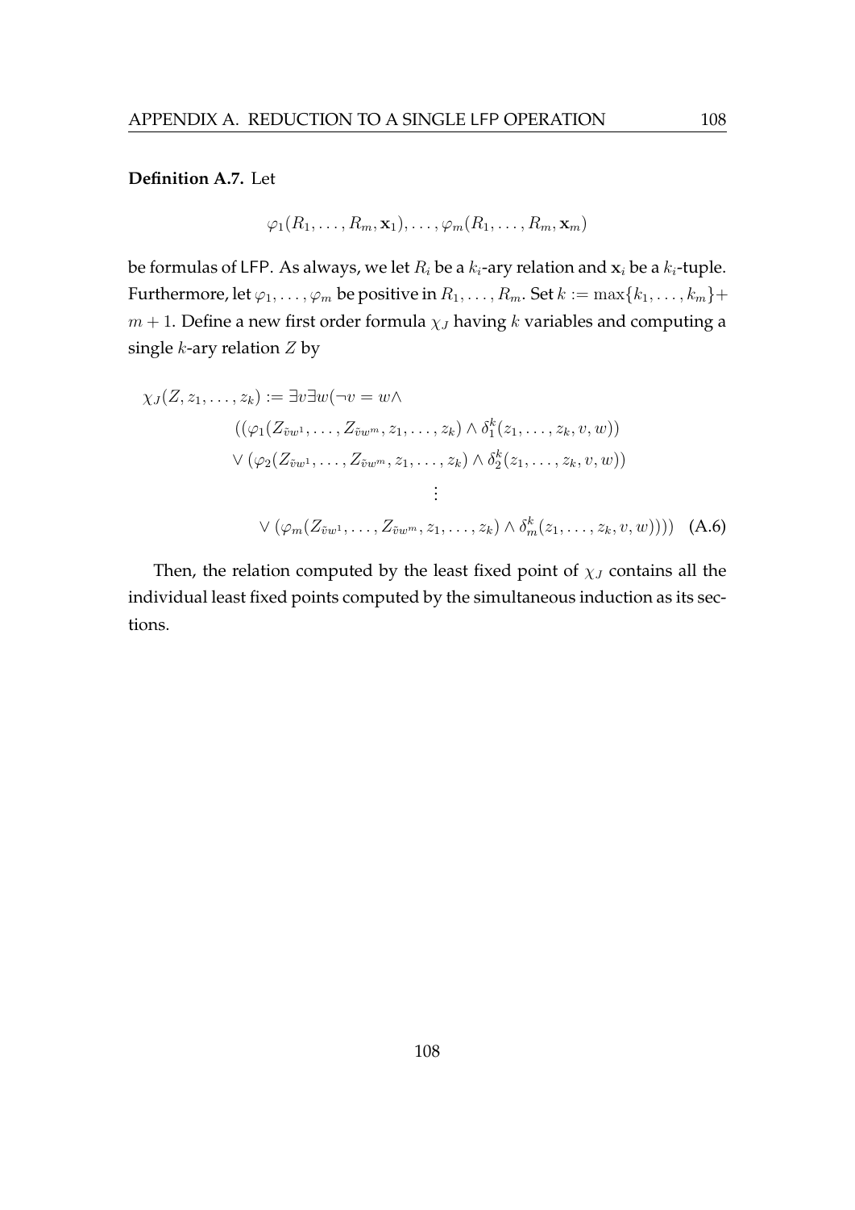**Definition A.7.** Let

$$\varphi_1(R_1, \ldots, R_m, \mathbf{x}_1), \ldots, \varphi_m(R_1, \ldots, R_m, \mathbf{x}_m)$$

be formulas of LFP. As always, we let $R_i$ be a $k_i$-ary relation and $\mathbf{x}_i$ be a $k_i$-tuple. Furthermore, let $\varphi_1, \ldots, \varphi_m$ be positive in $R_1, \ldots, R_m$. Set $k := \max\{k_1, \ldots, k_m\} + m + 1$. Define a new first order formula $\chi_J$ having $k$ variables and computing a single $k$-ary relation $Z$ by

$$\begin{aligned}
\chi_J(Z, z_1, \ldots, z_k) := \exists v \exists w (\neg v = w \wedge \\
&((\varphi_1(Z_{\tilde{v}w^1}, \ldots, Z_{\tilde{v}w^m}, z_1, \ldots, z_k) \wedge \delta_1^k(z_1, \ldots, z_k, v, w)) \\
&\vee (\varphi_2(Z_{\tilde{v}w^1}, \ldots, Z_{\tilde{v}w^m}, z_1, \ldots, z_k) \wedge \delta_2^k(z_1, \ldots, z_k, v, w)) \\
&\qquad\vdots \\
&\vee (\varphi_m(Z_{\tilde{v}w^1}, \ldots, Z_{\tilde{v}w^m}, z_1, \ldots, z_k) \wedge \delta_m^k(z_1, \ldots, z_k, v, w)))) \qquad \text{(A.6)}
\end{aligned}$$

Then, the relation computed by the least fixed point of $\chi_J$ contains all the individual least fixed points computed by the simultaneous induction as its sections.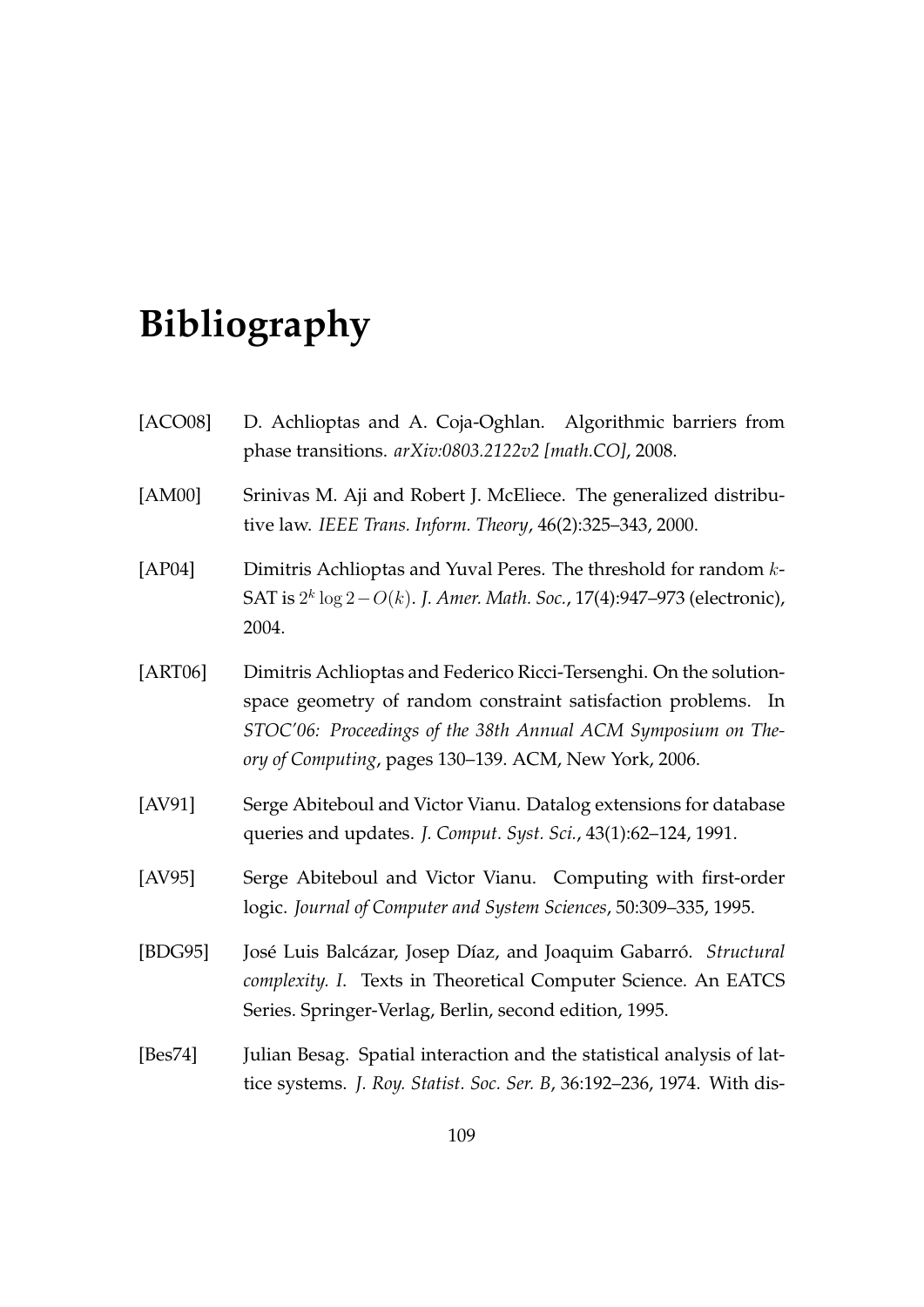# Bibliography

[ACO08] D. Achlioptas and A. Coja-Oghlan. Algorithmic barriers from phase transitions. *arXiv:0803.2122v2 [math.CO]*, 2008.

[AM00] Srinivas M. Aji and Robert J. McEliece. The generalized distributive law. *IEEE Trans. Inform. Theory*, 46(2):325–343, 2000.

[AP04] Dimitris Achlioptas and Yuval Peres. The threshold for random $k$-SAT is $2^k \log 2 - O(k)$. *J. Amer. Math. Soc.*, 17(4):947–973 (electronic), 2004.

[ART06] Dimitris Achlioptas and Federico Ricci-Tersenghi. On the solution-space geometry of random constraint satisfaction problems. In *STOC'06: Proceedings of the 38th Annual ACM Symposium on Theory of Computing*, pages 130–139. ACM, New York, 2006.

[AV91] Serge Abiteboul and Victor Vianu. Datalog extensions for database queries and updates. *J. Comput. Syst. Sci.*, 43(1):62–124, 1991.

[AV95] Serge Abiteboul and Victor Vianu. Computing with first-order logic. *Journal of Computer and System Sciences*, 50:309–335, 1995.

[BDG95] José Luis Balcázar, Josep Díaz, and Joaquim Gabarró. *Structural complexity. I*. Texts in Theoretical Computer Science. An EATCS Series. Springer-Verlag, Berlin, second edition, 1995.

[Bes74] Julian Besag. Spatial interaction and the statistical analysis of lattice systems. *J. Roy. Statist. Soc. Ser. B*, 36:192–236, 1974. With dis-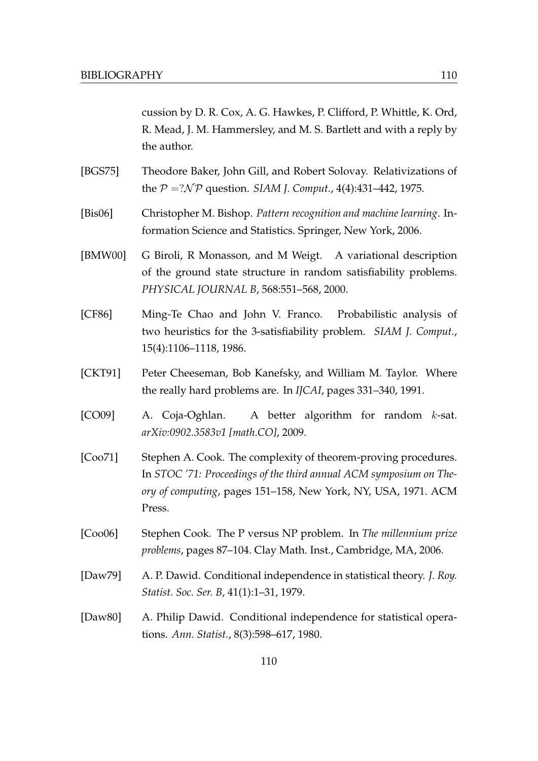cussion by D. R. Cox, A. G. Hawkes, P. Clifford, P. Whittle, K. Ord, R. Mead, J. M. Hammersley, and M. S. Bartlett and with a reply by the author.

[BGS75] Theodore Baker, John Gill, and Robert Solovay. Relativizations of the $\mathcal{P} =?\mathcal{NP}$ question. *SIAM J. Comput.*, 4(4):431–442, 1975.

[Bis06] Christopher M. Bishop. *Pattern recognition and machine learning*. Information Science and Statistics. Springer, New York, 2006.

[BMW00] G Biroli, R Monasson, and M Weigt. A variational description of the ground state structure in random satisfiability problems. *PHYSICAL JOURNAL B*, 568:551–568, 2000.

[CF86] Ming-Te Chao and John V. Franco. Probabilistic analysis of two heuristics for the 3-satisfiability problem. *SIAM J. Comput.*, 15(4):1106–1118, 1986.

[CKT91] Peter Cheeseman, Bob Kanefsky, and William M. Taylor. Where the really hard problems are. In *IJCAI*, pages 331–340, 1991.

[CO09] A. Coja-Oghlan. A better algorithm for random $k$-sat. *arXiv:0902.3583v1 [math.CO]*, 2009.

[Coo71] Stephen A. Cook. The complexity of theorem-proving procedures. In *STOC '71: Proceedings of the third annual ACM symposium on Theory of computing*, pages 151–158, New York, NY, USA, 1971. ACM Press.

[Coo06] Stephen Cook. The P versus NP problem. In *The millennium prize problems*, pages 87–104. Clay Math. Inst., Cambridge, MA, 2006.

[Daw79] A. P. Dawid. Conditional independence in statistical theory. *J. Roy. Statist. Soc. Ser. B*, 41(1):1–31, 1979.

[Daw80] A. Philip Dawid. Conditional independence for statistical operations. *Ann. Statist.*, 8(3):598–617, 1980.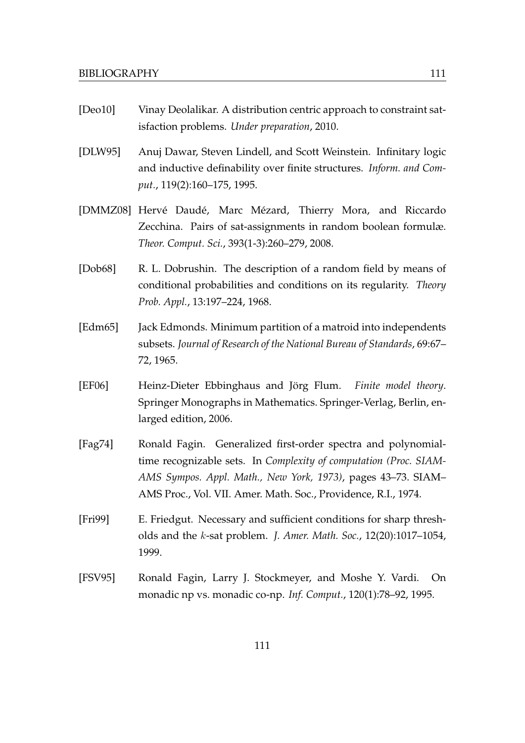[Deo10] Vinay Deolalikar. A distribution centric approach to constraint satisfaction problems. *Under preparation*, 2010.

[DLW95] Anuj Dawar, Steven Lindell, and Scott Weinstein. Infinitary logic and inductive definability over finite structures. *Inform. and Comput.*, 119(2):160–175, 1995.

[DMMZ08] Hervé Daudé, Marc Mézard, Thierry Mora, and Riccardo Zecchina. Pairs of sat-assignments in random boolean formulæ. *Theor. Comput. Sci.*, 393(1-3):260–279, 2008.

[Dob68] R. L. Dobrushin. The description of a random field by means of conditional probabilities and conditions on its regularity. *Theory Prob. Appl.*, 13:197–224, 1968.

[Edm65] Jack Edmonds. Minimum partition of a matroid into independents subsets. *Journal of Research of the National Bureau of Standards*, 69:67–72, 1965.

[EF06] Heinz-Dieter Ebbinghaus and Jörg Flum. *Finite model theory*. Springer Monographs in Mathematics. Springer-Verlag, Berlin, enlarged edition, 2006.

[Fag74] Ronald Fagin. Generalized first-order spectra and polynomial-time recognizable sets. In *Complexity of computation (Proc. SIAM-AMS Sympos. Appl. Math., New York, 1973)*, pages 43–73. SIAM–AMS Proc., Vol. VII. Amer. Math. Soc., Providence, R.I., 1974.

[Fri99] E. Friedgut. Necessary and sufficient conditions for sharp thresholds and the $k$-sat problem. *J. Amer. Math. Soc.*, 12(20):1017–1054, 1999.

[FSV95] Ronald Fagin, Larry J. Stockmeyer, and Moshe Y. Vardi. On monadic np vs. monadic co-np. *Inf. Comput.*, 120(1):78–92, 1995.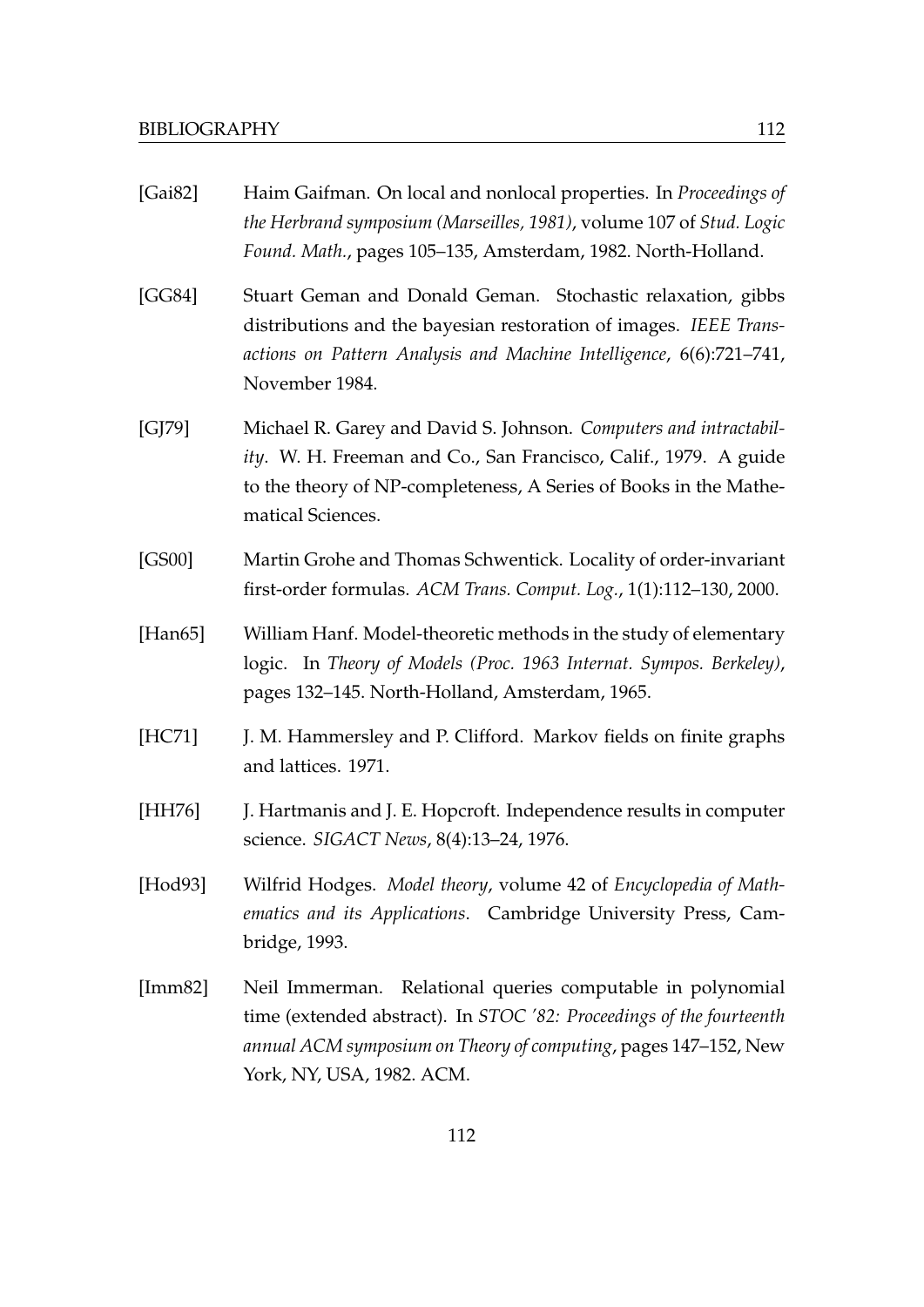[Gai82] Haim Gaifman. On local and nonlocal properties. In *Proceedings of the Herbrand symposium (Marseilles, 1981)*, volume 107 of *Stud. Logic Found. Math.*, pages 105–135, Amsterdam, 1982. North-Holland.

[GG84] Stuart Geman and Donald Geman. Stochastic relaxation, gibbs distributions and the bayesian restoration of images. *IEEE Transactions on Pattern Analysis and Machine Intelligence*, 6(6):721–741, November 1984.

[GJ79] Michael R. Garey and David S. Johnson. *Computers and intractability*. W. H. Freeman and Co., San Francisco, Calif., 1979. A guide to the theory of NP-completeness, A Series of Books in the Mathematical Sciences.

[GS00] Martin Grohe and Thomas Schwentick. Locality of order-invariant first-order formulas. *ACM Trans. Comput. Log.*, 1(1):112–130, 2000.

[Han65] William Hanf. Model-theoretic methods in the study of elementary logic. In *Theory of Models (Proc. 1963 Internat. Sympos. Berkeley)*, pages 132–145. North-Holland, Amsterdam, 1965.

[HC71] J. M. Hammersley and P. Clifford. Markov fields on finite graphs and lattices. 1971.

[HH76] J. Hartmanis and J. E. Hopcroft. Independence results in computer science. *SIGACT News*, 8(4):13–24, 1976.

[Hod93] Wilfrid Hodges. *Model theory*, volume 42 of *Encyclopedia of Mathematics and its Applications*. Cambridge University Press, Cambridge, 1993.

[Imm82] Neil Immerman. Relational queries computable in polynomial time (extended abstract). In *STOC '82: Proceedings of the fourteenth annual ACM symposium on Theory of computing*, pages 147–152, New York, NY, USA, 1982. ACM.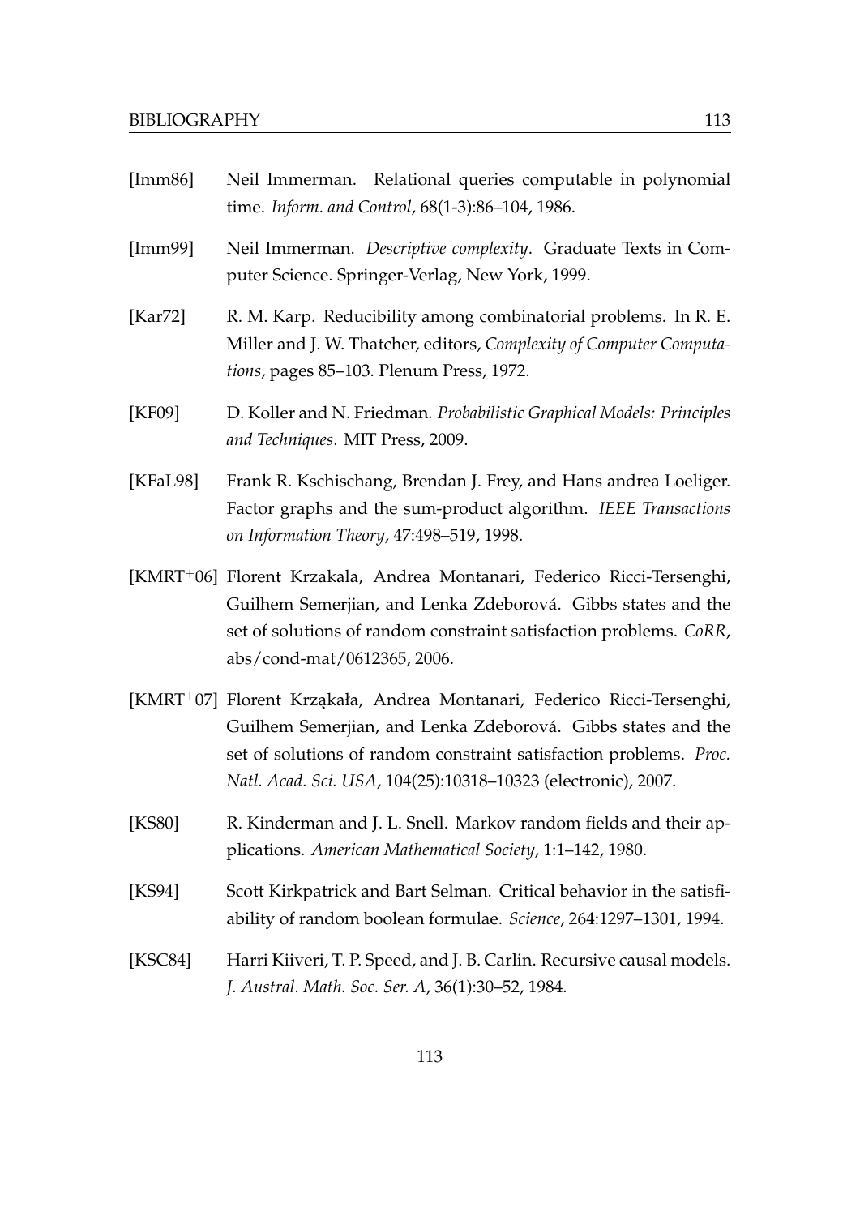[Imm86] Neil Immerman. Relational queries computable in polynomial time. *Inform. and Control*, 68(1-3):86–104, 1986.

[Imm99] Neil Immerman. *Descriptive complexity*. Graduate Texts in Computer Science. Springer-Verlag, New York, 1999.

[Kar72] R. M. Karp. Reducibility among combinatorial problems. In R. E. Miller and J. W. Thatcher, editors, *Complexity of Computer Computations*, pages 85–103. Plenum Press, 1972.

[KF09] D. Koller and N. Friedman. *Probabilistic Graphical Models: Principles and Techniques*. MIT Press, 2009.

[KFaL98] Frank R. Kschischang, Brendan J. Frey, and Hans andrea Loeliger. Factor graphs and the sum-product algorithm. *IEEE Transactions on Information Theory*, 47:498–519, 1998.

[KMRT+06] Florent Krzakala, Andrea Montanari, Federico Ricci-Tersenghi, Guilhem Semerjian, and Lenka Zdeborová. Gibbs states and the set of solutions of random constraint satisfaction problems. *CoRR*, abs/cond-mat/0612365, 2006.

[KMRT+07] Florent Krząkała, Andrea Montanari, Federico Ricci-Tersenghi, Guilhem Semerjian, and Lenka Zdeborová. Gibbs states and the set of solutions of random constraint satisfaction problems. *Proc. Natl. Acad. Sci. USA*, 104(25):10318–10323 (electronic), 2007.

[KS80] R. Kinderman and J. L. Snell. Markov random fields and their applications. *American Mathematical Society*, 1:1–142, 1980.

[KS94] Scott Kirkpatrick and Bart Selman. Critical behavior in the satisfiability of random boolean formulae. *Science*, 264:1297–1301, 1994.

[KSC84] Harri Kiiveri, T. P. Speed, and J. B. Carlin. Recursive causal models. *J. Austral. Math. Soc. Ser. A*, 36(1):30–52, 1984.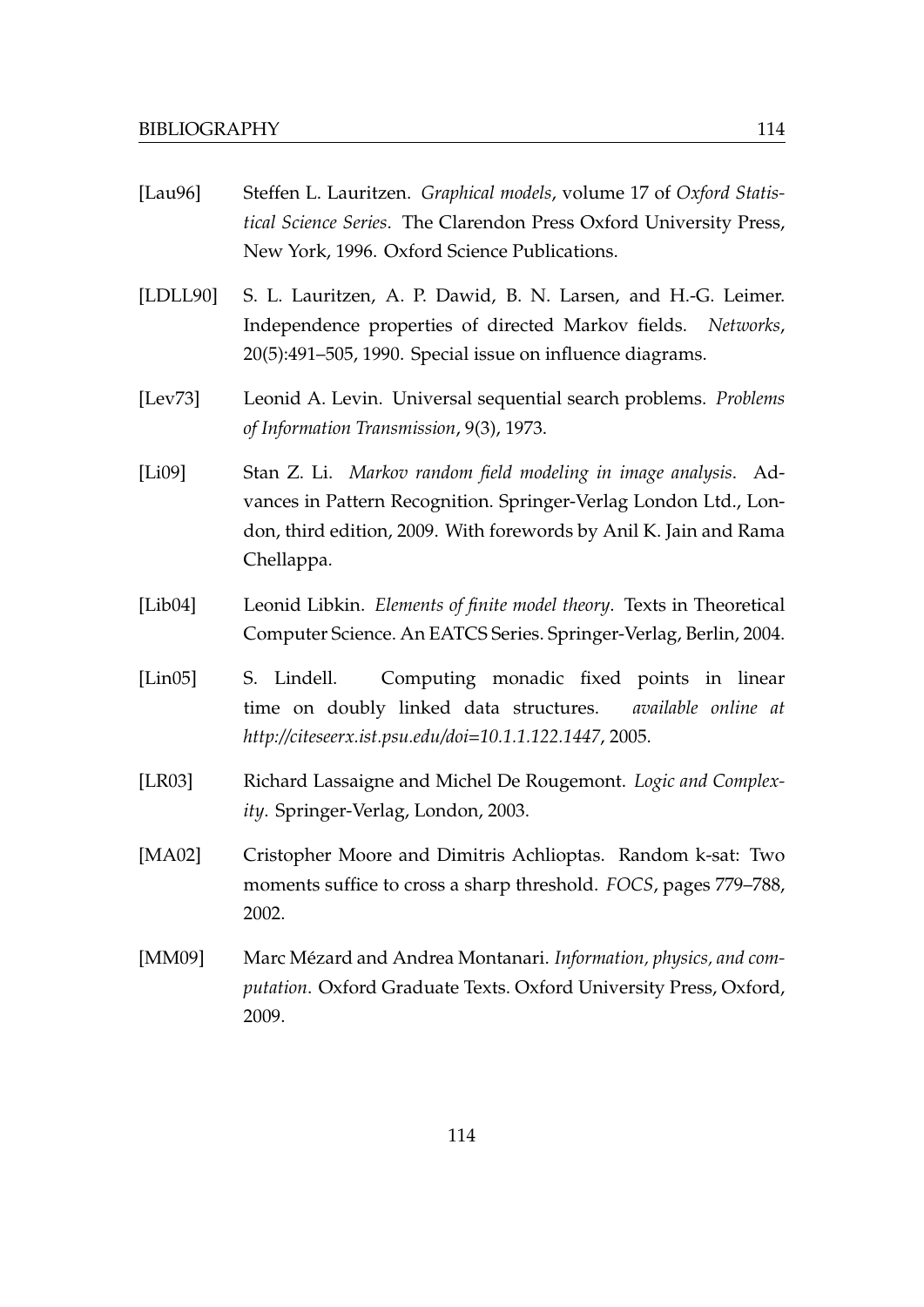[Lau96] Steffen L. Lauritzen. *Graphical models*, volume 17 of *Oxford Statistical Science Series*. The Clarendon Press Oxford University Press, New York, 1996. Oxford Science Publications.

[LDLL90] S. L. Lauritzen, A. P. Dawid, B. N. Larsen, and H.-G. Leimer. Independence properties of directed Markov fields. *Networks*, 20(5):491–505, 1990. Special issue on influence diagrams.

[Lev73] Leonid A. Levin. Universal sequential search problems. *Problems of Information Transmission*, 9(3), 1973.

[Li09] Stan Z. Li. *Markov random field modeling in image analysis*. Advances in Pattern Recognition. Springer-Verlag London Ltd., London, third edition, 2009. With forewords by Anil K. Jain and Rama Chellappa.

[Lib04] Leonid Libkin. *Elements of finite model theory*. Texts in Theoretical Computer Science. An EATCS Series. Springer-Verlag, Berlin, 2004.

[Lin05] S. Lindell. Computing monadic fixed points in linear time on doubly linked data structures. *available online at http://citeseerx.ist.psu.edu/doi=10.1.1.122.1447*, 2005.

[LR03] Richard Lassaigne and Michel De Rougemont. *Logic and Complexity*. Springer-Verlag, London, 2003.

[MA02] Cristopher Moore and Dimitris Achlioptas. Random k-sat: Two moments suffice to cross a sharp threshold. *FOCS*, pages 779–788, 2002.

[MM09] Marc Mézard and Andrea Montanari. *Information, physics, and computation*. Oxford Graduate Texts. Oxford University Press, Oxford, 2009.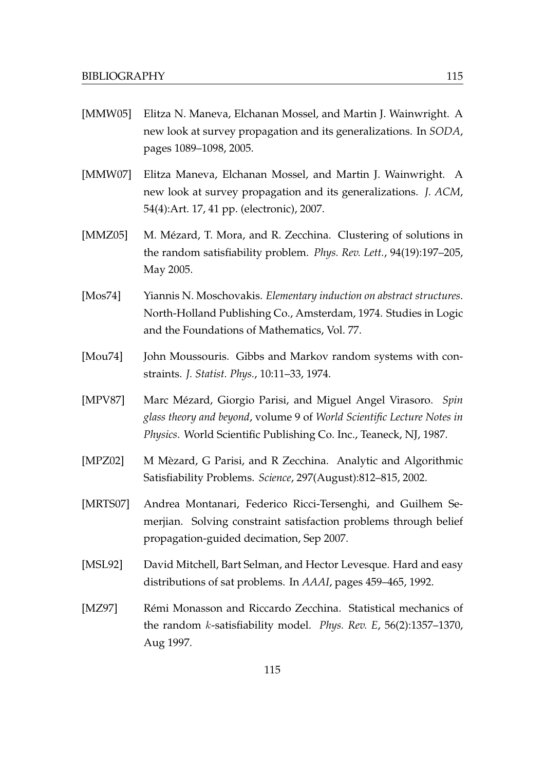[MMW05] Elitza N. Maneva, Elchanan Mossel, and Martin J. Wainwright. A new look at survey propagation and its generalizations. In *SODA*, pages 1089–1098, 2005.

[MMW07] Elitza Maneva, Elchanan Mossel, and Martin J. Wainwright. A new look at survey propagation and its generalizations. *J. ACM*, 54(4):Art. 17, 41 pp. (electronic), 2007.

[MMZ05] M. Mézard, T. Mora, and R. Zecchina. Clustering of solutions in the random satisfiability problem. *Phys. Rev. Lett.*, 94(19):197–205, May 2005.

[Mos74] Yiannis N. Moschovakis. *Elementary induction on abstract structures*. North-Holland Publishing Co., Amsterdam, 1974. Studies in Logic and the Foundations of Mathematics, Vol. 77.

[Mou74] John Moussouris. Gibbs and Markov random systems with constraints. *J. Statist. Phys.*, 10:11–33, 1974.

[MPV87] Marc Mézard, Giorgio Parisi, and Miguel Angel Virasoro. *Spin glass theory and beyond*, volume 9 of *World Scientific Lecture Notes in Physics*. World Scientific Publishing Co. Inc., Teaneck, NJ, 1987.

[MPZ02] M Mèzard, G Parisi, and R Zecchina. Analytic and Algorithmic Satisfiability Problems. *Science*, 297(August):812–815, 2002.

[MRTS07] Andrea Montanari, Federico Ricci-Tersenghi, and Guilhem Semerjian. Solving constraint satisfaction problems through belief propagation-guided decimation, Sep 2007.

[MSL92] David Mitchell, Bart Selman, and Hector Levesque. Hard and easy distributions of sat problems. In *AAAI*, pages 459–465, 1992.

[MZ97] Rémi Monasson and Riccardo Zecchina. Statistical mechanics of the random $k$-satisfiability model. *Phys. Rev. E*, 56(2):1357–1370, Aug 1997.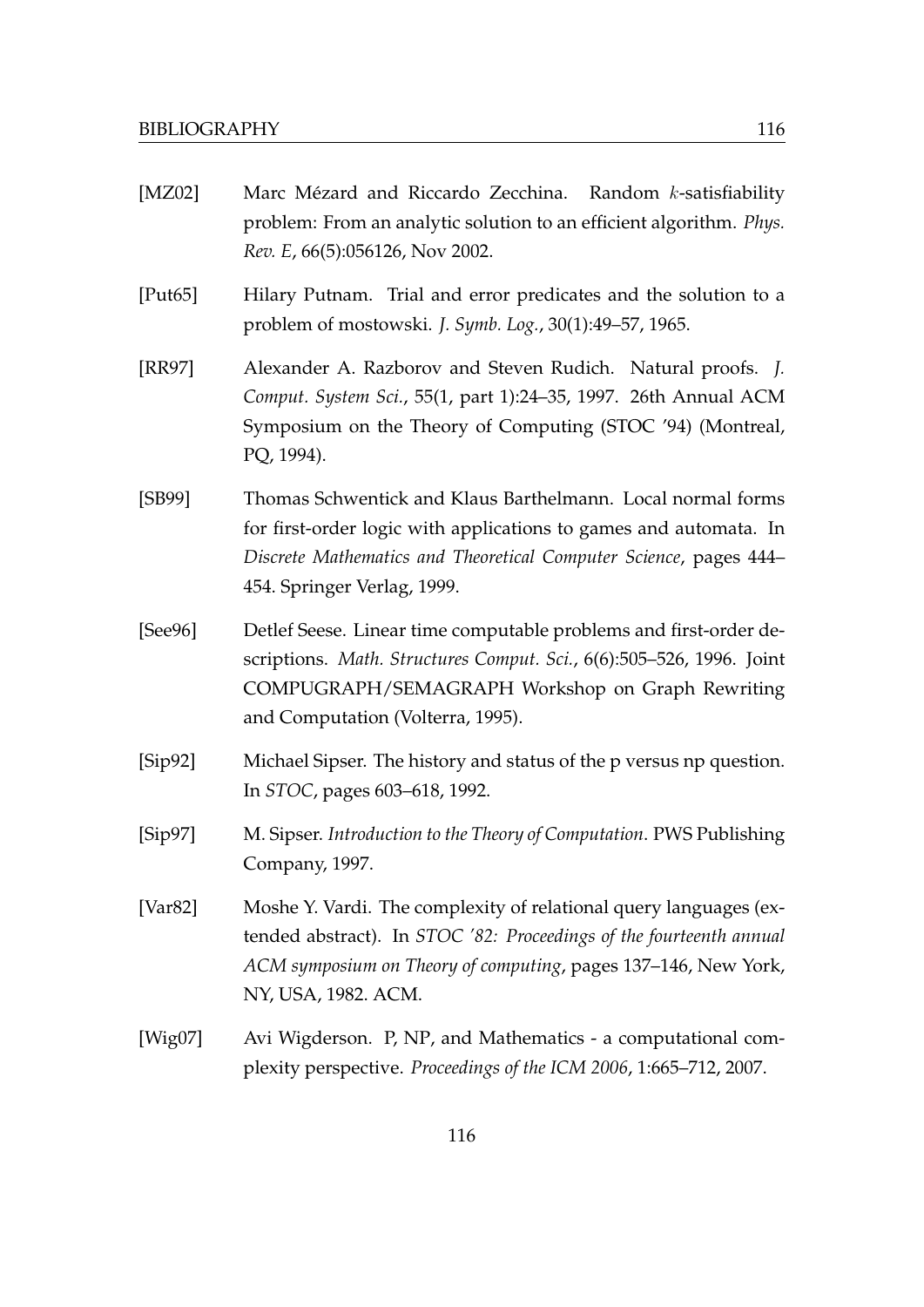[MZ02] Marc Mézard and Riccardo Zecchina. Random $k$-satisfiability problem: From an analytic solution to an efficient algorithm. *Phys. Rev. E*, 66(5):056126, Nov 2002.

[Put65] Hilary Putnam. Trial and error predicates and the solution to a problem of mostowski. *J. Symb. Log.*, 30(1):49–57, 1965.

[RR97] Alexander A. Razborov and Steven Rudich. Natural proofs. *J. Comput. System Sci.*, 55(1, part 1):24–35, 1997. 26th Annual ACM Symposium on the Theory of Computing (STOC '94) (Montreal, PQ, 1994).

[SB99] Thomas Schwentick and Klaus Barthelmann. Local normal forms for first-order logic with applications to games and automata. In *Discrete Mathematics and Theoretical Computer Science*, pages 444–454. Springer Verlag, 1999.

[See96] Detlef Seese. Linear time computable problems and first-order descriptions. *Math. Structures Comput. Sci.*, 6(6):505–526, 1996. Joint COMPUGRAPH/SEMAGRAPH Workshop on Graph Rewriting and Computation (Volterra, 1995).

[Sip92] Michael Sipser. The history and status of the p versus np question. In *STOC*, pages 603–618, 1992.

[Sip97] M. Sipser. *Introduction to the Theory of Computation*. PWS Publishing Company, 1997.

[Var82] Moshe Y. Vardi. The complexity of relational query languages (extended abstract). In *STOC '82: Proceedings of the fourteenth annual ACM symposium on Theory of computing*, pages 137–146, New York, NY, USA, 1982. ACM.

[Wig07] Avi Wigderson. P, NP, and Mathematics - a computational complexity perspective. *Proceedings of the ICM 2006*, 1:665–712, 2007.